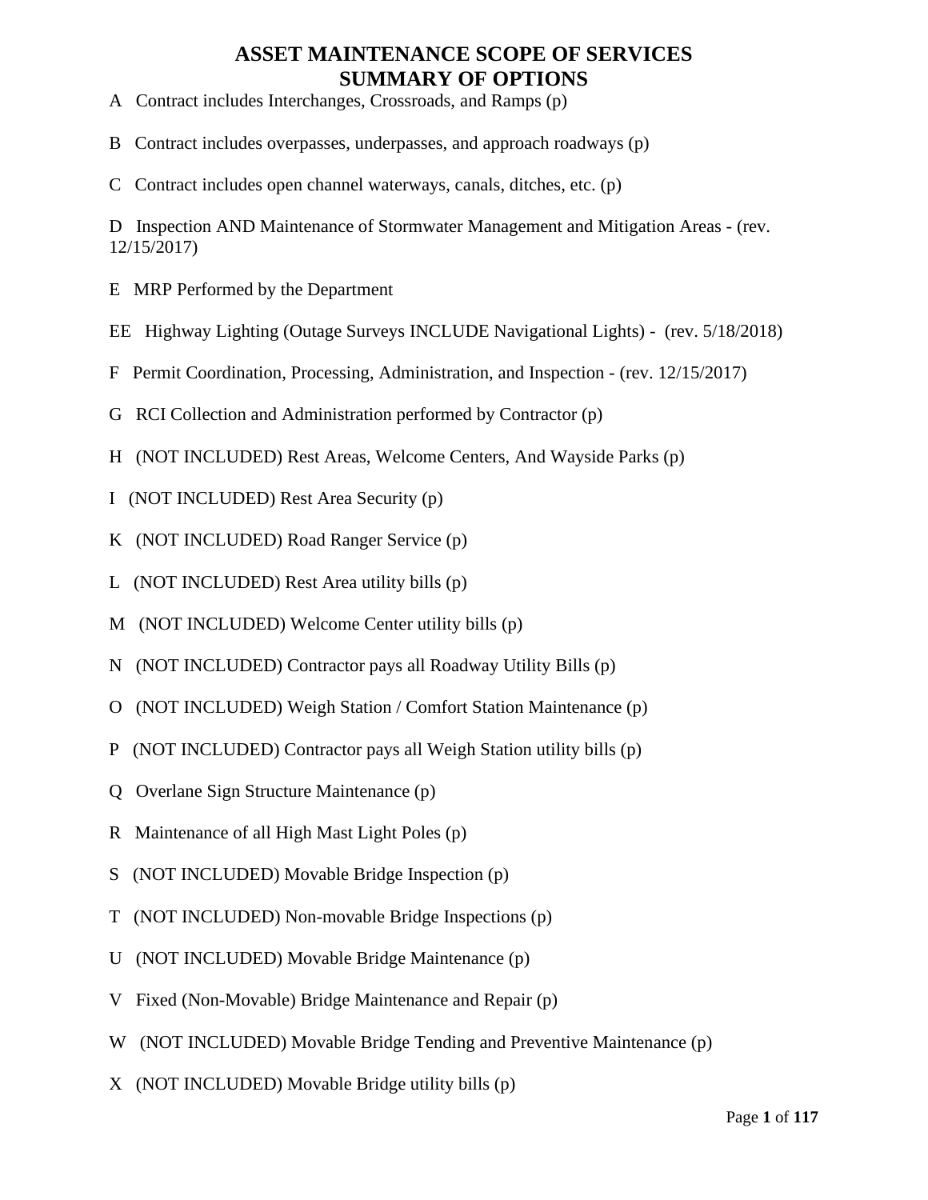# ASSET MAINTENANCE SCOPE OF SERVICES
# SUMMARY OF OPTIONS

A Contract includes Interchanges, Crossroads, and Ramps (p)

B Contract includes overpasses, underpasses, and approach roadways (p)

C Contract includes open channel waterways, canals, ditches, etc. (p)

D Inspection AND Maintenance of Stormwater Management and Mitigation Areas - (rev. 12/15/2017)

E MRP Performed by the Department

EE Highway Lighting (Outage Surveys INCLUDE Navigational Lights) - (rev. 5/18/2018)

F Permit Coordination, Processing, Administration, and Inspection - (rev. 12/15/2017)

G RCI Collection and Administration performed by Contractor (p)

H (NOT INCLUDED) Rest Areas, Welcome Centers, And Wayside Parks (p)

I (NOT INCLUDED) Rest Area Security (p)

K (NOT INCLUDED) Road Ranger Service (p)

L (NOT INCLUDED) Rest Area utility bills (p)

M (NOT INCLUDED) Welcome Center utility bills (p)

N (NOT INCLUDED) Contractor pays all Roadway Utility Bills (p)

O (NOT INCLUDED) Weigh Station / Comfort Station Maintenance (p)

P (NOT INCLUDED) Contractor pays all Weigh Station utility bills (p)

Q Overlane Sign Structure Maintenance (p)

R Maintenance of all High Mast Light Poles (p)

S (NOT INCLUDED) Movable Bridge Inspection (p)

T (NOT INCLUDED) Non-movable Bridge Inspections (p)

U (NOT INCLUDED) Movable Bridge Maintenance (p)

V Fixed (Non-Movable) Bridge Maintenance and Repair (p)

W (NOT INCLUDED) Movable Bridge Tending and Preventive Maintenance (p)

X (NOT INCLUDED) Movable Bridge utility bills (p)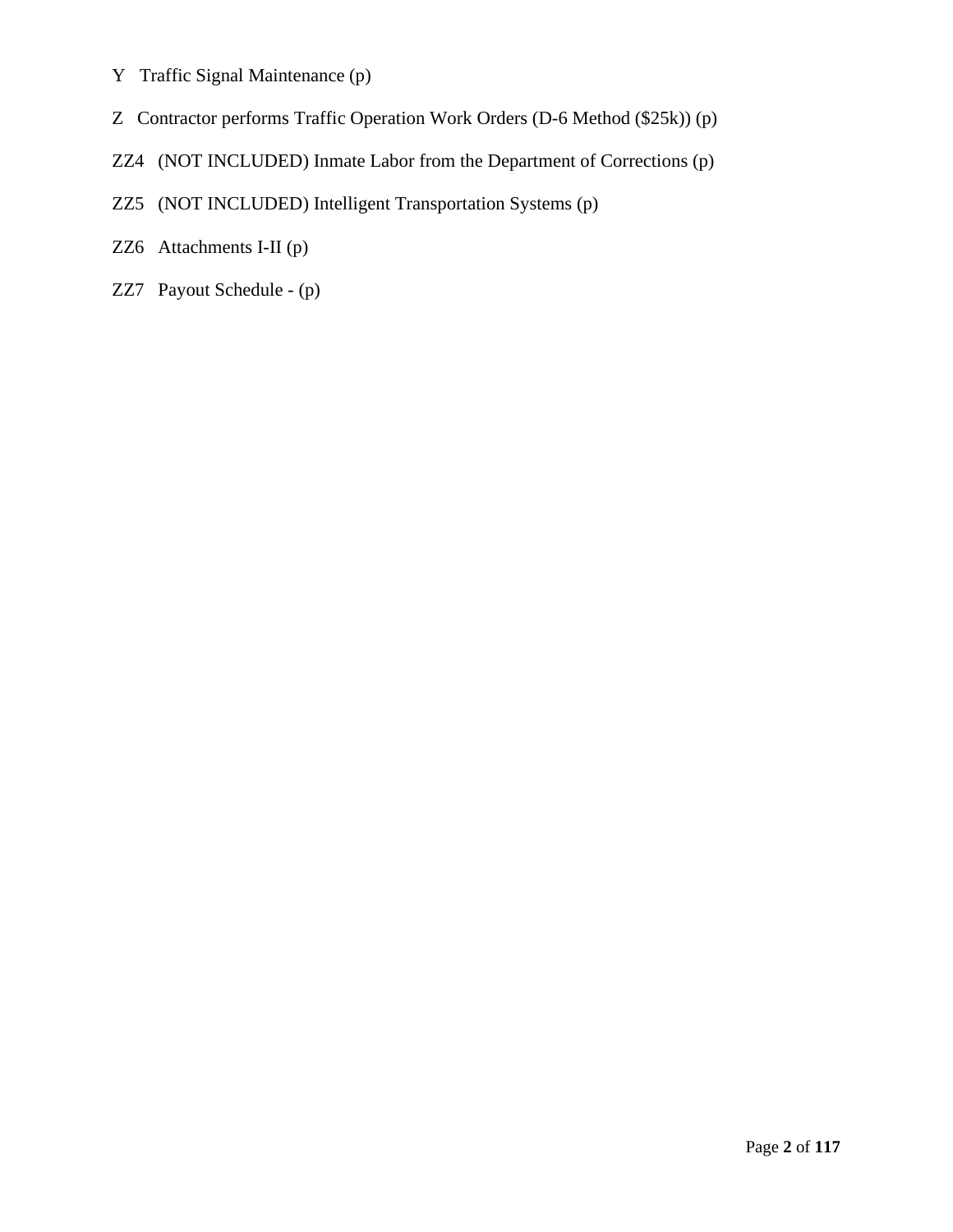Y Traffic Signal Maintenance (p)

Z Contractor performs Traffic Operation Work Orders (D-6 Method ($25k)) (p)

ZZ4 (NOT INCLUDED) Inmate Labor from the Department of Corrections (p)

ZZ5 (NOT INCLUDED) Intelligent Transportation Systems (p)

ZZ6 Attachments I-II (p)

ZZ7 Payout Schedule - (p)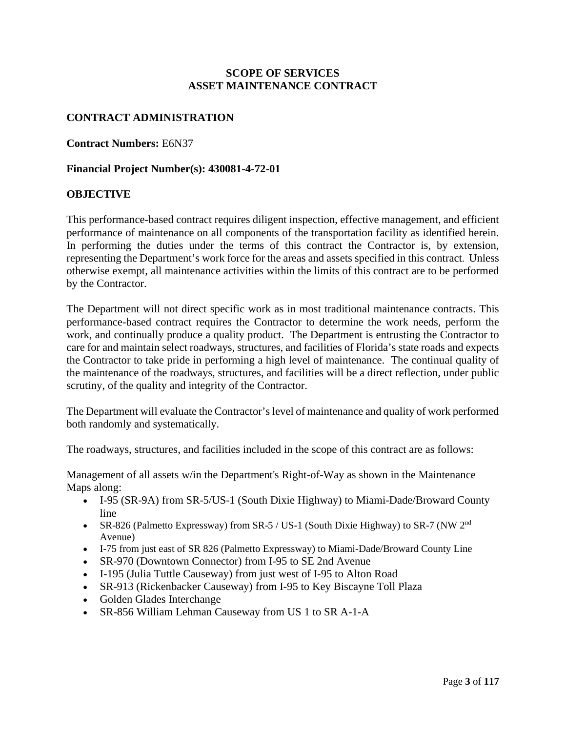# SCOPE OF SERVICES
# ASSET MAINTENANCE CONTRACT

## CONTRACT ADMINISTRATION

**Contract Numbers:** E6N37

**Financial Project Number(s): 430081-4-72-01**

## OBJECTIVE

This performance-based contract requires diligent inspection, effective management, and efficient performance of maintenance on all components of the transportation facility as identified herein. In performing the duties under the terms of this contract the Contractor is, by extension, representing the Department's work force for the areas and assets specified in this contract. Unless otherwise exempt, all maintenance activities within the limits of this contract are to be performed by the Contractor.

The Department will not direct specific work as in most traditional maintenance contracts. This performance-based contract requires the Contractor to determine the work needs, perform the work, and continually produce a quality product. The Department is entrusting the Contractor to care for and maintain select roadways, structures, and facilities of Florida's state roads and expects the Contractor to take pride in performing a high level of maintenance. The continual quality of the maintenance of the roadways, structures, and facilities will be a direct reflection, under public scrutiny, of the quality and integrity of the Contractor.

The Department will evaluate the Contractor's level of maintenance and quality of work performed both randomly and systematically.

The roadways, structures, and facilities included in the scope of this contract are as follows:

Management of all assets w/in the Department's Right-of-Way as shown in the Maintenance Maps along:

- I-95 (SR-9A) from SR-5/US-1 (South Dixie Highway) to Miami-Dade/Broward County line
- SR-826 (Palmetto Expressway) from SR-5 / US-1 (South Dixie Highway) to SR-7 (NW 2nd Avenue)
- I-75 from just east of SR 826 (Palmetto Expressway) to Miami-Dade/Broward County Line
- SR-970 (Downtown Connector) from I-95 to SE 2nd Avenue
- I-195 (Julia Tuttle Causeway) from just west of I-95 to Alton Road
- SR-913 (Rickenbacker Causeway) from I-95 to Key Biscayne Toll Plaza
- Golden Glades Interchange
- SR-856 William Lehman Causeway from US 1 to SR A-1-A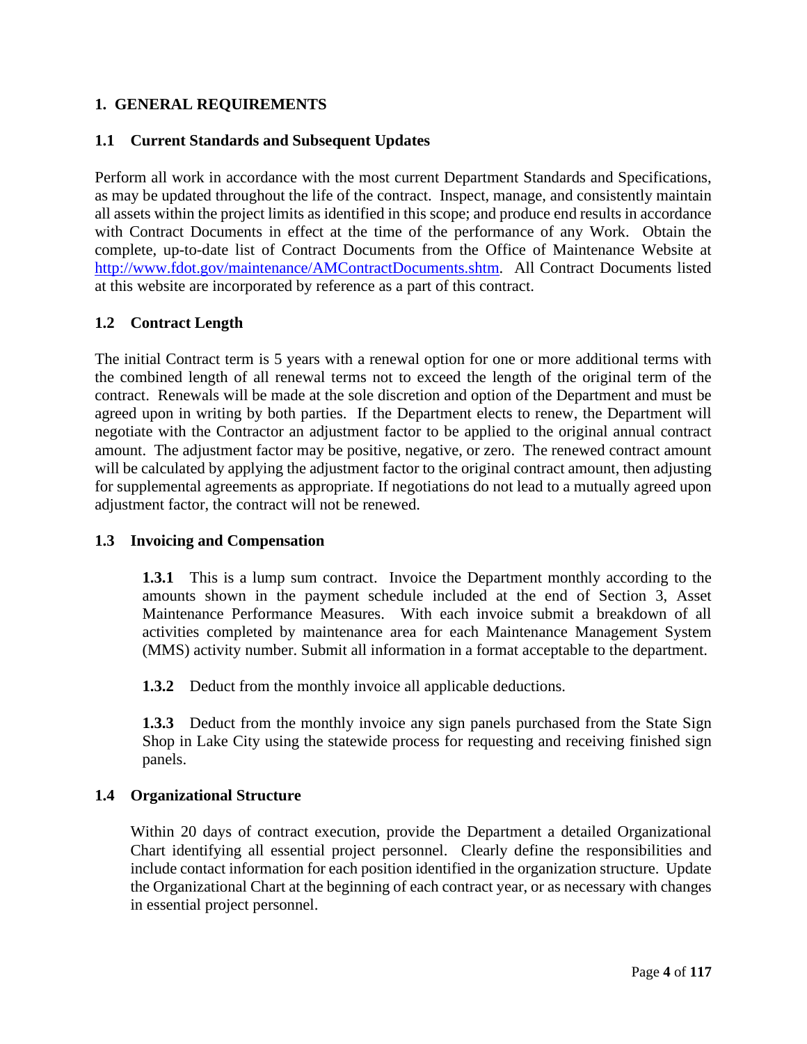# 1. GENERAL REQUIREMENTS

## 1.1 Current Standards and Subsequent Updates

Perform all work in accordance with the most current Department Standards and Specifications, as may be updated throughout the life of the contract. Inspect, manage, and consistently maintain all assets within the project limits as identified in this scope; and produce end results in accordance with Contract Documents in effect at the time of the performance of any Work. Obtain the complete, up-to-date list of Contract Documents from the Office of Maintenance Website at http://www.fdot.gov/maintenance/AMContractDocuments.shtm. All Contract Documents listed at this website are incorporated by reference as a part of this contract.

## 1.2 Contract Length

The initial Contract term is 5 years with a renewal option for one or more additional terms with the combined length of all renewal terms not to exceed the length of the original term of the contract. Renewals will be made at the sole discretion and option of the Department and must be agreed upon in writing by both parties. If the Department elects to renew, the Department will negotiate with the Contractor an adjustment factor to be applied to the original annual contract amount. The adjustment factor may be positive, negative, or zero. The renewed contract amount will be calculated by applying the adjustment factor to the original contract amount, then adjusting for supplemental agreements as appropriate. If negotiations do not lead to a mutually agreed upon adjustment factor, the contract will not be renewed.

## 1.3 Invoicing and Compensation

**1.3.1** This is a lump sum contract. Invoice the Department monthly according to the amounts shown in the payment schedule included at the end of Section 3, Asset Maintenance Performance Measures. With each invoice submit a breakdown of all activities completed by maintenance area for each Maintenance Management System (MMS) activity number. Submit all information in a format acceptable to the department.

**1.3.2** Deduct from the monthly invoice all applicable deductions.

**1.3.3** Deduct from the monthly invoice any sign panels purchased from the State Sign Shop in Lake City using the statewide process for requesting and receiving finished sign panels.

## 1.4 Organizational Structure

Within 20 days of contract execution, provide the Department a detailed Organizational Chart identifying all essential project personnel. Clearly define the responsibilities and include contact information for each position identified in the organization structure. Update the Organizational Chart at the beginning of each contract year, or as necessary with changes in essential project personnel.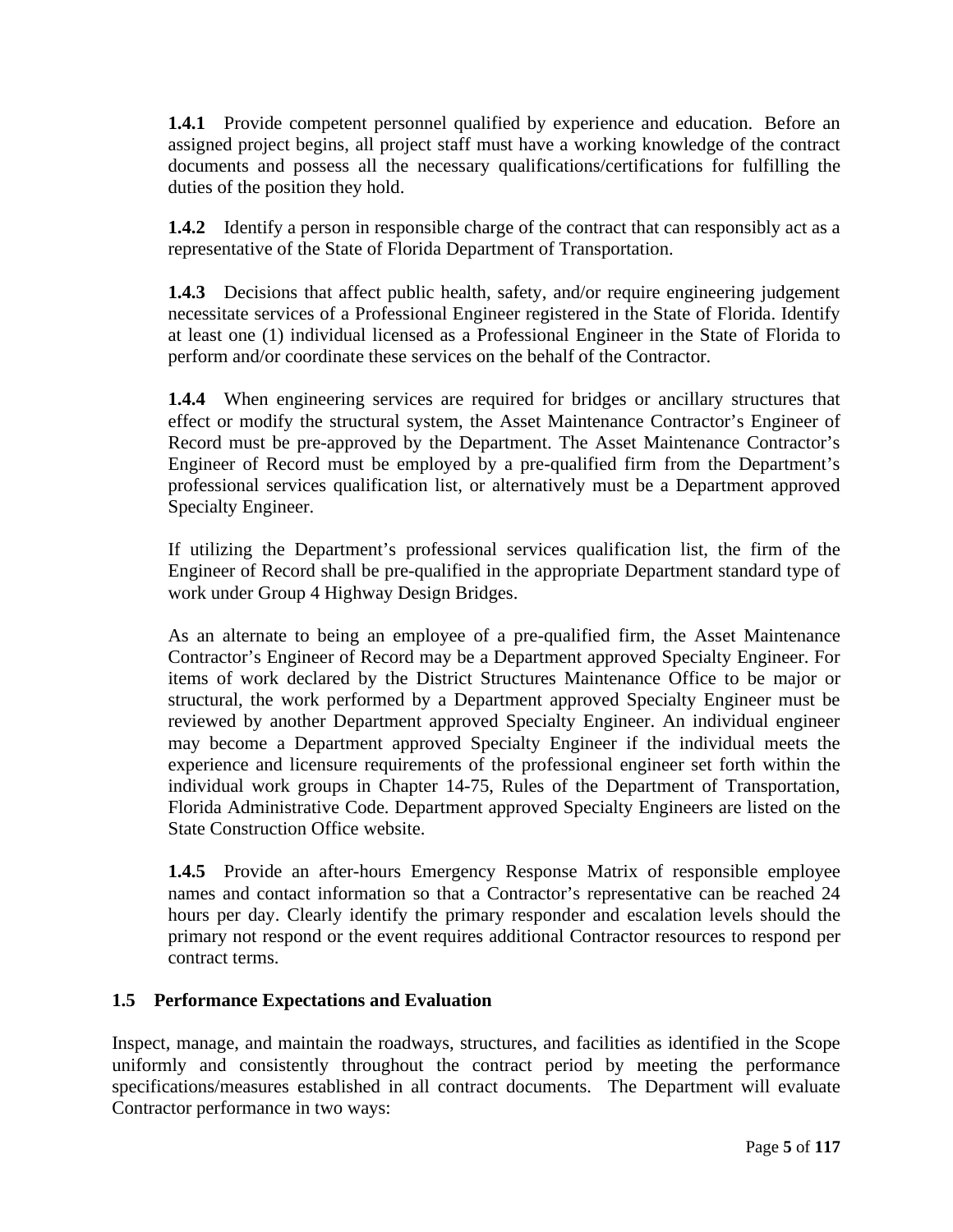**1.4.1** Provide competent personnel qualified by experience and education. Before an assigned project begins, all project staff must have a working knowledge of the contract documents and possess all the necessary qualifications/certifications for fulfilling the duties of the position they hold.

**1.4.2** Identify a person in responsible charge of the contract that can responsibly act as a representative of the State of Florida Department of Transportation.

**1.4.3** Decisions that affect public health, safety, and/or require engineering judgement necessitate services of a Professional Engineer registered in the State of Florida. Identify at least one (1) individual licensed as a Professional Engineer in the State of Florida to perform and/or coordinate these services on the behalf of the Contractor.

**1.4.4** When engineering services are required for bridges or ancillary structures that effect or modify the structural system, the Asset Maintenance Contractor's Engineer of Record must be pre-approved by the Department. The Asset Maintenance Contractor's Engineer of Record must be employed by a pre-qualified firm from the Department's professional services qualification list, or alternatively must be a Department approved Specialty Engineer.

If utilizing the Department's professional services qualification list, the firm of the Engineer of Record shall be pre-qualified in the appropriate Department standard type of work under Group 4 Highway Design Bridges.

As an alternate to being an employee of a pre-qualified firm, the Asset Maintenance Contractor's Engineer of Record may be a Department approved Specialty Engineer. For items of work declared by the District Structures Maintenance Office to be major or structural, the work performed by a Department approved Specialty Engineer must be reviewed by another Department approved Specialty Engineer. An individual engineer may become a Department approved Specialty Engineer if the individual meets the experience and licensure requirements of the professional engineer set forth within the individual work groups in Chapter 14-75, Rules of the Department of Transportation, Florida Administrative Code. Department approved Specialty Engineers are listed on the State Construction Office website.

**1.4.5** Provide an after-hours Emergency Response Matrix of responsible employee names and contact information so that a Contractor's representative can be reached 24 hours per day. Clearly identify the primary responder and escalation levels should the primary not respond or the event requires additional Contractor resources to respond per contract terms.

### 1.5 Performance Expectations and Evaluation

Inspect, manage, and maintain the roadways, structures, and facilities as identified in the Scope uniformly and consistently throughout the contract period by meeting the performance specifications/measures established in all contract documents. The Department will evaluate Contractor performance in two ways: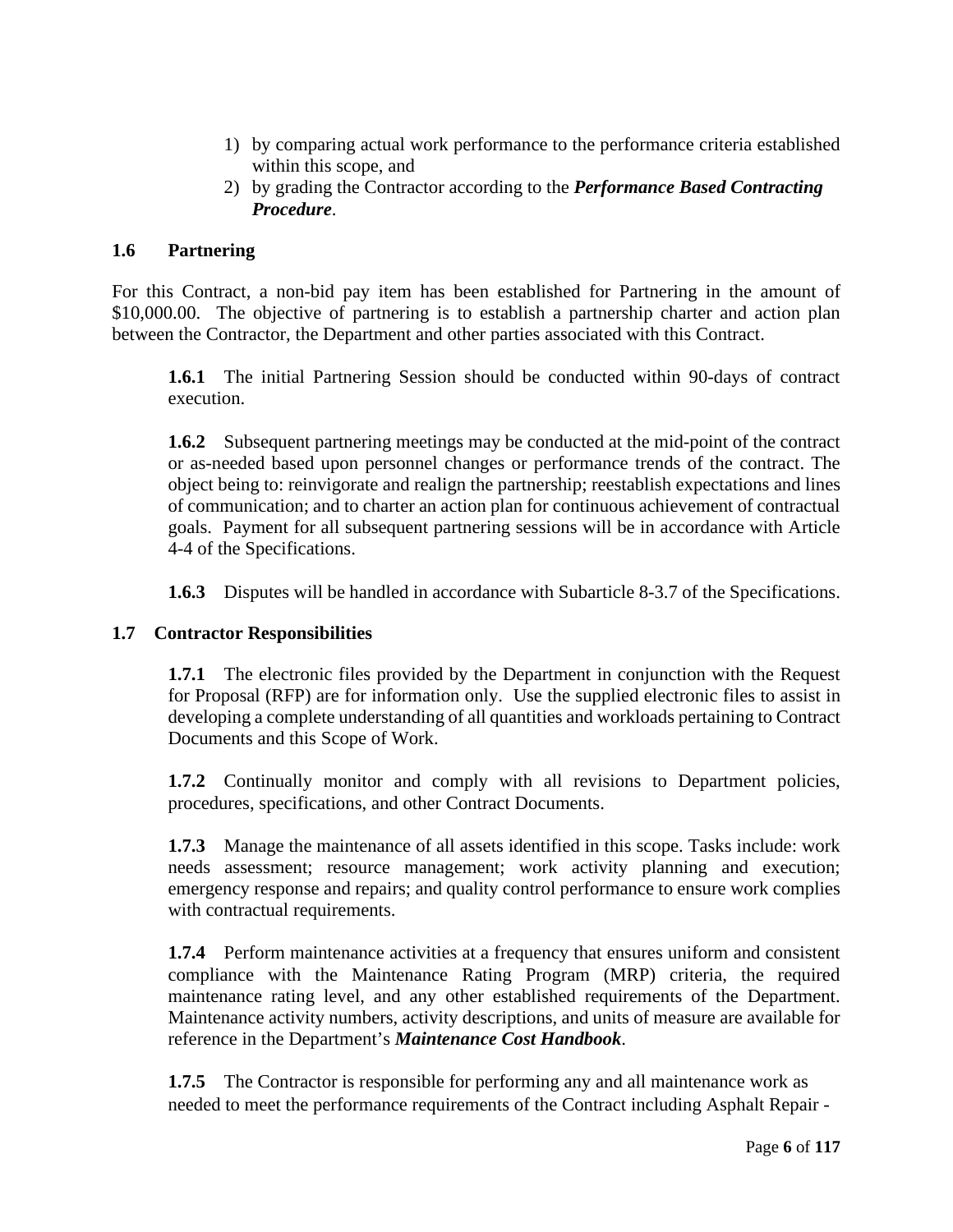1) by comparing actual work performance to the performance criteria established within this scope, and
2) by grading the Contractor according to the ***Performance Based Contracting Procedure***.

## 1.6 Partnering

For this Contract, a non-bid pay item has been established for Partnering in the amount of $10,000.00. The objective of partnering is to establish a partnership charter and action plan between the Contractor, the Department and other parties associated with this Contract.

**1.6.1** The initial Partnering Session should be conducted within 90-days of contract execution.

**1.6.2** Subsequent partnering meetings may be conducted at the mid-point of the contract or as-needed based upon personnel changes or performance trends of the contract. The object being to: reinvigorate and realign the partnership; reestablish expectations and lines of communication; and to charter an action plan for continuous achievement of contractual goals. Payment for all subsequent partnering sessions will be in accordance with Article 4-4 of the Specifications.

**1.6.3** Disputes will be handled in accordance with Subarticle 8-3.7 of the Specifications.

## 1.7 Contractor Responsibilities

**1.7.1** The electronic files provided by the Department in conjunction with the Request for Proposal (RFP) are for information only. Use the supplied electronic files to assist in developing a complete understanding of all quantities and workloads pertaining to Contract Documents and this Scope of Work.

**1.7.2** Continually monitor and comply with all revisions to Department policies, procedures, specifications, and other Contract Documents.

**1.7.3** Manage the maintenance of all assets identified in this scope. Tasks include: work needs assessment; resource management; work activity planning and execution; emergency response and repairs; and quality control performance to ensure work complies with contractual requirements.

**1.7.4** Perform maintenance activities at a frequency that ensures uniform and consistent compliance with the Maintenance Rating Program (MRP) criteria, the required maintenance rating level, and any other established requirements of the Department. Maintenance activity numbers, activity descriptions, and units of measure are available for reference in the Department's ***Maintenance Cost Handbook***.

**1.7.5** The Contractor is responsible for performing any and all maintenance work as needed to meet the performance requirements of the Contract including Asphalt Repair -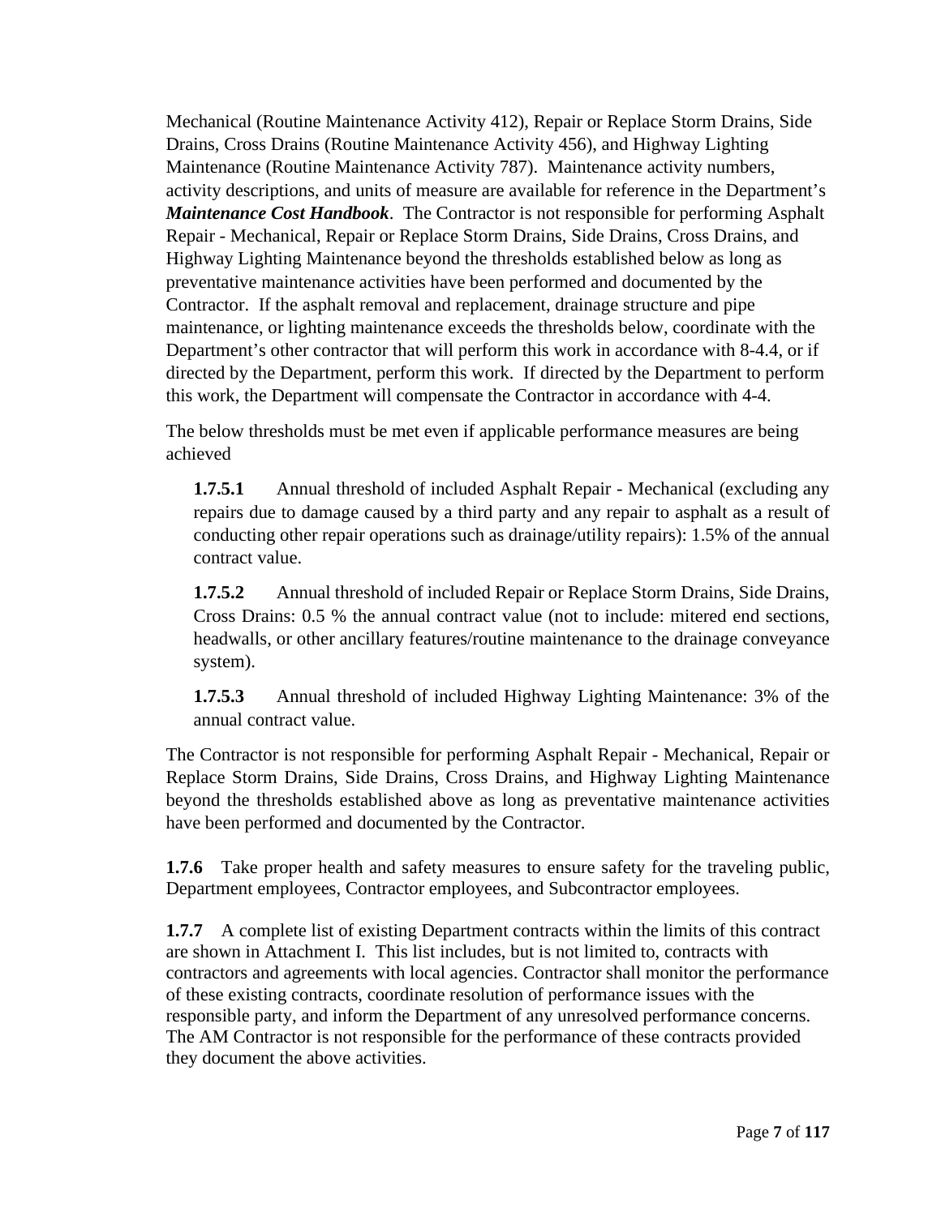Mechanical (Routine Maintenance Activity 412), Repair or Replace Storm Drains, Side Drains, Cross Drains (Routine Maintenance Activity 456), and Highway Lighting Maintenance (Routine Maintenance Activity 787). Maintenance activity numbers, activity descriptions, and units of measure are available for reference in the Department's ***Maintenance Cost Handbook***. The Contractor is not responsible for performing Asphalt Repair - Mechanical, Repair or Replace Storm Drains, Side Drains, Cross Drains, and Highway Lighting Maintenance beyond the thresholds established below as long as preventative maintenance activities have been performed and documented by the Contractor. If the asphalt removal and replacement, drainage structure and pipe maintenance, or lighting maintenance exceeds the thresholds below, coordinate with the Department's other contractor that will perform this work in accordance with 8-4.4, or if directed by the Department, perform this work. If directed by the Department to perform this work, the Department will compensate the Contractor in accordance with 4-4.

The below thresholds must be met even if applicable performance measures are being achieved

**1.7.5.1** Annual threshold of included Asphalt Repair - Mechanical (excluding any repairs due to damage caused by a third party and any repair to asphalt as a result of conducting other repair operations such as drainage/utility repairs): 1.5% of the annual contract value.

**1.7.5.2** Annual threshold of included Repair or Replace Storm Drains, Side Drains, Cross Drains: 0.5 % the annual contract value (not to include: mitered end sections, headwalls, or other ancillary features/routine maintenance to the drainage conveyance system).

**1.7.5.3** Annual threshold of included Highway Lighting Maintenance: 3% of the annual contract value.

The Contractor is not responsible for performing Asphalt Repair - Mechanical, Repair or Replace Storm Drains, Side Drains, Cross Drains, and Highway Lighting Maintenance beyond the thresholds established above as long as preventative maintenance activities have been performed and documented by the Contractor.

**1.7.6** Take proper health and safety measures to ensure safety for the traveling public, Department employees, Contractor employees, and Subcontractor employees.

**1.7.7** A complete list of existing Department contracts within the limits of this contract are shown in Attachment I. This list includes, but is not limited to, contracts with contractors and agreements with local agencies. Contractor shall monitor the performance of these existing contracts, coordinate resolution of performance issues with the responsible party, and inform the Department of any unresolved performance concerns. The AM Contractor is not responsible for the performance of these contracts provided they document the above activities.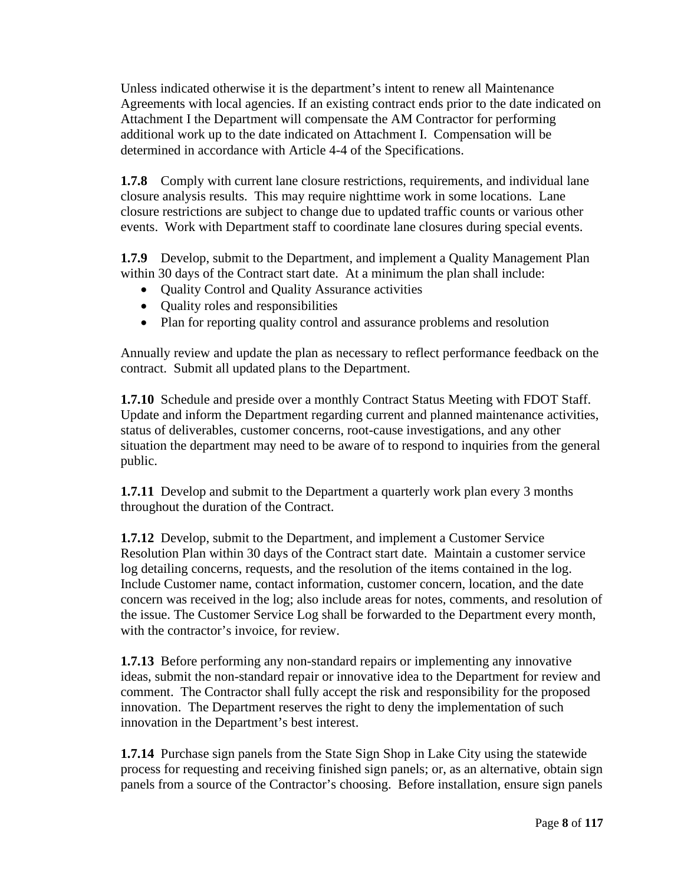Unless indicated otherwise it is the department's intent to renew all Maintenance Agreements with local agencies. If an existing contract ends prior to the date indicated on Attachment I the Department will compensate the AM Contractor for performing additional work up to the date indicated on Attachment I. Compensation will be determined in accordance with Article 4-4 of the Specifications.

**1.7.8** Comply with current lane closure restrictions, requirements, and individual lane closure analysis results. This may require nighttime work in some locations. Lane closure restrictions are subject to change due to updated traffic counts or various other events. Work with Department staff to coordinate lane closures during special events.

**1.7.9** Develop, submit to the Department, and implement a Quality Management Plan within 30 days of the Contract start date. At a minimum the plan shall include:

- Quality Control and Quality Assurance activities
- Quality roles and responsibilities
- Plan for reporting quality control and assurance problems and resolution

Annually review and update the plan as necessary to reflect performance feedback on the contract. Submit all updated plans to the Department.

**1.7.10** Schedule and preside over a monthly Contract Status Meeting with FDOT Staff. Update and inform the Department regarding current and planned maintenance activities, status of deliverables, customer concerns, root-cause investigations, and any other situation the department may need to be aware of to respond to inquiries from the general public.

**1.7.11** Develop and submit to the Department a quarterly work plan every 3 months throughout the duration of the Contract.

**1.7.12** Develop, submit to the Department, and implement a Customer Service Resolution Plan within 30 days of the Contract start date. Maintain a customer service log detailing concerns, requests, and the resolution of the items contained in the log. Include Customer name, contact information, customer concern, location, and the date concern was received in the log; also include areas for notes, comments, and resolution of the issue. The Customer Service Log shall be forwarded to the Department every month, with the contractor's invoice, for review.

**1.7.13** Before performing any non-standard repairs or implementing any innovative ideas, submit the non-standard repair or innovative idea to the Department for review and comment. The Contractor shall fully accept the risk and responsibility for the proposed innovation. The Department reserves the right to deny the implementation of such innovation in the Department's best interest.

**1.7.14** Purchase sign panels from the State Sign Shop in Lake City using the statewide process for requesting and receiving finished sign panels; or, as an alternative, obtain sign panels from a source of the Contractor's choosing. Before installation, ensure sign panels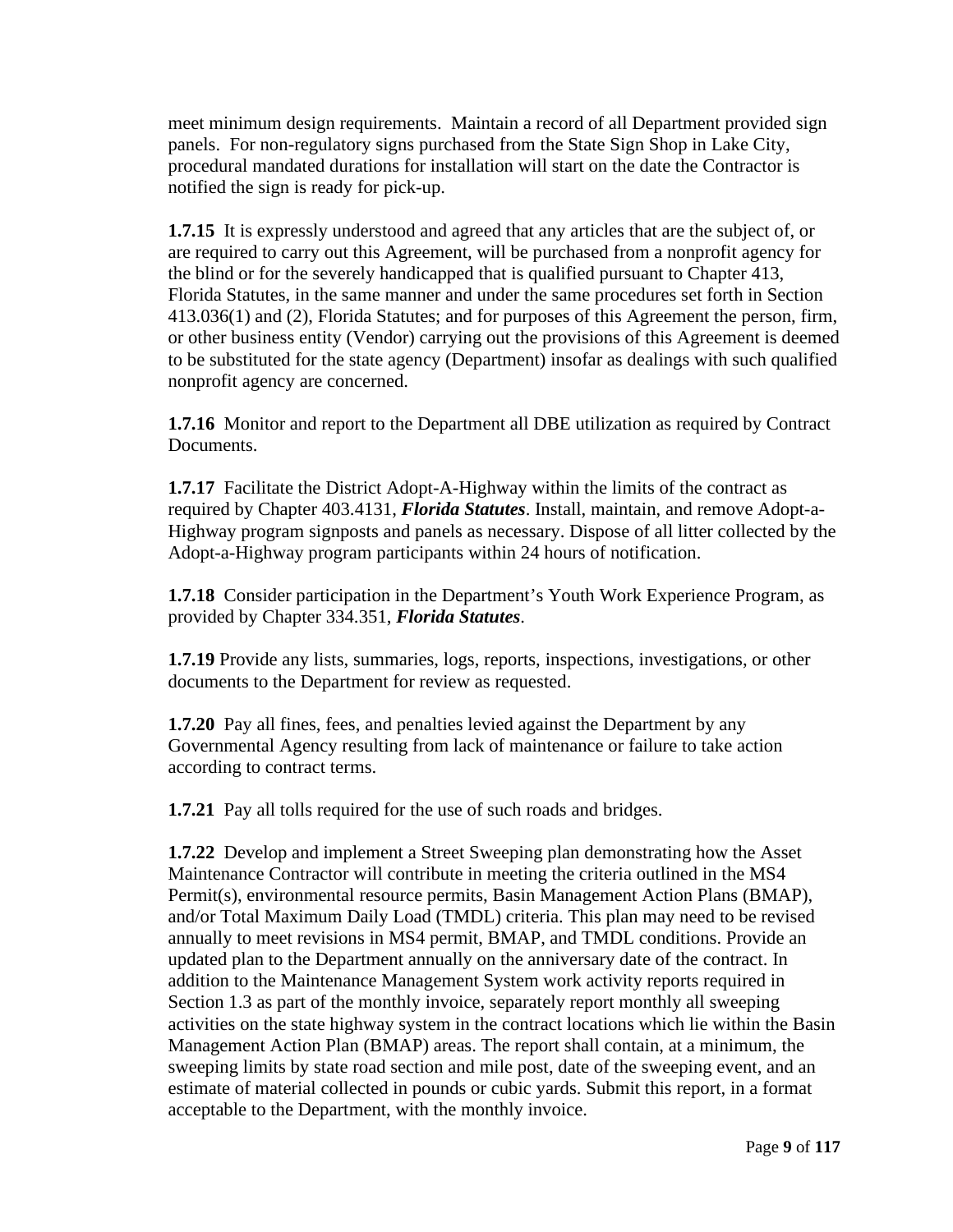meet minimum design requirements. Maintain a record of all Department provided sign panels. For non-regulatory signs purchased from the State Sign Shop in Lake City, procedural mandated durations for installation will start on the date the Contractor is notified the sign is ready for pick-up.

**1.7.15** It is expressly understood and agreed that any articles that are the subject of, or are required to carry out this Agreement, will be purchased from a nonprofit agency for the blind or for the severely handicapped that is qualified pursuant to Chapter 413, Florida Statutes, in the same manner and under the same procedures set forth in Section 413.036(1) and (2), Florida Statutes; and for purposes of this Agreement the person, firm, or other business entity (Vendor) carrying out the provisions of this Agreement is deemed to be substituted for the state agency (Department) insofar as dealings with such qualified nonprofit agency are concerned.

**1.7.16** Monitor and report to the Department all DBE utilization as required by Contract Documents.

**1.7.17** Facilitate the District Adopt-A-Highway within the limits of the contract as required by Chapter 403.4131, ***Florida Statutes***. Install, maintain, and remove Adopt-a-Highway program signposts and panels as necessary. Dispose of all litter collected by the Adopt-a-Highway program participants within 24 hours of notification.

**1.7.18** Consider participation in the Department's Youth Work Experience Program, as provided by Chapter 334.351, ***Florida Statutes***.

**1.7.19** Provide any lists, summaries, logs, reports, inspections, investigations, or other documents to the Department for review as requested.

**1.7.20** Pay all fines, fees, and penalties levied against the Department by any Governmental Agency resulting from lack of maintenance or failure to take action according to contract terms.

**1.7.21** Pay all tolls required for the use of such roads and bridges.

**1.7.22** Develop and implement a Street Sweeping plan demonstrating how the Asset Maintenance Contractor will contribute in meeting the criteria outlined in the MS4 Permit(s), environmental resource permits, Basin Management Action Plans (BMAP), and/or Total Maximum Daily Load (TMDL) criteria. This plan may need to be revised annually to meet revisions in MS4 permit, BMAP, and TMDL conditions. Provide an updated plan to the Department annually on the anniversary date of the contract. In addition to the Maintenance Management System work activity reports required in Section 1.3 as part of the monthly invoice, separately report monthly all sweeping activities on the state highway system in the contract locations which lie within the Basin Management Action Plan (BMAP) areas. The report shall contain, at a minimum, the sweeping limits by state road section and mile post, date of the sweeping event, and an estimate of material collected in pounds or cubic yards. Submit this report, in a format acceptable to the Department, with the monthly invoice.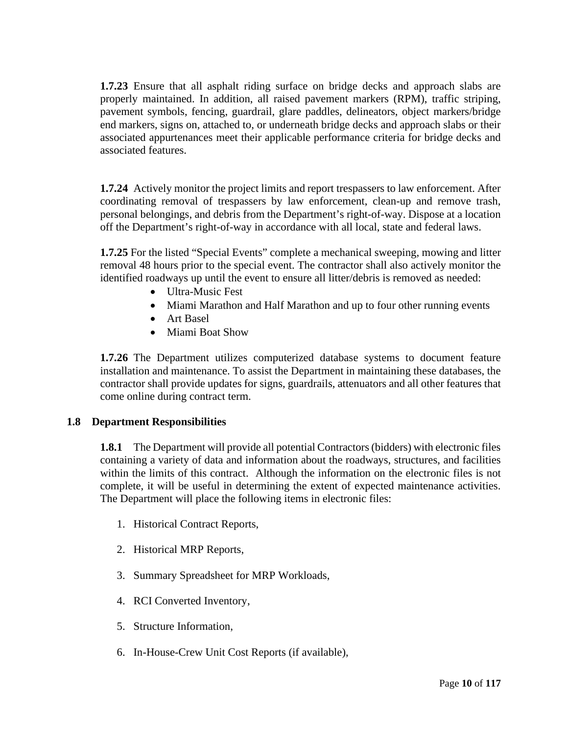**1.7.23** Ensure that all asphalt riding surface on bridge decks and approach slabs are properly maintained. In addition, all raised pavement markers (RPM), traffic striping, pavement symbols, fencing, guardrail, glare paddles, delineators, object markers/bridge end markers, signs on, attached to, or underneath bridge decks and approach slabs or their associated appurtenances meet their applicable performance criteria for bridge decks and associated features.

**1.7.24** Actively monitor the project limits and report trespassers to law enforcement. After coordinating removal of trespassers by law enforcement, clean-up and remove trash, personal belongings, and debris from the Department's right-of-way. Dispose at a location off the Department's right-of-way in accordance with all local, state and federal laws.

**1.7.25** For the listed "Special Events" complete a mechanical sweeping, mowing and litter removal 48 hours prior to the special event. The contractor shall also actively monitor the identified roadways up until the event to ensure all litter/debris is removed as needed:

- Ultra-Music Fest
- Miami Marathon and Half Marathon and up to four other running events
- Art Basel
- Miami Boat Show

**1.7.26** The Department utilizes computerized database systems to document feature installation and maintenance. To assist the Department in maintaining these databases, the contractor shall provide updates for signs, guardrails, attenuators and all other features that come online during contract term.

## 1.8 Department Responsibilities

**1.8.1** The Department will provide all potential Contractors (bidders) with electronic files containing a variety of data and information about the roadways, structures, and facilities within the limits of this contract. Although the information on the electronic files is not complete, it will be useful in determining the extent of expected maintenance activities. The Department will place the following items in electronic files:

1. Historical Contract Reports,
2. Historical MRP Reports,
3. Summary Spreadsheet for MRP Workloads,
4. RCI Converted Inventory,
5. Structure Information,
6. In-House-Crew Unit Cost Reports (if available),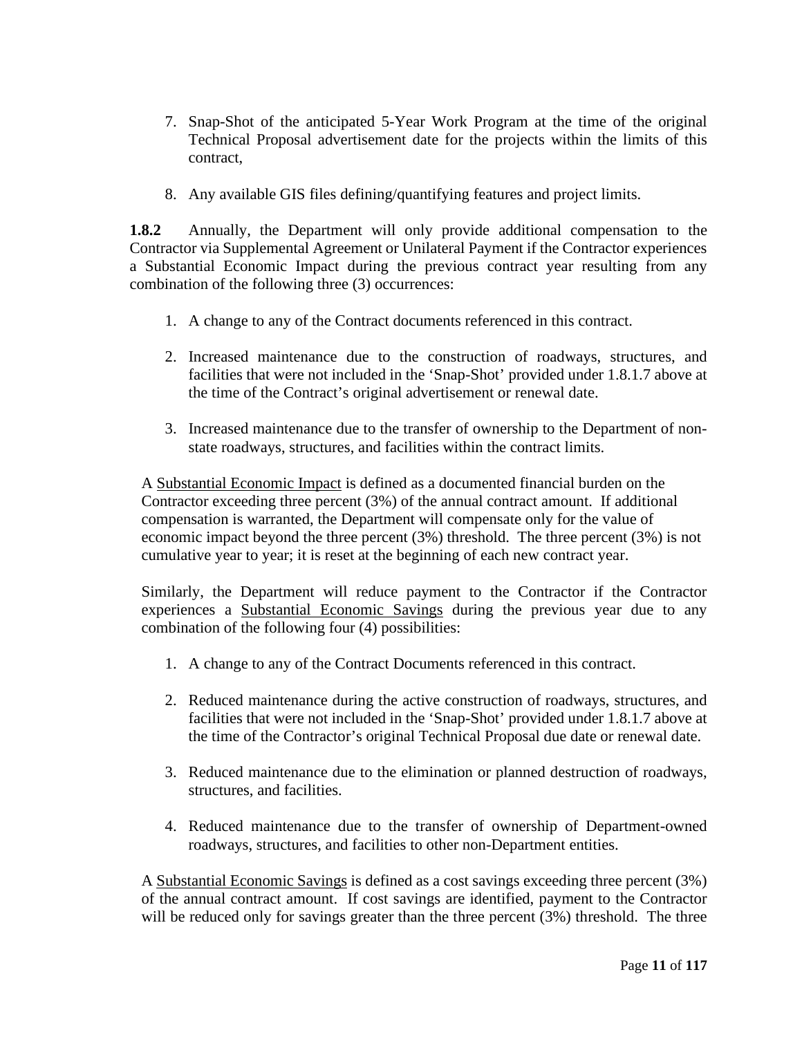7. Snap-Shot of the anticipated 5-Year Work Program at the time of the original Technical Proposal advertisement date for the projects within the limits of this contract,

8. Any available GIS files defining/quantifying features and project limits.

**1.8.2** Annually, the Department will only provide additional compensation to the Contractor via Supplemental Agreement or Unilateral Payment if the Contractor experiences a Substantial Economic Impact during the previous contract year resulting from any combination of the following three (3) occurrences:

1. A change to any of the Contract documents referenced in this contract.

2. Increased maintenance due to the construction of roadways, structures, and facilities that were not included in the 'Snap-Shot' provided under 1.8.1.7 above at the time of the Contract's original advertisement or renewal date.

3. Increased maintenance due to the transfer of ownership to the Department of non-state roadways, structures, and facilities within the contract limits.

A <u>Substantial Economic Impact</u> is defined as a documented financial burden on the Contractor exceeding three percent (3%) of the annual contract amount. If additional compensation is warranted, the Department will compensate only for the value of economic impact beyond the three percent (3%) threshold. The three percent (3%) is not cumulative year to year; it is reset at the beginning of each new contract year.

Similarly, the Department will reduce payment to the Contractor if the Contractor experiences a <u>Substantial Economic Savings</u> during the previous year due to any combination of the following four (4) possibilities:

1. A change to any of the Contract Documents referenced in this contract.

2. Reduced maintenance during the active construction of roadways, structures, and facilities that were not included in the 'Snap-Shot' provided under 1.8.1.7 above at the time of the Contractor's original Technical Proposal due date or renewal date.

3. Reduced maintenance due to the elimination or planned destruction of roadways, structures, and facilities.

4. Reduced maintenance due to the transfer of ownership of Department-owned roadways, structures, and facilities to other non-Department entities.

A <u>Substantial Economic Savings</u> is defined as a cost savings exceeding three percent (3%) of the annual contract amount. If cost savings are identified, payment to the Contractor will be reduced only for savings greater than the three percent (3%) threshold. The three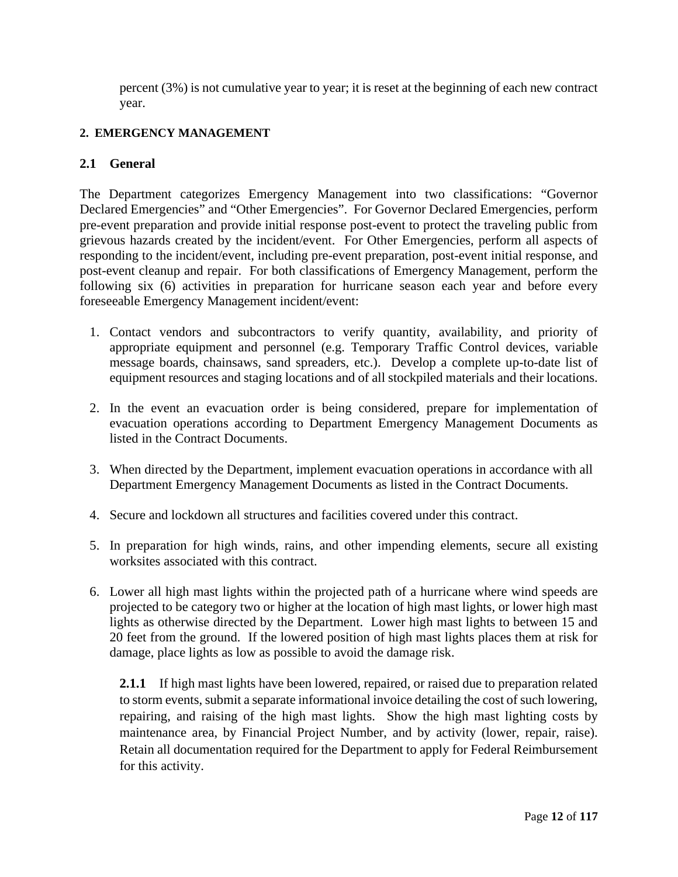percent (3%) is not cumulative year to year; it is reset at the beginning of each new contract year.

## 2. EMERGENCY MANAGEMENT

### 2.1 General

The Department categorizes Emergency Management into two classifications: "Governor Declared Emergencies" and "Other Emergencies". For Governor Declared Emergencies, perform pre-event preparation and provide initial response post-event to protect the traveling public from grievous hazards created by the incident/event. For Other Emergencies, perform all aspects of responding to the incident/event, including pre-event preparation, post-event initial response, and post-event cleanup and repair. For both classifications of Emergency Management, perform the following six (6) activities in preparation for hurricane season each year and before every foreseeable Emergency Management incident/event:

1. Contact vendors and subcontractors to verify quantity, availability, and priority of appropriate equipment and personnel (e.g. Temporary Traffic Control devices, variable message boards, chainsaws, sand spreaders, etc.). Develop a complete up-to-date list of equipment resources and staging locations and of all stockpiled materials and their locations.
2. In the event an evacuation order is being considered, prepare for implementation of evacuation operations according to Department Emergency Management Documents as listed in the Contract Documents.
3. When directed by the Department, implement evacuation operations in accordance with all Department Emergency Management Documents as listed in the Contract Documents.
4. Secure and lockdown all structures and facilities covered under this contract.
5. In preparation for high winds, rains, and other impending elements, secure all existing worksites associated with this contract.
6. Lower all high mast lights within the projected path of a hurricane where wind speeds are projected to be category two or higher at the location of high mast lights, or lower high mast lights as otherwise directed by the Department. Lower high mast lights to between 15 and 20 feet from the ground. If the lowered position of high mast lights places them at risk for damage, place lights as low as possible to avoid the damage risk.

**2.1.1** If high mast lights have been lowered, repaired, or raised due to preparation related to storm events, submit a separate informational invoice detailing the cost of such lowering, repairing, and raising of the high mast lights. Show the high mast lighting costs by maintenance area, by Financial Project Number, and by activity (lower, repair, raise). Retain all documentation required for the Department to apply for Federal Reimbursement for this activity.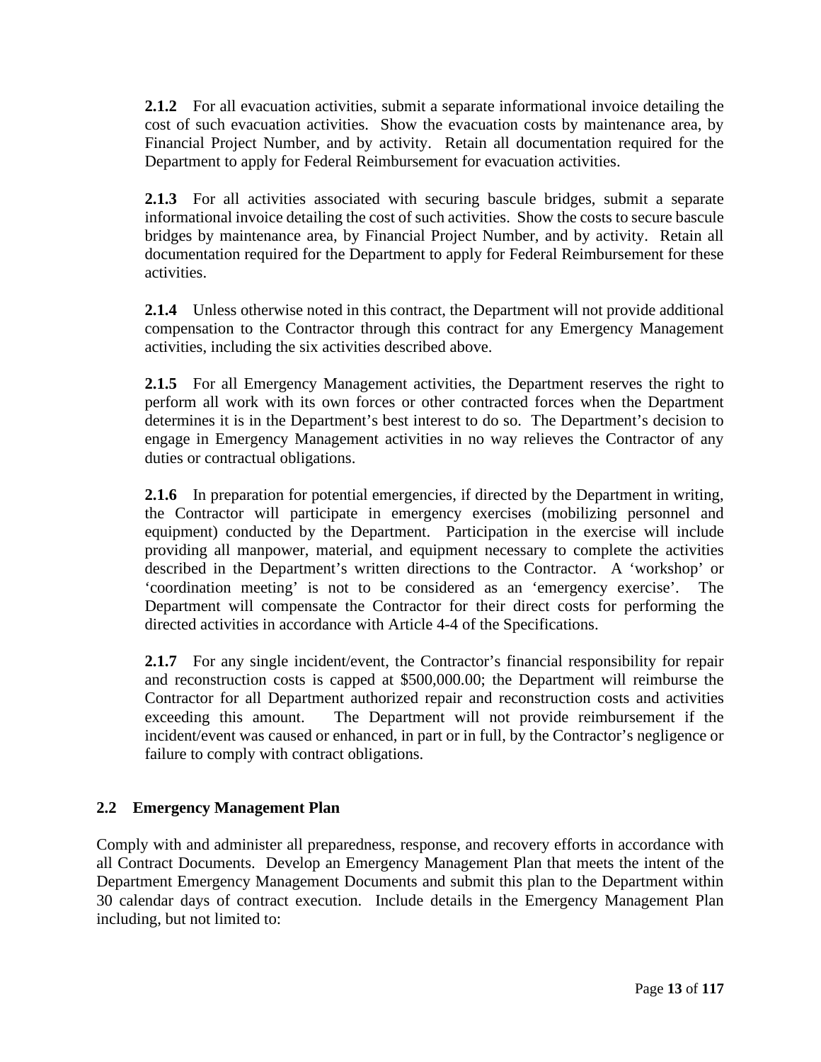**2.1.2** For all evacuation activities, submit a separate informational invoice detailing the cost of such evacuation activities. Show the evacuation costs by maintenance area, by Financial Project Number, and by activity. Retain all documentation required for the Department to apply for Federal Reimbursement for evacuation activities.

**2.1.3** For all activities associated with securing bascule bridges, submit a separate informational invoice detailing the cost of such activities. Show the costs to secure bascule bridges by maintenance area, by Financial Project Number, and by activity. Retain all documentation required for the Department to apply for Federal Reimbursement for these activities.

**2.1.4** Unless otherwise noted in this contract, the Department will not provide additional compensation to the Contractor through this contract for any Emergency Management activities, including the six activities described above.

**2.1.5** For all Emergency Management activities, the Department reserves the right to perform all work with its own forces or other contracted forces when the Department determines it is in the Department's best interest to do so. The Department's decision to engage in Emergency Management activities in no way relieves the Contractor of any duties or contractual obligations.

**2.1.6** In preparation for potential emergencies, if directed by the Department in writing, the Contractor will participate in emergency exercises (mobilizing personnel and equipment) conducted by the Department. Participation in the exercise will include providing all manpower, material, and equipment necessary to complete the activities described in the Department's written directions to the Contractor. A 'workshop' or 'coordination meeting' is not to be considered as an 'emergency exercise'. The Department will compensate the Contractor for their direct costs for performing the directed activities in accordance with Article 4-4 of the Specifications.

**2.1.7** For any single incident/event, the Contractor's financial responsibility for repair and reconstruction costs is capped at $500,000.00; the Department will reimburse the Contractor for all Department authorized repair and reconstruction costs and activities exceeding this amount. The Department will not provide reimbursement if the incident/event was caused or enhanced, in part or in full, by the Contractor's negligence or failure to comply with contract obligations.

### 2.2 Emergency Management Plan

Comply with and administer all preparedness, response, and recovery efforts in accordance with all Contract Documents. Develop an Emergency Management Plan that meets the intent of the Department Emergency Management Documents and submit this plan to the Department within 30 calendar days of contract execution. Include details in the Emergency Management Plan including, but not limited to: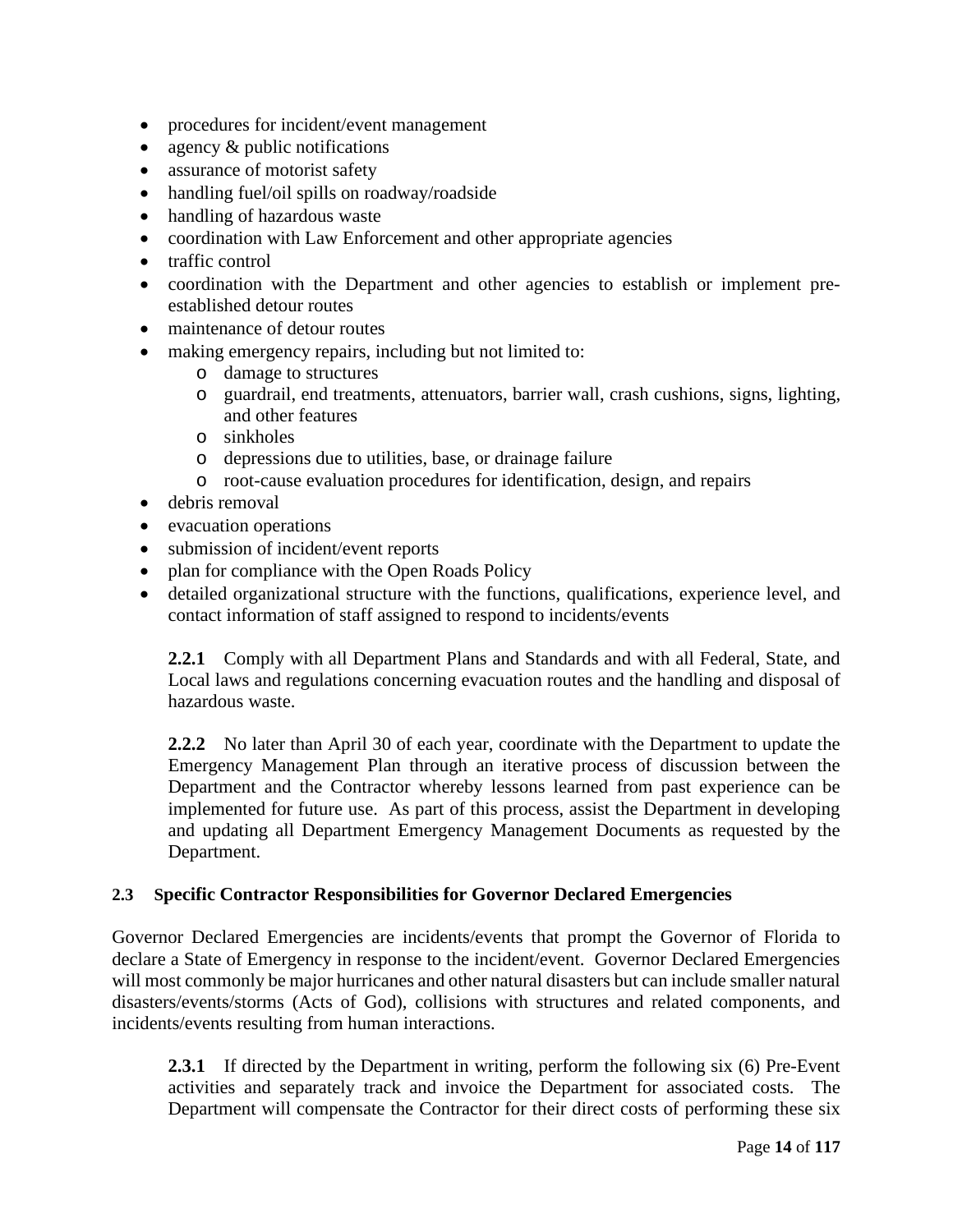- procedures for incident/event management
- agency & public notifications
- assurance of motorist safety
- handling fuel/oil spills on roadway/roadside
- handling of hazardous waste
- coordination with Law Enforcement and other appropriate agencies
- traffic control
- coordination with the Department and other agencies to establish or implement pre-established detour routes
- maintenance of detour routes
- making emergency repairs, including but not limited to:
    - damage to structures
    - guardrail, end treatments, attenuators, barrier wall, crash cushions, signs, lighting, and other features
    - sinkholes
    - depressions due to utilities, base, or drainage failure
    - root-cause evaluation procedures for identification, design, and repairs
- debris removal
- evacuation operations
- submission of incident/event reports
- plan for compliance with the Open Roads Policy
- detailed organizational structure with the functions, qualifications, experience level, and contact information of staff assigned to respond to incidents/events

**2.2.1** Comply with all Department Plans and Standards and with all Federal, State, and Local laws and regulations concerning evacuation routes and the handling and disposal of hazardous waste.

**2.2.2** No later than April 30 of each year, coordinate with the Department to update the Emergency Management Plan through an iterative process of discussion between the Department and the Contractor whereby lessons learned from past experience can be implemented for future use. As part of this process, assist the Department in developing and updating all Department Emergency Management Documents as requested by the Department.

### 2.3 Specific Contractor Responsibilities for Governor Declared Emergencies

Governor Declared Emergencies are incidents/events that prompt the Governor of Florida to declare a State of Emergency in response to the incident/event. Governor Declared Emergencies will most commonly be major hurricanes and other natural disasters but can include smaller natural disasters/events/storms (Acts of God), collisions with structures and related components, and incidents/events resulting from human interactions.

**2.3.1** If directed by the Department in writing, perform the following six (6) Pre-Event activities and separately track and invoice the Department for associated costs. The Department will compensate the Contractor for their direct costs of performing these six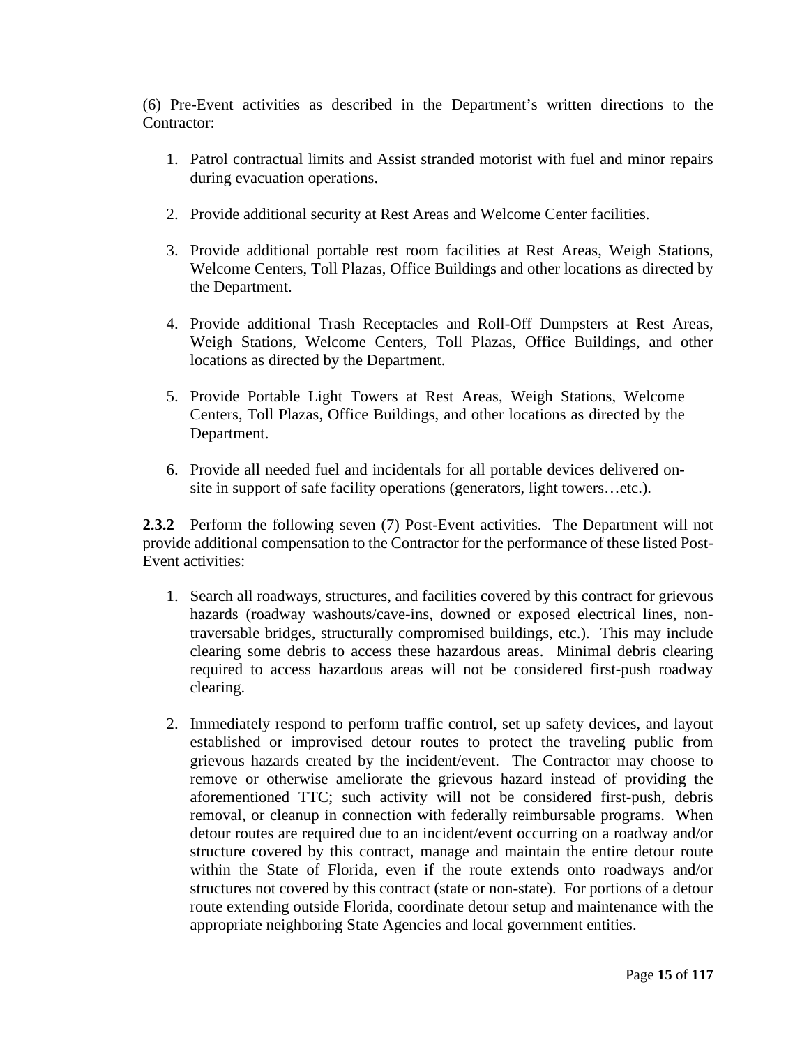(6) Pre-Event activities as described in the Department's written directions to the Contractor:

1. Patrol contractual limits and Assist stranded motorist with fuel and minor repairs during evacuation operations.

2. Provide additional security at Rest Areas and Welcome Center facilities.

3. Provide additional portable rest room facilities at Rest Areas, Weigh Stations, Welcome Centers, Toll Plazas, Office Buildings and other locations as directed by the Department.

4. Provide additional Trash Receptacles and Roll-Off Dumpsters at Rest Areas, Weigh Stations, Welcome Centers, Toll Plazas, Office Buildings, and other locations as directed by the Department.

5. Provide Portable Light Towers at Rest Areas, Weigh Stations, Welcome Centers, Toll Plazas, Office Buildings, and other locations as directed by the Department.

6. Provide all needed fuel and incidentals for all portable devices delivered on-site in support of safe facility operations (generators, light towers…etc.).

**2.3.2** Perform the following seven (7) Post-Event activities. The Department will not provide additional compensation to the Contractor for the performance of these listed Post-Event activities:

1. Search all roadways, structures, and facilities covered by this contract for grievous hazards (roadway washouts/cave-ins, downed or exposed electrical lines, non-traversable bridges, structurally compromised buildings, etc.). This may include clearing some debris to access these hazardous areas. Minimal debris clearing required to access hazardous areas will not be considered first-push roadway clearing.

2. Immediately respond to perform traffic control, set up safety devices, and layout established or improvised detour routes to protect the traveling public from grievous hazards created by the incident/event. The Contractor may choose to remove or otherwise ameliorate the grievous hazard instead of providing the aforementioned TTC; such activity will not be considered first-push, debris removal, or cleanup in connection with federally reimbursable programs. When detour routes are required due to an incident/event occurring on a roadway and/or structure covered by this contract, manage and maintain the entire detour route within the State of Florida, even if the route extends onto roadways and/or structures not covered by this contract (state or non-state). For portions of a detour route extending outside Florida, coordinate detour setup and maintenance with the appropriate neighboring State Agencies and local government entities.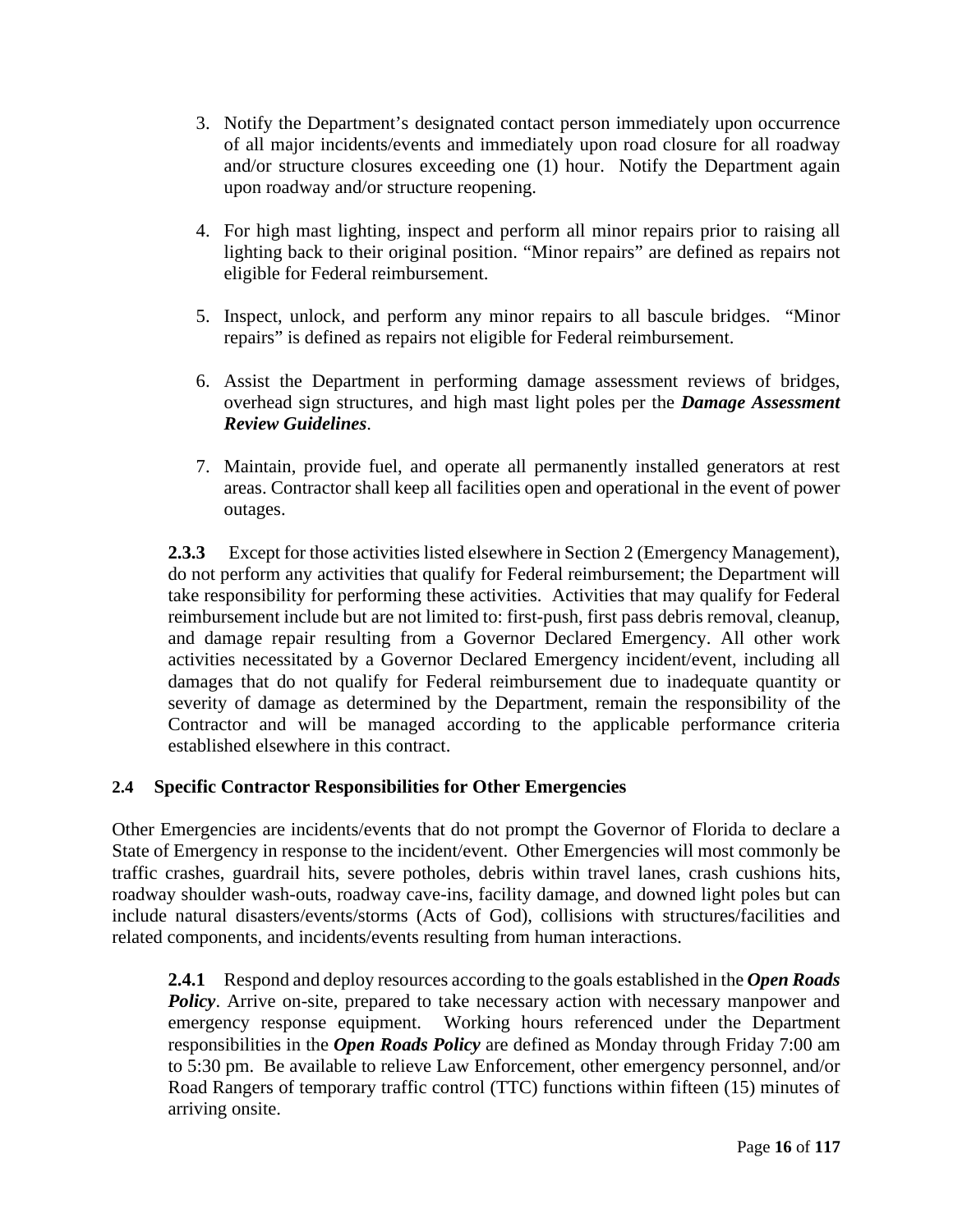3. Notify the Department's designated contact person immediately upon occurrence of all major incidents/events and immediately upon road closure for all roadway and/or structure closures exceeding one (1) hour. Notify the Department again upon roadway and/or structure reopening.

4. For high mast lighting, inspect and perform all minor repairs prior to raising all lighting back to their original position. "Minor repairs" are defined as repairs not eligible for Federal reimbursement.

5. Inspect, unlock, and perform any minor repairs to all bascule bridges. "Minor repairs" is defined as repairs not eligible for Federal reimbursement.

6. Assist the Department in performing damage assessment reviews of bridges, overhead sign structures, and high mast light poles per the ***Damage Assessment Review Guidelines***.

7. Maintain, provide fuel, and operate all permanently installed generators at rest areas. Contractor shall keep all facilities open and operational in the event of power outages.

**2.3.3** Except for those activities listed elsewhere in Section 2 (Emergency Management), do not perform any activities that qualify for Federal reimbursement; the Department will take responsibility for performing these activities. Activities that may qualify for Federal reimbursement include but are not limited to: first-push, first pass debris removal, cleanup, and damage repair resulting from a Governor Declared Emergency. All other work activities necessitated by a Governor Declared Emergency incident/event, including all damages that do not qualify for Federal reimbursement due to inadequate quantity or severity of damage as determined by the Department, remain the responsibility of the Contractor and will be managed according to the applicable performance criteria established elsewhere in this contract.

### 2.4 Specific Contractor Responsibilities for Other Emergencies

Other Emergencies are incidents/events that do not prompt the Governor of Florida to declare a State of Emergency in response to the incident/event. Other Emergencies will most commonly be traffic crashes, guardrail hits, severe potholes, debris within travel lanes, crash cushions hits, roadway shoulder wash-outs, roadway cave-ins, facility damage, and downed light poles but can include natural disasters/events/storms (Acts of God), collisions with structures/facilities and related components, and incidents/events resulting from human interactions.

**2.4.1** Respond and deploy resources according to the goals established in the ***Open Roads Policy***. Arrive on-site, prepared to take necessary action with necessary manpower and emergency response equipment. Working hours referenced under the Department responsibilities in the ***Open Roads Policy*** are defined as Monday through Friday 7:00 am to 5:30 pm. Be available to relieve Law Enforcement, other emergency personnel, and/or Road Rangers of temporary traffic control (TTC) functions within fifteen (15) minutes of arriving onsite.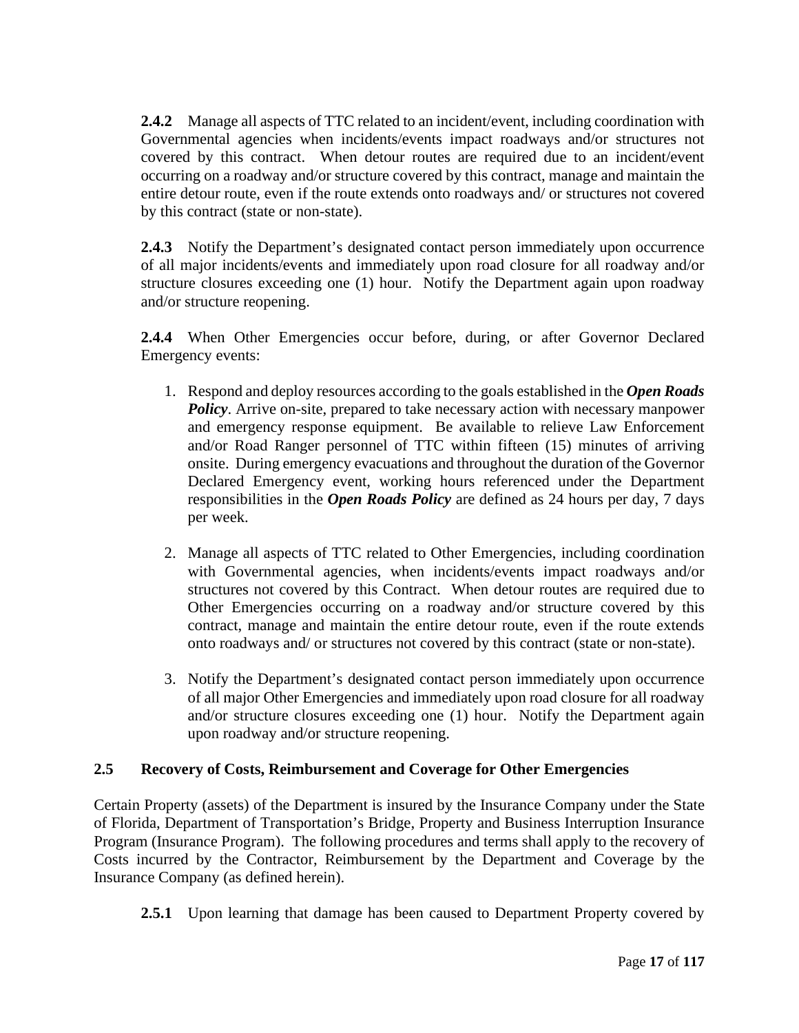**2.4.2** Manage all aspects of TTC related to an incident/event, including coordination with Governmental agencies when incidents/events impact roadways and/or structures not covered by this contract. When detour routes are required due to an incident/event occurring on a roadway and/or structure covered by this contract, manage and maintain the entire detour route, even if the route extends onto roadways and/ or structures not covered by this contract (state or non-state).

**2.4.3** Notify the Department's designated contact person immediately upon occurrence of all major incidents/events and immediately upon road closure for all roadway and/or structure closures exceeding one (1) hour. Notify the Department again upon roadway and/or structure reopening.

**2.4.4** When Other Emergencies occur before, during, or after Governor Declared Emergency events:

1. Respond and deploy resources according to the goals established in the ***Open Roads Policy***. Arrive on-site, prepared to take necessary action with necessary manpower and emergency response equipment. Be available to relieve Law Enforcement and/or Road Ranger personnel of TTC within fifteen (15) minutes of arriving onsite. During emergency evacuations and throughout the duration of the Governor Declared Emergency event, working hours referenced under the Department responsibilities in the ***Open Roads Policy*** are defined as 24 hours per day, 7 days per week.

2. Manage all aspects of TTC related to Other Emergencies, including coordination with Governmental agencies, when incidents/events impact roadways and/or structures not covered by this Contract. When detour routes are required due to Other Emergencies occurring on a roadway and/or structure covered by this contract, manage and maintain the entire detour route, even if the route extends onto roadways and/ or structures not covered by this contract (state or non-state).

3. Notify the Department's designated contact person immediately upon occurrence of all major Other Emergencies and immediately upon road closure for all roadway and/or structure closures exceeding one (1) hour. Notify the Department again upon roadway and/or structure reopening.

### 2.5 Recovery of Costs, Reimbursement and Coverage for Other Emergencies

Certain Property (assets) of the Department is insured by the Insurance Company under the State of Florida, Department of Transportation's Bridge, Property and Business Interruption Insurance Program (Insurance Program). The following procedures and terms shall apply to the recovery of Costs incurred by the Contractor, Reimbursement by the Department and Coverage by the Insurance Company (as defined herein).

**2.5.1** Upon learning that damage has been caused to Department Property covered by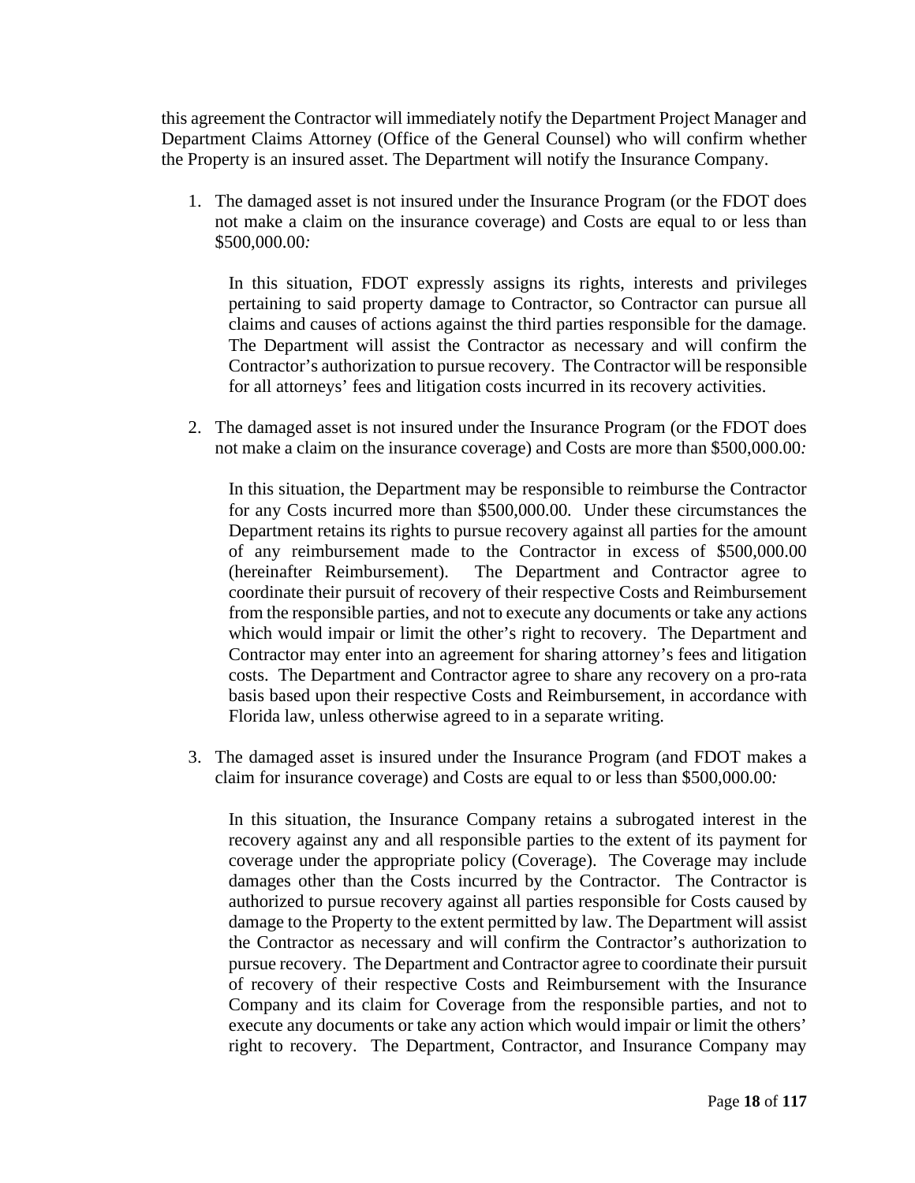this agreement the Contractor will immediately notify the Department Project Manager and Department Claims Attorney (Office of the General Counsel) who will confirm whether the Property is an insured asset. The Department will notify the Insurance Company.

1. The damaged asset is not insured under the Insurance Program (or the FDOT does not make a claim on the insurance coverage) and Costs are equal to or less than $500,000.00*:*

   In this situation, FDOT expressly assigns its rights, interests and privileges pertaining to said property damage to Contractor, so Contractor can pursue all claims and causes of actions against the third parties responsible for the damage. The Department will assist the Contractor as necessary and will confirm the Contractor's authorization to pursue recovery. The Contractor will be responsible for all attorneys' fees and litigation costs incurred in its recovery activities.

2. The damaged asset is not insured under the Insurance Program (or the FDOT does not make a claim on the insurance coverage) and Costs are more than $500,000.00*:*

   In this situation, the Department may be responsible to reimburse the Contractor for any Costs incurred more than $500,000.00. Under these circumstances the Department retains its rights to pursue recovery against all parties for the amount of any reimbursement made to the Contractor in excess of $500,000.00 (hereinafter Reimbursement). The Department and Contractor agree to coordinate their pursuit of recovery of their respective Costs and Reimbursement from the responsible parties, and not to execute any documents or take any actions which would impair or limit the other's right to recovery. The Department and Contractor may enter into an agreement for sharing attorney's fees and litigation costs. The Department and Contractor agree to share any recovery on a pro-rata basis based upon their respective Costs and Reimbursement, in accordance with Florida law, unless otherwise agreed to in a separate writing.

3. The damaged asset is insured under the Insurance Program (and FDOT makes a claim for insurance coverage) and Costs are equal to or less than $500,000.00*:*

   In this situation, the Insurance Company retains a subrogated interest in the recovery against any and all responsible parties to the extent of its payment for coverage under the appropriate policy (Coverage). The Coverage may include damages other than the Costs incurred by the Contractor. The Contractor is authorized to pursue recovery against all parties responsible for Costs caused by damage to the Property to the extent permitted by law. The Department will assist the Contractor as necessary and will confirm the Contractor's authorization to pursue recovery. The Department and Contractor agree to coordinate their pursuit of recovery of their respective Costs and Reimbursement with the Insurance Company and its claim for Coverage from the responsible parties, and not to execute any documents or take any action which would impair or limit the others' right to recovery. The Department, Contractor, and Insurance Company may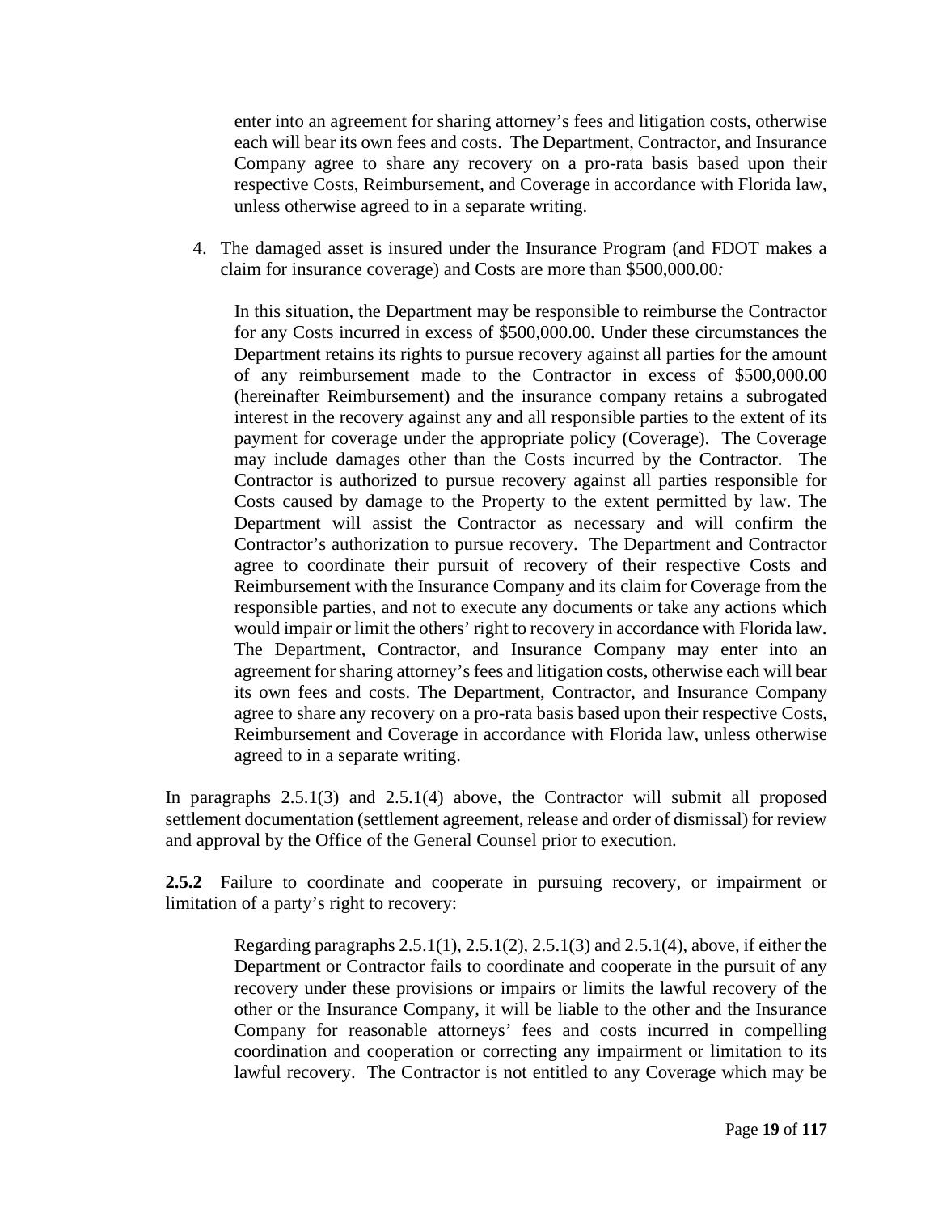enter into an agreement for sharing attorney's fees and litigation costs, otherwise each will bear its own fees and costs. The Department, Contractor, and Insurance Company agree to share any recovery on a pro-rata basis based upon their respective Costs, Reimbursement, and Coverage in accordance with Florida law, unless otherwise agreed to in a separate writing.

4. The damaged asset is insured under the Insurance Program (and FDOT makes a claim for insurance coverage) and Costs are more than $500,000.00*:*

   In this situation, the Department may be responsible to reimburse the Contractor for any Costs incurred in excess of $500,000.00. Under these circumstances the Department retains its rights to pursue recovery against all parties for the amount of any reimbursement made to the Contractor in excess of $500,000.00 (hereinafter Reimbursement) and the insurance company retains a subrogated interest in the recovery against any and all responsible parties to the extent of its payment for coverage under the appropriate policy (Coverage). The Coverage may include damages other than the Costs incurred by the Contractor. The Contractor is authorized to pursue recovery against all parties responsible for Costs caused by damage to the Property to the extent permitted by law. The Department will assist the Contractor as necessary and will confirm the Contractor's authorization to pursue recovery. The Department and Contractor agree to coordinate their pursuit of recovery of their respective Costs and Reimbursement with the Insurance Company and its claim for Coverage from the responsible parties, and not to execute any documents or take any actions which would impair or limit the others' right to recovery in accordance with Florida law. The Department, Contractor, and Insurance Company may enter into an agreement for sharing attorney's fees and litigation costs, otherwise each will bear its own fees and costs. The Department, Contractor, and Insurance Company agree to share any recovery on a pro-rata basis based upon their respective Costs, Reimbursement and Coverage in accordance with Florida law, unless otherwise agreed to in a separate writing.

In paragraphs 2.5.1(3) and 2.5.1(4) above, the Contractor will submit all proposed settlement documentation (settlement agreement, release and order of dismissal) for review and approval by the Office of the General Counsel prior to execution.

**2.5.2** Failure to coordinate and cooperate in pursuing recovery, or impairment or limitation of a party's right to recovery:

Regarding paragraphs 2.5.1(1), 2.5.1(2), 2.5.1(3) and 2.5.1(4), above, if either the Department or Contractor fails to coordinate and cooperate in the pursuit of any recovery under these provisions or impairs or limits the lawful recovery of the other or the Insurance Company, it will be liable to the other and the Insurance Company for reasonable attorneys' fees and costs incurred in compelling coordination and cooperation or correcting any impairment or limitation to its lawful recovery. The Contractor is not entitled to any Coverage which may be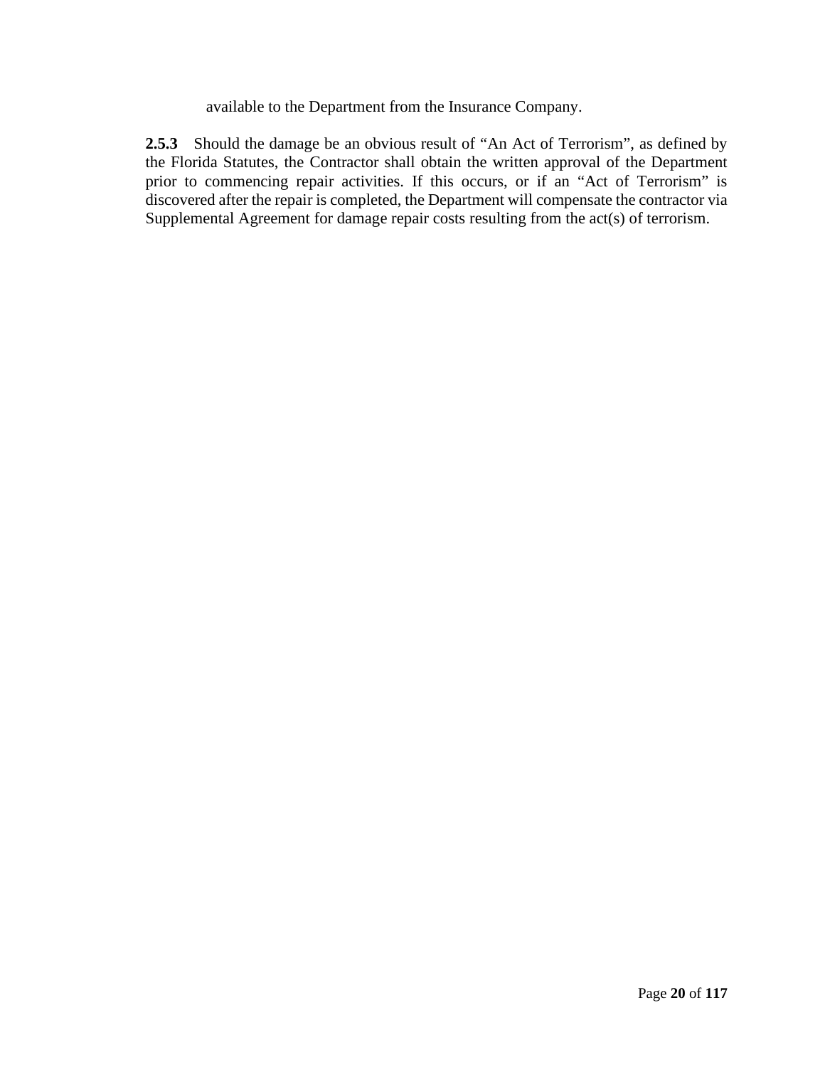available to the Department from the Insurance Company.

**2.5.3** Should the damage be an obvious result of “An Act of Terrorism”, as defined by the Florida Statutes, the Contractor shall obtain the written approval of the Department prior to commencing repair activities. If this occurs, or if an “Act of Terrorism” is discovered after the repair is completed, the Department will compensate the contractor via Supplemental Agreement for damage repair costs resulting from the act(s) of terrorism.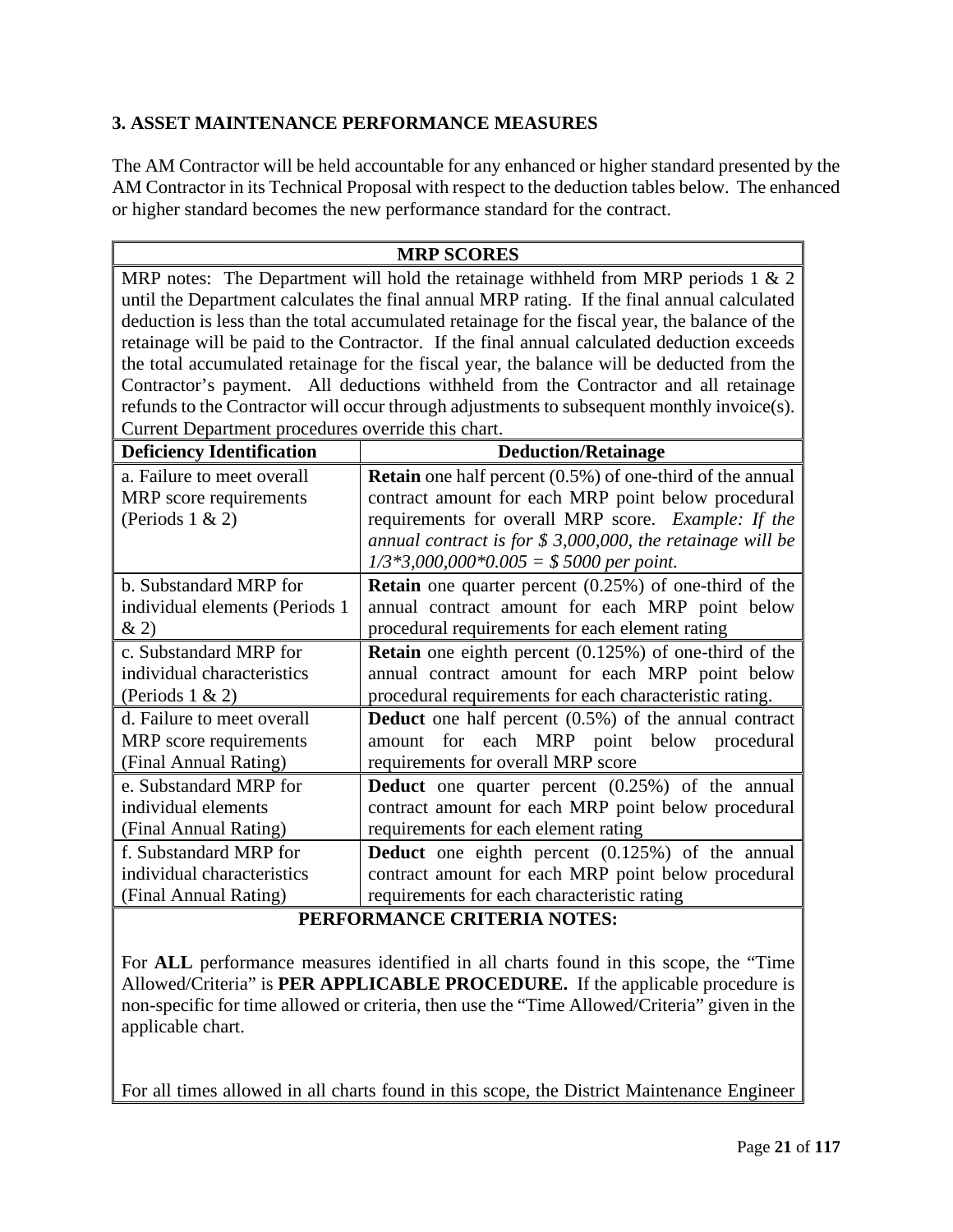## 3. ASSET MAINTENANCE PERFORMANCE MEASURES

The AM Contractor will be held accountable for any enhanced or higher standard presented by the AM Contractor in its Technical Proposal with respect to the deduction tables below. The enhanced or higher standard becomes the new performance standard for the contract.

| **MRP SCORES** | |
|---|---|
| MRP notes: The Department will hold the retainage withheld from MRP periods 1 & 2 until the Department calculates the final annual MRP rating. If the final annual calculated deduction is less than the total accumulated retainage for the fiscal year, the balance of the retainage will be paid to the Contractor. If the final annual calculated deduction exceeds the total accumulated retainage for the fiscal year, the balance will be deducted from the Contractor's payment. All deductions withheld from the Contractor and all retainage refunds to the Contractor will occur through adjustments to subsequent monthly invoice(s). Current Department procedures override this chart. | |
| **Deficiency Identification** | **Deduction/Retainage** |
| a. Failure to meet overall MRP score requirements (Periods 1 & 2) | **Retain** one half percent (0.5%) of one-third of the annual contract amount for each MRP point below procedural requirements for overall MRP score. *Example: If the annual contract is for $ 3,000,000, the retainage will be 1/3*3,000,000*0.005 = $ 5000 per point.* |
| b. Substandard MRP for individual elements (Periods 1 & 2) | **Retain** one quarter percent (0.25%) of one-third of the annual contract amount for each MRP point below procedural requirements for each element rating |
| c. Substandard MRP for individual characteristics (Periods 1 & 2) | **Retain** one eighth percent (0.125%) of one-third of the annual contract amount for each MRP point below procedural requirements for each characteristic rating. |
| d. Failure to meet overall MRP score requirements (Final Annual Rating) | **Deduct** one half percent (0.5%) of the annual contract amount for each MRP point below procedural requirements for overall MRP score |
| e. Substandard MRP for individual elements (Final Annual Rating) | **Deduct** one quarter percent (0.25%) of the annual contract amount for each MRP point below procedural requirements for each element rating |
| f. Substandard MRP for individual characteristics (Final Annual Rating) | **Deduct** one eighth percent (0.125%) of the annual contract amount for each MRP point below procedural requirements for each characteristic rating |

**PERFORMANCE CRITERIA NOTES:**

For **ALL** performance measures identified in all charts found in this scope, the "Time Allowed/Criteria" is **PER APPLICABLE PROCEDURE.** If the applicable procedure is non-specific for time allowed or criteria, then use the "Time Allowed/Criteria" given in the applicable chart.

For all times allowed in all charts found in this scope, the District Maintenance Engineer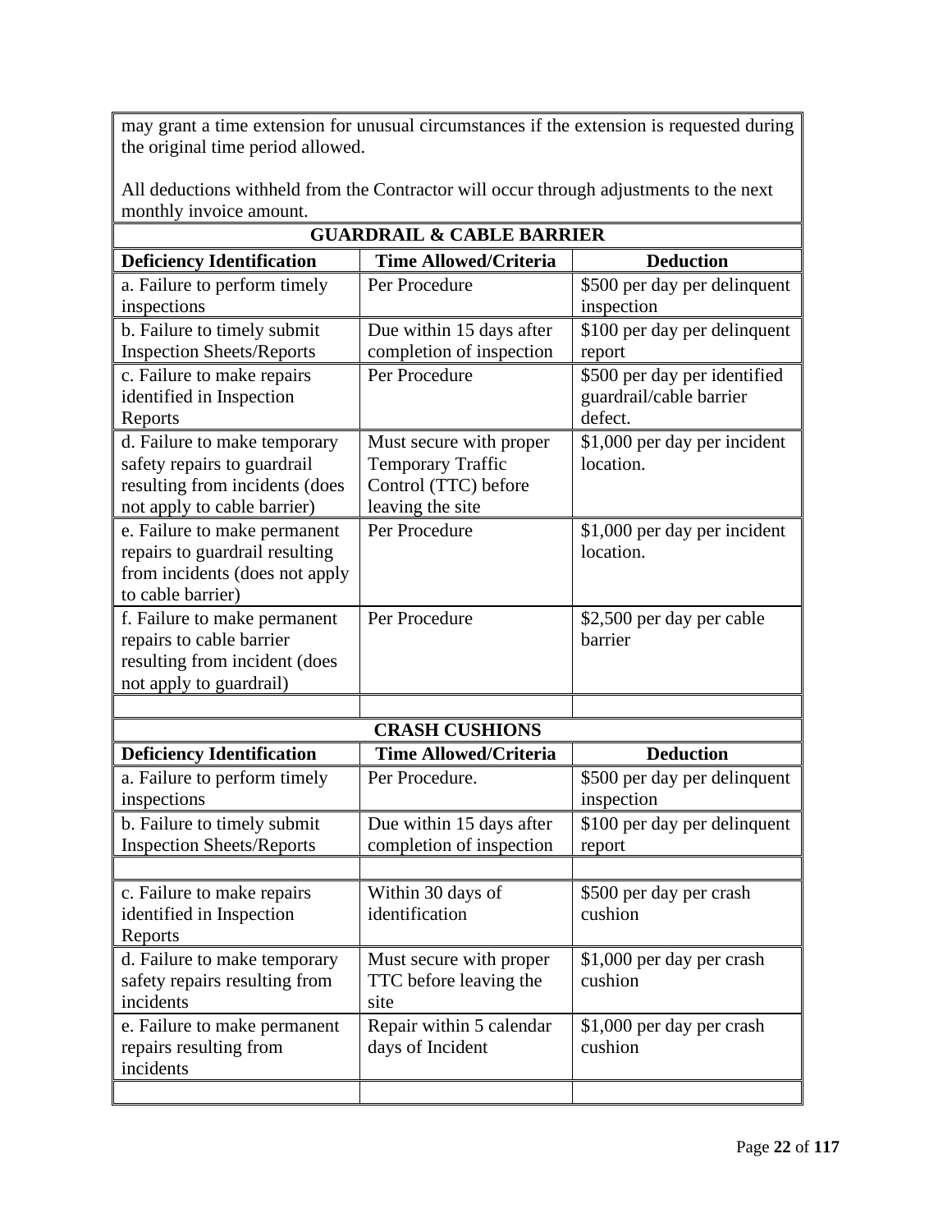may grant a time extension for unusual circumstances if the extension is requested during the original time period allowed.

All deductions withheld from the Contractor will occur through adjustments to the next monthly invoice amount.

| GUARDRAIL & CABLE BARRIER | | |
|---|---|---|
| **Deficiency Identification** | **Time Allowed/Criteria** | **Deduction** |
| a. Failure to perform timely inspections | Per Procedure | $500 per day per delinquent inspection |
| b. Failure to timely submit Inspection Sheets/Reports | Due within 15 days after completion of inspection | $100 per day per delinquent report |
| c. Failure to make repairs identified in Inspection Reports | Per Procedure | $500 per day per identified guardrail/cable barrier defect. |
| d. Failure to make temporary safety repairs to guardrail resulting from incidents (does not apply to cable barrier) | Must secure with proper Temporary Traffic Control (TTC) before leaving the site | $1,000 per day per incident location. |
| e. Failure to make permanent repairs to guardrail resulting from incidents (does not apply to cable barrier) | Per Procedure | $1,000 per day per incident location. |
| f. Failure to make permanent repairs to cable barrier resulting from incident (does not apply to guardrail) | Per Procedure | $2,500 per day per cable barrier |
| | | |

| CRASH CUSHIONS | | |
|---|---|---|
| **Deficiency Identification** | **Time Allowed/Criteria** | **Deduction** |
| a. Failure to perform timely inspections | Per Procedure. | $500 per day per delinquent inspection |
| b. Failure to timely submit Inspection Sheets/Reports | Due within 15 days after completion of inspection | $100 per day per delinquent report |
| | | |
| c. Failure to make repairs identified in Inspection Reports | Within 30 days of identification | $500 per day per crash cushion |
| d. Failure to make temporary safety repairs resulting from incidents | Must secure with proper TTC before leaving the site | $1,000 per day per crash cushion |
| e. Failure to make permanent repairs resulting from incidents | Repair within 5 calendar days of Incident | $1,000 per day per crash cushion |
| | | |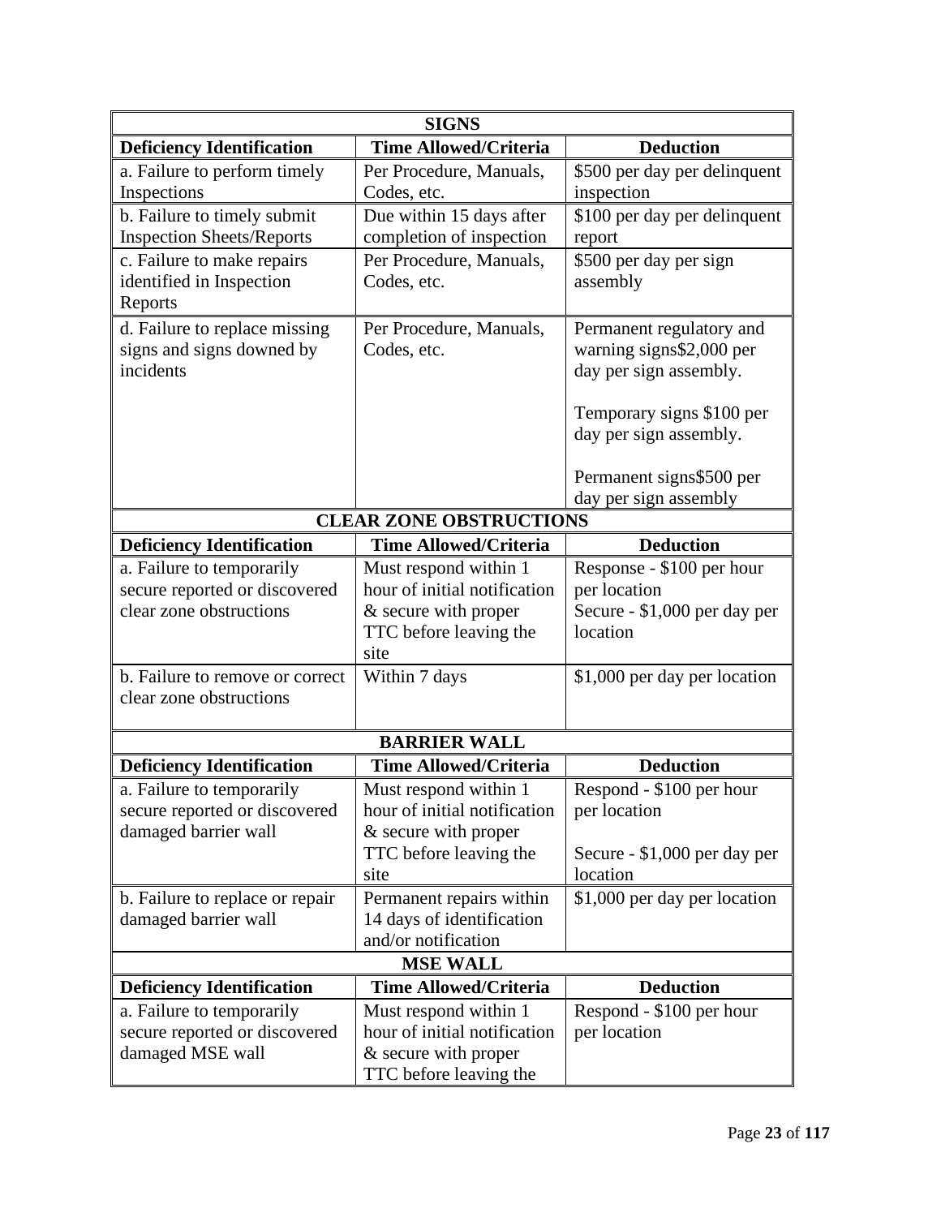| SIGNS | | |
|---|---|---|
| **Deficiency Identification** | **Time Allowed/Criteria** | **Deduction** |
| a. Failure to perform timely Inspections | Per Procedure, Manuals, Codes, etc. | $500 per day per delinquent inspection |
| b. Failure to timely submit Inspection Sheets/Reports | Due within 15 days after completion of inspection | $100 per day per delinquent report |
| c. Failure to make repairs identified in Inspection Reports | Per Procedure, Manuals, Codes, etc. | $500 per day per sign assembly |
| d. Failure to replace missing signs and signs downed by incidents | Per Procedure, Manuals, Codes, etc. | Permanent regulatory and warning signs$2,000 per day per sign assembly.<br><br>Temporary signs $100 per day per sign assembly.<br><br>Permanent signs$500 per day per sign assembly |

| CLEAR ZONE OBSTRUCTIONS | | |
|---|---|---|
| **Deficiency Identification** | **Time Allowed/Criteria** | **Deduction** |
| a. Failure to temporarily secure reported or discovered clear zone obstructions | Must respond within 1 hour of initial notification & secure with proper TTC before leaving the site | Response - $100 per hour per location<br>Secure - $1,000 per day per location |
| b. Failure to remove or correct clear zone obstructions | Within 7 days | $1,000 per day per location |

| BARRIER WALL | | |
|---|---|---|
| **Deficiency Identification** | **Time Allowed/Criteria** | **Deduction** |
| a. Failure to temporarily secure reported or discovered damaged barrier wall | Must respond within 1 hour of initial notification & secure with proper TTC before leaving the site | Respond - $100 per hour per location<br><br>Secure - $1,000 per day per location |
| b. Failure to replace or repair damaged barrier wall | Permanent repairs within 14 days of identification and/or notification | $1,000 per day per location |

| MSE WALL | | |
|---|---|---|
| **Deficiency Identification** | **Time Allowed/Criteria** | **Deduction** |
| a. Failure to temporarily secure reported or discovered damaged MSE wall | Must respond within 1 hour of initial notification & secure with proper TTC before leaving the | Respond - $100 per hour per location |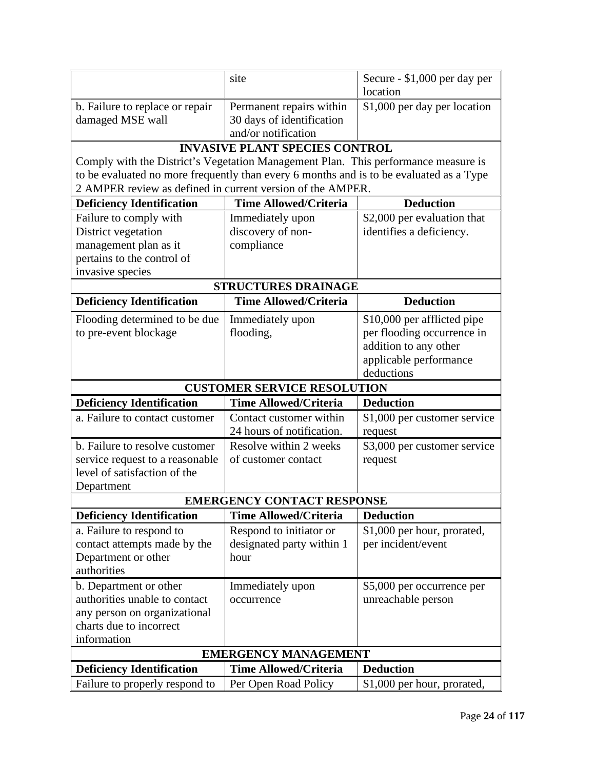| | | |
|---|---|---|
| | site | Secure - $1,000 per day per location |
| b. Failure to replace or repair damaged MSE wall | Permanent repairs within 30 days of identification and/or notification | $1,000 per day per location |
| **INVASIVE PLANT SPECIES CONTROL** | | |
| Comply with the District's Vegetation Management Plan. This performance measure is to be evaluated no more frequently than every 6 months and is to be evaluated as a Type 2 AMPER review as defined in current version of the AMPER. | | |
| **Deficiency Identification** | **Time Allowed/Criteria** | **Deduction** |
| Failure to comply with District vegetation management plan as it pertains to the control of invasive species | Immediately upon discovery of non-compliance | $2,000 per evaluation that identifies a deficiency. |
| **STRUCTURES DRAINAGE** | | |
| **Deficiency Identification** | **Time Allowed/Criteria** | **Deduction** |
| Flooding determined to be due to pre-event blockage | Immediately upon flooding, | $10,000 per afflicted pipe per flooding occurrence in addition to any other applicable performance deductions |
| **CUSTOMER SERVICE RESOLUTION** | | |
| **Deficiency Identification** | **Time Allowed/Criteria** | **Deduction** |
| a. Failure to contact customer | Contact customer within 24 hours of notification. | $1,000 per customer service request |
| b. Failure to resolve customer service request to a reasonable level of satisfaction of the Department | Resolve within 2 weeks of customer contact | $3,000 per customer service request |
| **EMERGENCY CONTACT RESPONSE** | | |
| **Deficiency Identification** | **Time Allowed/Criteria** | **Deduction** |
| a. Failure to respond to contact attempts made by the Department or other authorities | Respond to initiator or designated party within 1 hour | $1,000 per hour, prorated, per incident/event |
| b. Department or other authorities unable to contact any person on organizational charts due to incorrect information | Immediately upon occurrence | $5,000 per occurrence per unreachable person |
| **EMERGENCY MANAGEMENT** | | |
| **Deficiency Identification** | **Time Allowed/Criteria** | **Deduction** |
| Failure to properly respond to | Per Open Road Policy | $1,000 per hour, prorated, |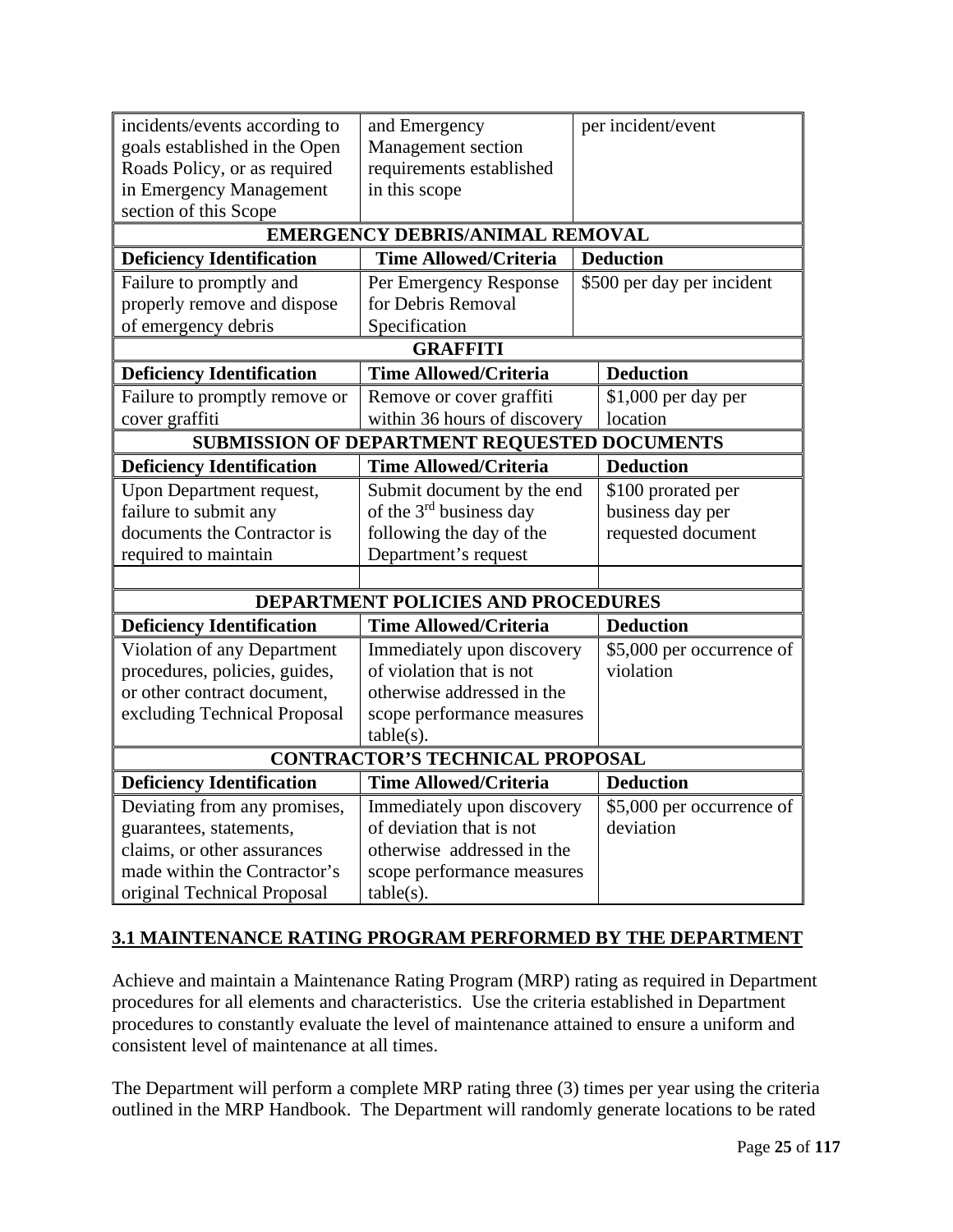| | | |
|---|---|---|
| incidents/events according to goals established in the Open Roads Policy, or as required in Emergency Management section of this Scope | and Emergency Management section requirements established in this scope | per incident/event |
| **EMERGENCY DEBRIS/ANIMAL REMOVAL** | | |
| **Deficiency Identification** | **Time Allowed/Criteria** | **Deduction** |
| Failure to promptly and properly remove and dispose of emergency debris | Per Emergency Response for Debris Removal Specification | $500 per day per incident |
| **GRAFFITI** | | |
| **Deficiency Identification** | **Time Allowed/Criteria** | **Deduction** |
| Failure to promptly remove or cover graffiti | Remove or cover graffiti within 36 hours of discovery | $1,000 per day per location |
| **SUBMISSION OF DEPARTMENT REQUESTED DOCUMENTS** | | |
| **Deficiency Identification** | **Time Allowed/Criteria** | **Deduction** |
| Upon Department request, failure to submit any documents the Contractor is required to maintain | Submit document by the end of the 3rd business day following the day of the Department's request | $100 prorated per business day per requested document |
| | | |
| **DEPARTMENT POLICIES AND PROCEDURES** | | |
| **Deficiency Identification** | **Time Allowed/Criteria** | **Deduction** |
| Violation of any Department procedures, policies, guides, or other contract document, excluding Technical Proposal | Immediately upon discovery of violation that is not otherwise addressed in the scope performance measures table(s). | $5,000 per occurrence of violation |
| **CONTRACTOR'S TECHNICAL PROPOSAL** | | |
| **Deficiency Identification** | **Time Allowed/Criteria** | **Deduction** |
| Deviating from any promises, guarantees, statements, claims, or other assurances made within the Contractor's original Technical Proposal | Immediately upon discovery of deviation that is not otherwise addressed in the scope performance measures table(s). | $5,000 per occurrence of deviation |

## 3.1 MAINTENANCE RATING PROGRAM PERFORMED BY THE DEPARTMENT

Achieve and maintain a Maintenance Rating Program (MRP) rating as required in Department procedures for all elements and characteristics. Use the criteria established in Department procedures to constantly evaluate the level of maintenance attained to ensure a uniform and consistent level of maintenance at all times.

The Department will perform a complete MRP rating three (3) times per year using the criteria outlined in the MRP Handbook. The Department will randomly generate locations to be rated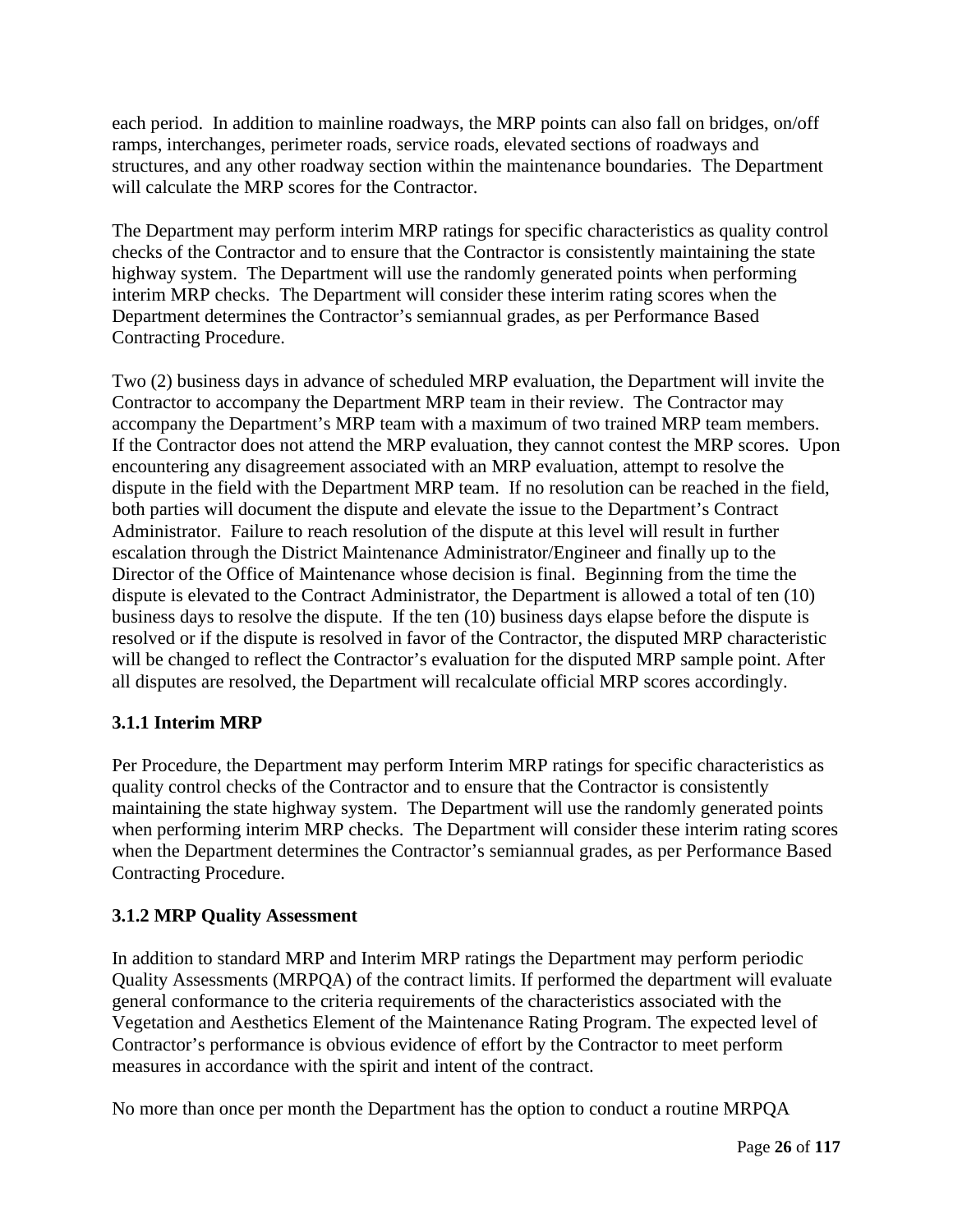each period. In addition to mainline roadways, the MRP points can also fall on bridges, on/off ramps, interchanges, perimeter roads, service roads, elevated sections of roadways and structures, and any other roadway section within the maintenance boundaries. The Department will calculate the MRP scores for the Contractor.

The Department may perform interim MRP ratings for specific characteristics as quality control checks of the Contractor and to ensure that the Contractor is consistently maintaining the state highway system. The Department will use the randomly generated points when performing interim MRP checks. The Department will consider these interim rating scores when the Department determines the Contractor's semiannual grades, as per Performance Based Contracting Procedure.

Two (2) business days in advance of scheduled MRP evaluation, the Department will invite the Contractor to accompany the Department MRP team in their review. The Contractor may accompany the Department's MRP team with a maximum of two trained MRP team members. If the Contractor does not attend the MRP evaluation, they cannot contest the MRP scores. Upon encountering any disagreement associated with an MRP evaluation, attempt to resolve the dispute in the field with the Department MRP team. If no resolution can be reached in the field, both parties will document the dispute and elevate the issue to the Department's Contract Administrator. Failure to reach resolution of the dispute at this level will result in further escalation through the District Maintenance Administrator/Engineer and finally up to the Director of the Office of Maintenance whose decision is final. Beginning from the time the dispute is elevated to the Contract Administrator, the Department is allowed a total of ten (10) business days to resolve the dispute. If the ten (10) business days elapse before the dispute is resolved or if the dispute is resolved in favor of the Contractor, the disputed MRP characteristic will be changed to reflect the Contractor's evaluation for the disputed MRP sample point. After all disputes are resolved, the Department will recalculate official MRP scores accordingly.

### 3.1.1 Interim MRP

Per Procedure, the Department may perform Interim MRP ratings for specific characteristics as quality control checks of the Contractor and to ensure that the Contractor is consistently maintaining the state highway system. The Department will use the randomly generated points when performing interim MRP checks. The Department will consider these interim rating scores when the Department determines the Contractor's semiannual grades, as per Performance Based Contracting Procedure.

### 3.1.2 MRP Quality Assessment

In addition to standard MRP and Interim MRP ratings the Department may perform periodic Quality Assessments (MRPQA) of the contract limits. If performed the department will evaluate general conformance to the criteria requirements of the characteristics associated with the Vegetation and Aesthetics Element of the Maintenance Rating Program. The expected level of Contractor's performance is obvious evidence of effort by the Contractor to meet perform measures in accordance with the spirit and intent of the contract.

No more than once per month the Department has the option to conduct a routine MRPQA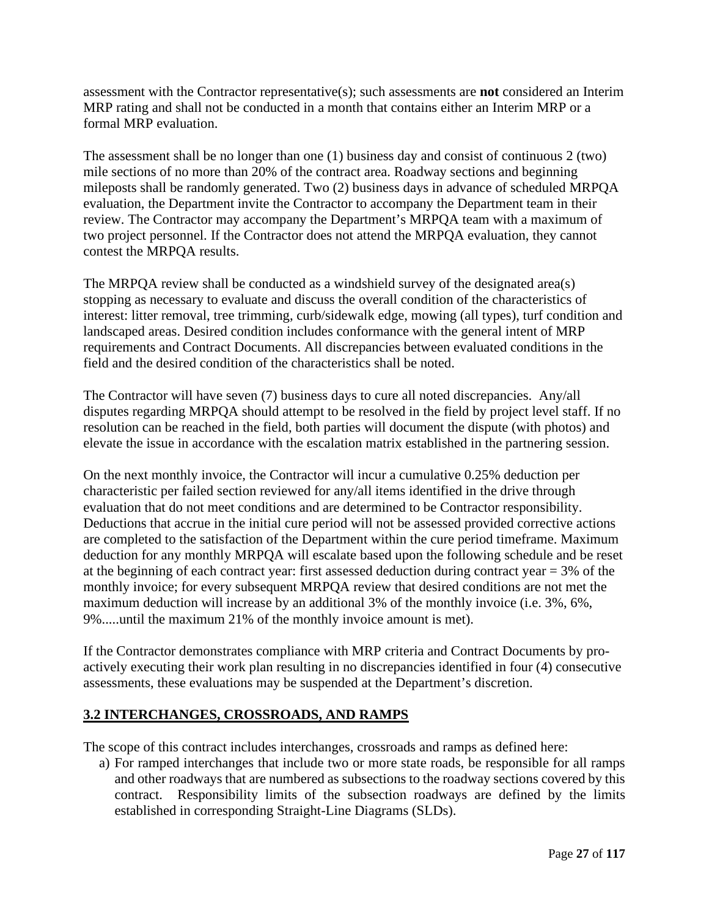assessment with the Contractor representative(s); such assessments are **not** considered an Interim MRP rating and shall not be conducted in a month that contains either an Interim MRP or a formal MRP evaluation.

The assessment shall be no longer than one (1) business day and consist of continuous 2 (two) mile sections of no more than 20% of the contract area. Roadway sections and beginning mileposts shall be randomly generated. Two (2) business days in advance of scheduled MRPQA evaluation, the Department invite the Contractor to accompany the Department team in their review. The Contractor may accompany the Department's MRPQA team with a maximum of two project personnel. If the Contractor does not attend the MRPQA evaluation, they cannot contest the MRPQA results.

The MRPQA review shall be conducted as a windshield survey of the designated area(s) stopping as necessary to evaluate and discuss the overall condition of the characteristics of interest: litter removal, tree trimming, curb/sidewalk edge, mowing (all types), turf condition and landscaped areas. Desired condition includes conformance with the general intent of MRP requirements and Contract Documents. All discrepancies between evaluated conditions in the field and the desired condition of the characteristics shall be noted.

The Contractor will have seven (7) business days to cure all noted discrepancies. Any/all disputes regarding MRPQA should attempt to be resolved in the field by project level staff. If no resolution can be reached in the field, both parties will document the dispute (with photos) and elevate the issue in accordance with the escalation matrix established in the partnering session.

On the next monthly invoice, the Contractor will incur a cumulative 0.25% deduction per characteristic per failed section reviewed for any/all items identified in the drive through evaluation that do not meet conditions and are determined to be Contractor responsibility. Deductions that accrue in the initial cure period will not be assessed provided corrective actions are completed to the satisfaction of the Department within the cure period timeframe. Maximum deduction for any monthly MRPQA will escalate based upon the following schedule and be reset at the beginning of each contract year: first assessed deduction during contract year = 3% of the monthly invoice; for every subsequent MRPQA review that desired conditions are not met the maximum deduction will increase by an additional 3% of the monthly invoice (i.e. 3%, 6%, 9%.....until the maximum 21% of the monthly invoice amount is met).

If the Contractor demonstrates compliance with MRP criteria and Contract Documents by pro-actively executing their work plan resulting in no discrepancies identified in four (4) consecutive assessments, these evaluations may be suspended at the Department's discretion.

## 3.2 INTERCHANGES, CROSSROADS, AND RAMPS

The scope of this contract includes interchanges, crossroads and ramps as defined here:

a) For ramped interchanges that include two or more state roads, be responsible for all ramps and other roadways that are numbered as subsections to the roadway sections covered by this contract. Responsibility limits of the subsection roadways are defined by the limits established in corresponding Straight-Line Diagrams (SLDs).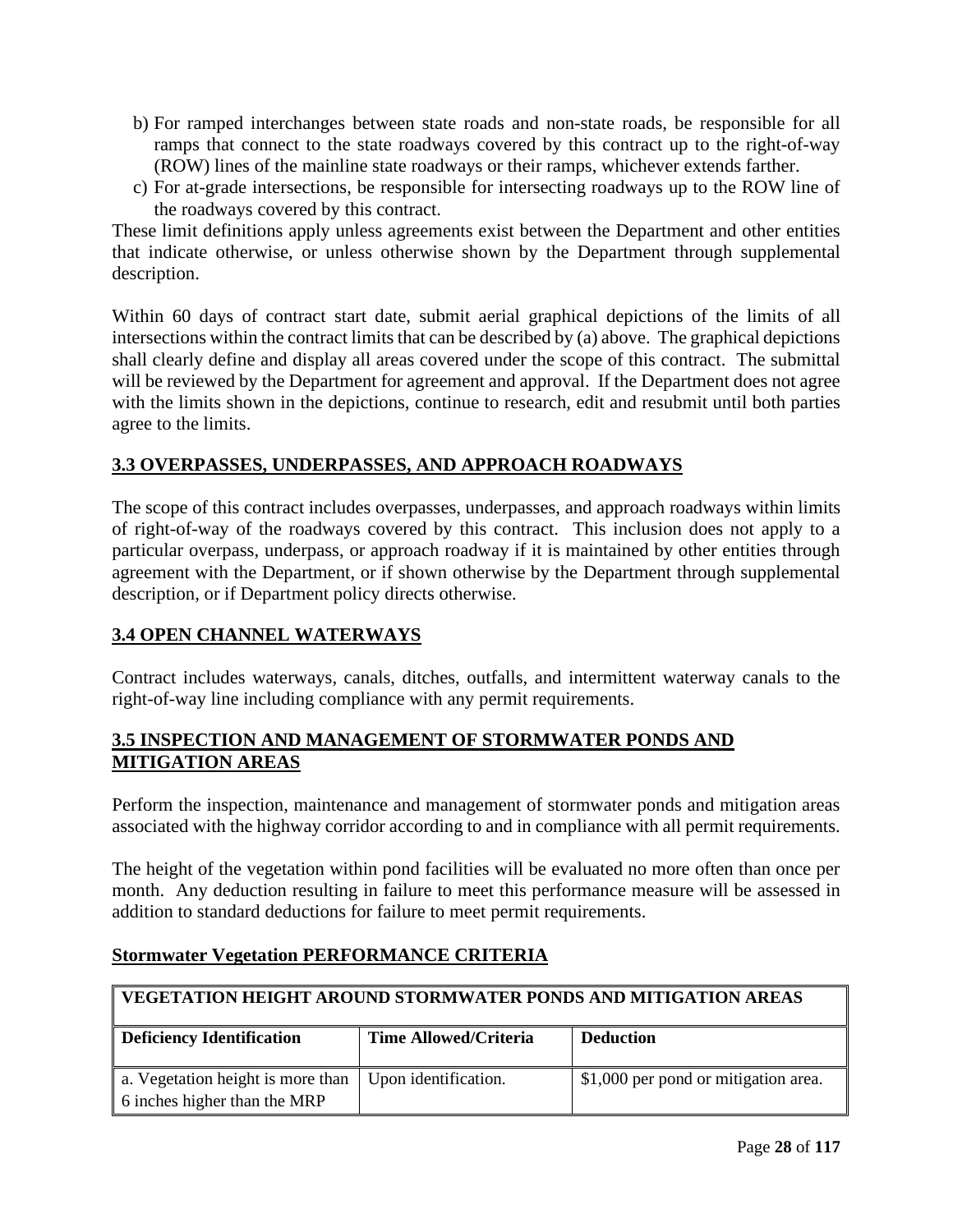b) For ramped interchanges between state roads and non-state roads, be responsible for all ramps that connect to the state roadways covered by this contract up to the right-of-way (ROW) lines of the mainline state roadways or their ramps, whichever extends farther.

c) For at-grade intersections, be responsible for intersecting roadways up to the ROW line of the roadways covered by this contract.

These limit definitions apply unless agreements exist between the Department and other entities that indicate otherwise, or unless otherwise shown by the Department through supplemental description.

Within 60 days of contract start date, submit aerial graphical depictions of the limits of all intersections within the contract limits that can be described by (a) above. The graphical depictions shall clearly define and display all areas covered under the scope of this contract. The submittal will be reviewed by the Department for agreement and approval. If the Department does not agree with the limits shown in the depictions, continue to research, edit and resubmit until both parties agree to the limits.

## 3.3 OVERPASSES, UNDERPASSES, AND APPROACH ROADWAYS

The scope of this contract includes overpasses, underpasses, and approach roadways within limits of right-of-way of the roadways covered by this contract. This inclusion does not apply to a particular overpass, underpass, or approach roadway if it is maintained by other entities through agreement with the Department, or if shown otherwise by the Department through supplemental description, or if Department policy directs otherwise.

## 3.4 OPEN CHANNEL WATERWAYS

Contract includes waterways, canals, ditches, outfalls, and intermittent waterway canals to the right-of-way line including compliance with any permit requirements.

## 3.5 INSPECTION AND MANAGEMENT OF STORMWATER PONDS AND MITIGATION AREAS

Perform the inspection, maintenance and management of stormwater ponds and mitigation areas associated with the highway corridor according to and in compliance with all permit requirements.

The height of the vegetation within pond facilities will be evaluated no more often than once per month. Any deduction resulting in failure to meet this performance measure will be assessed in addition to standard deductions for failure to meet permit requirements.

### Stormwater Vegetation PERFORMANCE CRITERIA

| VEGETATION HEIGHT AROUND STORMWATER PONDS AND MITIGATION AREAS | | |
|---|---|---|
| **Deficiency Identification** | **Time Allowed/Criteria** | **Deduction** |
| a. Vegetation height is more than 6 inches higher than the MRP | Upon identification. | $1,000 per pond or mitigation area. |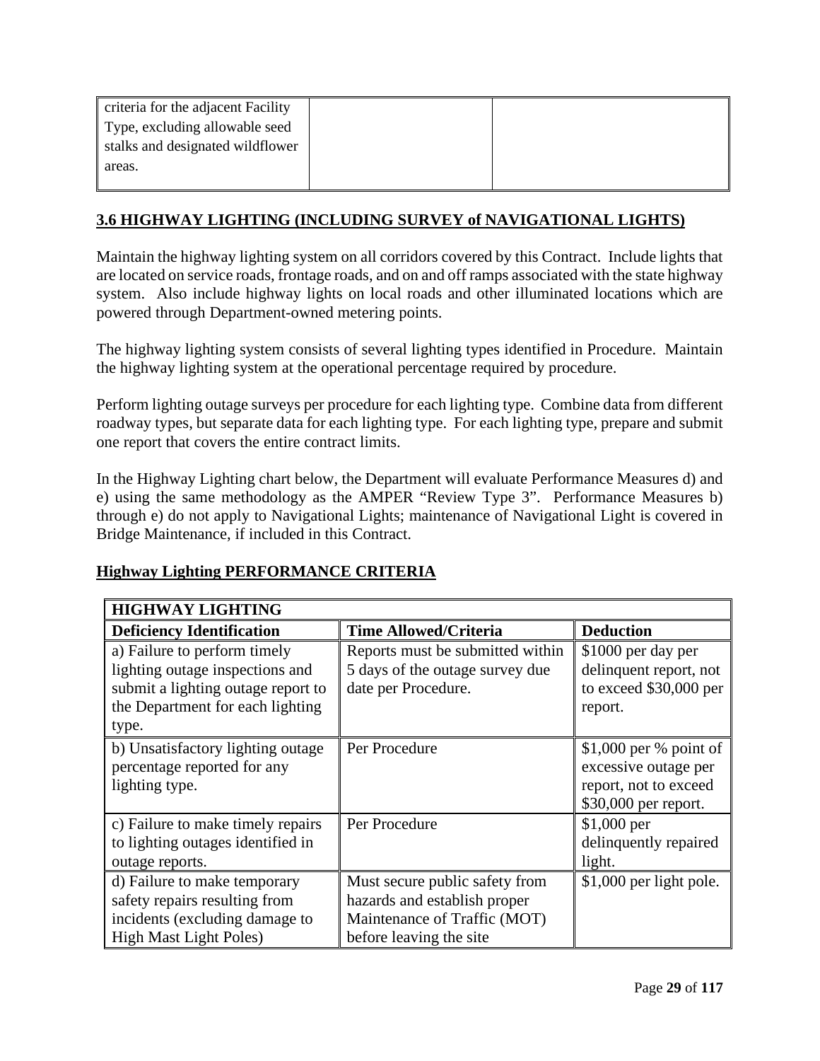| criteria for the adjacent Facility Type, excluding allowable seed stalks and designated wildflower areas. | | |
|---|---|---|

## 3.6 HIGHWAY LIGHTING (INCLUDING SURVEY of NAVIGATIONAL LIGHTS)

Maintain the highway lighting system on all corridors covered by this Contract. Include lights that are located on service roads, frontage roads, and on and off ramps associated with the state highway system. Also include highway lights on local roads and other illuminated locations which are powered through Department-owned metering points.

The highway lighting system consists of several lighting types identified in Procedure. Maintain the highway lighting system at the operational percentage required by procedure.

Perform lighting outage surveys per procedure for each lighting type. Combine data from different roadway types, but separate data for each lighting type. For each lighting type, prepare and submit one report that covers the entire contract limits.

In the Highway Lighting chart below, the Department will evaluate Performance Measures d) and e) using the same methodology as the AMPER "Review Type 3". Performance Measures b) through e) do not apply to Navigational Lights; maintenance of Navigational Light is covered in Bridge Maintenance, if included in this Contract.

**Highway Lighting PERFORMANCE CRITERIA**

| **HIGHWAY LIGHTING** | | |
|---|---|---|
| **Deficiency Identification** | **Time Allowed/Criteria** | **Deduction** |
| a) Failure to perform timely lighting outage inspections and submit a lighting outage report to the Department for each lighting type. | Reports must be submitted within 5 days of the outage survey due date per Procedure. | $1000 per day per delinquent report, not to exceed $30,000 per report. |
| b) Unsatisfactory lighting outage percentage reported for any lighting type. | Per Procedure | $1,000 per % point of excessive outage per report, not to exceed $30,000 per report. |
| c) Failure to make timely repairs to lighting outages identified in outage reports. | Per Procedure | $1,000 per delinquently repaired light. |
| d) Failure to make temporary safety repairs resulting from incidents (excluding damage to High Mast Light Poles) | Must secure public safety from hazards and establish proper Maintenance of Traffic (MOT) before leaving the site | $1,000 per light pole. |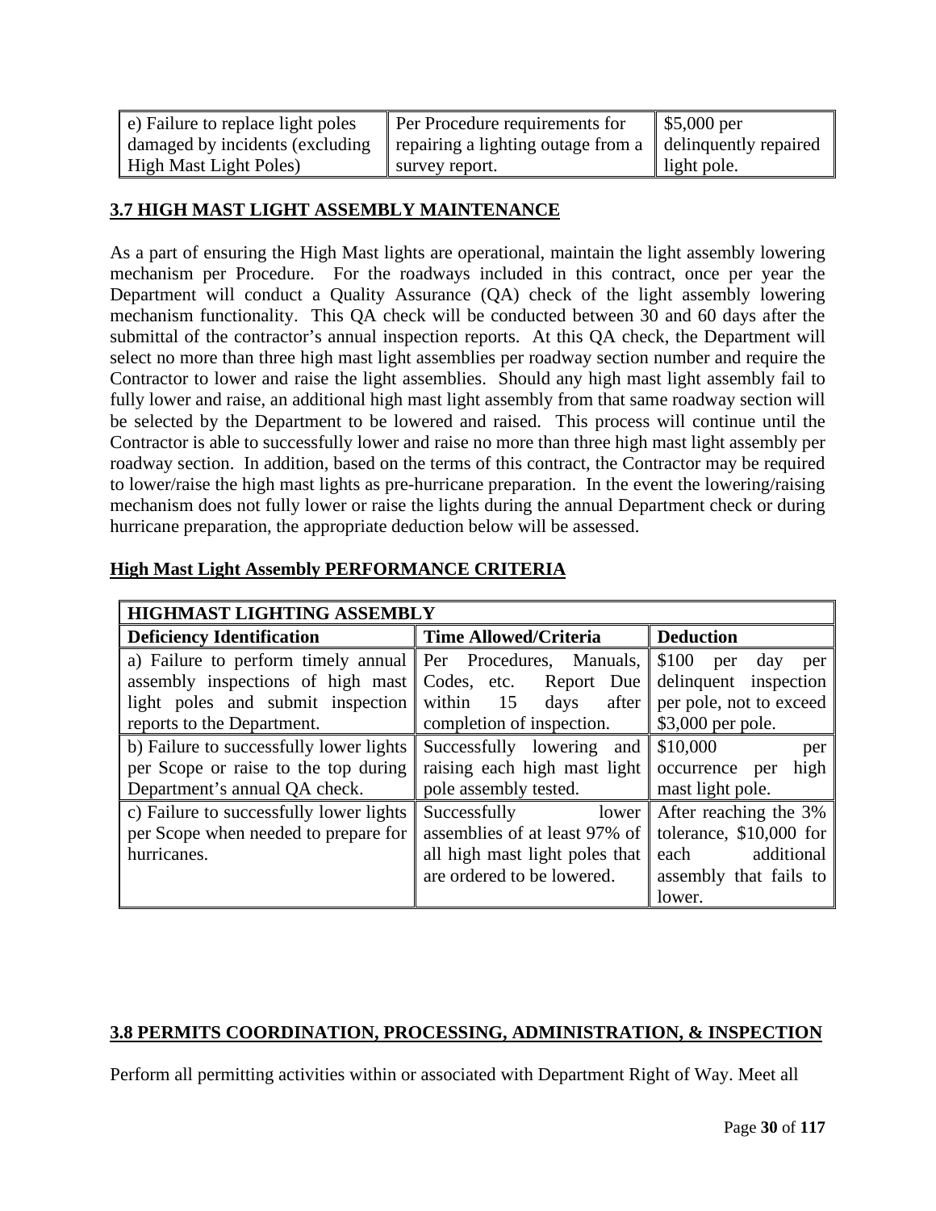| e) Failure to replace light poles damaged by incidents (excluding High Mast Light Poles) | Per Procedure requirements for repairing a lighting outage from a survey report. | $5,000 per delinquently repaired light pole. |
|---|---|---|

## 3.7 HIGH MAST LIGHT ASSEMBLY MAINTENANCE

As a part of ensuring the High Mast lights are operational, maintain the light assembly lowering mechanism per Procedure. For the roadways included in this contract, once per year the Department will conduct a Quality Assurance (QA) check of the light assembly lowering mechanism functionality. This QA check will be conducted between 30 and 60 days after the submittal of the contractor's annual inspection reports. At this QA check, the Department will select no more than three high mast light assemblies per roadway section number and require the Contractor to lower and raise the light assemblies. Should any high mast light assembly fail to fully lower and raise, an additional high mast light assembly from that same roadway section will be selected by the Department to be lowered and raised. This process will continue until the Contractor is able to successfully lower and raise no more than three high mast light assembly per roadway section. In addition, based on the terms of this contract, the Contractor may be required to lower/raise the high mast lights as pre-hurricane preparation. In the event the lowering/raising mechanism does not fully lower or raise the lights during the annual Department check or during hurricane preparation, the appropriate deduction below will be assessed.

**High Mast Light Assembly PERFORMANCE CRITERIA**

| HIGHMAST LIGHTING ASSEMBLY | | |
|---|---|---|
| **Deficiency Identification** | **Time Allowed/Criteria** | **Deduction** |
| a) Failure to perform timely annual assembly inspections of high mast light poles and submit inspection reports to the Department. | Per Procedures, Manuals, Codes, etc. Report Due within 15 days after completion of inspection. | $100 per day per delinquent inspection per pole, not to exceed $3,000 per pole. |
| b) Failure to successfully lower lights per Scope or raise to the top during Department's annual QA check. | Successfully lowering and raising each high mast light pole assembly tested. | $10,000 per occurrence per high mast light pole. |
| c) Failure to successfully lower lights per Scope when needed to prepare for hurricanes. | Successfully lower assemblies of at least 97% of all high mast light poles that are ordered to be lowered. | After reaching the 3% tolerance, $10,000 for each additional assembly that fails to lower. |

## 3.8 PERMITS COORDINATION, PROCESSING, ADMINISTRATION, & INSPECTION

Perform all permitting activities within or associated with Department Right of Way. Meet all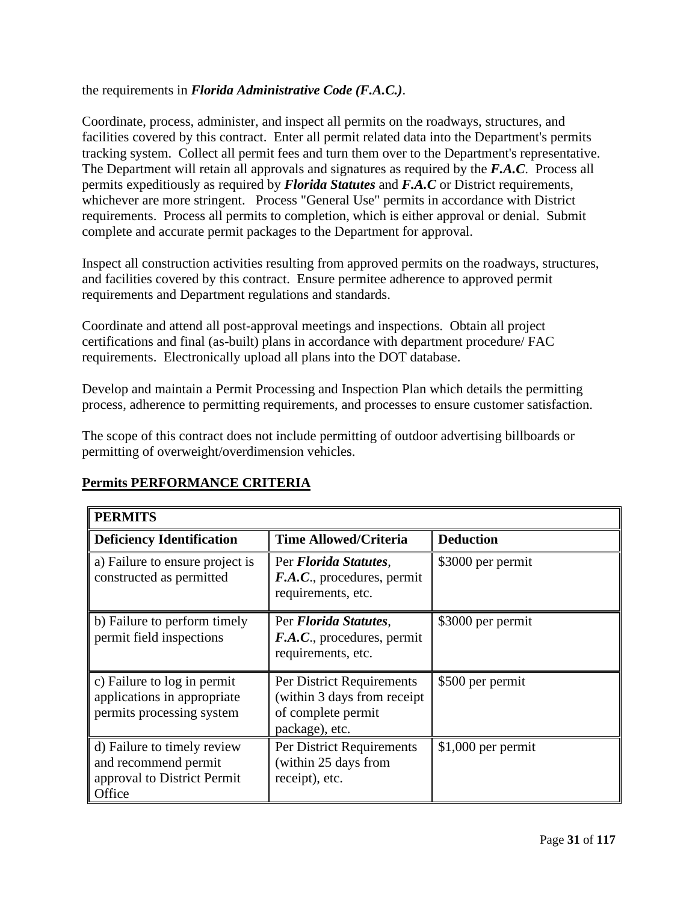the requirements in ***Florida Administrative Code (F.A.C.)***.

Coordinate, process, administer, and inspect all permits on the roadways, structures, and facilities covered by this contract. Enter all permit related data into the Department's permits tracking system. Collect all permit fees and turn them over to the Department's representative. The Department will retain all approvals and signatures as required by the ***F.A.C***. Process all permits expeditiously as required by ***Florida Statutes*** and ***F.A.C*** or District requirements, whichever are more stringent. Process "General Use" permits in accordance with District requirements. Process all permits to completion, which is either approval or denial. Submit complete and accurate permit packages to the Department for approval.

Inspect all construction activities resulting from approved permits on the roadways, structures, and facilities covered by this contract. Ensure permitee adherence to approved permit requirements and Department regulations and standards.

Coordinate and attend all post-approval meetings and inspections. Obtain all project certifications and final (as-built) plans in accordance with department procedure/ FAC requirements. Electronically upload all plans into the DOT database.

Develop and maintain a Permit Processing and Inspection Plan which details the permitting process, adherence to permitting requirements, and processes to ensure customer satisfaction.

The scope of this contract does not include permitting of outdoor advertising billboards or permitting of overweight/overdimension vehicles.

**Permits PERFORMANCE CRITERIA**

| **PERMITS** | | |
|---|---|---|
| **Deficiency Identification** | **Time Allowed/Criteria** | **Deduction** |
| a) Failure to ensure project is constructed as permitted | Per ***Florida Statutes***, ***F.A.C***., procedures, permit requirements, etc. | $3000 per permit |
| b) Failure to perform timely permit field inspections | Per ***Florida Statutes***, ***F.A.C***., procedures, permit requirements, etc. | $3000 per permit |
| c) Failure to log in permit applications in appropriate permits processing system | Per District Requirements (within 3 days from receipt of complete permit package), etc. | $500 per permit |
| d) Failure to timely review and recommend permit approval to District Permit Office | Per District Requirements (within 25 days from receipt), etc. | $1,000 per permit |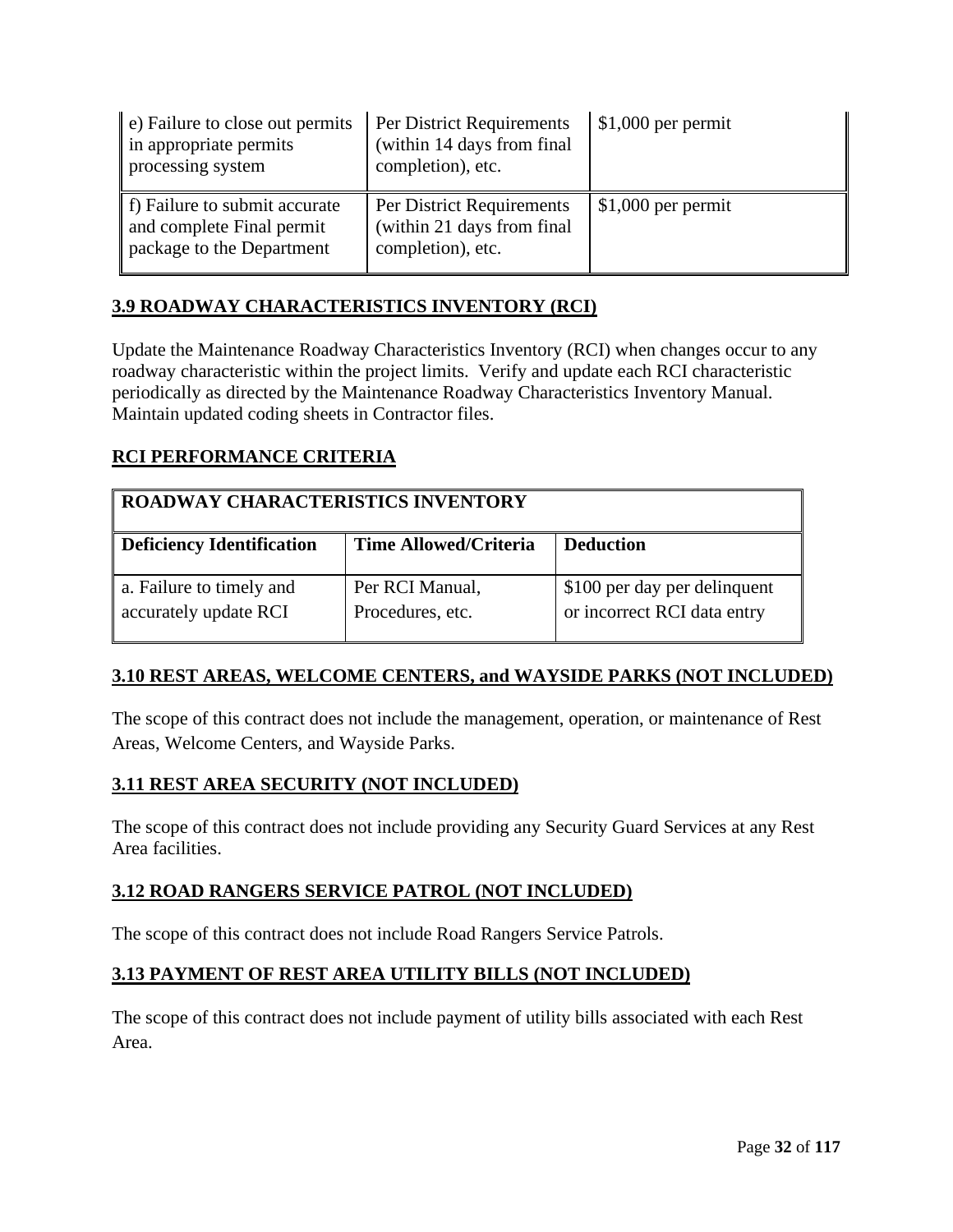| e) Failure to close out permits in appropriate permits processing system | Per District Requirements (within 14 days from final completion), etc. | $1,000 per permit |
|---|---|---|
| f) Failure to submit accurate and complete Final permit package to the Department | Per District Requirements (within 21 days from final completion), etc. | $1,000 per permit |

## 3.9 ROADWAY CHARACTERISTICS INVENTORY (RCI)

Update the Maintenance Roadway Characteristics Inventory (RCI) when changes occur to any roadway characteristic within the project limits. Verify and update each RCI characteristic periodically as directed by the Maintenance Roadway Characteristics Inventory Manual. Maintain updated coding sheets in Contractor files.

## RCI PERFORMANCE CRITERIA

| **ROADWAY CHARACTERISTICS INVENTORY** | | |
|---|---|---|
| **Deficiency Identification** | **Time Allowed/Criteria** | **Deduction** |
| a. Failure to timely and accurately update RCI | Per RCI Manual, Procedures, etc. | $100 per day per delinquent or incorrect RCI data entry |

## 3.10 REST AREAS, WELCOME CENTERS, and WAYSIDE PARKS (NOT INCLUDED)

The scope of this contract does not include the management, operation, or maintenance of Rest Areas, Welcome Centers, and Wayside Parks.

## 3.11 REST AREA SECURITY (NOT INCLUDED)

The scope of this contract does not include providing any Security Guard Services at any Rest Area facilities.

## 3.12 ROAD RANGERS SERVICE PATROL (NOT INCLUDED)

The scope of this contract does not include Road Rangers Service Patrols.

## 3.13 PAYMENT OF REST AREA UTILITY BILLS (NOT INCLUDED)

The scope of this contract does not include payment of utility bills associated with each Rest Area.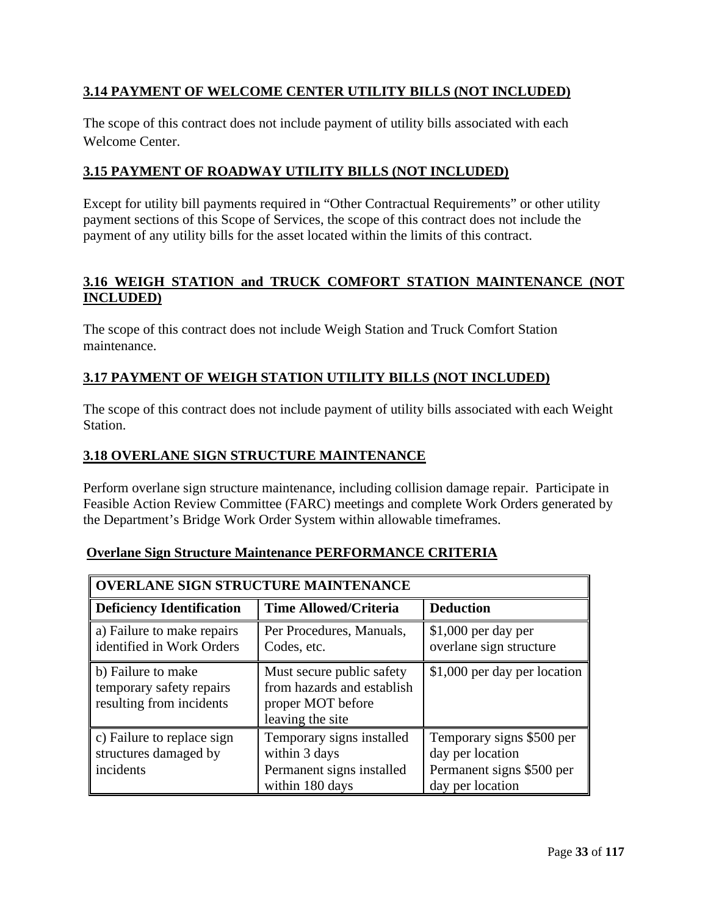### 3.14 PAYMENT OF WELCOME CENTER UTILITY BILLS (NOT INCLUDED)

The scope of this contract does not include payment of utility bills associated with each Welcome Center.

### 3.15 PAYMENT OF ROADWAY UTILITY BILLS (NOT INCLUDED)

Except for utility bill payments required in "Other Contractual Requirements" or other utility payment sections of this Scope of Services, the scope of this contract does not include the payment of any utility bills for the asset located within the limits of this contract.

### 3.16 WEIGH STATION and TRUCK COMFORT STATION MAINTENANCE (NOT INCLUDED)

The scope of this contract does not include Weigh Station and Truck Comfort Station maintenance.

### 3.17 PAYMENT OF WEIGH STATION UTILITY BILLS (NOT INCLUDED)

The scope of this contract does not include payment of utility bills associated with each Weight Station.

### 3.18 OVERLANE SIGN STRUCTURE MAINTENANCE

Perform overlane sign structure maintenance, including collision damage repair. Participate in Feasible Action Review Committee (FARC) meetings and complete Work Orders generated by the Department's Bridge Work Order System within allowable timeframes.

**Overlane Sign Structure Maintenance PERFORMANCE CRITERIA**

| OVERLANE SIGN STRUCTURE MAINTENANCE | | |
|---|---|---|
| **Deficiency Identification** | **Time Allowed/Criteria** | **Deduction** |
| a) Failure to make repairs identified in Work Orders | Per Procedures, Manuals, Codes, etc. | $1,000 per day per overlane sign structure |
| b) Failure to make temporary safety repairs resulting from incidents | Must secure public safety from hazards and establish proper MOT before leaving the site | $1,000 per day per location |
| c) Failure to replace sign structures damaged by incidents | Temporary signs installed within 3 days<br>Permanent signs installed within 180 days | Temporary signs $500 per day per location<br>Permanent signs $500 per day per location |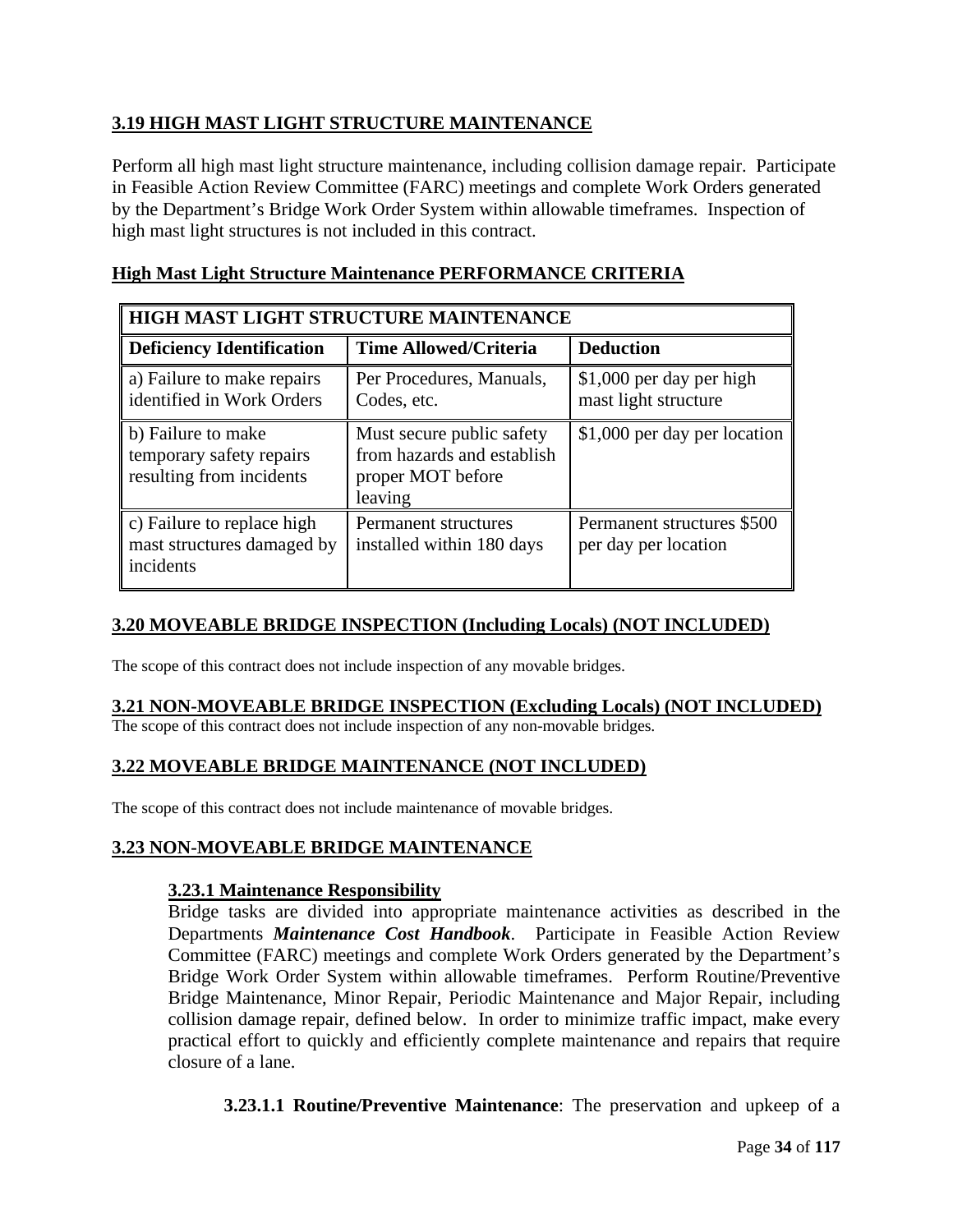## 3.19 HIGH MAST LIGHT STRUCTURE MAINTENANCE

Perform all high mast light structure maintenance, including collision damage repair. Participate in Feasible Action Review Committee (FARC) meetings and complete Work Orders generated by the Department's Bridge Work Order System within allowable timeframes. Inspection of high mast light structures is not included in this contract.

### High Mast Light Structure Maintenance PERFORMANCE CRITERIA

| HIGH MAST LIGHT STRUCTURE MAINTENANCE | | |
|---|---|---|
| **Deficiency Identification** | **Time Allowed/Criteria** | **Deduction** |
| a) Failure to make repairs identified in Work Orders | Per Procedures, Manuals, Codes, etc. | \$1,000 per day per high mast light structure |
| b) Failure to make temporary safety repairs resulting from incidents | Must secure public safety from hazards and establish proper MOT before leaving | \$1,000 per day per location |
| c) Failure to replace high mast structures damaged by incidents | Permanent structures installed within 180 days | Permanent structures \$500 per day per location |

## 3.20 MOVEABLE BRIDGE INSPECTION (Including Locals) (NOT INCLUDED)

The scope of this contract does not include inspection of any movable bridges.

## 3.21 NON-MOVEABLE BRIDGE INSPECTION (Excluding Locals) (NOT INCLUDED)

The scope of this contract does not include inspection of any non-movable bridges.

## 3.22 MOVEABLE BRIDGE MAINTENANCE (NOT INCLUDED)

The scope of this contract does not include maintenance of movable bridges.

## 3.23 NON-MOVEABLE BRIDGE MAINTENANCE

### 3.23.1 Maintenance Responsibility

Bridge tasks are divided into appropriate maintenance activities as described in the Departments ***Maintenance Cost Handbook***. Participate in Feasible Action Review Committee (FARC) meetings and complete Work Orders generated by the Department's Bridge Work Order System within allowable timeframes. Perform Routine/Preventive Bridge Maintenance, Minor Repair, Periodic Maintenance and Major Repair, including collision damage repair, defined below. In order to minimize traffic impact, make every practical effort to quickly and efficiently complete maintenance and repairs that require closure of a lane.

**3.23.1.1 Routine/Preventive Maintenance**: The preservation and upkeep of a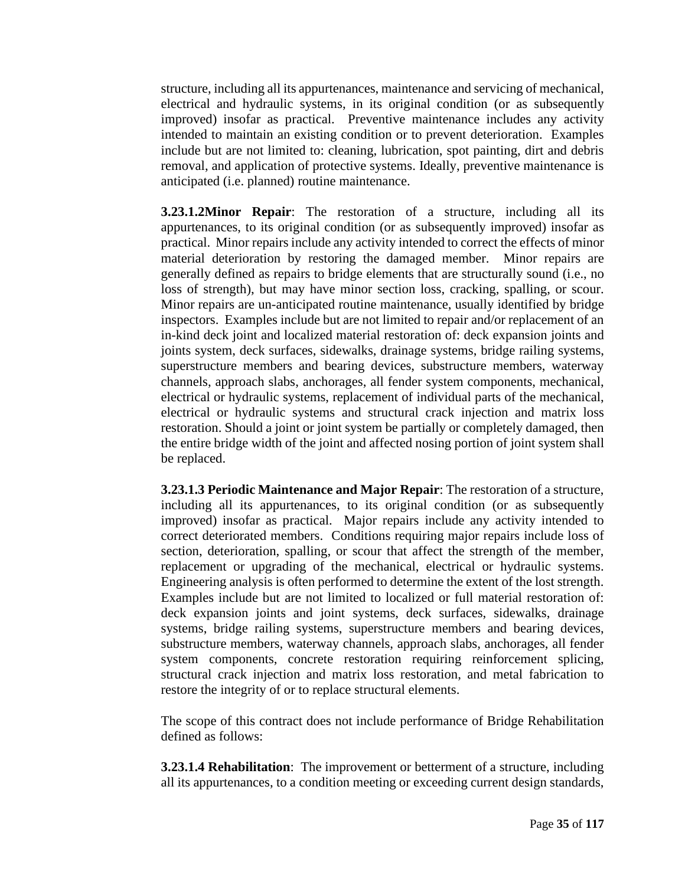structure, including all its appurtenances, maintenance and servicing of mechanical, electrical and hydraulic systems, in its original condition (or as subsequently improved) insofar as practical. Preventive maintenance includes any activity intended to maintain an existing condition or to prevent deterioration. Examples include but are not limited to: cleaning, lubrication, spot painting, dirt and debris removal, and application of protective systems. Ideally, preventive maintenance is anticipated (i.e. planned) routine maintenance.

**3.23.1.2Minor Repair**: The restoration of a structure, including all its appurtenances, to its original condition (or as subsequently improved) insofar as practical. Minor repairs include any activity intended to correct the effects of minor material deterioration by restoring the damaged member. Minor repairs are generally defined as repairs to bridge elements that are structurally sound (i.e., no loss of strength), but may have minor section loss, cracking, spalling, or scour. Minor repairs are un-anticipated routine maintenance, usually identified by bridge inspectors. Examples include but are not limited to repair and/or replacement of an in-kind deck joint and localized material restoration of: deck expansion joints and joints system, deck surfaces, sidewalks, drainage systems, bridge railing systems, superstructure members and bearing devices, substructure members, waterway channels, approach slabs, anchorages, all fender system components, mechanical, electrical or hydraulic systems, replacement of individual parts of the mechanical, electrical or hydraulic systems and structural crack injection and matrix loss restoration. Should a joint or joint system be partially or completely damaged, then the entire bridge width of the joint and affected nosing portion of joint system shall be replaced.

**3.23.1.3 Periodic Maintenance and Major Repair**: The restoration of a structure, including all its appurtenances, to its original condition (or as subsequently improved) insofar as practical. Major repairs include any activity intended to correct deteriorated members. Conditions requiring major repairs include loss of section, deterioration, spalling, or scour that affect the strength of the member, replacement or upgrading of the mechanical, electrical or hydraulic systems. Engineering analysis is often performed to determine the extent of the lost strength. Examples include but are not limited to localized or full material restoration of: deck expansion joints and joint systems, deck surfaces, sidewalks, drainage systems, bridge railing systems, superstructure members and bearing devices, substructure members, waterway channels, approach slabs, anchorages, all fender system components, concrete restoration requiring reinforcement splicing, structural crack injection and matrix loss restoration, and metal fabrication to restore the integrity of or to replace structural elements.

The scope of this contract does not include performance of Bridge Rehabilitation defined as follows:

**3.23.1.4 Rehabilitation**: The improvement or betterment of a structure, including all its appurtenances, to a condition meeting or exceeding current design standards,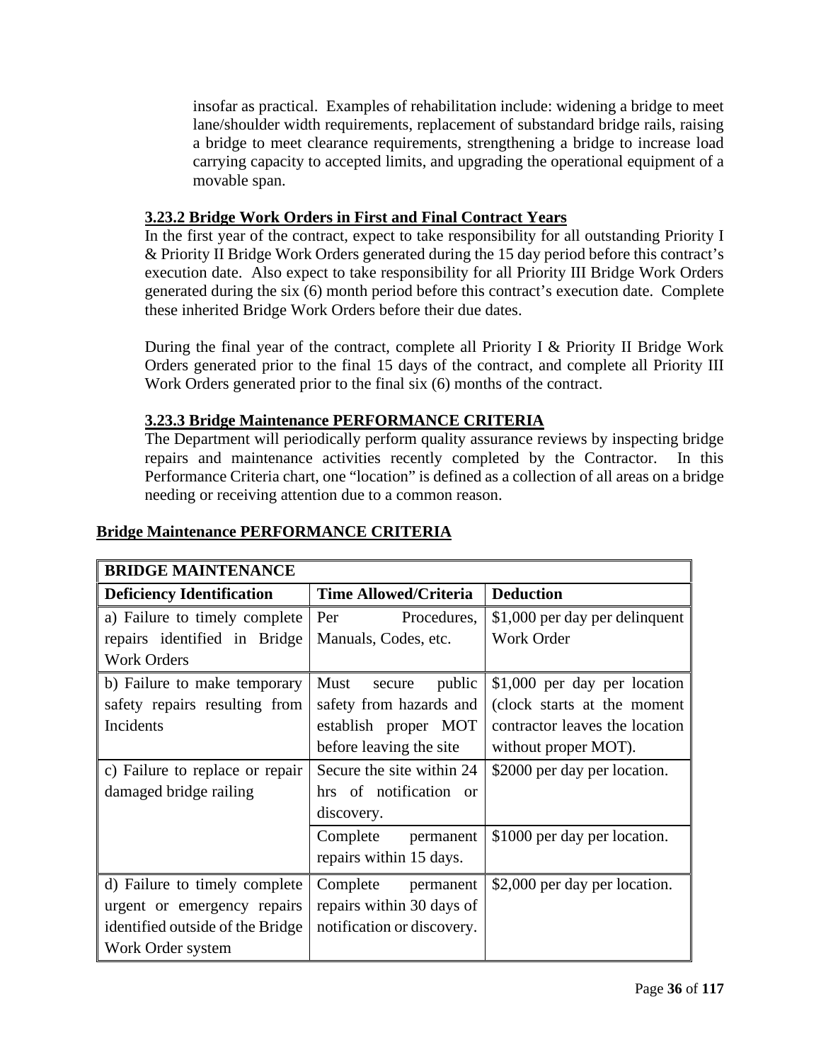insofar as practical. Examples of rehabilitation include: widening a bridge to meet lane/shoulder width requirements, replacement of substandard bridge rails, raising a bridge to meet clearance requirements, strengthening a bridge to increase load carrying capacity to accepted limits, and upgrading the operational equipment of a movable span.

### 3.23.2 Bridge Work Orders in First and Final Contract Years

In the first year of the contract, expect to take responsibility for all outstanding Priority I & Priority II Bridge Work Orders generated during the 15 day period before this contract's execution date. Also expect to take responsibility for all Priority III Bridge Work Orders generated during the six (6) month period before this contract's execution date. Complete these inherited Bridge Work Orders before their due dates.

During the final year of the contract, complete all Priority I & Priority II Bridge Work Orders generated prior to the final 15 days of the contract, and complete all Priority III Work Orders generated prior to the final six (6) months of the contract.

### 3.23.3 Bridge Maintenance PERFORMANCE CRITERIA

The Department will periodically perform quality assurance reviews by inspecting bridge repairs and maintenance activities recently completed by the Contractor. In this Performance Criteria chart, one "location" is defined as a collection of all areas on a bridge needing or receiving attention due to a common reason.

**Bridge Maintenance PERFORMANCE CRITERIA**

| BRIDGE MAINTENANCE | | |
|---|---|---|
| **Deficiency Identification** | **Time Allowed/Criteria** | **Deduction** |
| a) Failure to timely complete repairs identified in Bridge Work Orders | Per Procedures, Manuals, Codes, etc. | $1,000 per day per delinquent Work Order |
| b) Failure to make temporary safety repairs resulting from Incidents | Must secure public safety from hazards and establish proper MOT before leaving the site | $1,000 per day per location (clock starts at the moment contractor leaves the location without proper MOT). |
| c) Failure to replace or repair damaged bridge railing | Secure the site within 24 hrs of notification or discovery. | $2000 per day per location. |
| | Complete permanent repairs within 15 days. | $1000 per day per location. |
| d) Failure to timely complete urgent or emergency repairs identified outside of the Bridge Work Order system | Complete permanent repairs within 30 days of notification or discovery. | $2,000 per day per location. |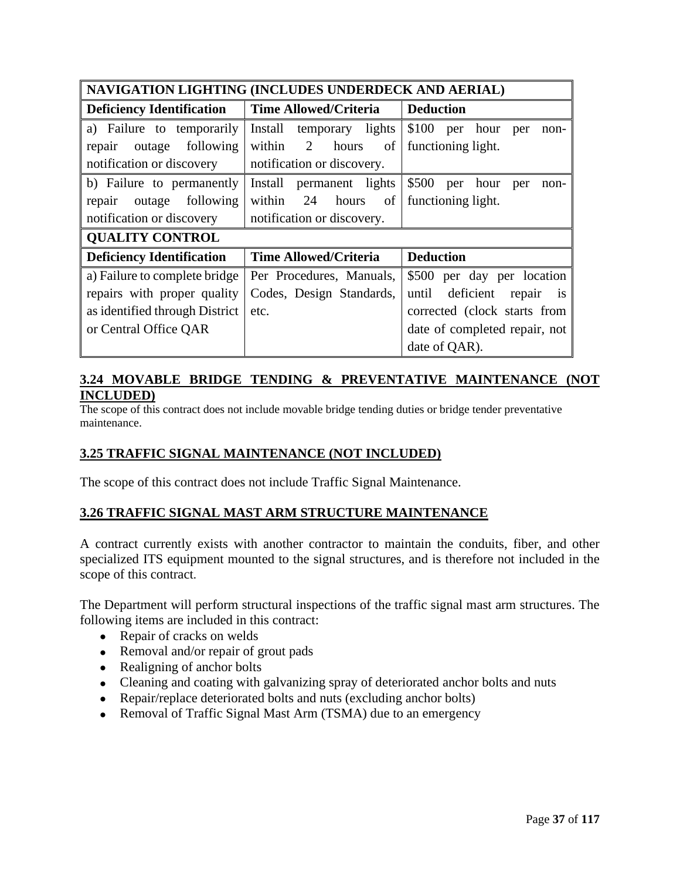| NAVIGATION LIGHTING (INCLUDES UNDERDECK AND AERIAL) | | |
|---|---|---|
| **Deficiency Identification** | **Time Allowed/Criteria** | **Deduction** |
| a) Failure to temporarily repair outage following notification or discovery | Install temporary lights within 2 hours of notification or discovery. | $100 per hour per non-functioning light. |
| b) Failure to permanently repair outage following notification or discovery | Install permanent lights within 24 hours of notification or discovery. | $500 per hour per non-functioning light. |
| **QUALITY CONTROL** | | |
| **Deficiency Identification** | **Time Allowed/Criteria** | **Deduction** |
| a) Failure to complete bridge repairs with proper quality as identified through District or Central Office QAR | Per Procedures, Manuals, Codes, Design Standards, etc. | $500 per day per location until deficient repair is corrected (clock starts from date of completed repair, not date of QAR). |

## 3.24 MOVABLE BRIDGE TENDING & PREVENTATIVE MAINTENANCE (NOT INCLUDED)

The scope of this contract does not include movable bridge tending duties or bridge tender preventative maintenance.

## 3.25 TRAFFIC SIGNAL MAINTENANCE (NOT INCLUDED)

The scope of this contract does not include Traffic Signal Maintenance.

## 3.26 TRAFFIC SIGNAL MAST ARM STRUCTURE MAINTENANCE

A contract currently exists with another contractor to maintain the conduits, fiber, and other specialized ITS equipment mounted to the signal structures, and is therefore not included in the scope of this contract.

The Department will perform structural inspections of the traffic signal mast arm structures. The following items are included in this contract:

- Repair of cracks on welds
- Removal and/or repair of grout pads
- Realigning of anchor bolts
- Cleaning and coating with galvanizing spray of deteriorated anchor bolts and nuts
- Repair/replace deteriorated bolts and nuts (excluding anchor bolts)
- Removal of Traffic Signal Mast Arm (TSMA) due to an emergency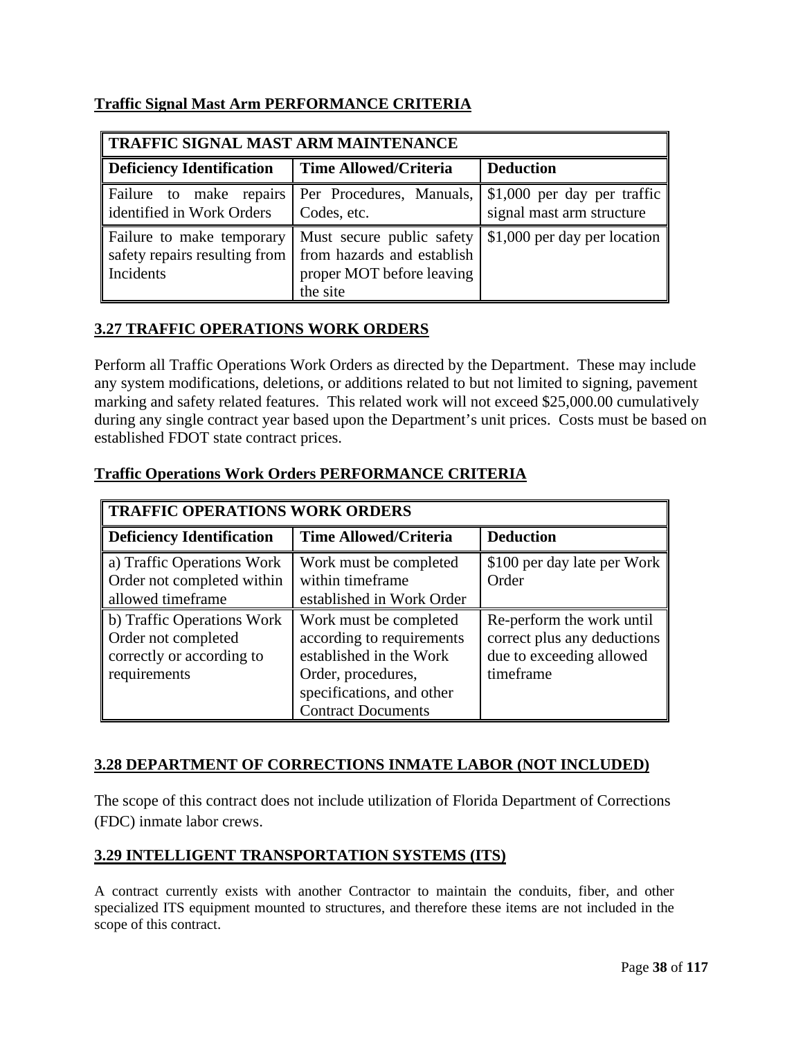**Traffic Signal Mast Arm PERFORMANCE CRITERIA**

| TRAFFIC SIGNAL MAST ARM MAINTENANCE | | |
|---|---|---|
| **Deficiency Identification** | **Time Allowed/Criteria** | **Deduction** |
| Failure to make repairs identified in Work Orders | Per Procedures, Manuals, Codes, etc. | $1,000 per day per traffic signal mast arm structure |
| Failure to make temporary safety repairs resulting from Incidents | Must secure public safety from hazards and establish proper MOT before leaving the site | $1,000 per day per location |

## 3.27 TRAFFIC OPERATIONS WORK ORDERS

Perform all Traffic Operations Work Orders as directed by the Department. These may include any system modifications, deletions, or additions related to but not limited to signing, pavement marking and safety related features. This related work will not exceed $25,000.00 cumulatively during any single contract year based upon the Department's unit prices. Costs must be based on established FDOT state contract prices.

**Traffic Operations Work Orders PERFORMANCE CRITERIA**

| TRAFFIC OPERATIONS WORK ORDERS | | |
|---|---|---|
| **Deficiency Identification** | **Time Allowed/Criteria** | **Deduction** |
| a) Traffic Operations Work Order not completed within allowed timeframe | Work must be completed within timeframe established in Work Order | $100 per day late per Work Order |
| b) Traffic Operations Work Order not completed correctly or according to requirements | Work must be completed according to requirements established in the Work Order, procedures, specifications, and other Contract Documents | Re-perform the work until correct plus any deductions due to exceeding allowed timeframe |

## 3.28 DEPARTMENT OF CORRECTIONS INMATE LABOR (NOT INCLUDED)

The scope of this contract does not include utilization of Florida Department of Corrections (FDC) inmate labor crews.

## 3.29 INTELLIGENT TRANSPORTATION SYSTEMS (ITS)

A contract currently exists with another Contractor to maintain the conduits, fiber, and other specialized ITS equipment mounted to structures, and therefore these items are not included in the scope of this contract.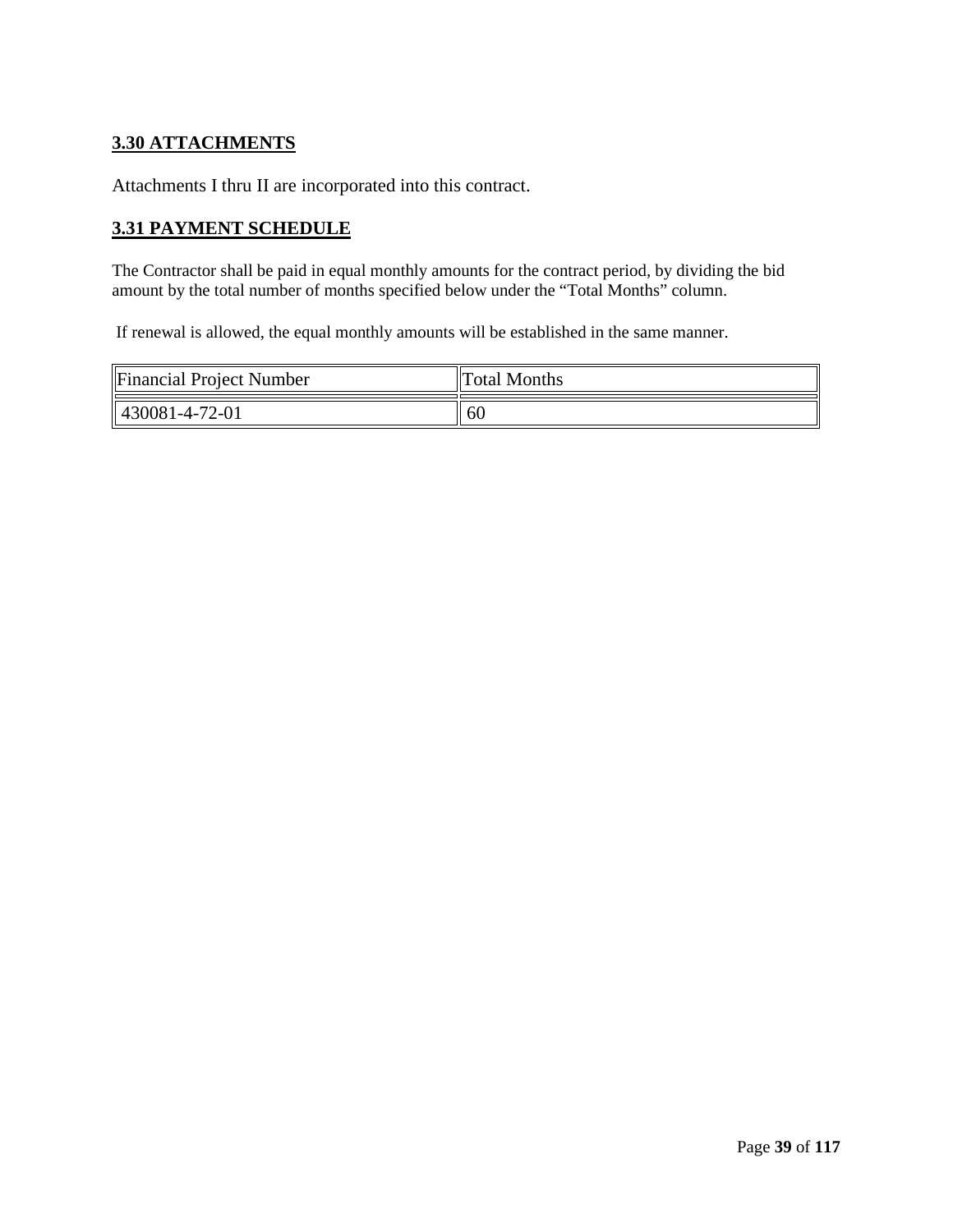## 3.30 ATTACHMENTS

Attachments I thru II are incorporated into this contract.

## 3.31 PAYMENT SCHEDULE

The Contractor shall be paid in equal monthly amounts for the contract period, by dividing the bid amount by the total number of months specified below under the "Total Months" column.

If renewal is allowed, the equal monthly amounts will be established in the same manner.

| Financial Project Number | Total Months |
|---|---|
| 430081-4-72-01 | 60 |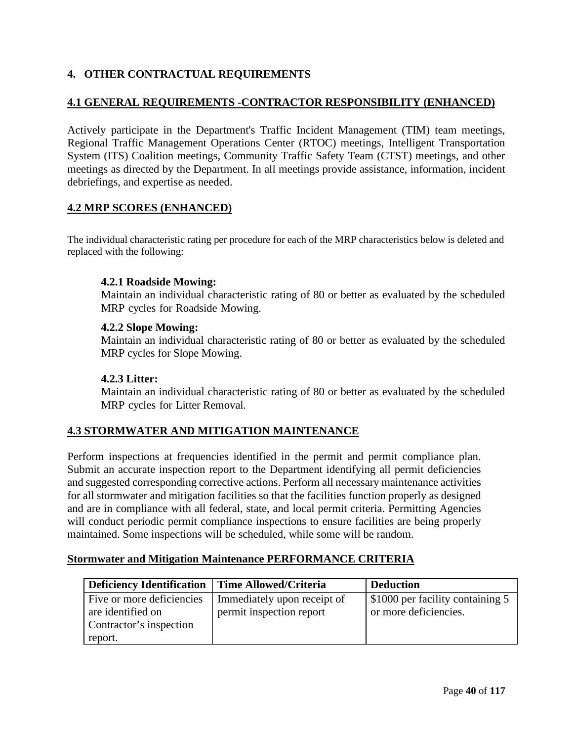## 4. OTHER CONTRACTUAL REQUIREMENTS

### 4.1 GENERAL REQUIREMENTS -CONTRACTOR RESPONSIBILITY (ENHANCED)

Actively participate in the Department's Traffic Incident Management (TIM) team meetings, Regional Traffic Management Operations Center (RTOC) meetings, Intelligent Transportation System (ITS) Coalition meetings, Community Traffic Safety Team (CTST) meetings, and other meetings as directed by the Department. In all meetings provide assistance, information, incident debriefings, and expertise as needed.

### 4.2 MRP SCORES (ENHANCED)

The individual characteristic rating per procedure for each of the MRP characteristics below is deleted and replaced with the following:

**4.2.1 Roadside Mowing:**
Maintain an individual characteristic rating of 80 or better as evaluated by the scheduled MRP cycles for Roadside Mowing.

**4.2.2 Slope Mowing:**
Maintain an individual characteristic rating of 80 or better as evaluated by the scheduled MRP cycles for Slope Mowing.

**4.2.3 Litter:**
Maintain an individual characteristic rating of 80 or better as evaluated by the scheduled MRP cycles for Litter Removal.

### 4.3 STORMWATER AND MITIGATION MAINTENANCE

Perform inspections at frequencies identified in the permit and permit compliance plan. Submit an accurate inspection report to the Department identifying all permit deficiencies and suggested corresponding corrective actions. Perform all necessary maintenance activities for all stormwater and mitigation facilities so that the facilities function properly as designed and are in compliance with all federal, state, and local permit criteria. Permitting Agencies will conduct periodic permit compliance inspections to ensure facilities are being properly maintained. Some inspections will be scheduled, while some will be random.

**Stormwater and Mitigation Maintenance PERFORMANCE CRITERIA**

| Deficiency Identification | Time Allowed/Criteria | Deduction |
|---|---|---|
| Five or more deficiencies are identified on Contractor's inspection report. | Immediately upon receipt of permit inspection report | \$1000 per facility containing 5 or more deficiencies. |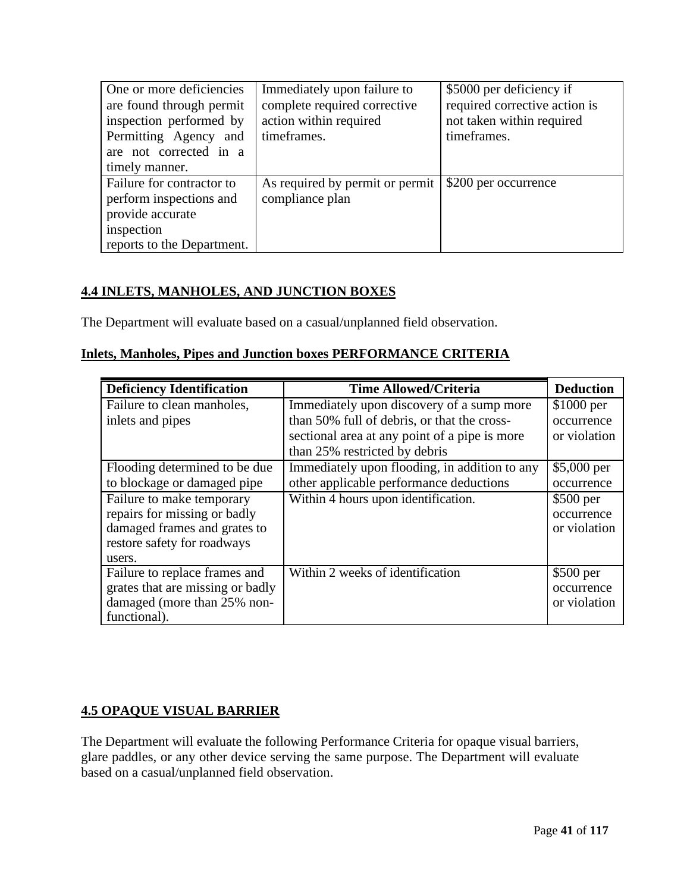| One or more deficiencies are found through permit inspection performed by Permitting Agency and are not corrected in a timely manner. | Immediately upon failure to complete required corrective action within required timeframes. | $5000 per deficiency if required corrective action is not taken within required timeframes. |
|---|---|---|
| Failure for contractor to perform inspections and provide accurate inspection reports to the Department. | As required by permit or permit compliance plan | $200 per occurrence |

## 4.4 INLETS, MANHOLES, AND JUNCTION BOXES

The Department will evaluate based on a casual/unplanned field observation.

### Inlets, Manholes, Pipes and Junction boxes PERFORMANCE CRITERIA

| Deficiency Identification | Time Allowed/Criteria | Deduction |
|---|---|---|
| Failure to clean manholes, inlets and pipes | Immediately upon discovery of a sump more than 50% full of debris, or that the cross-sectional area at any point of a pipe is more than 25% restricted by debris | $1000 per occurrence or violation |
| Flooding determined to be due to blockage or damaged pipe | Immediately upon flooding, in addition to any other applicable performance deductions | $5,000 per occurrence |
| Failure to make temporary repairs for missing or badly damaged frames and grates to restore safety for roadways users. | Within 4 hours upon identification. | $500 per occurrence or violation |
| Failure to replace frames and grates that are missing or badly damaged (more than 25% non-functional). | Within 2 weeks of identification | $500 per occurrence or violation |

## 4.5 OPAQUE VISUAL BARRIER

The Department will evaluate the following Performance Criteria for opaque visual barriers, glare paddles, or any other device serving the same purpose. The Department will evaluate based on a casual/unplanned field observation.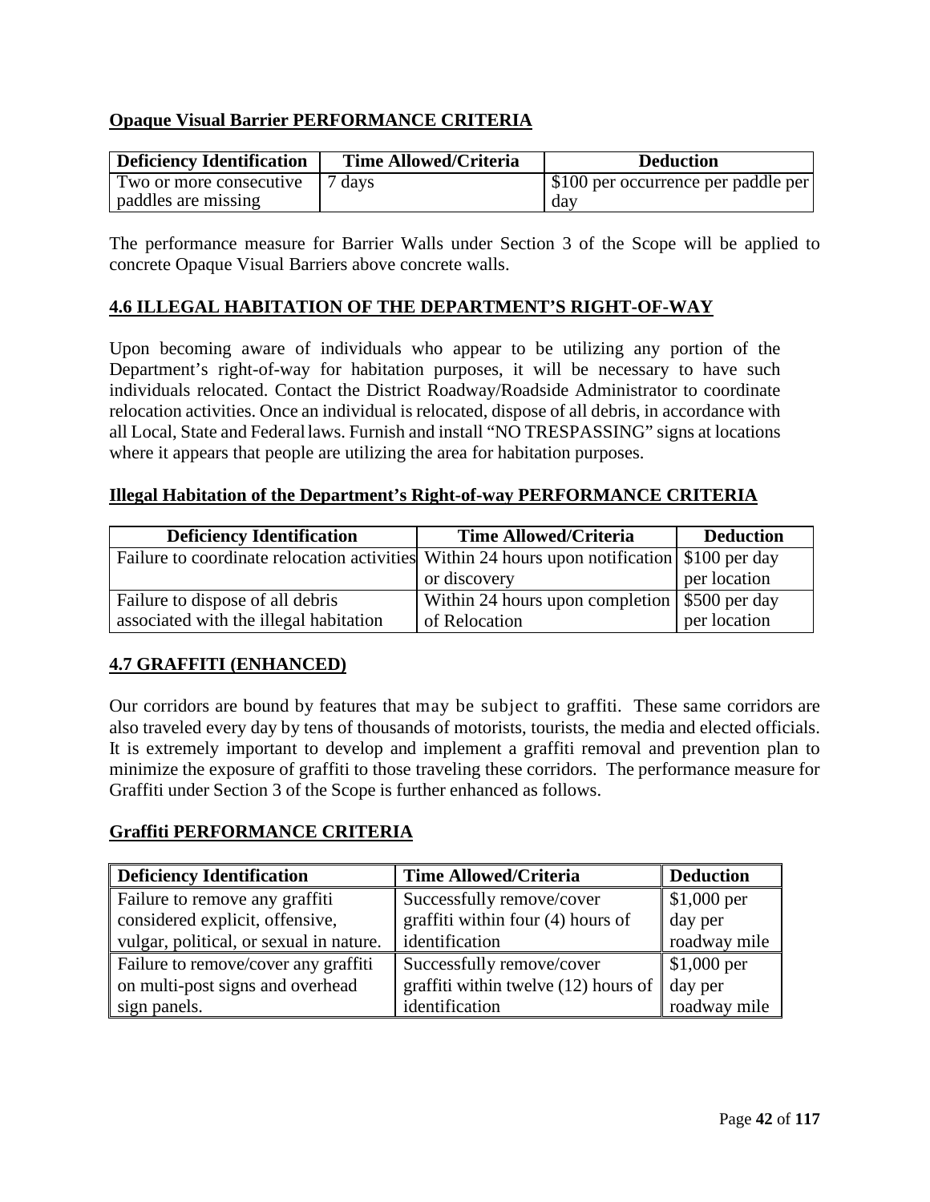**Opaque Visual Barrier PERFORMANCE CRITERIA**

| Deficiency Identification | Time Allowed/Criteria | Deduction |
|---|---|---|
| Two or more consecutive paddles are missing | 7 days | $100 per occurrence per paddle per day |

The performance measure for Barrier Walls under Section 3 of the Scope will be applied to concrete Opaque Visual Barriers above concrete walls.

**4.6 ILLEGAL HABITATION OF THE DEPARTMENT'S RIGHT-OF-WAY**

Upon becoming aware of individuals who appear to be utilizing any portion of the Department's right-of-way for habitation purposes, it will be necessary to have such individuals relocated. Contact the District Roadway/Roadside Administrator to coordinate relocation activities. Once an individual is relocated, dispose of all debris, in accordance with all Local, State and Federal laws. Furnish and install "NO TRESPASSING" signs at locations where it appears that people are utilizing the area for habitation purposes.

**Illegal Habitation of the Department's Right-of-way PERFORMANCE CRITERIA**

| Deficiency Identification | Time Allowed/Criteria | Deduction |
|---|---|---|
| Failure to coordinate relocation activities | Within 24 hours upon notification or discovery | $100 per day per location |
| Failure to dispose of all debris associated with the illegal habitation | Within 24 hours upon completion of Relocation | $500 per day per location |

**4.7 GRAFFITI (ENHANCED)**

Our corridors are bound by features that may be subject to graffiti. These same corridors are also traveled every day by tens of thousands of motorists, tourists, the media and elected officials. It is extremely important to develop and implement a graffiti removal and prevention plan to minimize the exposure of graffiti to those traveling these corridors. The performance measure for Graffiti under Section 3 of the Scope is further enhanced as follows.

**Graffiti PERFORMANCE CRITERIA**

| Deficiency Identification | Time Allowed/Criteria | Deduction |
|---|---|---|
| Failure to remove any graffiti considered explicit, offensive, vulgar, political, or sexual in nature. | Successfully remove/cover graffiti within four (4) hours of identification | $1,000 per day per roadway mile |
| Failure to remove/cover any graffiti on multi-post signs and overhead sign panels. | Successfully remove/cover graffiti within twelve (12) hours of identification | $1,000 per day per roadway mile |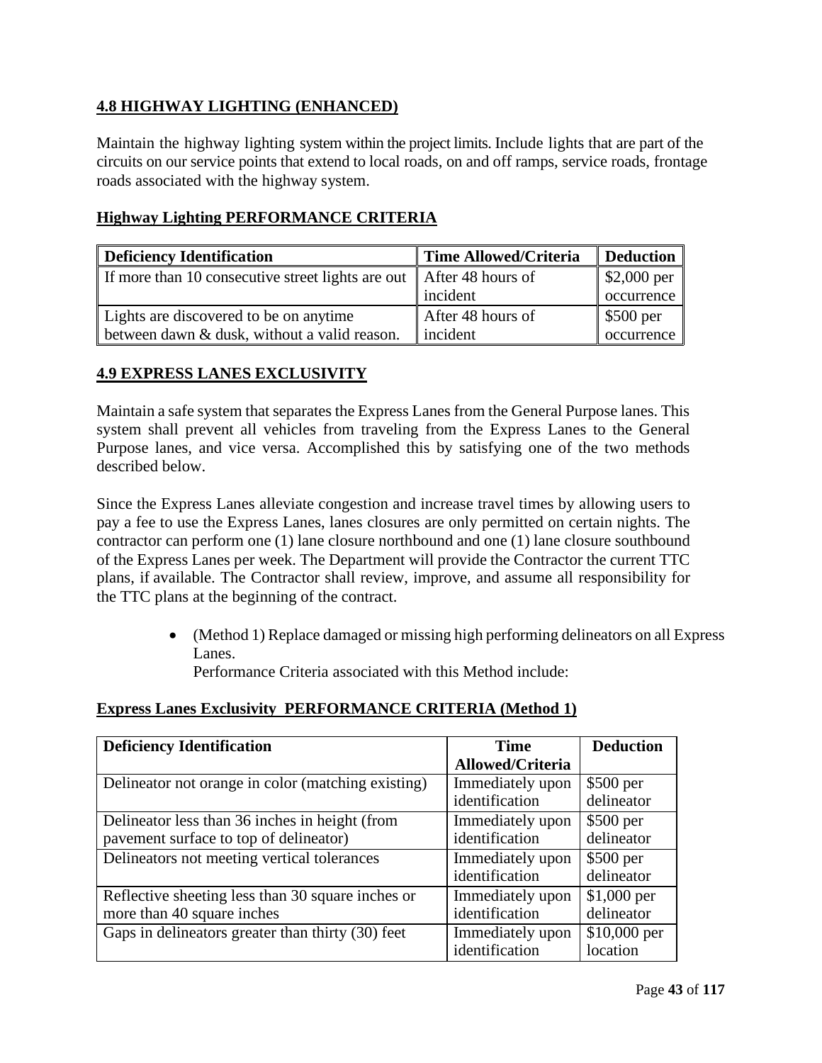## **4.8 HIGHWAY LIGHTING (ENHANCED)**

Maintain the highway lighting system within the project limits. Include lights that are part of the circuits on our service points that extend to local roads, on and off ramps, service roads, frontage roads associated with the highway system.

**Highway Lighting PERFORMANCE CRITERIA**

| Deficiency Identification | Time Allowed/Criteria | Deduction |
|---|---|---|
| If more than 10 consecutive street lights are out | After 48 hours of incident | $2,000 per occurrence |
| Lights are discovered to be on anytime between dawn & dusk, without a valid reason. | After 48 hours of incident | $500 per occurrence |

## **4.9 EXPRESS LANES EXCLUSIVITY**

Maintain a safe system that separates the Express Lanes from the General Purpose lanes. This system shall prevent all vehicles from traveling from the Express Lanes to the General Purpose lanes, and vice versa. Accomplished this by satisfying one of the two methods described below.

Since the Express Lanes alleviate congestion and increase travel times by allowing users to pay a fee to use the Express Lanes, lanes closures are only permitted on certain nights. The contractor can perform one (1) lane closure northbound and one (1) lane closure southbound of the Express Lanes per week. The Department will provide the Contractor the current TTC plans, if available. The Contractor shall review, improve, and assume all responsibility for the TTC plans at the beginning of the contract.

- (Method 1) Replace damaged or missing high performing delineators on all Express Lanes.
  Performance Criteria associated with this Method include:

**Express Lanes Exclusivity PERFORMANCE CRITERIA (Method 1)**

| Deficiency Identification | Time Allowed/Criteria | Deduction |
|---|---|---|
| Delineator not orange in color (matching existing) | Immediately upon identification | $500 per delineator |
| Delineator less than 36 inches in height (from pavement surface to top of delineator) | Immediately upon identification | $500 per delineator |
| Delineators not meeting vertical tolerances | Immediately upon identification | $500 per delineator |
| Reflective sheeting less than 30 square inches or more than 40 square inches | Immediately upon identification | $1,000 per delineator |
| Gaps in delineators greater than thirty (30) feet | Immediately upon identification | $10,000 per location |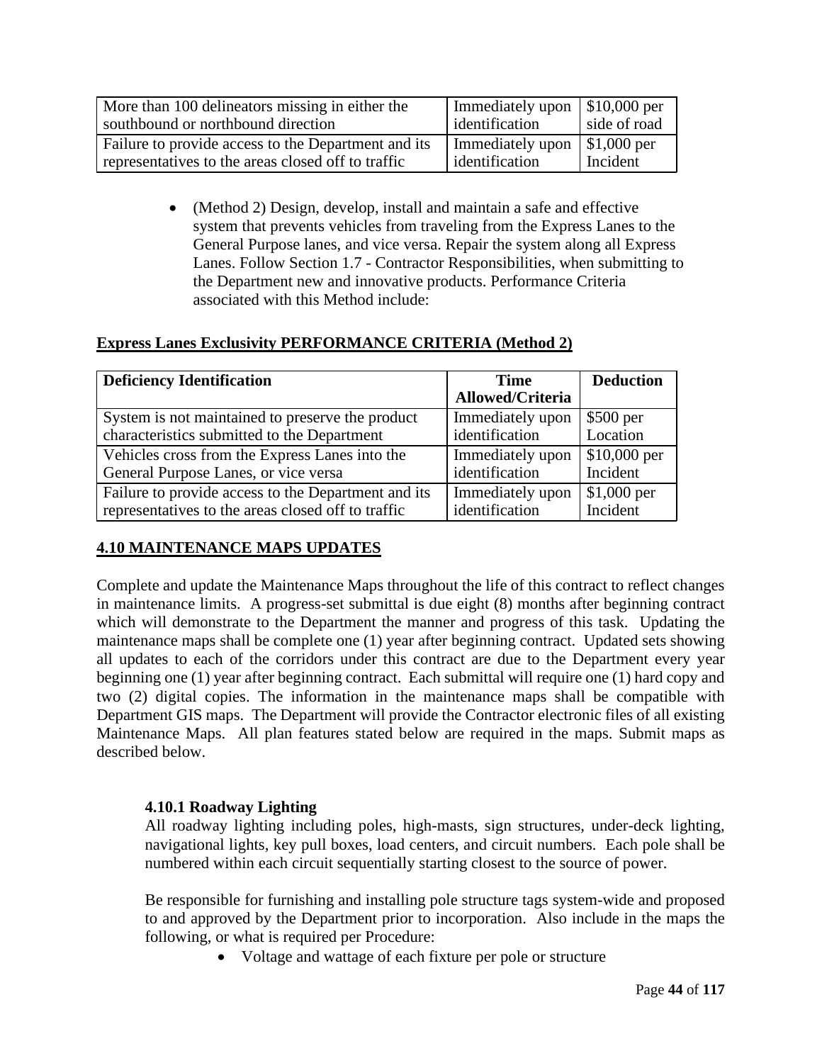| | | |
|---|---|---|
| More than 100 delineators missing in either the southbound or northbound direction | Immediately upon identification | $10,000 per side of road |
| Failure to provide access to the Department and its representatives to the areas closed off to traffic | Immediately upon identification | $1,000 per Incident |

- (Method 2) Design, develop, install and maintain a safe and effective system that prevents vehicles from traveling from the Express Lanes to the General Purpose lanes, and vice versa. Repair the system along all Express Lanes. Follow Section 1.7 - Contractor Responsibilities, when submitting to the Department new and innovative products. Performance Criteria associated with this Method include:

**Express Lanes Exclusivity PERFORMANCE CRITERIA (Method 2)**

| Deficiency Identification | Time Allowed/Criteria | Deduction |
|---|---|---|
| System is not maintained to preserve the product characteristics submitted to the Department | Immediately upon identification | $500 per Location |
| Vehicles cross from the Express Lanes into the General Purpose Lanes, or vice versa | Immediately upon identification | $10,000 per Incident |
| Failure to provide access to the Department and its representatives to the areas closed off to traffic | Immediately upon identification | $1,000 per Incident |

## 4.10 MAINTENANCE MAPS UPDATES

Complete and update the Maintenance Maps throughout the life of this contract to reflect changes in maintenance limits. A progress-set submittal is due eight (8) months after beginning contract which will demonstrate to the Department the manner and progress of this task. Updating the maintenance maps shall be complete one (1) year after beginning contract. Updated sets showing all updates to each of the corridors under this contract are due to the Department every year beginning one (1) year after beginning contract. Each submittal will require one (1) hard copy and two (2) digital copies. The information in the maintenance maps shall be compatible with Department GIS maps. The Department will provide the Contractor electronic files of all existing Maintenance Maps. All plan features stated below are required in the maps. Submit maps as described below.

### 4.10.1 Roadway Lighting

All roadway lighting including poles, high-masts, sign structures, under-deck lighting, navigational lights, key pull boxes, load centers, and circuit numbers. Each pole shall be numbered within each circuit sequentially starting closest to the source of power.

Be responsible for furnishing and installing pole structure tags system-wide and proposed to and approved by the Department prior to incorporation. Also include in the maps the following, or what is required per Procedure:

- Voltage and wattage of each fixture per pole or structure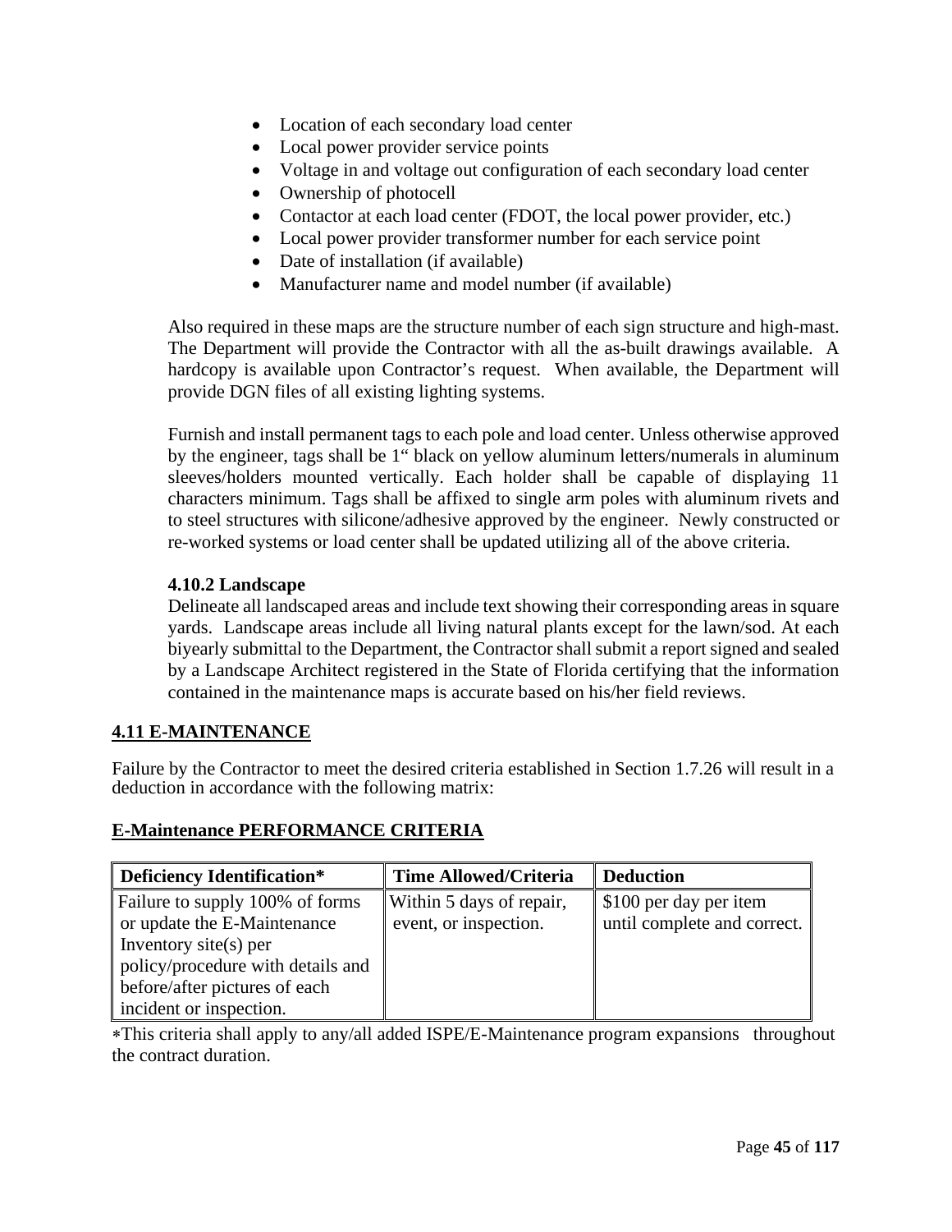- Location of each secondary load center
- Local power provider service points
- Voltage in and voltage out configuration of each secondary load center
- Ownership of photocell
- Contactor at each load center (FDOT, the local power provider, etc.)
- Local power provider transformer number for each service point
- Date of installation (if available)
- Manufacturer name and model number (if available)

Also required in these maps are the structure number of each sign structure and high-mast. The Department will provide the Contractor with all the as-built drawings available. A hardcopy is available upon Contractor's request. When available, the Department will provide DGN files of all existing lighting systems.

Furnish and install permanent tags to each pole and load center. Unless otherwise approved by the engineer, tags shall be 1" black on yellow aluminum letters/numerals in aluminum sleeves/holders mounted vertically. Each holder shall be capable of displaying 11 characters minimum. Tags shall be affixed to single arm poles with aluminum rivets and to steel structures with silicone/adhesive approved by the engineer. Newly constructed or re-worked systems or load center shall be updated utilizing all of the above criteria.

### 4.10.2 Landscape

Delineate all landscaped areas and include text showing their corresponding areas in square yards. Landscape areas include all living natural plants except for the lawn/sod. At each biyearly submittal to the Department, the Contractor shall submit a report signed and sealed by a Landscape Architect registered in the State of Florida certifying that the information contained in the maintenance maps is accurate based on his/her field reviews.

## 4.11 E-MAINTENANCE

Failure by the Contractor to meet the desired criteria established in Section 1.7.26 will result in a deduction in accordance with the following matrix:

**E-Maintenance PERFORMANCE CRITERIA**

| Deficiency Identification* | Time Allowed/Criteria | Deduction |
|---|---|---|
| Failure to supply 100% of forms or update the E-Maintenance Inventory site(s) per policy/procedure with details and before/after pictures of each incident or inspection. | Within 5 days of repair, event, or inspection. | $100 per day per item until complete and correct. |

*This criteria shall apply to any/all added ISPE/E-Maintenance program expansions throughout the contract duration.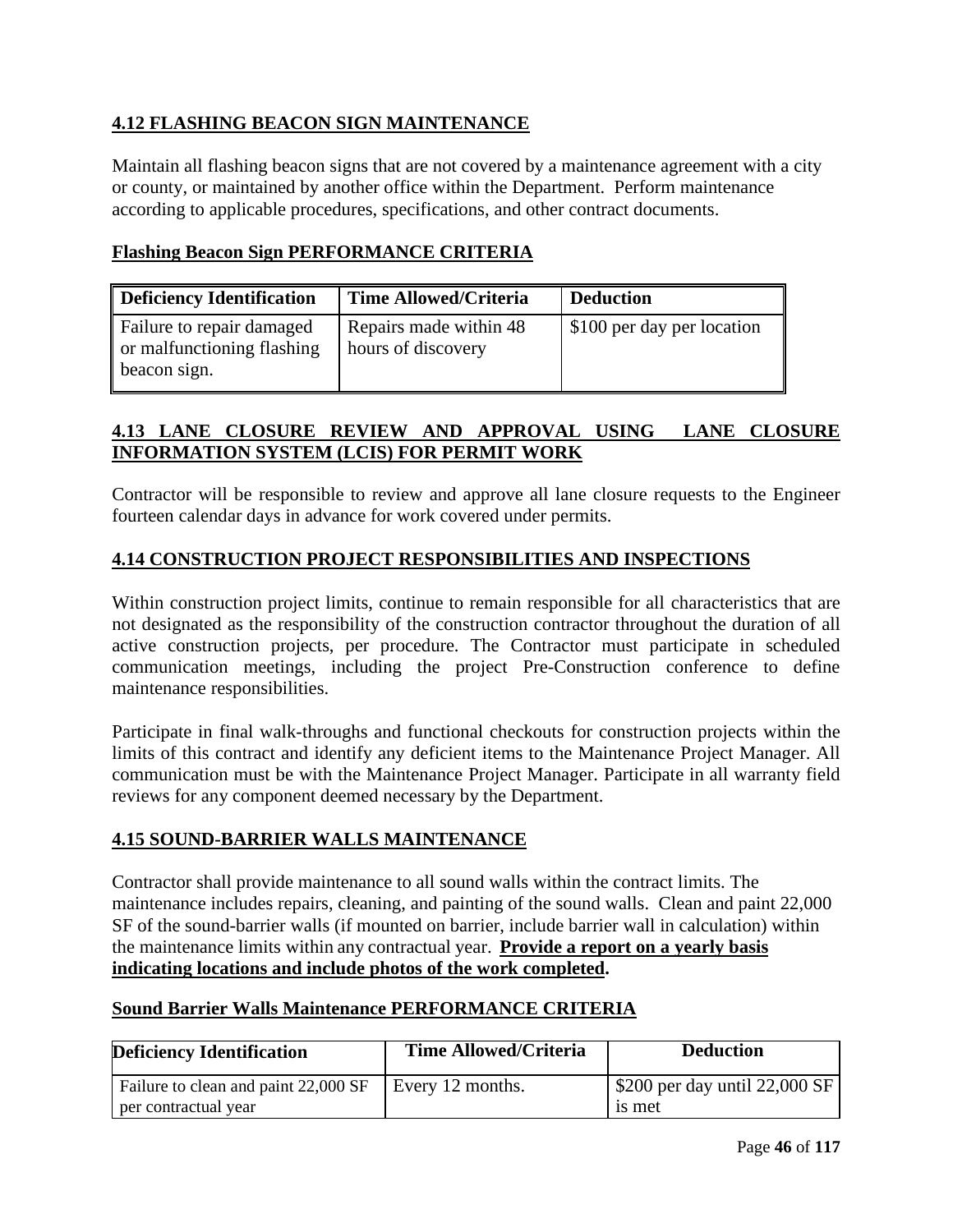## 4.12 FLASHING BEACON SIGN MAINTENANCE

Maintain all flashing beacon signs that are not covered by a maintenance agreement with a city or county, or maintained by another office within the Department. Perform maintenance according to applicable procedures, specifications, and other contract documents.

**Flashing Beacon Sign PERFORMANCE CRITERIA**

| Deficiency Identification | Time Allowed/Criteria | Deduction |
|---|---|---|
| Failure to repair damaged or malfunctioning flashing beacon sign. | Repairs made within 48 hours of discovery | $100 per day per location |

## 4.13 LANE CLOSURE REVIEW AND APPROVAL USING LANE CLOSURE INFORMATION SYSTEM (LCIS) FOR PERMIT WORK

Contractor will be responsible to review and approve all lane closure requests to the Engineer fourteen calendar days in advance for work covered under permits.

## 4.14 CONSTRUCTION PROJECT RESPONSIBILITIES AND INSPECTIONS

Within construction project limits, continue to remain responsible for all characteristics that are not designated as the responsibility of the construction contractor throughout the duration of all active construction projects, per procedure. The Contractor must participate in scheduled communication meetings, including the project Pre-Construction conference to define maintenance responsibilities.

Participate in final walk-throughs and functional checkouts for construction projects within the limits of this contract and identify any deficient items to the Maintenance Project Manager. All communication must be with the Maintenance Project Manager. Participate in all warranty field reviews for any component deemed necessary by the Department.

## 4.15 SOUND-BARRIER WALLS MAINTENANCE

Contractor shall provide maintenance to all sound walls within the contract limits. The maintenance includes repairs, cleaning, and painting of the sound walls. Clean and paint 22,000 SF of the sound-barrier walls (if mounted on barrier, include barrier wall in calculation) within the maintenance limits within any contractual year. **Provide a report on a yearly basis indicating locations and include photos of the work completed.**

**Sound Barrier Walls Maintenance PERFORMANCE CRITERIA**

| Deficiency Identification | Time Allowed/Criteria | Deduction |
|---|---|---|
| Failure to clean and paint 22,000 SF per contractual year | Every 12 months. | $200 per day until 22,000 SF is met |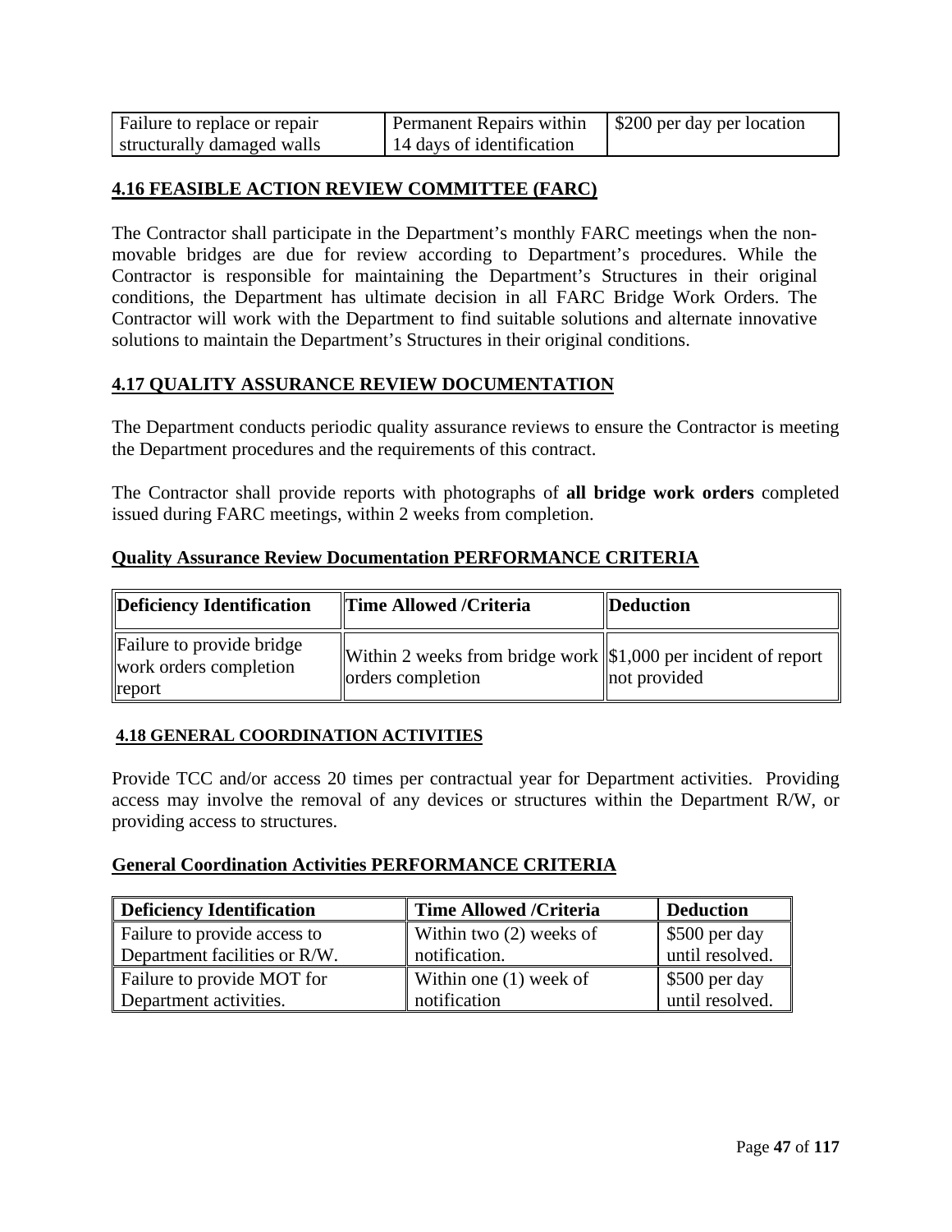| Failure to replace or repair structurally damaged walls | Permanent Repairs within 14 days of identification | $200 per day per location |
|---|---|---|

## 4.16 FEASIBLE ACTION REVIEW COMMITTEE (FARC)

The Contractor shall participate in the Department's monthly FARC meetings when the non-movable bridges are due for review according to Department's procedures. While the Contractor is responsible for maintaining the Department's Structures in their original conditions, the Department has ultimate decision in all FARC Bridge Work Orders. The Contractor will work with the Department to find suitable solutions and alternate innovative solutions to maintain the Department's Structures in their original conditions.

## 4.17 QUALITY ASSURANCE REVIEW DOCUMENTATION

The Department conducts periodic quality assurance reviews to ensure the Contractor is meeting the Department procedures and the requirements of this contract.

The Contractor shall provide reports with photographs of **all bridge work orders** completed issued during FARC meetings, within 2 weeks from completion.

### Quality Assurance Review Documentation PERFORMANCE CRITERIA

| Deficiency Identification | Time Allowed /Criteria | Deduction |
|---|---|---|
| Failure to provide bridge work orders completion report | Within 2 weeks from bridge work orders completion | $1,000 per incident of report not provided |

## 4.18 GENERAL COORDINATION ACTIVITIES

Provide TCC and/or access 20 times per contractual year for Department activities. Providing access may involve the removal of any devices or structures within the Department R/W, or providing access to structures.

### General Coordination Activities PERFORMANCE CRITERIA

| Deficiency Identification | Time Allowed /Criteria | Deduction |
|---|---|---|
| Failure to provide access to Department facilities or R/W. | Within two (2) weeks of notification. | $500 per day until resolved. |
| Failure to provide MOT for Department activities. | Within one (1) week of notification | $500 per day until resolved. |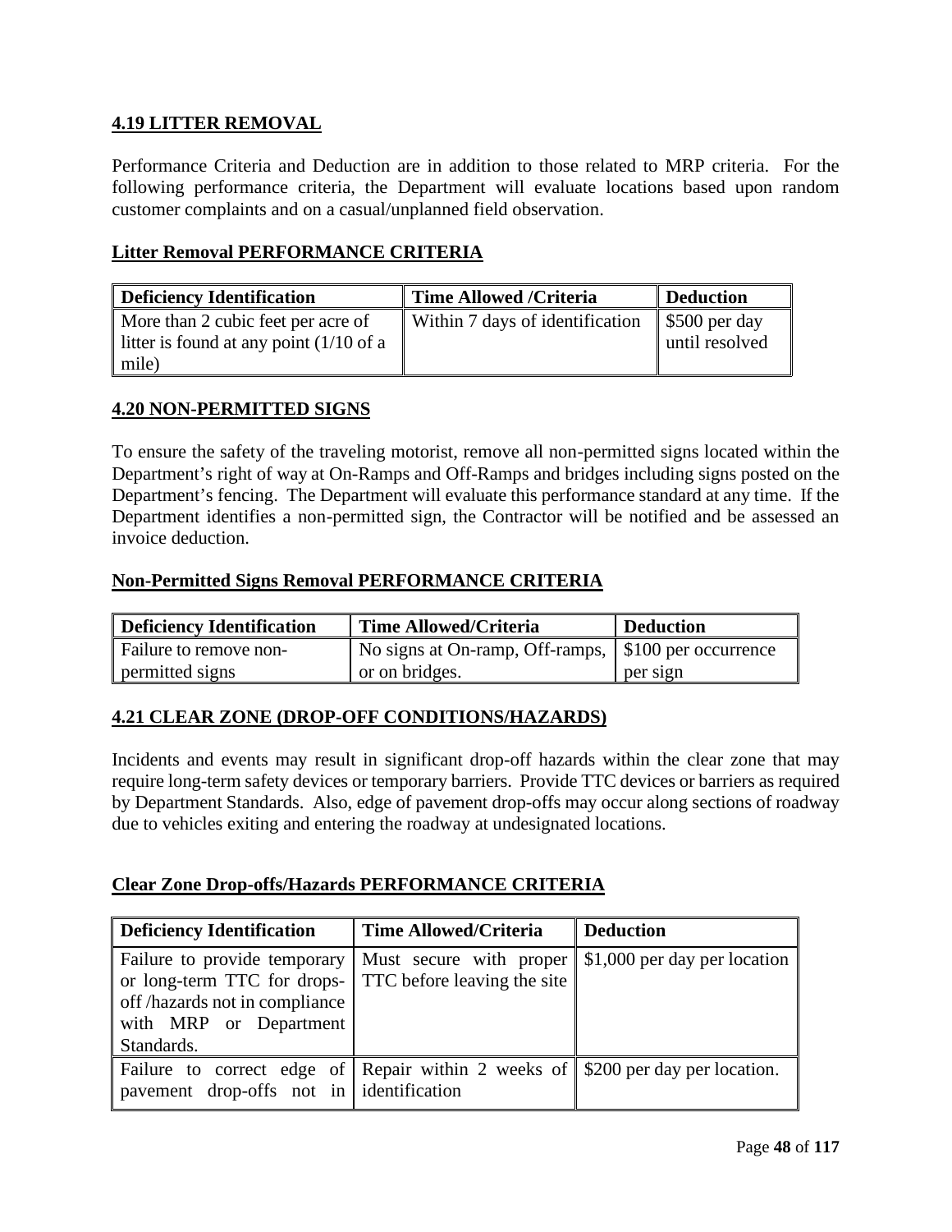## 4.19 LITTER REMOVAL

Performance Criteria and Deduction are in addition to those related to MRP criteria. For the following performance criteria, the Department will evaluate locations based upon random customer complaints and on a casual/unplanned field observation.

### Litter Removal PERFORMANCE CRITERIA

| Deficiency Identification | Time Allowed /Criteria | Deduction |
|---|---|---|
| More than 2 cubic feet per acre of litter is found at any point (1/10 of a mile) | Within 7 days of identification | $500 per day until resolved |

## 4.20 NON-PERMITTED SIGNS

To ensure the safety of the traveling motorist, remove all non-permitted signs located within the Department's right of way at On-Ramps and Off-Ramps and bridges including signs posted on the Department's fencing. The Department will evaluate this performance standard at any time. If the Department identifies a non-permitted sign, the Contractor will be notified and be assessed an invoice deduction.

### Non-Permitted Signs Removal PERFORMANCE CRITERIA

| Deficiency Identification | Time Allowed/Criteria | Deduction |
|---|---|---|
| Failure to remove non-permitted signs | No signs at On-ramp, Off-ramps, or on bridges. | $100 per occurrence per sign |

## 4.21 CLEAR ZONE (DROP-OFF CONDITIONS/HAZARDS)

Incidents and events may result in significant drop-off hazards within the clear zone that may require long-term safety devices or temporary barriers. Provide TTC devices or barriers as required by Department Standards. Also, edge of pavement drop-offs may occur along sections of roadway due to vehicles exiting and entering the roadway at undesignated locations.

### Clear Zone Drop-offs/Hazards PERFORMANCE CRITERIA

| Deficiency Identification | Time Allowed/Criteria | Deduction |
|---|---|---|
| Failure to provide temporary or long-term TTC for drops-off /hazards not in compliance with MRP or Department Standards. | Must secure with proper TTC before leaving the site | $1,000 per day per location |
| Failure to correct edge of pavement drop-offs not in | Repair within 2 weeks of identification | $200 per day per location. |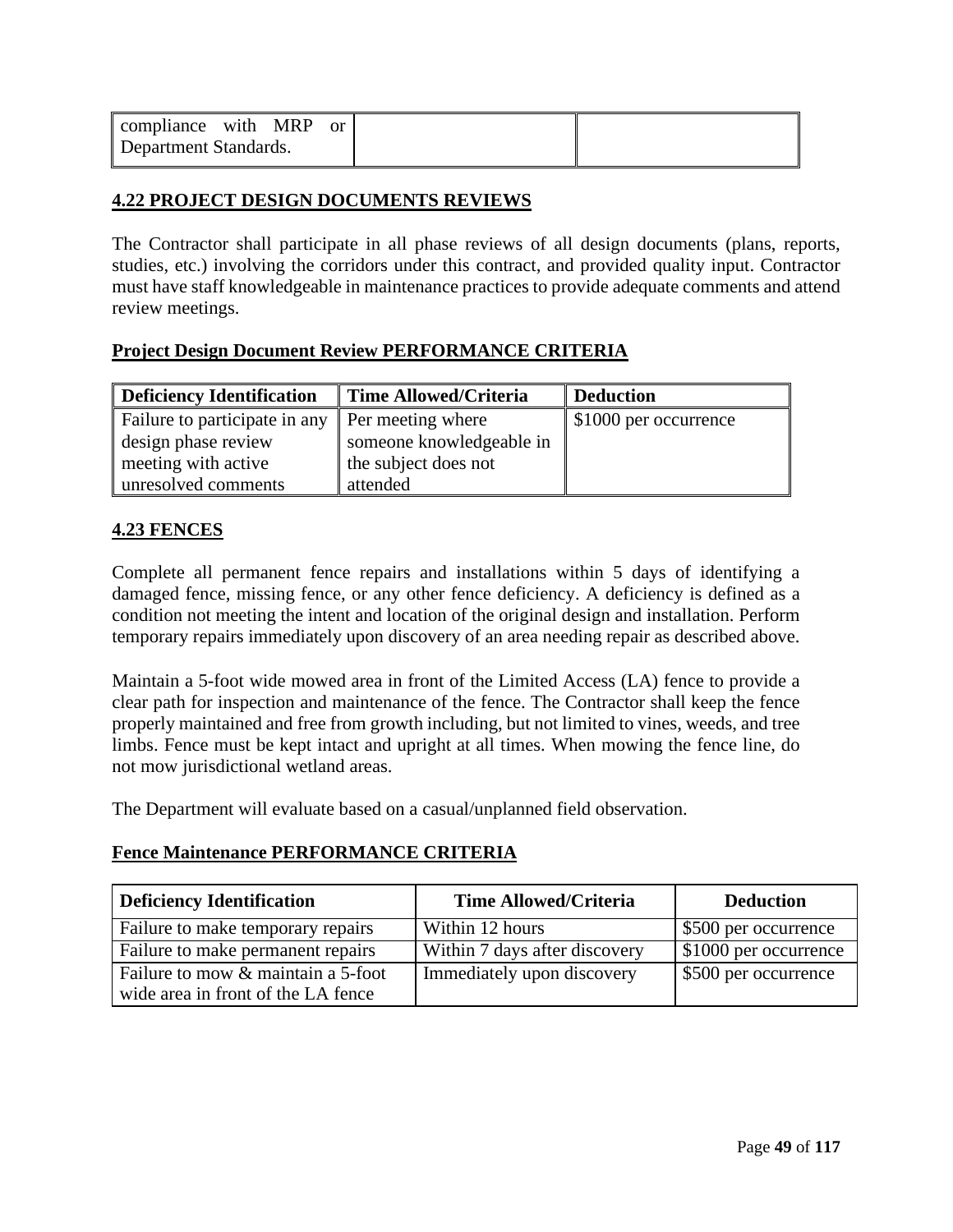| compliance with MRP or Department Standards. | | |
|---|---|---|

**4.22 PROJECT DESIGN DOCUMENTS REVIEWS**

The Contractor shall participate in all phase reviews of all design documents (plans, reports, studies, etc.) involving the corridors under this contract, and provided quality input. Contractor must have staff knowledgeable in maintenance practices to provide adequate comments and attend review meetings.

**Project Design Document Review PERFORMANCE CRITERIA**

| Deficiency Identification | Time Allowed/Criteria | Deduction |
|---|---|---|
| Failure to participate in any design phase review meeting with active unresolved comments | Per meeting where someone knowledgeable in the subject does not attended | $1000 per occurrence |

**4.23 FENCES**

Complete all permanent fence repairs and installations within 5 days of identifying a damaged fence, missing fence, or any other fence deficiency. A deficiency is defined as a condition not meeting the intent and location of the original design and installation. Perform temporary repairs immediately upon discovery of an area needing repair as described above.

Maintain a 5-foot wide mowed area in front of the Limited Access (LA) fence to provide a clear path for inspection and maintenance of the fence. The Contractor shall keep the fence properly maintained and free from growth including, but not limited to vines, weeds, and tree limbs. Fence must be kept intact and upright at all times. When mowing the fence line, do not mow jurisdictional wetland areas.

The Department will evaluate based on a casual/unplanned field observation.

**Fence Maintenance PERFORMANCE CRITERIA**

| Deficiency Identification | Time Allowed/Criteria | Deduction |
|---|---|---|
| Failure to make temporary repairs | Within 12 hours | $500 per occurrence |
| Failure to make permanent repairs | Within 7 days after discovery | $1000 per occurrence |
| Failure to mow & maintain a 5-foot wide area in front of the LA fence | Immediately upon discovery | $500 per occurrence |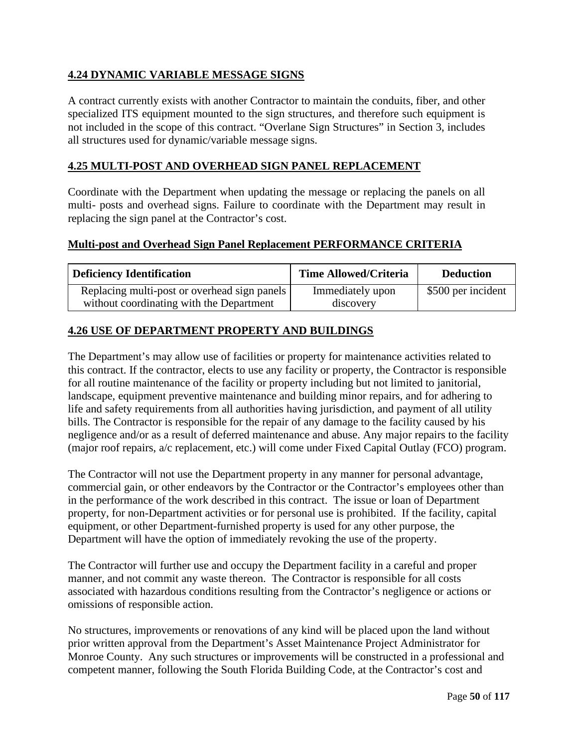## 4.24 DYNAMIC VARIABLE MESSAGE SIGNS

A contract currently exists with another Contractor to maintain the conduits, fiber, and other specialized ITS equipment mounted to the sign structures, and therefore such equipment is not included in the scope of this contract. "Overlane Sign Structures" in Section 3, includes all structures used for dynamic/variable message signs.

## 4.25 MULTI-POST AND OVERHEAD SIGN PANEL REPLACEMENT

Coordinate with the Department when updating the message or replacing the panels on all multi- posts and overhead signs. Failure to coordinate with the Department may result in replacing the sign panel at the Contractor's cost.

### Multi-post and Overhead Sign Panel Replacement PERFORMANCE CRITERIA

| Deficiency Identification | Time Allowed/Criteria | Deduction |
| --- | --- | --- |
| Replacing multi-post or overhead sign panels without coordinating with the Department | Immediately upon discovery | \$500 per incident |

## 4.26 USE OF DEPARTMENT PROPERTY AND BUILDINGS

The Department's may allow use of facilities or property for maintenance activities related to this contract. If the contractor, elects to use any facility or property, the Contractor is responsible for all routine maintenance of the facility or property including but not limited to janitorial, landscape, equipment preventive maintenance and building minor repairs, and for adhering to life and safety requirements from all authorities having jurisdiction, and payment of all utility bills. The Contractor is responsible for the repair of any damage to the facility caused by his negligence and/or as a result of deferred maintenance and abuse. Any major repairs to the facility (major roof repairs, a/c replacement, etc.) will come under Fixed Capital Outlay (FCO) program.

The Contractor will not use the Department property in any manner for personal advantage, commercial gain, or other endeavors by the Contractor or the Contractor's employees other than in the performance of the work described in this contract. The issue or loan of Department property, for non-Department activities or for personal use is prohibited. If the facility, capital equipment, or other Department-furnished property is used for any other purpose, the Department will have the option of immediately revoking the use of the property.

The Contractor will further use and occupy the Department facility in a careful and proper manner, and not commit any waste thereon. The Contractor is responsible for all costs associated with hazardous conditions resulting from the Contractor's negligence or actions or omissions of responsible action.

No structures, improvements or renovations of any kind will be placed upon the land without prior written approval from the Department's Asset Maintenance Project Administrator for Monroe County. Any such structures or improvements will be constructed in a professional and competent manner, following the South Florida Building Code, at the Contractor's cost and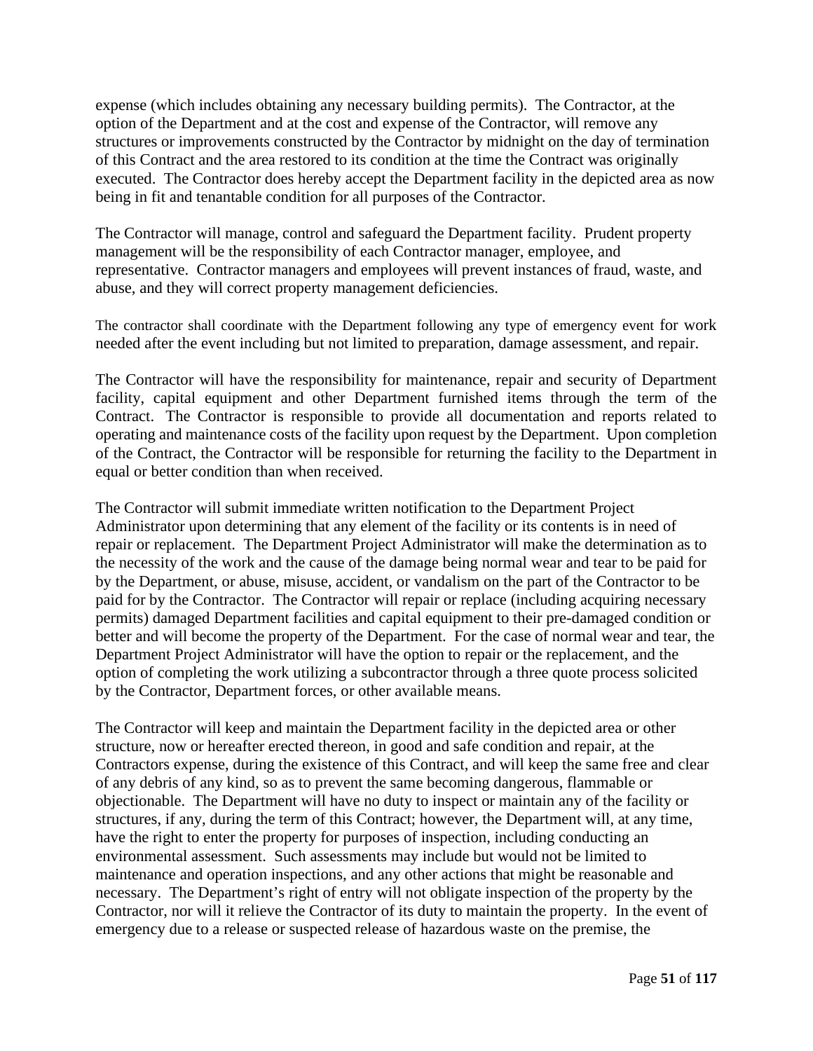expense (which includes obtaining any necessary building permits). The Contractor, at the option of the Department and at the cost and expense of the Contractor, will remove any structures or improvements constructed by the Contractor by midnight on the day of termination of this Contract and the area restored to its condition at the time the Contract was originally executed. The Contractor does hereby accept the Department facility in the depicted area as now being in fit and tenantable condition for all purposes of the Contractor.

The Contractor will manage, control and safeguard the Department facility. Prudent property management will be the responsibility of each Contractor manager, employee, and representative. Contractor managers and employees will prevent instances of fraud, waste, and abuse, and they will correct property management deficiencies.

The contractor shall coordinate with the Department following any type of emergency event for work needed after the event including but not limited to preparation, damage assessment, and repair.

The Contractor will have the responsibility for maintenance, repair and security of Department facility, capital equipment and other Department furnished items through the term of the Contract. The Contractor is responsible to provide all documentation and reports related to operating and maintenance costs of the facility upon request by the Department. Upon completion of the Contract, the Contractor will be responsible for returning the facility to the Department in equal or better condition than when received.

The Contractor will submit immediate written notification to the Department Project Administrator upon determining that any element of the facility or its contents is in need of repair or replacement. The Department Project Administrator will make the determination as to the necessity of the work and the cause of the damage being normal wear and tear to be paid for by the Department, or abuse, misuse, accident, or vandalism on the part of the Contractor to be paid for by the Contractor. The Contractor will repair or replace (including acquiring necessary permits) damaged Department facilities and capital equipment to their pre-damaged condition or better and will become the property of the Department. For the case of normal wear and tear, the Department Project Administrator will have the option to repair or the replacement, and the option of completing the work utilizing a subcontractor through a three quote process solicited by the Contractor, Department forces, or other available means.

The Contractor will keep and maintain the Department facility in the depicted area or other structure, now or hereafter erected thereon, in good and safe condition and repair, at the Contractors expense, during the existence of this Contract, and will keep the same free and clear of any debris of any kind, so as to prevent the same becoming dangerous, flammable or objectionable. The Department will have no duty to inspect or maintain any of the facility or structures, if any, during the term of this Contract; however, the Department will, at any time, have the right to enter the property for purposes of inspection, including conducting an environmental assessment. Such assessments may include but would not be limited to maintenance and operation inspections, and any other actions that might be reasonable and necessary. The Department's right of entry will not obligate inspection of the property by the Contractor, nor will it relieve the Contractor of its duty to maintain the property. In the event of emergency due to a release or suspected release of hazardous waste on the premise, the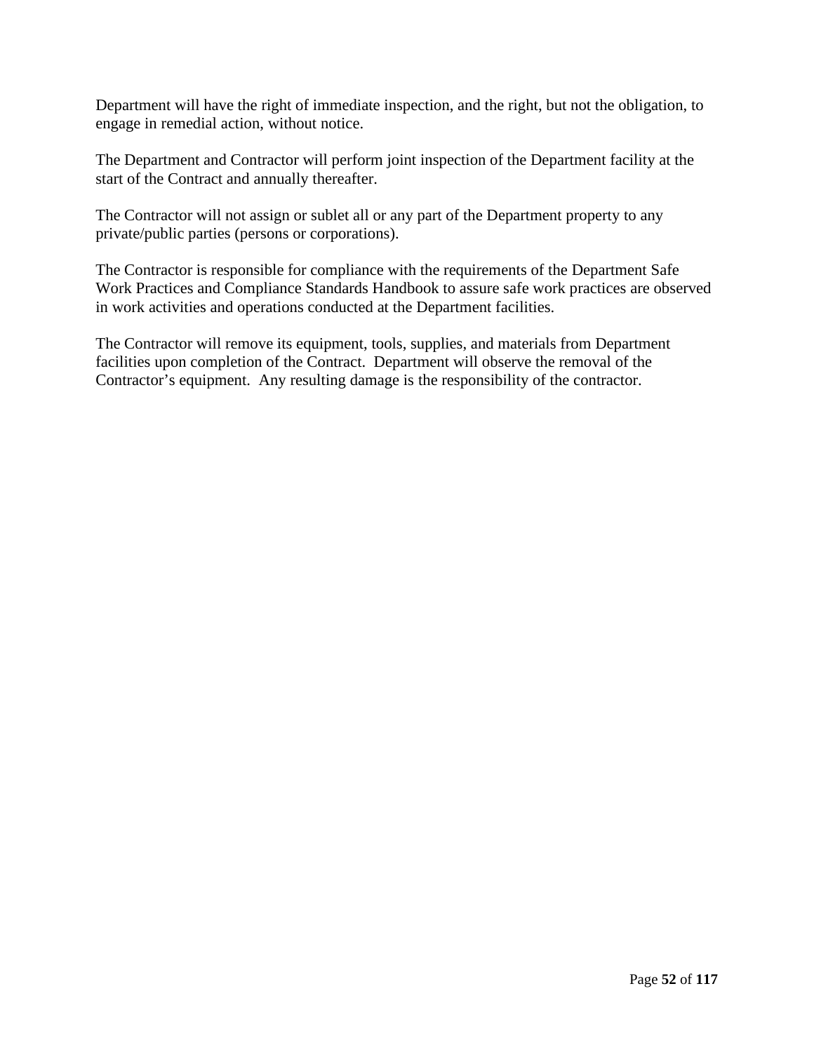Department will have the right of immediate inspection, and the right, but not the obligation, to engage in remedial action, without notice.

The Department and Contractor will perform joint inspection of the Department facility at the start of the Contract and annually thereafter.

The Contractor will not assign or sublet all or any part of the Department property to any private/public parties (persons or corporations).

The Contractor is responsible for compliance with the requirements of the Department Safe Work Practices and Compliance Standards Handbook to assure safe work practices are observed in work activities and operations conducted at the Department facilities.

The Contractor will remove its equipment, tools, supplies, and materials from Department facilities upon completion of the Contract. Department will observe the removal of the Contractor's equipment. Any resulting damage is the responsibility of the contractor.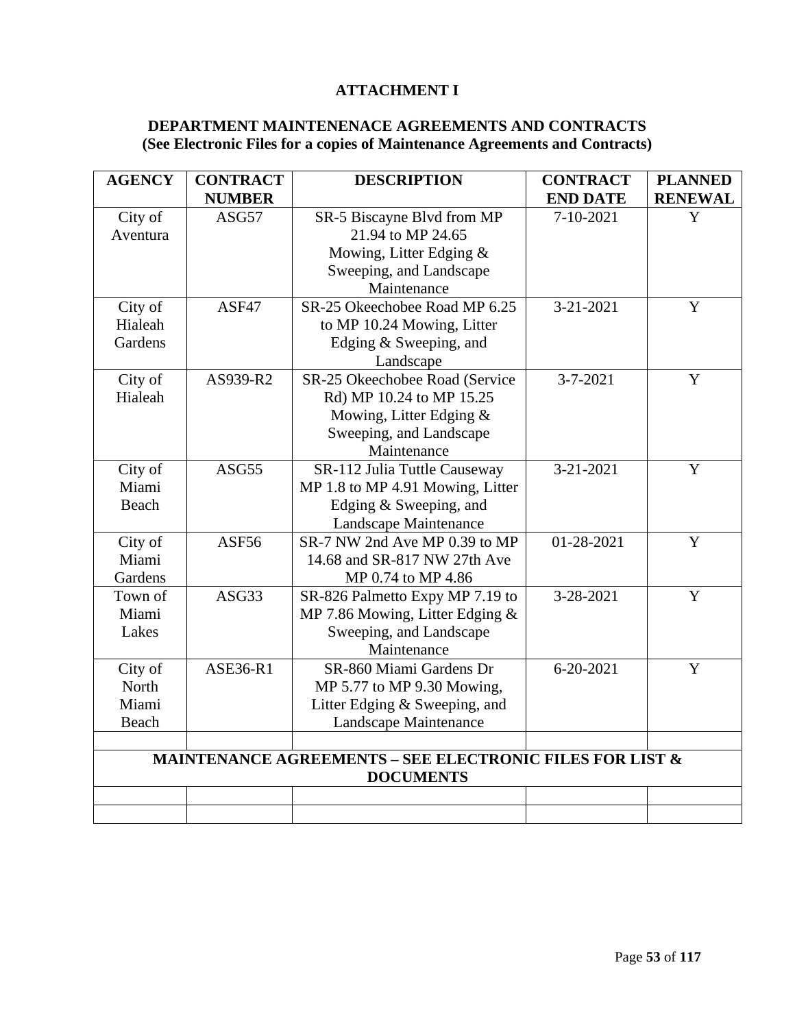# ATTACHMENT I

## DEPARTMENT MAINTENENACE AGREEMENTS AND CONTRACTS
**(See Electronic Files for a copies of Maintenance Agreements and Contracts)**

| AGENCY | CONTRACT NUMBER | DESCRIPTION | CONTRACT END DATE | PLANNED RENEWAL |
|---|---|---|---|---|
| City of Aventura | ASG57 | SR-5 Biscayne Blvd from MP 21.94 to MP 24.65 Mowing, Litter Edging & Sweeping, and Landscape Maintenance | 7-10-2021 | Y |
| City of Hialeah Gardens | ASF47 | SR-25 Okeechobee Road MP 6.25 to MP 10.24 Mowing, Litter Edging & Sweeping, and Landscape | 3-21-2021 | Y |
| City of Hialeah | AS939-R2 | SR-25 Okeechobee Road (Service Rd) MP 10.24 to MP 15.25 Mowing, Litter Edging & Sweeping, and Landscape Maintenance | 3-7-2021 | Y |
| City of Miami Beach | ASG55 | SR-112 Julia Tuttle Causeway MP 1.8 to MP 4.91 Mowing, Litter Edging & Sweeping, and Landscape Maintenance | 3-21-2021 | Y |
| City of Miami Gardens | ASF56 | SR-7 NW 2nd Ave MP 0.39 to MP 14.68 and SR-817 NW 27th Ave MP 0.74 to MP 4.86 | 01-28-2021 | Y |
| Town of Miami Lakes | ASG33 | SR-826 Palmetto Expy MP 7.19 to MP 7.86 Mowing, Litter Edging & Sweeping, and Landscape Maintenance | 3-28-2021 | Y |
| City of North Miami Beach | ASE36-R1 | SR-860 Miami Gardens Dr MP 5.77 to MP 9.30 Mowing, Litter Edging & Sweeping, and Landscape Maintenance | 6-20-2021 | Y |
| | | | | |
| **MAINTENANCE AGREEMENTS – SEE ELECTRONIC FILES FOR LIST & DOCUMENTS** | | | | |
| | | | | |
| | | | | |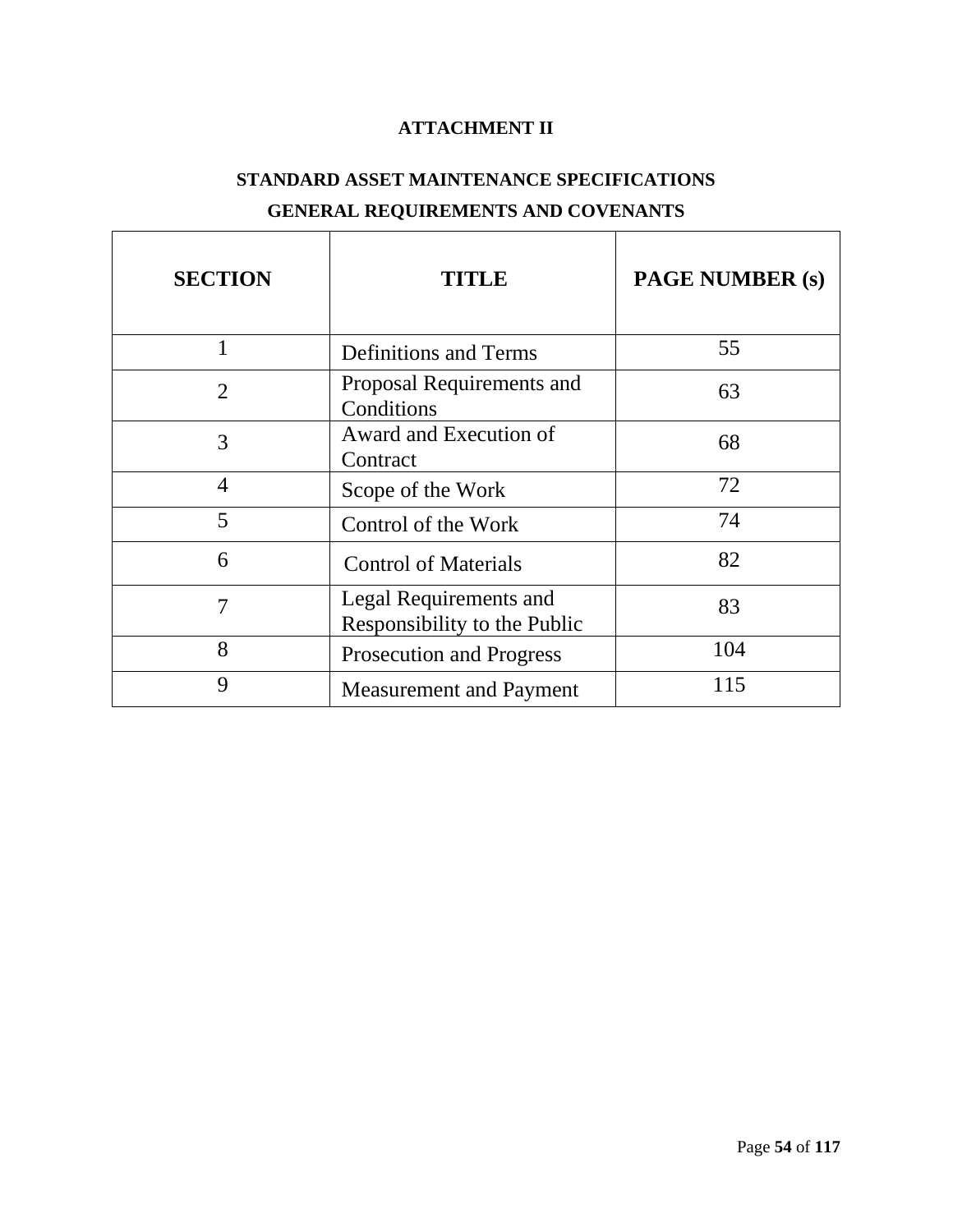# ATTACHMENT II

## STANDARD ASSET MAINTENANCE SPECIFICATIONS

## GENERAL REQUIREMENTS AND COVENANTS

| SECTION | TITLE | PAGE NUMBER (s) |
|---|---|---|
| 1 | Definitions and Terms | 55 |
| 2 | Proposal Requirements and Conditions | 63 |
| 3 | Award and Execution of Contract | 68 |
| 4 | Scope of the Work | 72 |
| 5 | Control of the Work | 74 |
| 6 | Control of Materials | 82 |
| 7 | Legal Requirements and Responsibility to the Public | 83 |
| 8 | Prosecution and Progress | 104 |
| 9 | Measurement and Payment | 115 |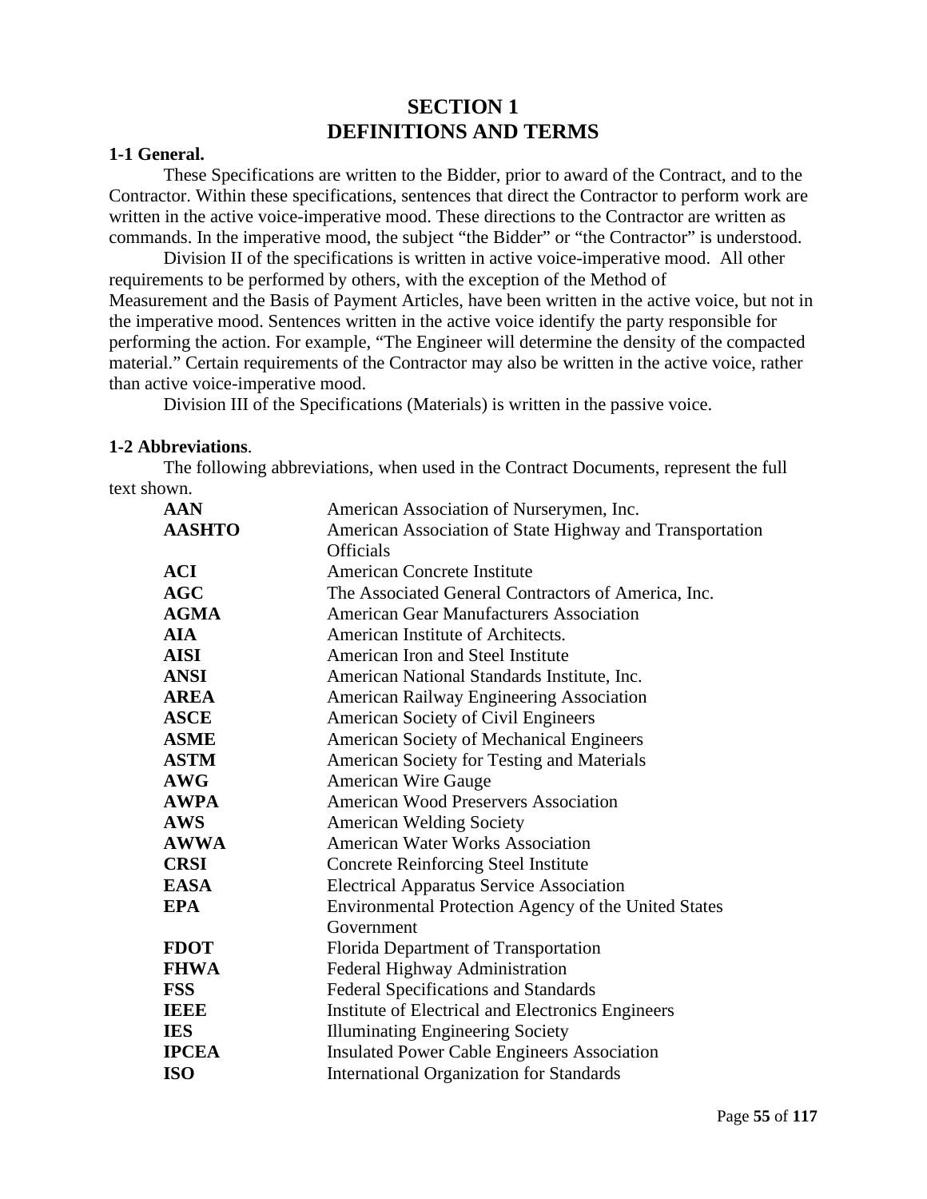# SECTION 1
# DEFINITIONS AND TERMS

**1-1 General.**

These Specifications are written to the Bidder, prior to award of the Contract, and to the Contractor. Within these specifications, sentences that direct the Contractor to perform work are written in the active voice-imperative mood. These directions to the Contractor are written as commands. In the imperative mood, the subject "the Bidder" or "the Contractor" is understood.

Division II of the specifications is written in active voice-imperative mood. All other requirements to be performed by others, with the exception of the Method of Measurement and the Basis of Payment Articles, have been written in the active voice, but not in the imperative mood. Sentences written in the active voice identify the party responsible for performing the action. For example, "The Engineer will determine the density of the compacted material." Certain requirements of the Contractor may also be written in the active voice, rather than active voice-imperative mood.

Division III of the Specifications (Materials) is written in the passive voice.

**1-2 Abbreviations**.

The following abbreviations, when used in the Contract Documents, represent the full text shown.

| | |
|---|---|
| **AAN** | American Association of Nurserymen, Inc. |
| **AASHTO** | American Association of State Highway and Transportation Officials |
| **ACI** | American Concrete Institute |
| **AGC** | The Associated General Contractors of America, Inc. |
| **AGMA** | American Gear Manufacturers Association |
| **AIA** | American Institute of Architects. |
| **AISI** | American Iron and Steel Institute |
| **ANSI** | American National Standards Institute, Inc. |
| **AREA** | American Railway Engineering Association |
| **ASCE** | American Society of Civil Engineers |
| **ASME** | American Society of Mechanical Engineers |
| **ASTM** | American Society for Testing and Materials |
| **AWG** | American Wire Gauge |
| **AWPA** | American Wood Preservers Association |
| **AWS** | American Welding Society |
| **AWWA** | American Water Works Association |
| **CRSI** | Concrete Reinforcing Steel Institute |
| **EASA** | Electrical Apparatus Service Association |
| **EPA** | Environmental Protection Agency of the United States Government |
| **FDOT** | Florida Department of Transportation |
| **FHWA** | Federal Highway Administration |
| **FSS** | Federal Specifications and Standards |
| **IEEE** | Institute of Electrical and Electronics Engineers |
| **IES** | Illuminating Engineering Society |
| **IPCEA** | Insulated Power Cable Engineers Association |
| **ISO** | International Organization for Standards |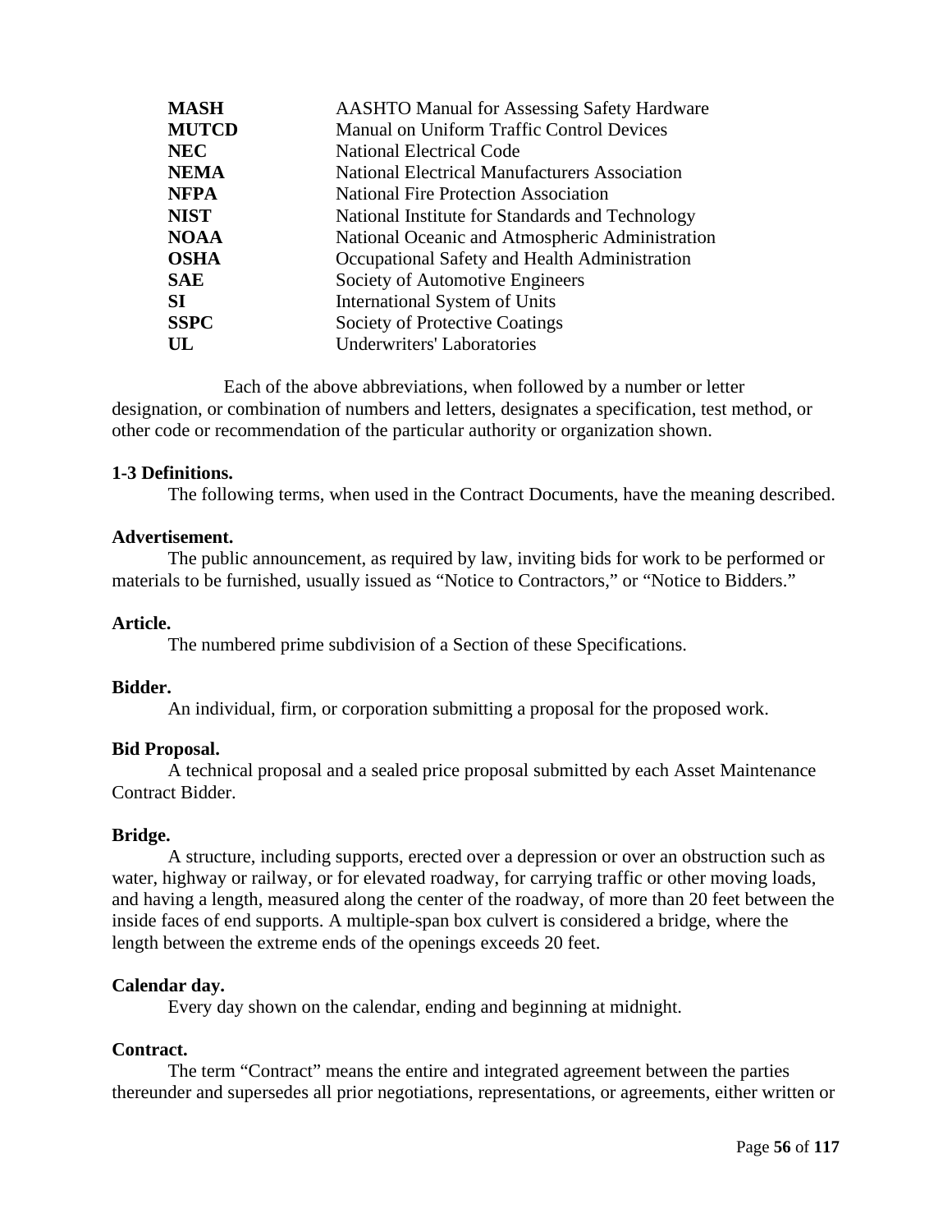| | |
|---|---|
| **MASH** | AASHTO Manual for Assessing Safety Hardware |
| **MUTCD** | Manual on Uniform Traffic Control Devices |
| **NEC** | National Electrical Code |
| **NEMA** | National Electrical Manufacturers Association |
| **NFPA** | National Fire Protection Association |
| **NIST** | National Institute for Standards and Technology |
| **NOAA** | National Oceanic and Atmospheric Administration |
| **OSHA** | Occupational Safety and Health Administration |
| **SAE** | Society of Automotive Engineers |
| **SI** | International System of Units |
| **SSPC** | Society of Protective Coatings |
| **UL** | Underwriters' Laboratories |

Each of the above abbreviations, when followed by a number or letter designation, or combination of numbers and letters, designates a specification, test method, or other code or recommendation of the particular authority or organization shown.

**1-3 Definitions.**

The following terms, when used in the Contract Documents, have the meaning described.

**Advertisement.**

The public announcement, as required by law, inviting bids for work to be performed or materials to be furnished, usually issued as "Notice to Contractors," or "Notice to Bidders."

**Article.**

The numbered prime subdivision of a Section of these Specifications.

**Bidder.**

An individual, firm, or corporation submitting a proposal for the proposed work.

**Bid Proposal.**

A technical proposal and a sealed price proposal submitted by each Asset Maintenance Contract Bidder.

**Bridge.**

A structure, including supports, erected over a depression or over an obstruction such as water, highway or railway, or for elevated roadway, for carrying traffic or other moving loads, and having a length, measured along the center of the roadway, of more than 20 feet between the inside faces of end supports. A multiple-span box culvert is considered a bridge, where the length between the extreme ends of the openings exceeds 20 feet.

**Calendar day.**

Every day shown on the calendar, ending and beginning at midnight.

**Contract.**

The term "Contract" means the entire and integrated agreement between the parties thereunder and supersedes all prior negotiations, representations, or agreements, either written or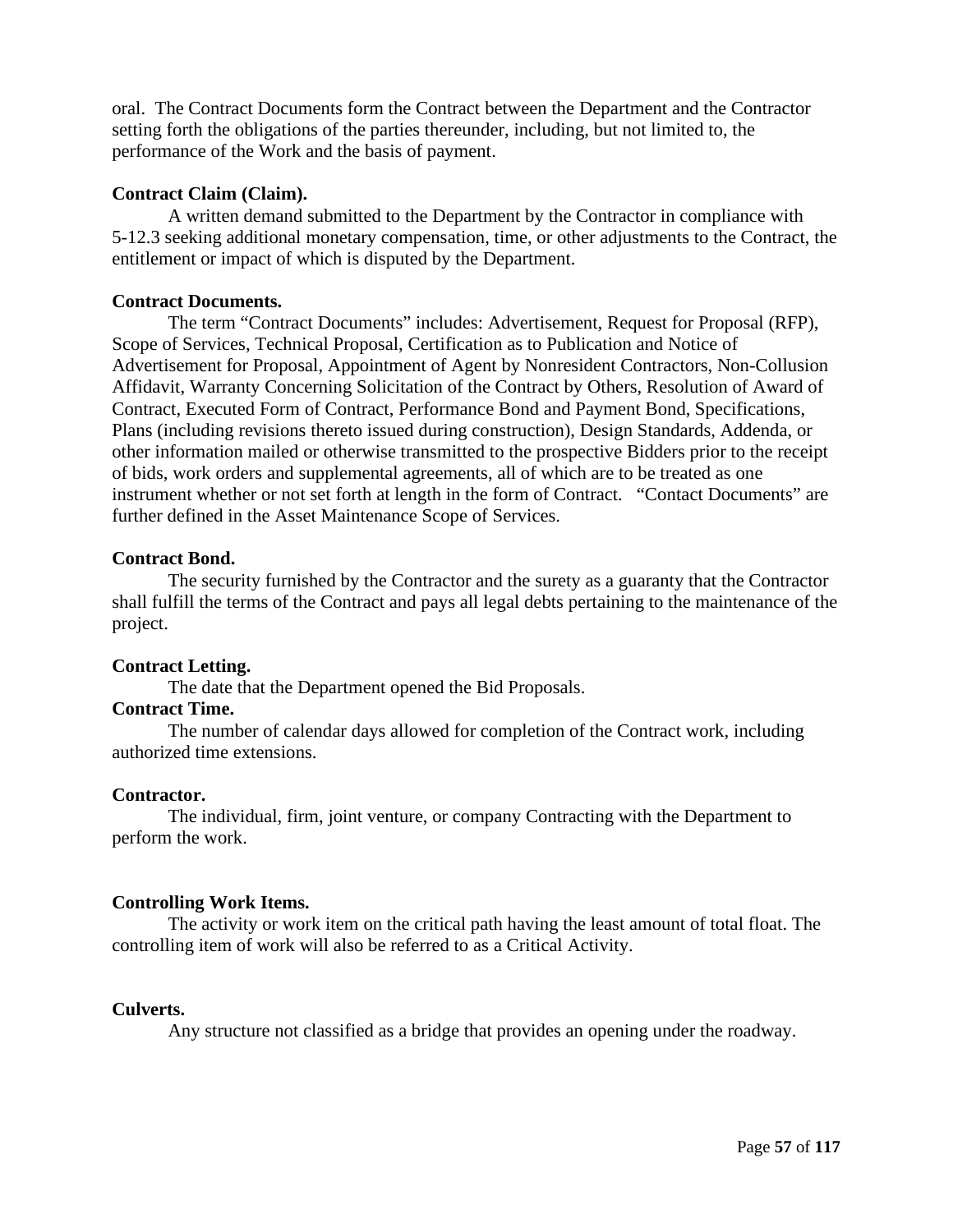oral. The Contract Documents form the Contract between the Department and the Contractor setting forth the obligations of the parties thereunder, including, but not limited to, the performance of the Work and the basis of payment.

**Contract Claim (Claim).**

A written demand submitted to the Department by the Contractor in compliance with 5-12.3 seeking additional monetary compensation, time, or other adjustments to the Contract, the entitlement or impact of which is disputed by the Department.

**Contract Documents.**

The term "Contract Documents" includes: Advertisement, Request for Proposal (RFP), Scope of Services, Technical Proposal, Certification as to Publication and Notice of Advertisement for Proposal, Appointment of Agent by Nonresident Contractors, Non-Collusion Affidavit, Warranty Concerning Solicitation of the Contract by Others, Resolution of Award of Contract, Executed Form of Contract, Performance Bond and Payment Bond, Specifications, Plans (including revisions thereto issued during construction), Design Standards, Addenda, or other information mailed or otherwise transmitted to the prospective Bidders prior to the receipt of bids, work orders and supplemental agreements, all of which are to be treated as one instrument whether or not set forth at length in the form of Contract. "Contact Documents" are further defined in the Asset Maintenance Scope of Services.

**Contract Bond.**

The security furnished by the Contractor and the surety as a guaranty that the Contractor shall fulfill the terms of the Contract and pays all legal debts pertaining to the maintenance of the project.

**Contract Letting.**

The date that the Department opened the Bid Proposals.

**Contract Time.**

The number of calendar days allowed for completion of the Contract work, including authorized time extensions.

**Contractor.**

The individual, firm, joint venture, or company Contracting with the Department to perform the work.

**Controlling Work Items.**

The activity or work item on the critical path having the least amount of total float. The controlling item of work will also be referred to as a Critical Activity.

**Culverts.**

Any structure not classified as a bridge that provides an opening under the roadway.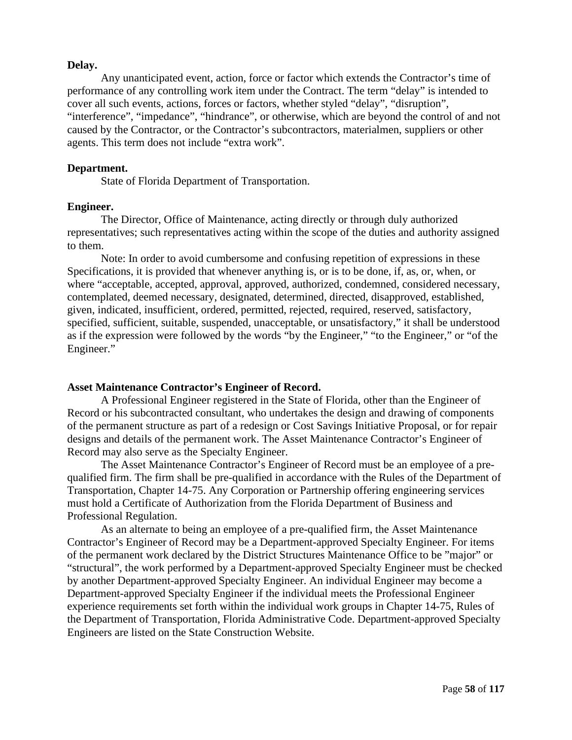**Delay.**

Any unanticipated event, action, force or factor which extends the Contractor's time of performance of any controlling work item under the Contract. The term "delay" is intended to cover all such events, actions, forces or factors, whether styled "delay", "disruption", "interference", "impedance", "hindrance", or otherwise, which are beyond the control of and not caused by the Contractor, or the Contractor's subcontractors, materialmen, suppliers or other agents. This term does not include "extra work".

**Department.**

State of Florida Department of Transportation.

**Engineer.**

The Director, Office of Maintenance, acting directly or through duly authorized representatives; such representatives acting within the scope of the duties and authority assigned to them.

Note: In order to avoid cumbersome and confusing repetition of expressions in these Specifications, it is provided that whenever anything is, or is to be done, if, as, or, when, or where "acceptable, accepted, approval, approved, authorized, condemned, considered necessary, contemplated, deemed necessary, designated, determined, directed, disapproved, established, given, indicated, insufficient, ordered, permitted, rejected, required, reserved, satisfactory, specified, sufficient, suitable, suspended, unacceptable, or unsatisfactory," it shall be understood as if the expression were followed by the words "by the Engineer," "to the Engineer," or "of the Engineer."

**Asset Maintenance Contractor's Engineer of Record.**

A Professional Engineer registered in the State of Florida, other than the Engineer of Record or his subcontracted consultant, who undertakes the design and drawing of components of the permanent structure as part of a redesign or Cost Savings Initiative Proposal, or for repair designs and details of the permanent work. The Asset Maintenance Contractor's Engineer of Record may also serve as the Specialty Engineer.

The Asset Maintenance Contractor's Engineer of Record must be an employee of a pre-qualified firm. The firm shall be pre-qualified in accordance with the Rules of the Department of Transportation, Chapter 14-75. Any Corporation or Partnership offering engineering services must hold a Certificate of Authorization from the Florida Department of Business and Professional Regulation.

As an alternate to being an employee of a pre-qualified firm, the Asset Maintenance Contractor's Engineer of Record may be a Department-approved Specialty Engineer. For items of the permanent work declared by the District Structures Maintenance Office to be "major" or "structural", the work performed by a Department-approved Specialty Engineer must be checked by another Department-approved Specialty Engineer. An individual Engineer may become a Department-approved Specialty Engineer if the individual meets the Professional Engineer experience requirements set forth within the individual work groups in Chapter 14-75, Rules of the Department of Transportation, Florida Administrative Code. Department-approved Specialty Engineers are listed on the State Construction Website.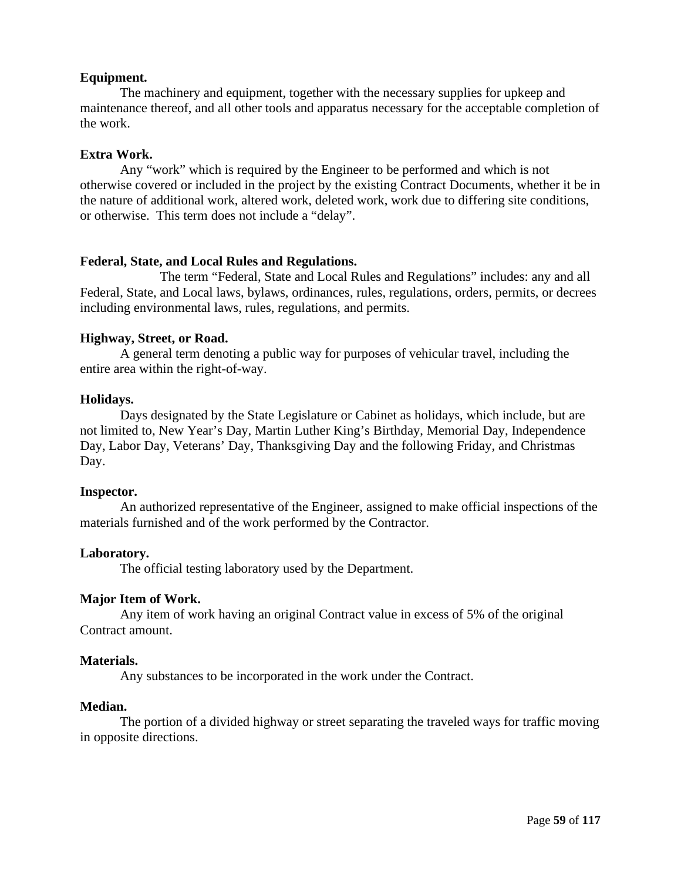**Equipment.**

The machinery and equipment, together with the necessary supplies for upkeep and maintenance thereof, and all other tools and apparatus necessary for the acceptable completion of the work.

**Extra Work.**

Any "work" which is required by the Engineer to be performed and which is not otherwise covered or included in the project by the existing Contract Documents, whether it be in the nature of additional work, altered work, deleted work, work due to differing site conditions, or otherwise. This term does not include a "delay".

**Federal, State, and Local Rules and Regulations.**

The term "Federal, State and Local Rules and Regulations" includes: any and all Federal, State, and Local laws, bylaws, ordinances, rules, regulations, orders, permits, or decrees including environmental laws, rules, regulations, and permits.

**Highway, Street, or Road.**

A general term denoting a public way for purposes of vehicular travel, including the entire area within the right-of-way.

**Holidays.**

Days designated by the State Legislature or Cabinet as holidays, which include, but are not limited to, New Year's Day, Martin Luther King's Birthday, Memorial Day, Independence Day, Labor Day, Veterans' Day, Thanksgiving Day and the following Friday, and Christmas Day.

**Inspector.**

An authorized representative of the Engineer, assigned to make official inspections of the materials furnished and of the work performed by the Contractor.

**Laboratory.**

The official testing laboratory used by the Department.

**Major Item of Work.**

Any item of work having an original Contract value in excess of 5% of the original Contract amount.

**Materials.**

Any substances to be incorporated in the work under the Contract.

**Median.**

The portion of a divided highway or street separating the traveled ways for traffic moving in opposite directions.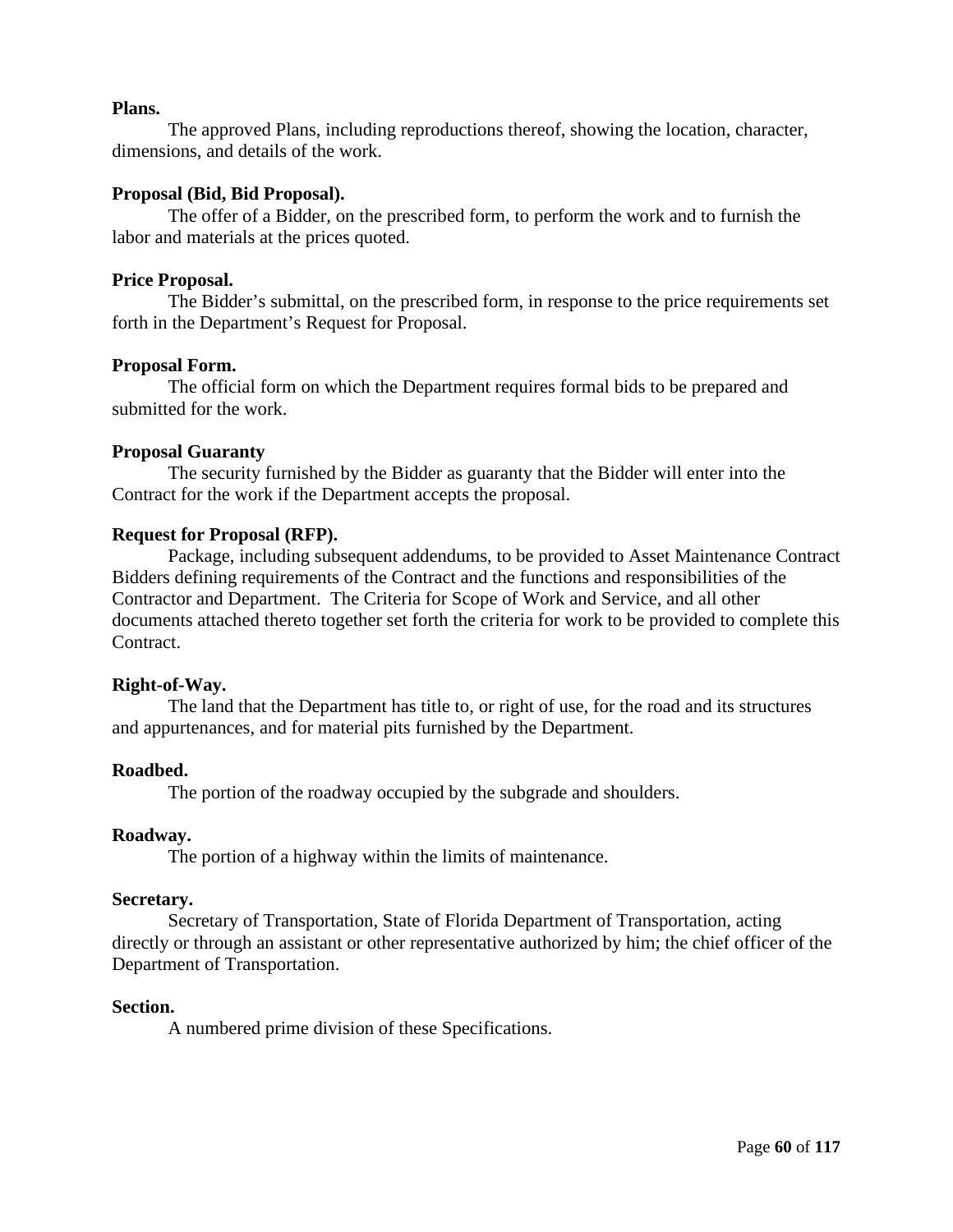**Plans.**

The approved Plans, including reproductions thereof, showing the location, character, dimensions, and details of the work.

**Proposal (Bid, Bid Proposal).**

The offer of a Bidder, on the prescribed form, to perform the work and to furnish the labor and materials at the prices quoted.

**Price Proposal.**

The Bidder's submittal, on the prescribed form, in response to the price requirements set forth in the Department's Request for Proposal.

**Proposal Form.**

The official form on which the Department requires formal bids to be prepared and submitted for the work.

**Proposal Guaranty**

The security furnished by the Bidder as guaranty that the Bidder will enter into the Contract for the work if the Department accepts the proposal.

**Request for Proposal (RFP).**

Package, including subsequent addendums, to be provided to Asset Maintenance Contract Bidders defining requirements of the Contract and the functions and responsibilities of the Contractor and Department. The Criteria for Scope of Work and Service, and all other documents attached thereto together set forth the criteria for work to be provided to complete this Contract.

**Right-of-Way.**

The land that the Department has title to, or right of use, for the road and its structures and appurtenances, and for material pits furnished by the Department.

**Roadbed.**

The portion of the roadway occupied by the subgrade and shoulders.

**Roadway.**

The portion of a highway within the limits of maintenance.

**Secretary.**

Secretary of Transportation, State of Florida Department of Transportation, acting directly or through an assistant or other representative authorized by him; the chief officer of the Department of Transportation.

**Section.**

A numbered prime division of these Specifications.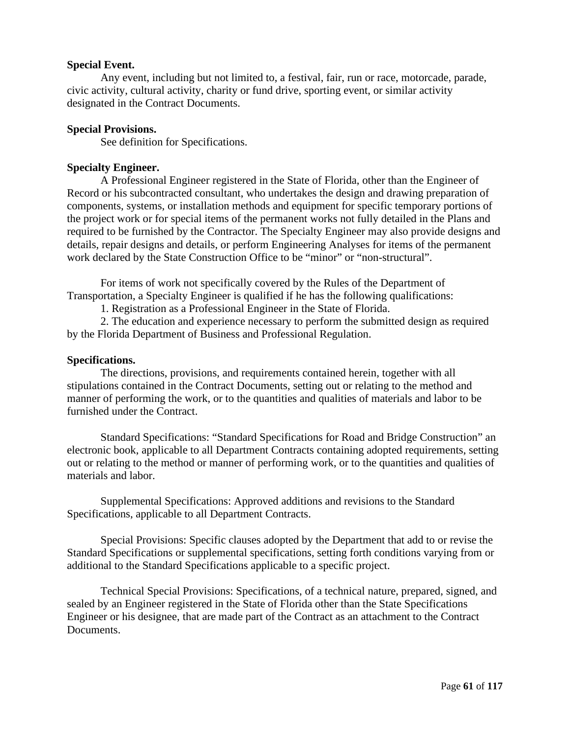**Special Event.**

Any event, including but not limited to, a festival, fair, run or race, motorcade, parade, civic activity, cultural activity, charity or fund drive, sporting event, or similar activity designated in the Contract Documents.

**Special Provisions.**

See definition for Specifications.

**Specialty Engineer.**

A Professional Engineer registered in the State of Florida, other than the Engineer of Record or his subcontracted consultant, who undertakes the design and drawing preparation of components, systems, or installation methods and equipment for specific temporary portions of the project work or for special items of the permanent works not fully detailed in the Plans and required to be furnished by the Contractor. The Specialty Engineer may also provide designs and details, repair designs and details, or perform Engineering Analyses for items of the permanent work declared by the State Construction Office to be "minor" or "non-structural".

For items of work not specifically covered by the Rules of the Department of Transportation, a Specialty Engineer is qualified if he has the following qualifications:

1. Registration as a Professional Engineer in the State of Florida.
2. The education and experience necessary to perform the submitted design as required by the Florida Department of Business and Professional Regulation.

**Specifications.**

The directions, provisions, and requirements contained herein, together with all stipulations contained in the Contract Documents, setting out or relating to the method and manner of performing the work, or to the quantities and qualities of materials and labor to be furnished under the Contract.

Standard Specifications: "Standard Specifications for Road and Bridge Construction" an electronic book, applicable to all Department Contracts containing adopted requirements, setting out or relating to the method or manner of performing work, or to the quantities and qualities of materials and labor.

Supplemental Specifications: Approved additions and revisions to the Standard Specifications, applicable to all Department Contracts.

Special Provisions: Specific clauses adopted by the Department that add to or revise the Standard Specifications or supplemental specifications, setting forth conditions varying from or additional to the Standard Specifications applicable to a specific project.

Technical Special Provisions: Specifications, of a technical nature, prepared, signed, and sealed by an Engineer registered in the State of Florida other than the State Specifications Engineer or his designee, that are made part of the Contract as an attachment to the Contract Documents.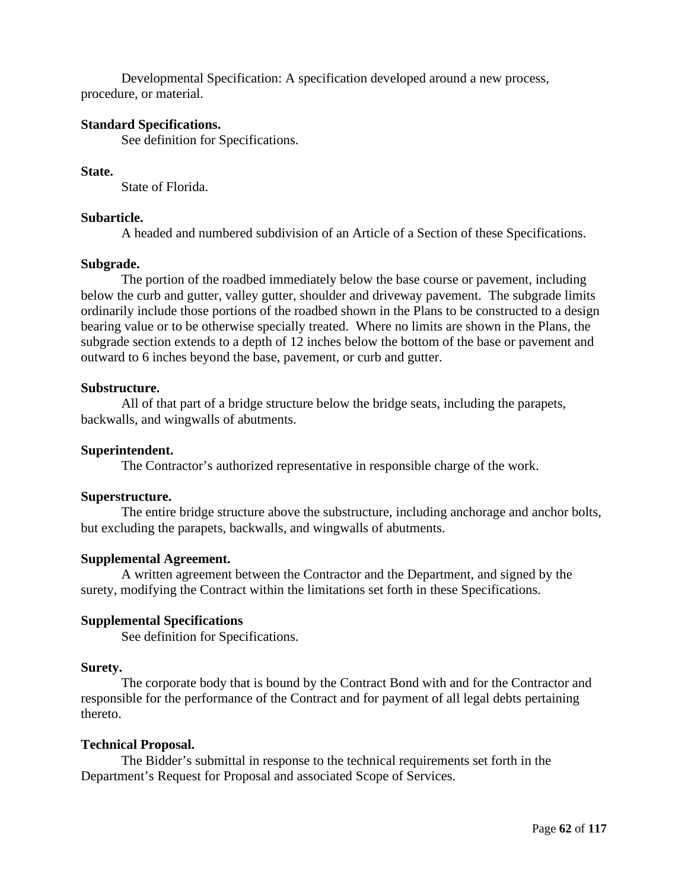Developmental Specification: A specification developed around a new process, procedure, or material.

**Standard Specifications.**

See definition for Specifications.

**State.**

State of Florida.

**Subarticle.**

A headed and numbered subdivision of an Article of a Section of these Specifications.

**Subgrade.**

The portion of the roadbed immediately below the base course or pavement, including below the curb and gutter, valley gutter, shoulder and driveway pavement. The subgrade limits ordinarily include those portions of the roadbed shown in the Plans to be constructed to a design bearing value or to be otherwise specially treated. Where no limits are shown in the Plans, the subgrade section extends to a depth of 12 inches below the bottom of the base or pavement and outward to 6 inches beyond the base, pavement, or curb and gutter.

**Substructure.**

All of that part of a bridge structure below the bridge seats, including the parapets, backwalls, and wingwalls of abutments.

**Superintendent.**

The Contractor's authorized representative in responsible charge of the work.

**Superstructure.**

The entire bridge structure above the substructure, including anchorage and anchor bolts, but excluding the parapets, backwalls, and wingwalls of abutments.

**Supplemental Agreement.**

A written agreement between the Contractor and the Department, and signed by the surety, modifying the Contract within the limitations set forth in these Specifications.

**Supplemental Specifications**

See definition for Specifications.

**Surety.**

The corporate body that is bound by the Contract Bond with and for the Contractor and responsible for the performance of the Contract and for payment of all legal debts pertaining thereto.

**Technical Proposal.**

The Bidder's submittal in response to the technical requirements set forth in the Department's Request for Proposal and associated Scope of Services.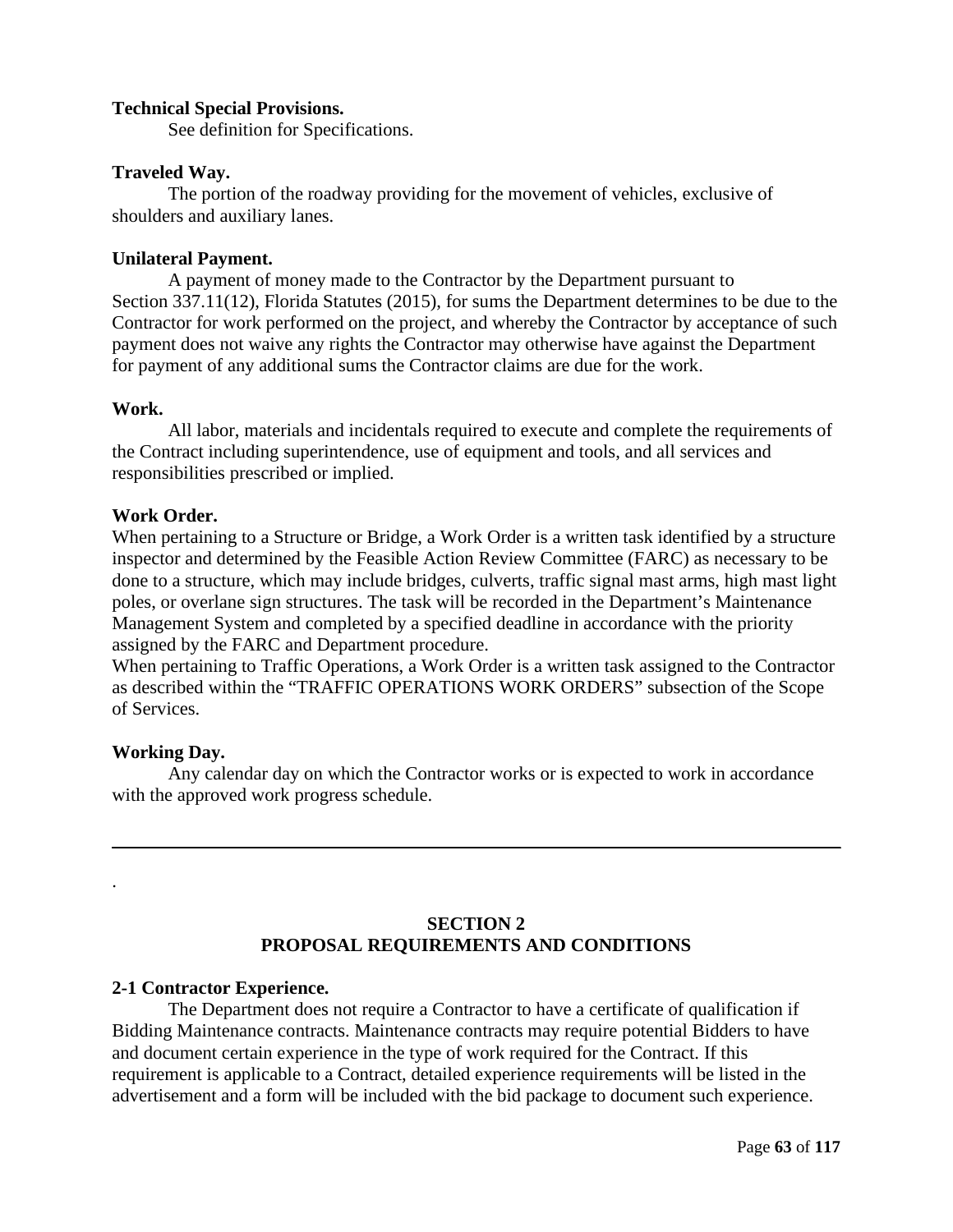**Technical Special Provisions.**

See definition for Specifications.

**Traveled Way.**

The portion of the roadway providing for the movement of vehicles, exclusive of shoulders and auxiliary lanes.

**Unilateral Payment.**

A payment of money made to the Contractor by the Department pursuant to Section 337.11(12), Florida Statutes (2015), for sums the Department determines to be due to the Contractor for work performed on the project, and whereby the Contractor by acceptance of such payment does not waive any rights the Contractor may otherwise have against the Department for payment of any additional sums the Contractor claims are due for the work.

**Work.**

All labor, materials and incidentals required to execute and complete the requirements of the Contract including superintendence, use of equipment and tools, and all services and responsibilities prescribed or implied.

**Work Order.**

When pertaining to a Structure or Bridge, a Work Order is a written task identified by a structure inspector and determined by the Feasible Action Review Committee (FARC) as necessary to be done to a structure, which may include bridges, culverts, traffic signal mast arms, high mast light poles, or overlane sign structures. The task will be recorded in the Department's Maintenance Management System and completed by a specified deadline in accordance with the priority assigned by the FARC and Department procedure.

When pertaining to Traffic Operations, a Work Order is a written task assigned to the Contractor as described within the "TRAFFIC OPERATIONS WORK ORDERS" subsection of the Scope of Services.

**Working Day.**

Any calendar day on which the Contractor works or is expected to work in accordance with the approved work progress schedule.

---

.

## SECTION 2
## PROPOSAL REQUIREMENTS AND CONDITIONS

**2-1 Contractor Experience.**

The Department does not require a Contractor to have a certificate of qualification if Bidding Maintenance contracts. Maintenance contracts may require potential Bidders to have and document certain experience in the type of work required for the Contract. If this requirement is applicable to a Contract, detailed experience requirements will be listed in the advertisement and a form will be included with the bid package to document such experience.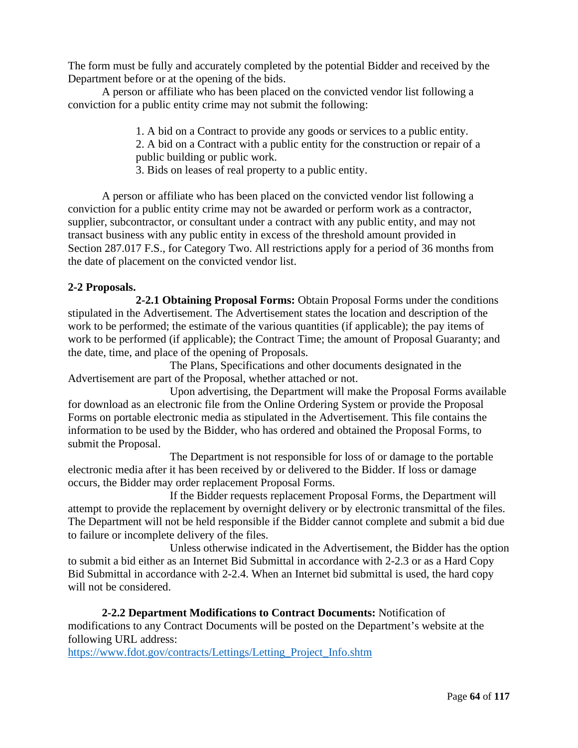The form must be fully and accurately completed by the potential Bidder and received by the Department before or at the opening of the bids.

A person or affiliate who has been placed on the convicted vendor list following a conviction for a public entity crime may not submit the following:

1. A bid on a Contract to provide any goods or services to a public entity.
2. A bid on a Contract with a public entity for the construction or repair of a public building or public work.
3. Bids on leases of real property to a public entity.

A person or affiliate who has been placed on the convicted vendor list following a conviction for a public entity crime may not be awarded or perform work as a contractor, supplier, subcontractor, or consultant under a contract with any public entity, and may not transact business with any public entity in excess of the threshold amount provided in Section 287.017 F.S., for Category Two. All restrictions apply for a period of 36 months from the date of placement on the convicted vendor list.

**2-2 Proposals.**

**2-2.1 Obtaining Proposal Forms:** Obtain Proposal Forms under the conditions stipulated in the Advertisement. The Advertisement states the location and description of the work to be performed; the estimate of the various quantities (if applicable); the pay items of work to be performed (if applicable); the Contract Time; the amount of Proposal Guaranty; and the date, time, and place of the opening of Proposals.

The Plans, Specifications and other documents designated in the Advertisement are part of the Proposal, whether attached or not.

Upon advertising, the Department will make the Proposal Forms available for download as an electronic file from the Online Ordering System or provide the Proposal Forms on portable electronic media as stipulated in the Advertisement. This file contains the information to be used by the Bidder, who has ordered and obtained the Proposal Forms, to submit the Proposal.

The Department is not responsible for loss of or damage to the portable electronic media after it has been received by or delivered to the Bidder. If loss or damage occurs, the Bidder may order replacement Proposal Forms.

If the Bidder requests replacement Proposal Forms, the Department will attempt to provide the replacement by overnight delivery or by electronic transmittal of the files. The Department will not be held responsible if the Bidder cannot complete and submit a bid due to failure or incomplete delivery of the files.

Unless otherwise indicated in the Advertisement, the Bidder has the option to submit a bid either as an Internet Bid Submittal in accordance with 2-2.3 or as a Hard Copy Bid Submittal in accordance with 2-2.4. When an Internet bid submittal is used, the hard copy will not be considered.

**2-2.2 Department Modifications to Contract Documents:** Notification of modifications to any Contract Documents will be posted on the Department's website at the following URL address:
https://www.fdot.gov/contracts/Lettings/Letting_Project_Info.shtm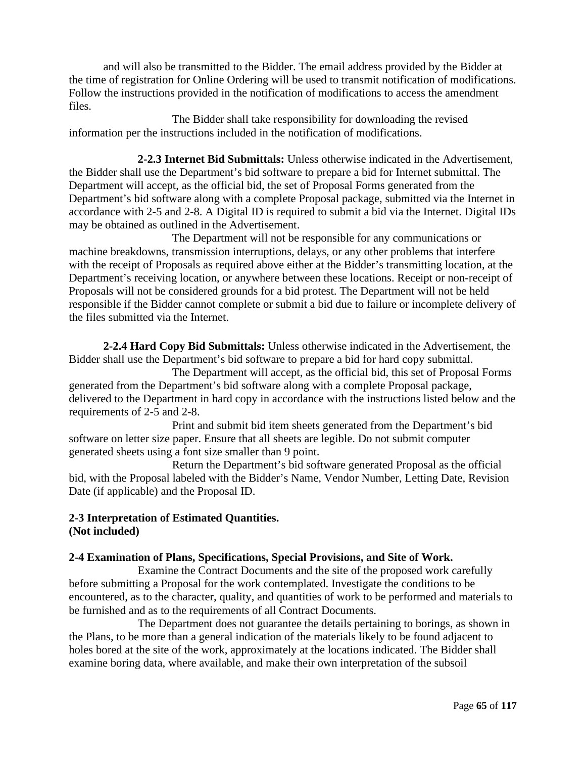and will also be transmitted to the Bidder. The email address provided by the Bidder at the time of registration for Online Ordering will be used to transmit notification of modifications. Follow the instructions provided in the notification of modifications to access the amendment files.

The Bidder shall take responsibility for downloading the revised information per the instructions included in the notification of modifications.

**2-2.3 Internet Bid Submittals:** Unless otherwise indicated in the Advertisement, the Bidder shall use the Department's bid software to prepare a bid for Internet submittal. The Department will accept, as the official bid, the set of Proposal Forms generated from the Department's bid software along with a complete Proposal package, submitted via the Internet in accordance with 2-5 and 2-8. A Digital ID is required to submit a bid via the Internet. Digital IDs may be obtained as outlined in the Advertisement.

The Department will not be responsible for any communications or machine breakdowns, transmission interruptions, delays, or any other problems that interfere with the receipt of Proposals as required above either at the Bidder's transmitting location, at the Department's receiving location, or anywhere between these locations. Receipt or non-receipt of Proposals will not be considered grounds for a bid protest. The Department will not be held responsible if the Bidder cannot complete or submit a bid due to failure or incomplete delivery of the files submitted via the Internet.

**2-2.4 Hard Copy Bid Submittals:** Unless otherwise indicated in the Advertisement, the Bidder shall use the Department's bid software to prepare a bid for hard copy submittal.

The Department will accept, as the official bid, this set of Proposal Forms generated from the Department's bid software along with a complete Proposal package, delivered to the Department in hard copy in accordance with the instructions listed below and the requirements of 2-5 and 2-8.

Print and submit bid item sheets generated from the Department's bid software on letter size paper. Ensure that all sheets are legible. Do not submit computer generated sheets using a font size smaller than 9 point.

Return the Department's bid software generated Proposal as the official bid, with the Proposal labeled with the Bidder's Name, Vendor Number, Letting Date, Revision Date (if applicable) and the Proposal ID.

**2-3 Interpretation of Estimated Quantities.**
**(Not included)**

**2-4 Examination of Plans, Specifications, Special Provisions, and Site of Work.**

Examine the Contract Documents and the site of the proposed work carefully before submitting a Proposal for the work contemplated. Investigate the conditions to be encountered, as to the character, quality, and quantities of work to be performed and materials to be furnished and as to the requirements of all Contract Documents.

The Department does not guarantee the details pertaining to borings, as shown in the Plans, to be more than a general indication of the materials likely to be found adjacent to holes bored at the site of the work, approximately at the locations indicated. The Bidder shall examine boring data, where available, and make their own interpretation of the subsoil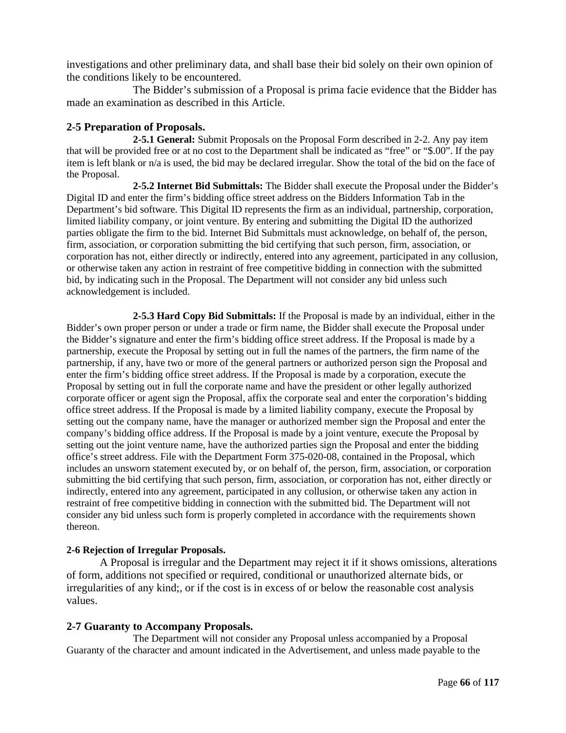investigations and other preliminary data, and shall base their bid solely on their own opinion of the conditions likely to be encountered.

The Bidder's submission of a Proposal is prima facie evidence that the Bidder has made an examination as described in this Article.

## 2-5 Preparation of Proposals.

**2-5.1 General:** Submit Proposals on the Proposal Form described in 2-2. Any pay item that will be provided free or at no cost to the Department shall be indicated as "free" or "$.00". If the pay item is left blank or n/a is used, the bid may be declared irregular. Show the total of the bid on the face of the Proposal.

**2-5.2 Internet Bid Submittals:** The Bidder shall execute the Proposal under the Bidder's Digital ID and enter the firm's bidding office street address on the Bidders Information Tab in the Department's bid software. This Digital ID represents the firm as an individual, partnership, corporation, limited liability company, or joint venture. By entering and submitting the Digital ID the authorized parties obligate the firm to the bid. Internet Bid Submittals must acknowledge, on behalf of, the person, firm, association, or corporation submitting the bid certifying that such person, firm, association, or corporation has not, either directly or indirectly, entered into any agreement, participated in any collusion, or otherwise taken any action in restraint of free competitive bidding in connection with the submitted bid, by indicating such in the Proposal. The Department will not consider any bid unless such acknowledgement is included.

**2-5.3 Hard Copy Bid Submittals:** If the Proposal is made by an individual, either in the Bidder's own proper person or under a trade or firm name, the Bidder shall execute the Proposal under the Bidder's signature and enter the firm's bidding office street address. If the Proposal is made by a partnership, execute the Proposal by setting out in full the names of the partners, the firm name of the partnership, if any, have two or more of the general partners or authorized person sign the Proposal and enter the firm's bidding office street address. If the Proposal is made by a corporation, execute the Proposal by setting out in full the corporate name and have the president or other legally authorized corporate officer or agent sign the Proposal, affix the corporate seal and enter the corporation's bidding office street address. If the Proposal is made by a limited liability company, execute the Proposal by setting out the company name, have the manager or authorized member sign the Proposal and enter the company's bidding office address. If the Proposal is made by a joint venture, execute the Proposal by setting out the joint venture name, have the authorized parties sign the Proposal and enter the bidding office's street address. File with the Department Form 375-020-08, contained in the Proposal, which includes an unsworn statement executed by, or on behalf of, the person, firm, association, or corporation submitting the bid certifying that such person, firm, association, or corporation has not, either directly or indirectly, entered into any agreement, participated in any collusion, or otherwise taken any action in restraint of free competitive bidding in connection with the submitted bid. The Department will not consider any bid unless such form is properly completed in accordance with the requirements shown thereon.

### 2-6 Rejection of Irregular Proposals.

A Proposal is irregular and the Department may reject it if it shows omissions, alterations of form, additions not specified or required, conditional or unauthorized alternate bids, or irregularities of any kind;, or if the cost is in excess of or below the reasonable cost analysis values.

## 2-7 Guaranty to Accompany Proposals.

The Department will not consider any Proposal unless accompanied by a Proposal Guaranty of the character and amount indicated in the Advertisement, and unless made payable to the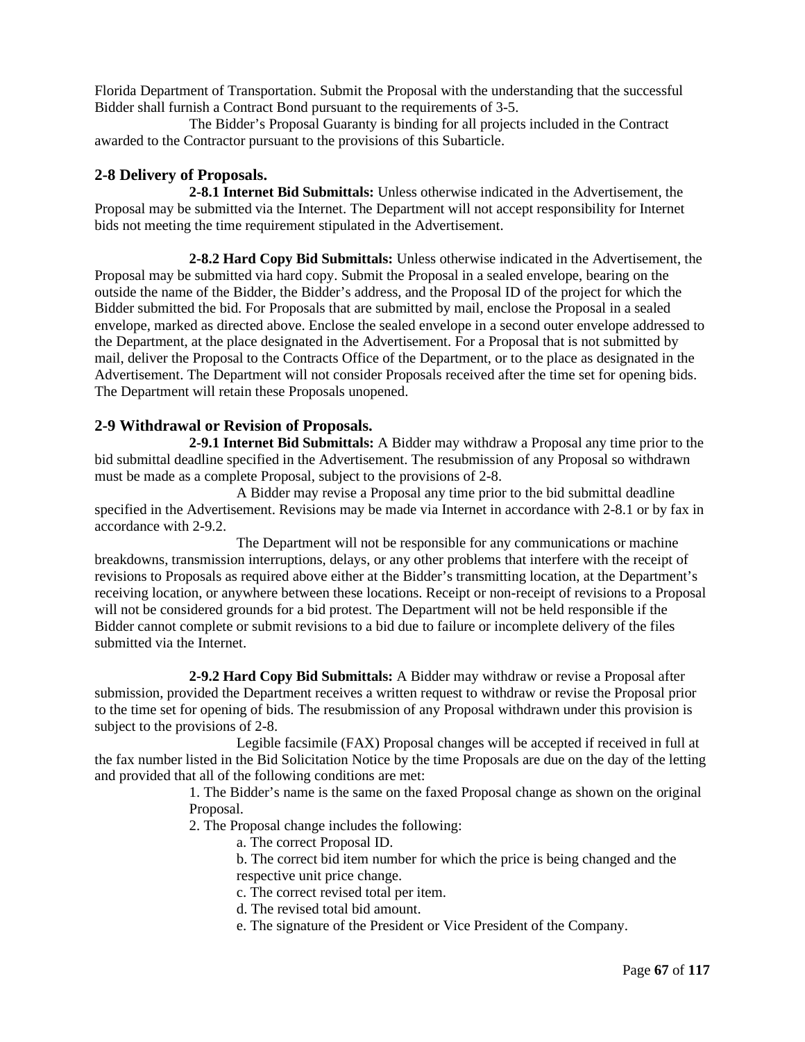Florida Department of Transportation. Submit the Proposal with the understanding that the successful Bidder shall furnish a Contract Bond pursuant to the requirements of 3-5.

The Bidder's Proposal Guaranty is binding for all projects included in the Contract awarded to the Contractor pursuant to the provisions of this Subarticle.

## 2-8 Delivery of Proposals.

**2-8.1 Internet Bid Submittals:** Unless otherwise indicated in the Advertisement, the Proposal may be submitted via the Internet. The Department will not accept responsibility for Internet bids not meeting the time requirement stipulated in the Advertisement.

**2-8.2 Hard Copy Bid Submittals:** Unless otherwise indicated in the Advertisement, the Proposal may be submitted via hard copy. Submit the Proposal in a sealed envelope, bearing on the outside the name of the Bidder, the Bidder's address, and the Proposal ID of the project for which the Bidder submitted the bid. For Proposals that are submitted by mail, enclose the Proposal in a sealed envelope, marked as directed above. Enclose the sealed envelope in a second outer envelope addressed to the Department, at the place designated in the Advertisement. For a Proposal that is not submitted by mail, deliver the Proposal to the Contracts Office of the Department, or to the place as designated in the Advertisement. The Department will not consider Proposals received after the time set for opening bids. The Department will retain these Proposals unopened.

## 2-9 Withdrawal or Revision of Proposals.

**2-9.1 Internet Bid Submittals:** A Bidder may withdraw a Proposal any time prior to the bid submittal deadline specified in the Advertisement. The resubmission of any Proposal so withdrawn must be made as a complete Proposal, subject to the provisions of 2-8.

A Bidder may revise a Proposal any time prior to the bid submittal deadline specified in the Advertisement. Revisions may be made via Internet in accordance with 2-8.1 or by fax in accordance with 2-9.2.

The Department will not be responsible for any communications or machine breakdowns, transmission interruptions, delays, or any other problems that interfere with the receipt of revisions to Proposals as required above either at the Bidder's transmitting location, at the Department's receiving location, or anywhere between these locations. Receipt or non-receipt of revisions to a Proposal will not be considered grounds for a bid protest. The Department will not be held responsible if the Bidder cannot complete or submit revisions to a bid due to failure or incomplete delivery of the files submitted via the Internet.

**2-9.2 Hard Copy Bid Submittals:** A Bidder may withdraw or revise a Proposal after submission, provided the Department receives a written request to withdraw or revise the Proposal prior to the time set for opening of bids. The resubmission of any Proposal withdrawn under this provision is subject to the provisions of 2-8.

Legible facsimile (FAX) Proposal changes will be accepted if received in full at the fax number listed in the Bid Solicitation Notice by the time Proposals are due on the day of the letting and provided that all of the following conditions are met:

1. The Bidder's name is the same on the faxed Proposal change as shown on the original Proposal.
2. The Proposal change includes the following:
    a. The correct Proposal ID.
    b. The correct bid item number for which the price is being changed and the respective unit price change.
    c. The correct revised total per item.
    d. The revised total bid amount.
    e. The signature of the President or Vice President of the Company.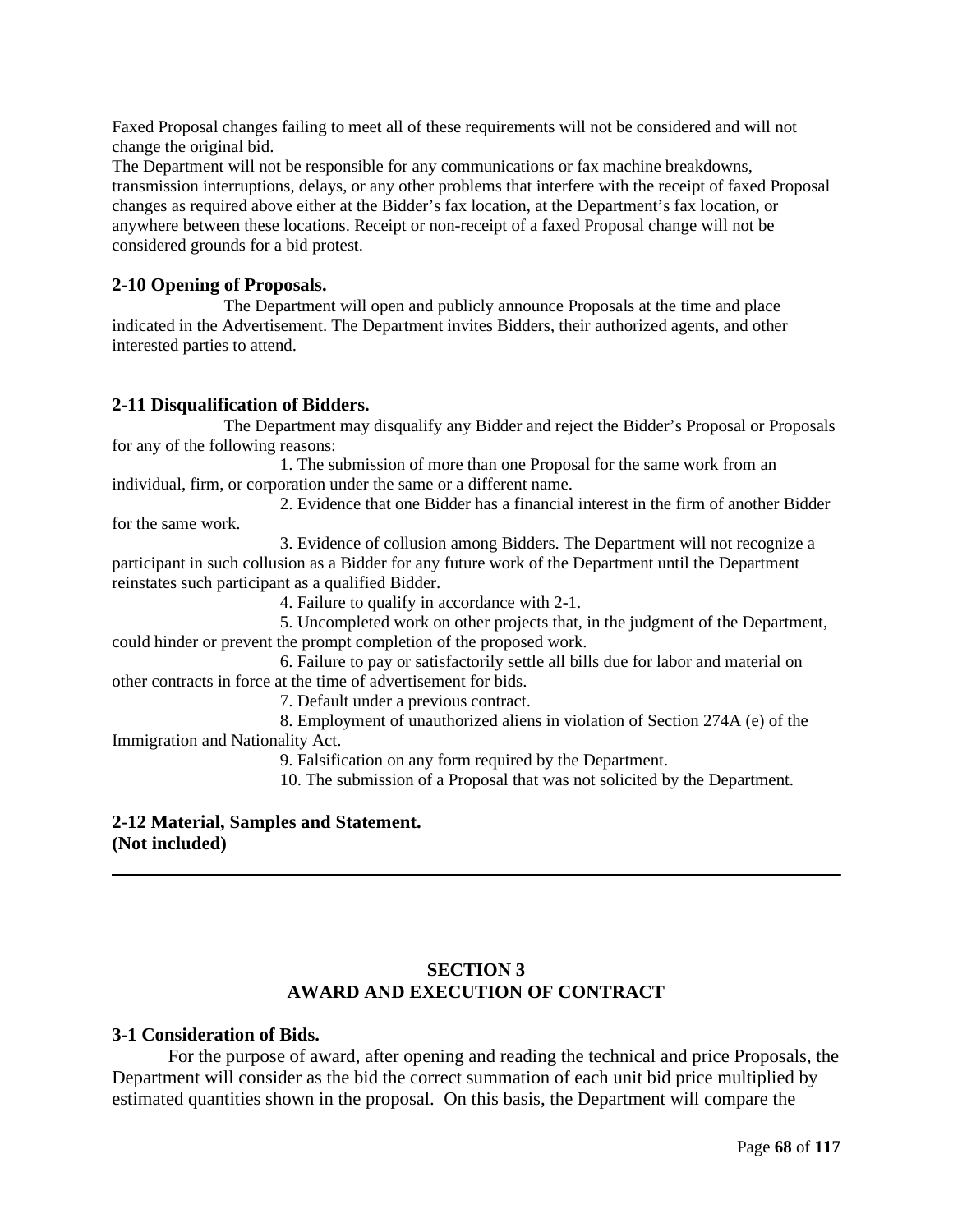Faxed Proposal changes failing to meet all of these requirements will not be considered and will not change the original bid.

The Department will not be responsible for any communications or fax machine breakdowns, transmission interruptions, delays, or any other problems that interfere with the receipt of faxed Proposal changes as required above either at the Bidder's fax location, at the Department's fax location, or anywhere between these locations. Receipt or non-receipt of a faxed Proposal change will not be considered grounds for a bid protest.

### 2-10 Opening of Proposals.

The Department will open and publicly announce Proposals at the time and place indicated in the Advertisement. The Department invites Bidders, their authorized agents, and other interested parties to attend.

### 2-11 Disqualification of Bidders.

The Department may disqualify any Bidder and reject the Bidder's Proposal or Proposals for any of the following reasons:

1. The submission of more than one Proposal for the same work from an individual, firm, or corporation under the same or a different name.
2. Evidence that one Bidder has a financial interest in the firm of another Bidder for the same work.
3. Evidence of collusion among Bidders. The Department will not recognize a participant in such collusion as a Bidder for any future work of the Department until the Department reinstates such participant as a qualified Bidder.
4. Failure to qualify in accordance with 2-1.
5. Uncompleted work on other projects that, in the judgment of the Department, could hinder or prevent the prompt completion of the proposed work.
6. Failure to pay or satisfactorily settle all bills due for labor and material on other contracts in force at the time of advertisement for bids.
7. Default under a previous contract.
8. Employment of unauthorized aliens in violation of Section 274A (e) of the Immigration and Nationality Act.
9. Falsification on any form required by the Department.
10. The submission of a Proposal that was not solicited by the Department.

### 2-12 Material, Samples and Statement.
**(Not included)**

---

## SECTION 3
## AWARD AND EXECUTION OF CONTRACT

### 3-1 Consideration of Bids.

For the purpose of award, after opening and reading the technical and price Proposals, the Department will consider as the bid the correct summation of each unit bid price multiplied by estimated quantities shown in the proposal. On this basis, the Department will compare the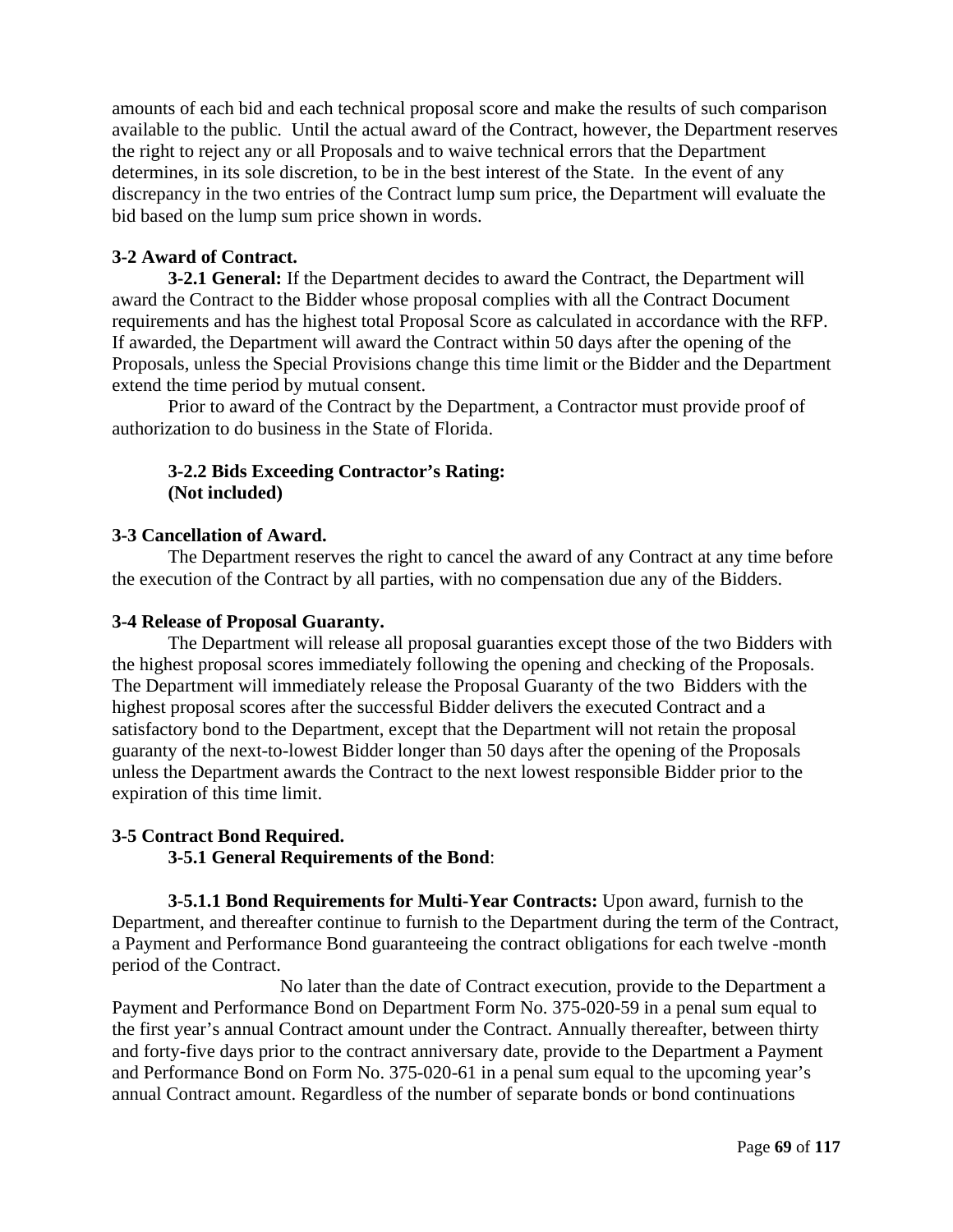amounts of each bid and each technical proposal score and make the results of such comparison available to the public. Until the actual award of the Contract, however, the Department reserves the right to reject any or all Proposals and to waive technical errors that the Department determines, in its sole discretion, to be in the best interest of the State. In the event of any discrepancy in the two entries of the Contract lump sum price, the Department will evaluate the bid based on the lump sum price shown in words.

**3-2 Award of Contract.**

**3-2.1 General:** If the Department decides to award the Contract, the Department will award the Contract to the Bidder whose proposal complies with all the Contract Document requirements and has the highest total Proposal Score as calculated in accordance with the RFP. If awarded, the Department will award the Contract within 50 days after the opening of the Proposals, unless the Special Provisions change this time limit or the Bidder and the Department extend the time period by mutual consent.

Prior to award of the Contract by the Department, a Contractor must provide proof of authorization to do business in the State of Florida.

**3-2.2 Bids Exceeding Contractor's Rating:**
**(Not included)**

**3-3 Cancellation of Award.**

The Department reserves the right to cancel the award of any Contract at any time before the execution of the Contract by all parties, with no compensation due any of the Bidders.

**3-4 Release of Proposal Guaranty.**

The Department will release all proposal guaranties except those of the two Bidders with the highest proposal scores immediately following the opening and checking of the Proposals. The Department will immediately release the Proposal Guaranty of the two Bidders with the highest proposal scores after the successful Bidder delivers the executed Contract and a satisfactory bond to the Department, except that the Department will not retain the proposal guaranty of the next-to-lowest Bidder longer than 50 days after the opening of the Proposals unless the Department awards the Contract to the next lowest responsible Bidder prior to the expiration of this time limit.

**3-5 Contract Bond Required.**

**3-5.1 General Requirements of the Bond**:

**3-5.1.1 Bond Requirements for Multi-Year Contracts:** Upon award, furnish to the Department, and thereafter continue to furnish to the Department during the term of the Contract, a Payment and Performance Bond guaranteeing the contract obligations for each twelve -month period of the Contract.

No later than the date of Contract execution, provide to the Department a Payment and Performance Bond on Department Form No. 375-020-59 in a penal sum equal to the first year's annual Contract amount under the Contract. Annually thereafter, between thirty and forty-five days prior to the contract anniversary date, provide to the Department a Payment and Performance Bond on Form No. 375-020-61 in a penal sum equal to the upcoming year's annual Contract amount. Regardless of the number of separate bonds or bond continuations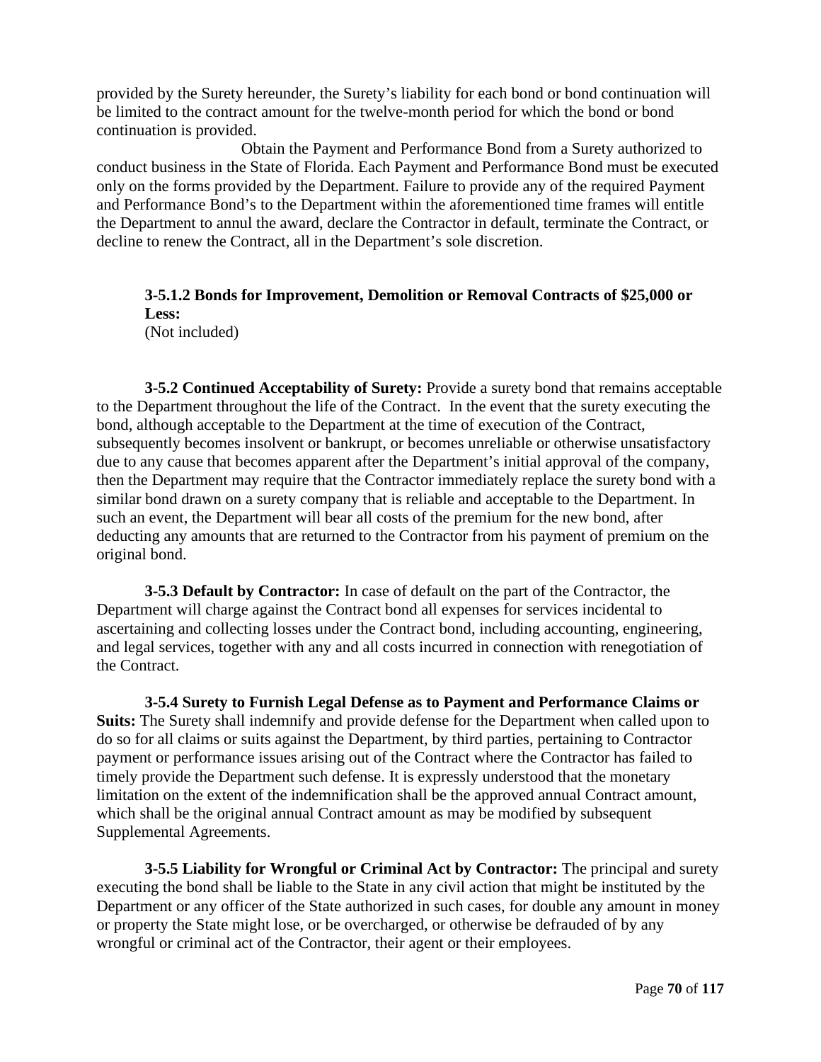provided by the Surety hereunder, the Surety's liability for each bond or bond continuation will be limited to the contract amount for the twelve-month period for which the bond or bond continuation is provided.

Obtain the Payment and Performance Bond from a Surety authorized to conduct business in the State of Florida. Each Payment and Performance Bond must be executed only on the forms provided by the Department. Failure to provide any of the required Payment and Performance Bond's to the Department within the aforementioned time frames will entitle the Department to annul the award, declare the Contractor in default, terminate the Contract, or decline to renew the Contract, all in the Department's sole discretion.

**3-5.1.2 Bonds for Improvement, Demolition or Removal Contracts of $25,000 or Less:**
(Not included)

**3-5.2 Continued Acceptability of Surety:** Provide a surety bond that remains acceptable to the Department throughout the life of the Contract. In the event that the surety executing the bond, although acceptable to the Department at the time of execution of the Contract, subsequently becomes insolvent or bankrupt, or becomes unreliable or otherwise unsatisfactory due to any cause that becomes apparent after the Department's initial approval of the company, then the Department may require that the Contractor immediately replace the surety bond with a similar bond drawn on a surety company that is reliable and acceptable to the Department. In such an event, the Department will bear all costs of the premium for the new bond, after deducting any amounts that are returned to the Contractor from his payment of premium on the original bond.

**3-5.3 Default by Contractor:** In case of default on the part of the Contractor, the Department will charge against the Contract bond all expenses for services incidental to ascertaining and collecting losses under the Contract bond, including accounting, engineering, and legal services, together with any and all costs incurred in connection with renegotiation of the Contract.

**3-5.4 Surety to Furnish Legal Defense as to Payment and Performance Claims or Suits:** The Surety shall indemnify and provide defense for the Department when called upon to do so for all claims or suits against the Department, by third parties, pertaining to Contractor payment or performance issues arising out of the Contract where the Contractor has failed to timely provide the Department such defense. It is expressly understood that the monetary limitation on the extent of the indemnification shall be the approved annual Contract amount, which shall be the original annual Contract amount as may be modified by subsequent Supplemental Agreements.

**3-5.5 Liability for Wrongful or Criminal Act by Contractor:** The principal and surety executing the bond shall be liable to the State in any civil action that might be instituted by the Department or any officer of the State authorized in such cases, for double any amount in money or property the State might lose, or be overcharged, or otherwise be defrauded of by any wrongful or criminal act of the Contractor, their agent or their employees.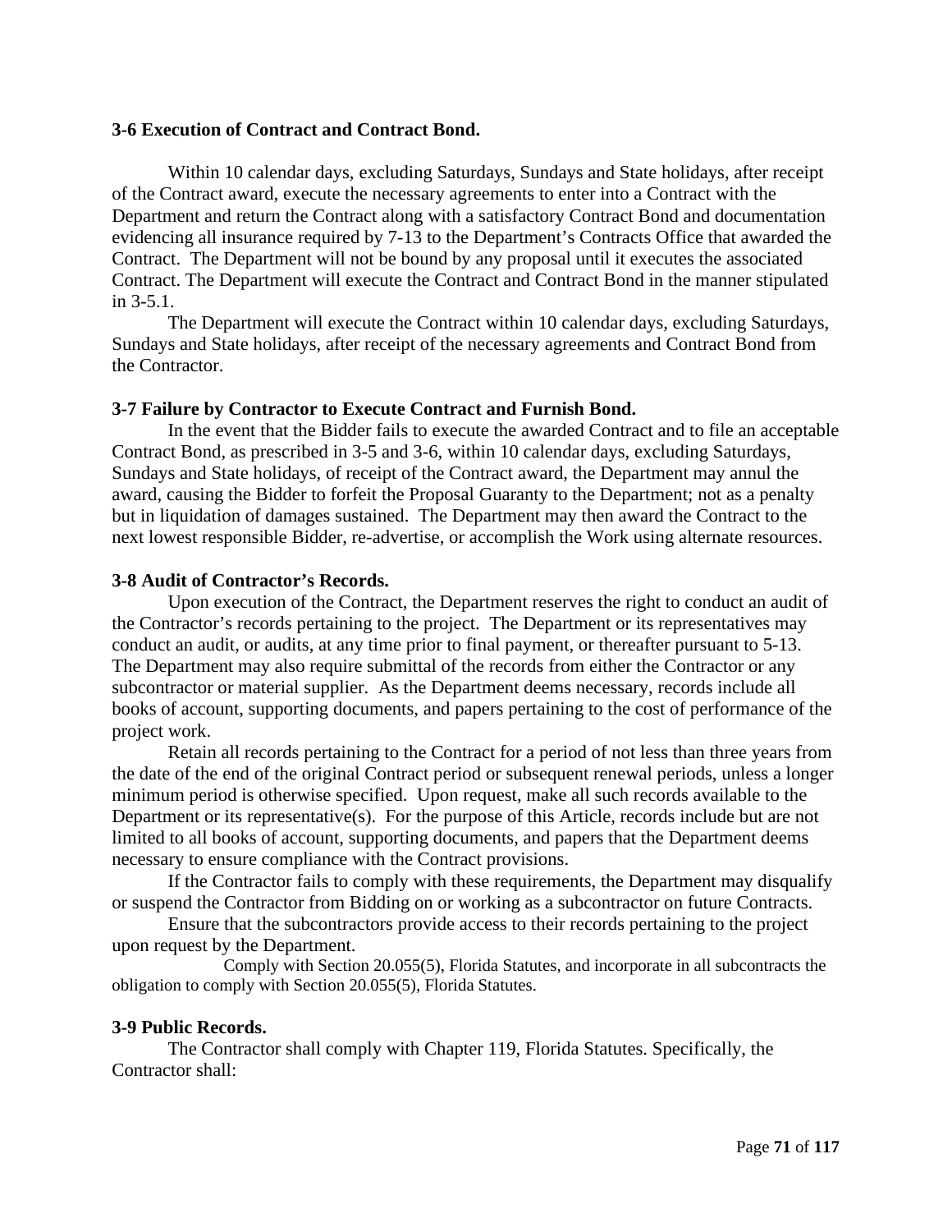**3-6 Execution of Contract and Contract Bond.**

Within 10 calendar days, excluding Saturdays, Sundays and State holidays, after receipt of the Contract award, execute the necessary agreements to enter into a Contract with the Department and return the Contract along with a satisfactory Contract Bond and documentation evidencing all insurance required by 7-13 to the Department's Contracts Office that awarded the Contract. The Department will not be bound by any proposal until it executes the associated Contract. The Department will execute the Contract and Contract Bond in the manner stipulated in 3-5.1.

The Department will execute the Contract within 10 calendar days, excluding Saturdays, Sundays and State holidays, after receipt of the necessary agreements and Contract Bond from the Contractor.

**3-7 Failure by Contractor to Execute Contract and Furnish Bond.**

In the event that the Bidder fails to execute the awarded Contract and to file an acceptable Contract Bond, as prescribed in 3-5 and 3-6, within 10 calendar days, excluding Saturdays, Sundays and State holidays, of receipt of the Contract award, the Department may annul the award, causing the Bidder to forfeit the Proposal Guaranty to the Department; not as a penalty but in liquidation of damages sustained. The Department may then award the Contract to the next lowest responsible Bidder, re-advertise, or accomplish the Work using alternate resources.

**3-8 Audit of Contractor's Records.**

Upon execution of the Contract, the Department reserves the right to conduct an audit of the Contractor's records pertaining to the project. The Department or its representatives may conduct an audit, or audits, at any time prior to final payment, or thereafter pursuant to 5-13. The Department may also require submittal of the records from either the Contractor or any subcontractor or material supplier. As the Department deems necessary, records include all books of account, supporting documents, and papers pertaining to the cost of performance of the project work.

Retain all records pertaining to the Contract for a period of not less than three years from the date of the end of the original Contract period or subsequent renewal periods, unless a longer minimum period is otherwise specified. Upon request, make all such records available to the Department or its representative(s). For the purpose of this Article, records include but are not limited to all books of account, supporting documents, and papers that the Department deems necessary to ensure compliance with the Contract provisions.

If the Contractor fails to comply with these requirements, the Department may disqualify or suspend the Contractor from Bidding on or working as a subcontractor on future Contracts.

Ensure that the subcontractors provide access to their records pertaining to the project upon request by the Department.

Comply with Section 20.055(5), Florida Statutes, and incorporate in all subcontracts the obligation to comply with Section 20.055(5), Florida Statutes.

**3-9 Public Records.**

The Contractor shall comply with Chapter 119, Florida Statutes. Specifically, the Contractor shall: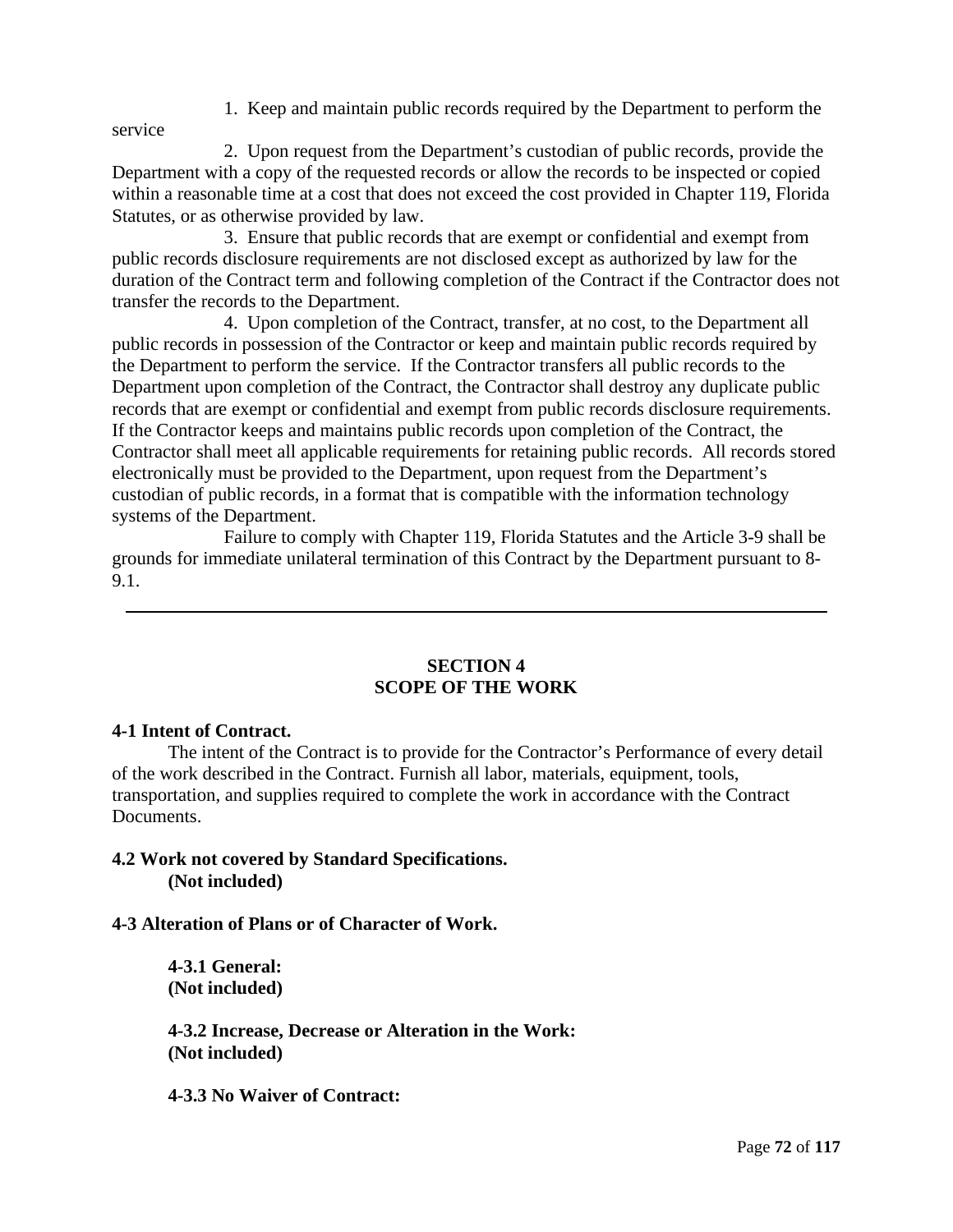1. Keep and maintain public records required by the Department to perform the service

2. Upon request from the Department's custodian of public records, provide the Department with a copy of the requested records or allow the records to be inspected or copied within a reasonable time at a cost that does not exceed the cost provided in Chapter 119, Florida Statutes, or as otherwise provided by law.

3. Ensure that public records that are exempt or confidential and exempt from public records disclosure requirements are not disclosed except as authorized by law for the duration of the Contract term and following completion of the Contract if the Contractor does not transfer the records to the Department.

4. Upon completion of the Contract, transfer, at no cost, to the Department all public records in possession of the Contractor or keep and maintain public records required by the Department to perform the service. If the Contractor transfers all public records to the Department upon completion of the Contract, the Contractor shall destroy any duplicate public records that are exempt or confidential and exempt from public records disclosure requirements. If the Contractor keeps and maintains public records upon completion of the Contract, the Contractor shall meet all applicable requirements for retaining public records. All records stored electronically must be provided to the Department, upon request from the Department's custodian of public records, in a format that is compatible with the information technology systems of the Department.

Failure to comply with Chapter 119, Florida Statutes and the Article 3-9 shall be grounds for immediate unilateral termination of this Contract by the Department pursuant to 8-9.1.

---

## SECTION 4
## SCOPE OF THE WORK

**4-1 Intent of Contract.**

The intent of the Contract is to provide for the Contractor's Performance of every detail of the work described in the Contract. Furnish all labor, materials, equipment, tools, transportation, and supplies required to complete the work in accordance with the Contract Documents.

**4.2 Work not covered by Standard Specifications.**
**(Not included)**

**4-3 Alteration of Plans or of Character of Work.**

**4-3.1 General:**
**(Not included)**

**4-3.2 Increase, Decrease or Alteration in the Work:**
**(Not included)**

**4-3.3 No Waiver of Contract:**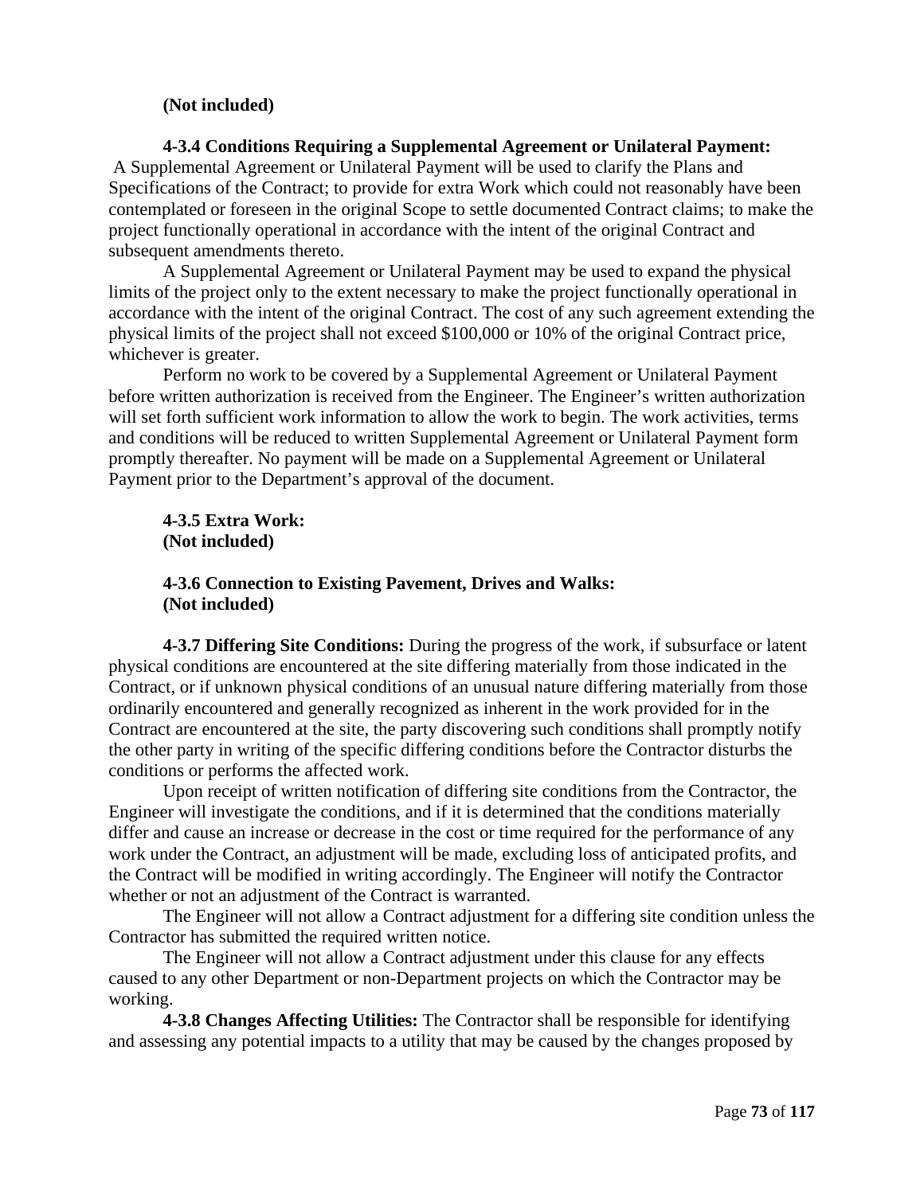**(Not included)**

**4-3.4 Conditions Requiring a Supplemental Agreement or Unilateral Payment:** A Supplemental Agreement or Unilateral Payment will be used to clarify the Plans and Specifications of the Contract; to provide for extra Work which could not reasonably have been contemplated or foreseen in the original Scope to settle documented Contract claims; to make the project functionally operational in accordance with the intent of the original Contract and subsequent amendments thereto.

A Supplemental Agreement or Unilateral Payment may be used to expand the physical limits of the project only to the extent necessary to make the project functionally operational in accordance with the intent of the original Contract. The cost of any such agreement extending the physical limits of the project shall not exceed $100,000 or 10% of the original Contract price, whichever is greater.

Perform no work to be covered by a Supplemental Agreement or Unilateral Payment before written authorization is received from the Engineer. The Engineer's written authorization will set forth sufficient work information to allow the work to begin. The work activities, terms and conditions will be reduced to written Supplemental Agreement or Unilateral Payment form promptly thereafter. No payment will be made on a Supplemental Agreement or Unilateral Payment prior to the Department's approval of the document.

**4-3.5 Extra Work:**
**(Not included)**

**4-3.6 Connection to Existing Pavement, Drives and Walks:**
**(Not included)**

**4-3.7 Differing Site Conditions:** During the progress of the work, if subsurface or latent physical conditions are encountered at the site differing materially from those indicated in the Contract, or if unknown physical conditions of an unusual nature differing materially from those ordinarily encountered and generally recognized as inherent in the work provided for in the Contract are encountered at the site, the party discovering such conditions shall promptly notify the other party in writing of the specific differing conditions before the Contractor disturbs the conditions or performs the affected work.

Upon receipt of written notification of differing site conditions from the Contractor, the Engineer will investigate the conditions, and if it is determined that the conditions materially differ and cause an increase or decrease in the cost or time required for the performance of any work under the Contract, an adjustment will be made, excluding loss of anticipated profits, and the Contract will be modified in writing accordingly. The Engineer will notify the Contractor whether or not an adjustment of the Contract is warranted.

The Engineer will not allow a Contract adjustment for a differing site condition unless the Contractor has submitted the required written notice.

The Engineer will not allow a Contract adjustment under this clause for any effects caused to any other Department or non-Department projects on which the Contractor may be working.

**4-3.8 Changes Affecting Utilities:** The Contractor shall be responsible for identifying and assessing any potential impacts to a utility that may be caused by the changes proposed by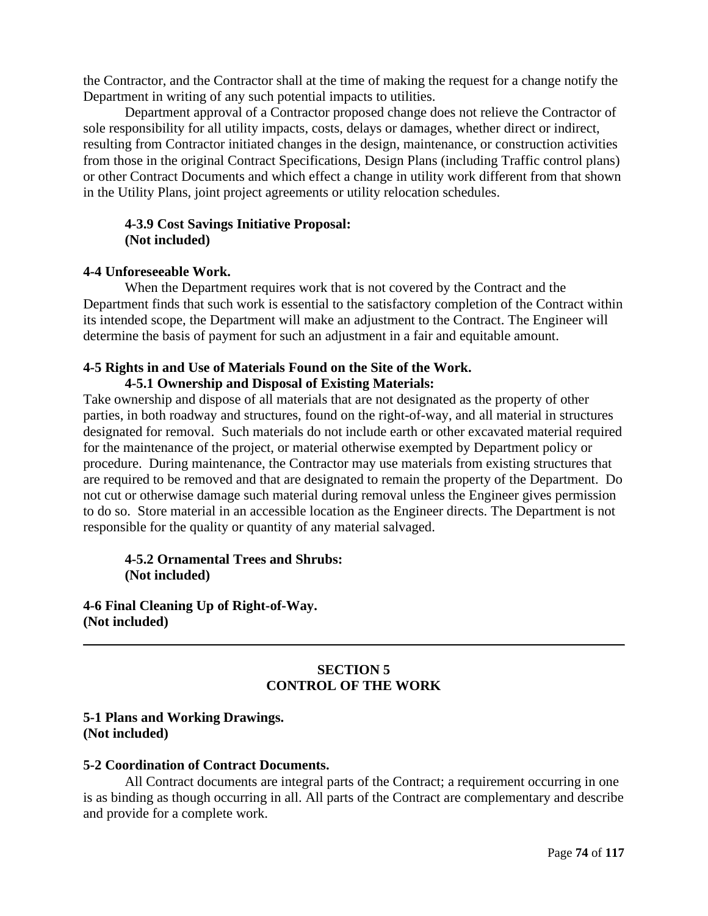the Contractor, and the Contractor shall at the time of making the request for a change notify the Department in writing of any such potential impacts to utilities.

Department approval of a Contractor proposed change does not relieve the Contractor of sole responsibility for all utility impacts, costs, delays or damages, whether direct or indirect, resulting from Contractor initiated changes in the design, maintenance, or construction activities from those in the original Contract Specifications, Design Plans (including Traffic control plans) or other Contract Documents and which effect a change in utility work different from that shown in the Utility Plans, joint project agreements or utility relocation schedules.

**4-3.9 Cost Savings Initiative Proposal:**
**(Not included)**

**4-4 Unforeseeable Work.**

When the Department requires work that is not covered by the Contract and the Department finds that such work is essential to the satisfactory completion of the Contract within its intended scope, the Department will make an adjustment to the Contract. The Engineer will determine the basis of payment for such an adjustment in a fair and equitable amount.

**4-5 Rights in and Use of Materials Found on the Site of the Work.**

**4-5.1 Ownership and Disposal of Existing Materials:**

Take ownership and dispose of all materials that are not designated as the property of other parties, in both roadway and structures, found on the right-of-way, and all material in structures designated for removal. Such materials do not include earth or other excavated material required for the maintenance of the project, or material otherwise exempted by Department policy or procedure. During maintenance, the Contractor may use materials from existing structures that are required to be removed and that are designated to remain the property of the Department. Do not cut or otherwise damage such material during removal unless the Engineer gives permission to do so. Store material in an accessible location as the Engineer directs. The Department is not responsible for the quality or quantity of any material salvaged.

**4-5.2 Ornamental Trees and Shrubs:**
**(Not included)**

**4-6 Final Cleaning Up of Right-of-Way.**
**(Not included)**

---

## SECTION 5
## CONTROL OF THE WORK

**5-1 Plans and Working Drawings.**
**(Not included)**

**5-2 Coordination of Contract Documents.**

All Contract documents are integral parts of the Contract; a requirement occurring in one is as binding as though occurring in all. All parts of the Contract are complementary and describe and provide for a complete work.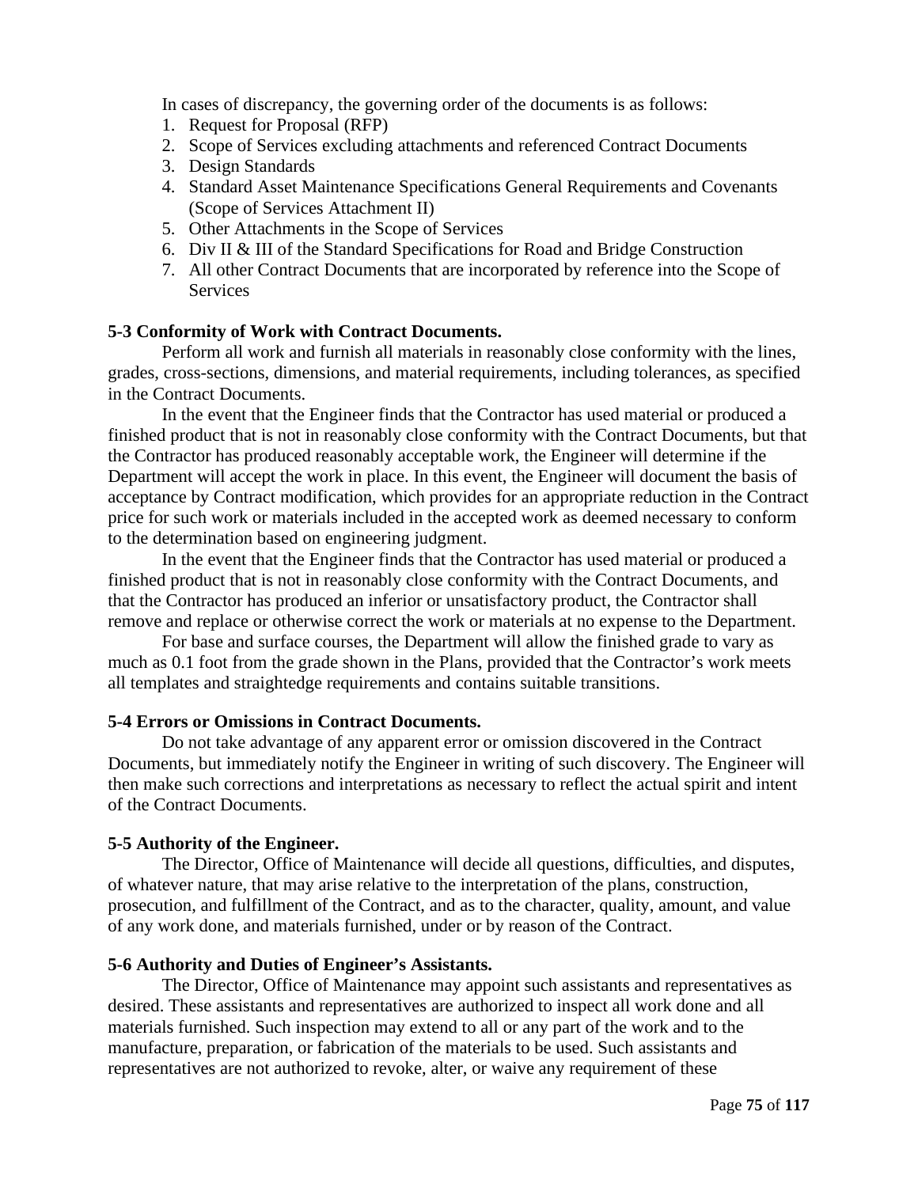In cases of discrepancy, the governing order of the documents is as follows:

1. Request for Proposal (RFP)
2. Scope of Services excluding attachments and referenced Contract Documents
3. Design Standards
4. Standard Asset Maintenance Specifications General Requirements and Covenants (Scope of Services Attachment II)
5. Other Attachments in the Scope of Services
6. Div II & III of the Standard Specifications for Road and Bridge Construction
7. All other Contract Documents that are incorporated by reference into the Scope of Services

**5-3 Conformity of Work with Contract Documents.**

Perform all work and furnish all materials in reasonably close conformity with the lines, grades, cross-sections, dimensions, and material requirements, including tolerances, as specified in the Contract Documents.

In the event that the Engineer finds that the Contractor has used material or produced a finished product that is not in reasonably close conformity with the Contract Documents, but that the Contractor has produced reasonably acceptable work, the Engineer will determine if the Department will accept the work in place. In this event, the Engineer will document the basis of acceptance by Contract modification, which provides for an appropriate reduction in the Contract price for such work or materials included in the accepted work as deemed necessary to conform to the determination based on engineering judgment.

In the event that the Engineer finds that the Contractor has used material or produced a finished product that is not in reasonably close conformity with the Contract Documents, and that the Contractor has produced an inferior or unsatisfactory product, the Contractor shall remove and replace or otherwise correct the work or materials at no expense to the Department.

For base and surface courses, the Department will allow the finished grade to vary as much as 0.1 foot from the grade shown in the Plans, provided that the Contractor's work meets all templates and straightedge requirements and contains suitable transitions.

**5-4 Errors or Omissions in Contract Documents.**

Do not take advantage of any apparent error or omission discovered in the Contract Documents, but immediately notify the Engineer in writing of such discovery. The Engineer will then make such corrections and interpretations as necessary to reflect the actual spirit and intent of the Contract Documents.

**5-5 Authority of the Engineer.**

The Director, Office of Maintenance will decide all questions, difficulties, and disputes, of whatever nature, that may arise relative to the interpretation of the plans, construction, prosecution, and fulfillment of the Contract, and as to the character, quality, amount, and value of any work done, and materials furnished, under or by reason of the Contract.

**5-6 Authority and Duties of Engineer's Assistants.**

The Director, Office of Maintenance may appoint such assistants and representatives as desired. These assistants and representatives are authorized to inspect all work done and all materials furnished. Such inspection may extend to all or any part of the work and to the manufacture, preparation, or fabrication of the materials to be used. Such assistants and representatives are not authorized to revoke, alter, or waive any requirement of these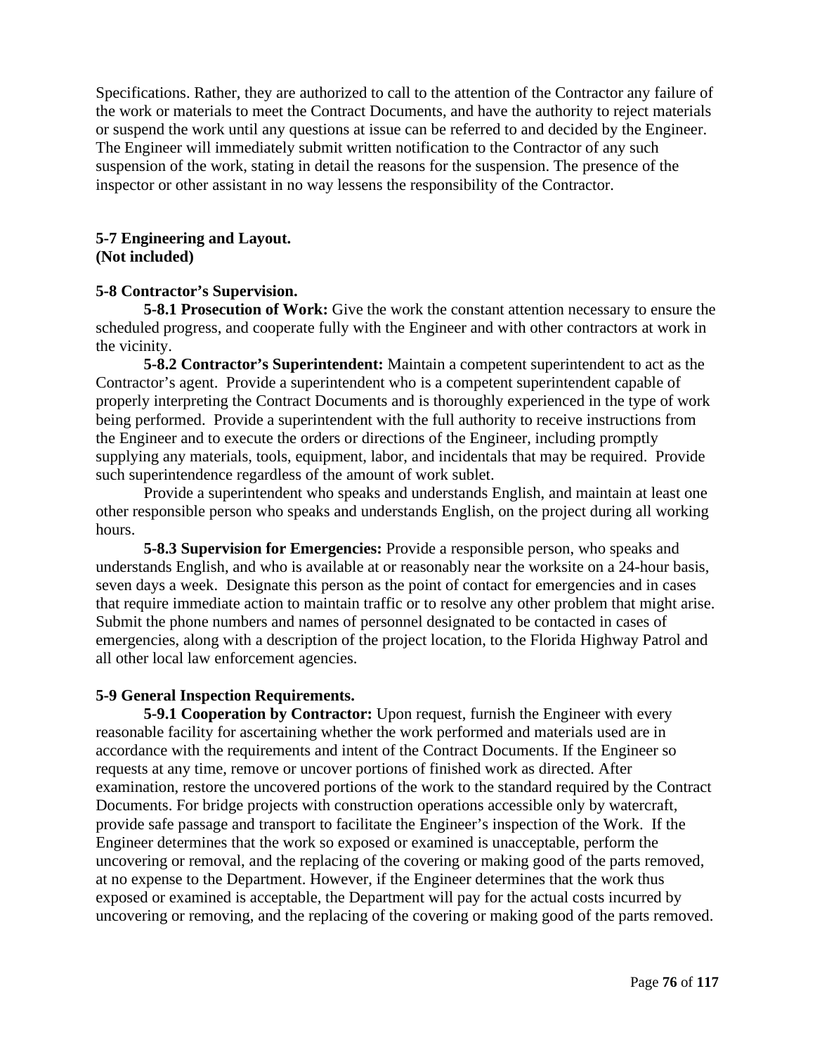Specifications. Rather, they are authorized to call to the attention of the Contractor any failure of the work or materials to meet the Contract Documents, and have the authority to reject materials or suspend the work until any questions at issue can be referred to and decided by the Engineer. The Engineer will immediately submit written notification to the Contractor of any such suspension of the work, stating in detail the reasons for the suspension. The presence of the inspector or other assistant in no way lessens the responsibility of the Contractor.

**5-7 Engineering and Layout.**
**(Not included)**

**5-8 Contractor's Supervision.**

**5-8.1 Prosecution of Work:** Give the work the constant attention necessary to ensure the scheduled progress, and cooperate fully with the Engineer and with other contractors at work in the vicinity.

**5-8.2 Contractor's Superintendent:** Maintain a competent superintendent to act as the Contractor's agent. Provide a superintendent who is a competent superintendent capable of properly interpreting the Contract Documents and is thoroughly experienced in the type of work being performed. Provide a superintendent with the full authority to receive instructions from the Engineer and to execute the orders or directions of the Engineer, including promptly supplying any materials, tools, equipment, labor, and incidentals that may be required. Provide such superintendence regardless of the amount of work sublet.

Provide a superintendent who speaks and understands English, and maintain at least one other responsible person who speaks and understands English, on the project during all working hours.

**5-8.3 Supervision for Emergencies:** Provide a responsible person, who speaks and understands English, and who is available at or reasonably near the worksite on a 24-hour basis, seven days a week. Designate this person as the point of contact for emergencies and in cases that require immediate action to maintain traffic or to resolve any other problem that might arise. Submit the phone numbers and names of personnel designated to be contacted in cases of emergencies, along with a description of the project location, to the Florida Highway Patrol and all other local law enforcement agencies.

**5-9 General Inspection Requirements.**

**5-9.1 Cooperation by Contractor:** Upon request, furnish the Engineer with every reasonable facility for ascertaining whether the work performed and materials used are in accordance with the requirements and intent of the Contract Documents. If the Engineer so requests at any time, remove or uncover portions of finished work as directed. After examination, restore the uncovered portions of the work to the standard required by the Contract Documents. For bridge projects with construction operations accessible only by watercraft, provide safe passage and transport to facilitate the Engineer's inspection of the Work. If the Engineer determines that the work so exposed or examined is unacceptable, perform the uncovering or removal, and the replacing of the covering or making good of the parts removed, at no expense to the Department. However, if the Engineer determines that the work thus exposed or examined is acceptable, the Department will pay for the actual costs incurred by uncovering or removing, and the replacing of the covering or making good of the parts removed.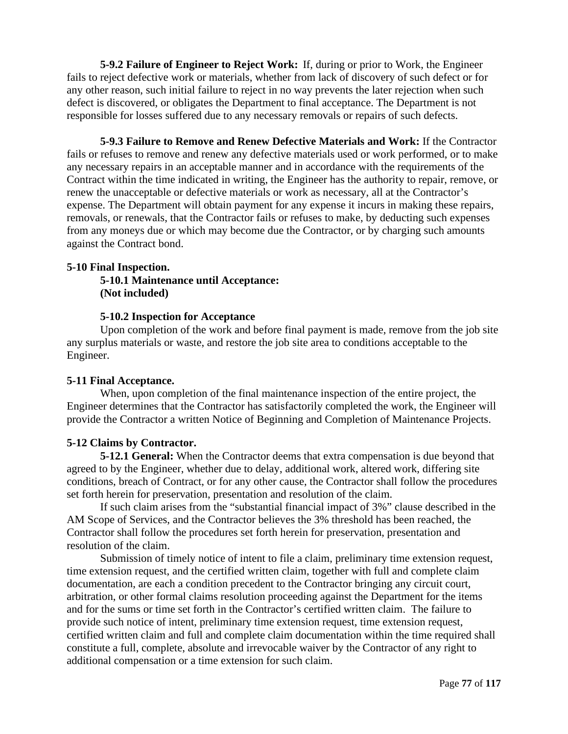**5-9.2 Failure of Engineer to Reject Work:** If, during or prior to Work, the Engineer fails to reject defective work or materials, whether from lack of discovery of such defect or for any other reason, such initial failure to reject in no way prevents the later rejection when such defect is discovered, or obligates the Department to final acceptance. The Department is not responsible for losses suffered due to any necessary removals or repairs of such defects.

**5-9.3 Failure to Remove and Renew Defective Materials and Work:** If the Contractor fails or refuses to remove and renew any defective materials used or work performed, or to make any necessary repairs in an acceptable manner and in accordance with the requirements of the Contract within the time indicated in writing, the Engineer has the authority to repair, remove, or renew the unacceptable or defective materials or work as necessary, all at the Contractor's expense. The Department will obtain payment for any expense it incurs in making these repairs, removals, or renewals, that the Contractor fails or refuses to make, by deducting such expenses from any moneys due or which may become due the Contractor, or by charging such amounts against the Contract bond.

## 5-10 Final Inspection.

### 5-10.1 Maintenance until Acceptance: (Not included)

### 5-10.2 Inspection for Acceptance

Upon completion of the work and before final payment is made, remove from the job site any surplus materials or waste, and restore the job site area to conditions acceptable to the Engineer.

## 5-11 Final Acceptance.

When, upon completion of the final maintenance inspection of the entire project, the Engineer determines that the Contractor has satisfactorily completed the work, the Engineer will provide the Contractor a written Notice of Beginning and Completion of Maintenance Projects.

## 5-12 Claims by Contractor.

**5-12.1 General:** When the Contractor deems that extra compensation is due beyond that agreed to by the Engineer, whether due to delay, additional work, altered work, differing site conditions, breach of Contract, or for any other cause, the Contractor shall follow the procedures set forth herein for preservation, presentation and resolution of the claim.

If such claim arises from the "substantial financial impact of 3%" clause described in the AM Scope of Services, and the Contractor believes the 3% threshold has been reached, the Contractor shall follow the procedures set forth herein for preservation, presentation and resolution of the claim.

Submission of timely notice of intent to file a claim, preliminary time extension request, time extension request, and the certified written claim, together with full and complete claim documentation, are each a condition precedent to the Contractor bringing any circuit court, arbitration, or other formal claims resolution proceeding against the Department for the items and for the sums or time set forth in the Contractor's certified written claim. The failure to provide such notice of intent, preliminary time extension request, time extension request, certified written claim and full and complete claim documentation within the time required shall constitute a full, complete, absolute and irrevocable waiver by the Contractor of any right to additional compensation or a time extension for such claim.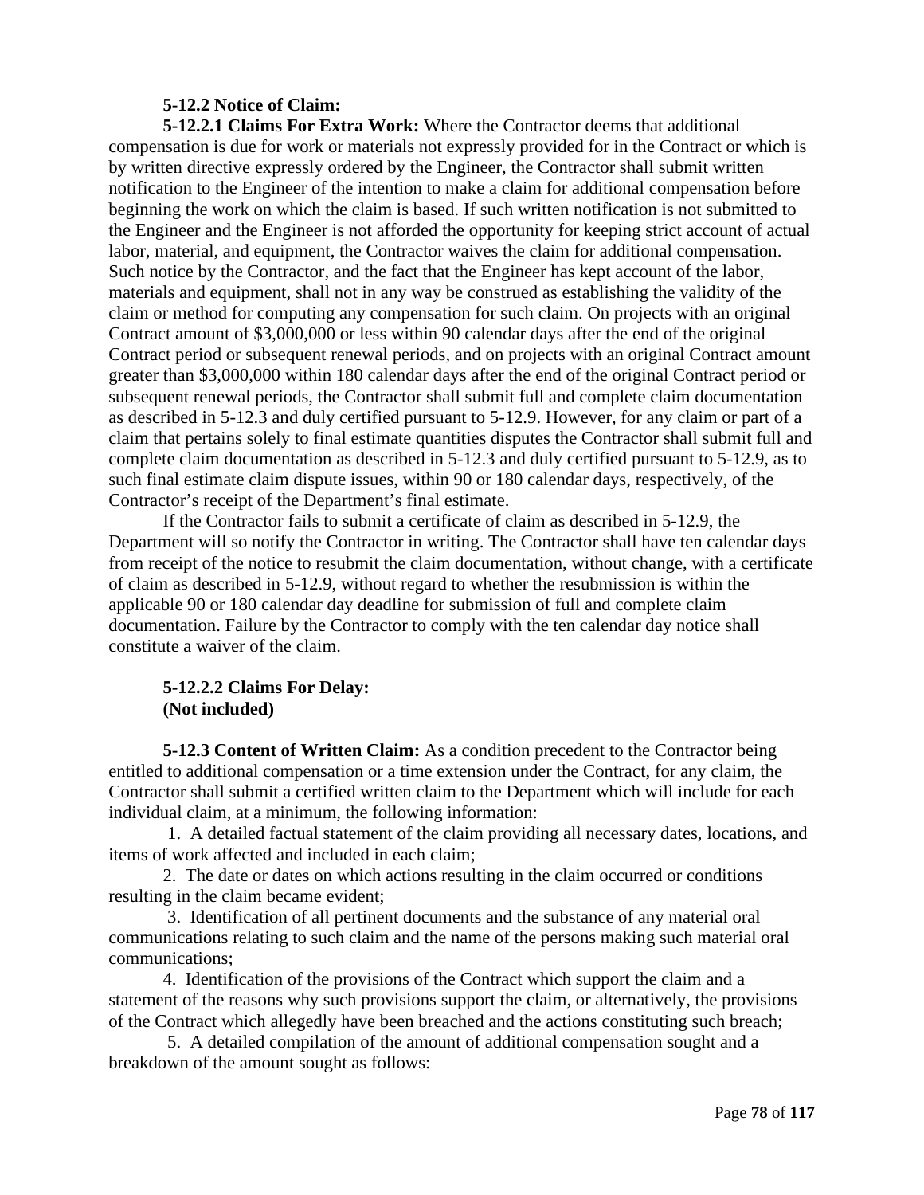**5-12.2 Notice of Claim:**

**5-12.2.1 Claims For Extra Work:** Where the Contractor deems that additional compensation is due for work or materials not expressly provided for in the Contract or which is by written directive expressly ordered by the Engineer, the Contractor shall submit written notification to the Engineer of the intention to make a claim for additional compensation before beginning the work on which the claim is based. If such written notification is not submitted to the Engineer and the Engineer is not afforded the opportunity for keeping strict account of actual labor, material, and equipment, the Contractor waives the claim for additional compensation. Such notice by the Contractor, and the fact that the Engineer has kept account of the labor, materials and equipment, shall not in any way be construed as establishing the validity of the claim or method for computing any compensation for such claim. On projects with an original Contract amount of $3,000,000 or less within 90 calendar days after the end of the original Contract period or subsequent renewal periods, and on projects with an original Contract amount greater than $3,000,000 within 180 calendar days after the end of the original Contract period or subsequent renewal periods, the Contractor shall submit full and complete claim documentation as described in 5-12.3 and duly certified pursuant to 5-12.9. However, for any claim or part of a claim that pertains solely to final estimate quantities disputes the Contractor shall submit full and complete claim documentation as described in 5-12.3 and duly certified pursuant to 5-12.9, as to such final estimate claim dispute issues, within 90 or 180 calendar days, respectively, of the Contractor's receipt of the Department's final estimate.

If the Contractor fails to submit a certificate of claim as described in 5-12.9, the Department will so notify the Contractor in writing. The Contractor shall have ten calendar days from receipt of the notice to resubmit the claim documentation, without change, with a certificate of claim as described in 5-12.9, without regard to whether the resubmission is within the applicable 90 or 180 calendar day deadline for submission of full and complete claim documentation. Failure by the Contractor to comply with the ten calendar day notice shall constitute a waiver of the claim.

**5-12.2.2 Claims For Delay:**
**(Not included)**

**5-12.3 Content of Written Claim:** As a condition precedent to the Contractor being entitled to additional compensation or a time extension under the Contract, for any claim, the Contractor shall submit a certified written claim to the Department which will include for each individual claim, at a minimum, the following information:

1. A detailed factual statement of the claim providing all necessary dates, locations, and items of work affected and included in each claim;
2. The date or dates on which actions resulting in the claim occurred or conditions resulting in the claim became evident;
3. Identification of all pertinent documents and the substance of any material oral communications relating to such claim and the name of the persons making such material oral communications;
4. Identification of the provisions of the Contract which support the claim and a statement of the reasons why such provisions support the claim, or alternatively, the provisions of the Contract which allegedly have been breached and the actions constituting such breach;
5. A detailed compilation of the amount of additional compensation sought and a breakdown of the amount sought as follows: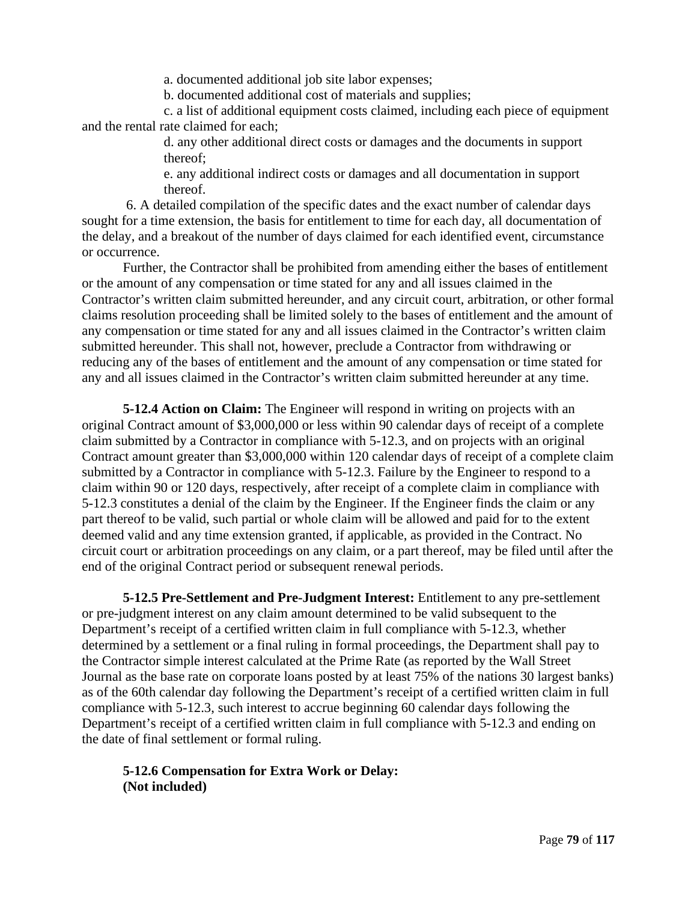a. documented additional job site labor expenses;

b. documented additional cost of materials and supplies;

c. a list of additional equipment costs claimed, including each piece of equipment and the rental rate claimed for each;

d. any other additional direct costs or damages and the documents in support thereof;

e. any additional indirect costs or damages and all documentation in support thereof.

6. A detailed compilation of the specific dates and the exact number of calendar days sought for a time extension, the basis for entitlement to time for each day, all documentation of the delay, and a breakout of the number of days claimed for each identified event, circumstance or occurrence.

Further, the Contractor shall be prohibited from amending either the bases of entitlement or the amount of any compensation or time stated for any and all issues claimed in the Contractor's written claim submitted hereunder, and any circuit court, arbitration, or other formal claims resolution proceeding shall be limited solely to the bases of entitlement and the amount of any compensation or time stated for any and all issues claimed in the Contractor's written claim submitted hereunder. This shall not, however, preclude a Contractor from withdrawing or reducing any of the bases of entitlement and the amount of any compensation or time stated for any and all issues claimed in the Contractor's written claim submitted hereunder at any time.

**5-12.4 Action on Claim:** The Engineer will respond in writing on projects with an original Contract amount of $3,000,000 or less within 90 calendar days of receipt of a complete claim submitted by a Contractor in compliance with 5-12.3, and on projects with an original Contract amount greater than $3,000,000 within 120 calendar days of receipt of a complete claim submitted by a Contractor in compliance with 5-12.3. Failure by the Engineer to respond to a claim within 90 or 120 days, respectively, after receipt of a complete claim in compliance with 5-12.3 constitutes a denial of the claim by the Engineer. If the Engineer finds the claim or any part thereof to be valid, such partial or whole claim will be allowed and paid for to the extent deemed valid and any time extension granted, if applicable, as provided in the Contract. No circuit court or arbitration proceedings on any claim, or a part thereof, may be filed until after the end of the original Contract period or subsequent renewal periods.

**5-12.5 Pre-Settlement and Pre-Judgment Interest:** Entitlement to any pre-settlement or pre-judgment interest on any claim amount determined to be valid subsequent to the Department's receipt of a certified written claim in full compliance with 5-12.3, whether determined by a settlement or a final ruling in formal proceedings, the Department shall pay to the Contractor simple interest calculated at the Prime Rate (as reported by the Wall Street Journal as the base rate on corporate loans posted by at least 75% of the nations 30 largest banks) as of the 60th calendar day following the Department's receipt of a certified written claim in full compliance with 5-12.3, such interest to accrue beginning 60 calendar days following the Department's receipt of a certified written claim in full compliance with 5-12.3 and ending on the date of final settlement or formal ruling.

**5-12.6 Compensation for Extra Work or Delay:**
**(Not included)**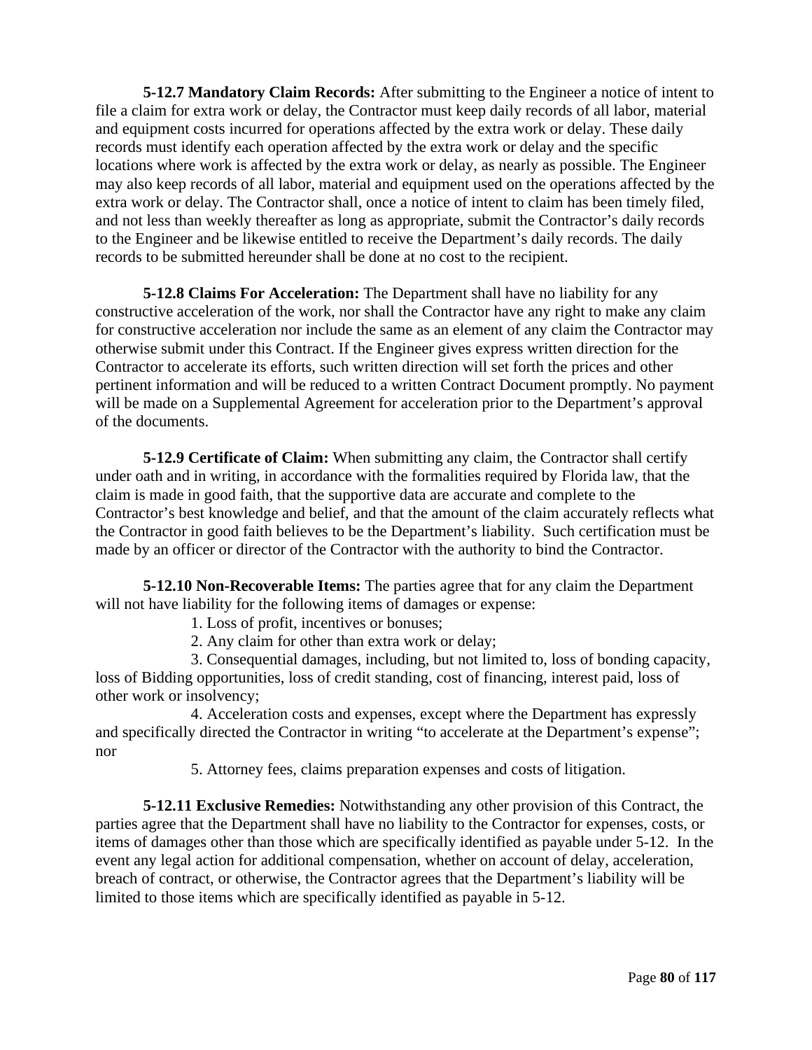**5-12.7 Mandatory Claim Records:** After submitting to the Engineer a notice of intent to file a claim for extra work or delay, the Contractor must keep daily records of all labor, material and equipment costs incurred for operations affected by the extra work or delay. These daily records must identify each operation affected by the extra work or delay and the specific locations where work is affected by the extra work or delay, as nearly as possible. The Engineer may also keep records of all labor, material and equipment used on the operations affected by the extra work or delay. The Contractor shall, once a notice of intent to claim has been timely filed, and not less than weekly thereafter as long as appropriate, submit the Contractor's daily records to the Engineer and be likewise entitled to receive the Department's daily records. The daily records to be submitted hereunder shall be done at no cost to the recipient.

**5-12.8 Claims For Acceleration:** The Department shall have no liability for any constructive acceleration of the work, nor shall the Contractor have any right to make any claim for constructive acceleration nor include the same as an element of any claim the Contractor may otherwise submit under this Contract. If the Engineer gives express written direction for the Contractor to accelerate its efforts, such written direction will set forth the prices and other pertinent information and will be reduced to a written Contract Document promptly. No payment will be made on a Supplemental Agreement for acceleration prior to the Department's approval of the documents.

**5-12.9 Certificate of Claim:** When submitting any claim, the Contractor shall certify under oath and in writing, in accordance with the formalities required by Florida law, that the claim is made in good faith, that the supportive data are accurate and complete to the Contractor's best knowledge and belief, and that the amount of the claim accurately reflects what the Contractor in good faith believes to be the Department's liability. Such certification must be made by an officer or director of the Contractor with the authority to bind the Contractor.

**5-12.10 Non-Recoverable Items:** The parties agree that for any claim the Department will not have liability for the following items of damages or expense:

1. Loss of profit, incentives or bonuses;
2. Any claim for other than extra work or delay;
3. Consequential damages, including, but not limited to, loss of bonding capacity, loss of Bidding opportunities, loss of credit standing, cost of financing, interest paid, loss of other work or insolvency;
4. Acceleration costs and expenses, except where the Department has expressly and specifically directed the Contractor in writing "to accelerate at the Department's expense"; nor
5. Attorney fees, claims preparation expenses and costs of litigation.

**5-12.11 Exclusive Remedies:** Notwithstanding any other provision of this Contract, the parties agree that the Department shall have no liability to the Contractor for expenses, costs, or items of damages other than those which are specifically identified as payable under 5-12. In the event any legal action for additional compensation, whether on account of delay, acceleration, breach of contract, or otherwise, the Contractor agrees that the Department's liability will be limited to those items which are specifically identified as payable in 5-12.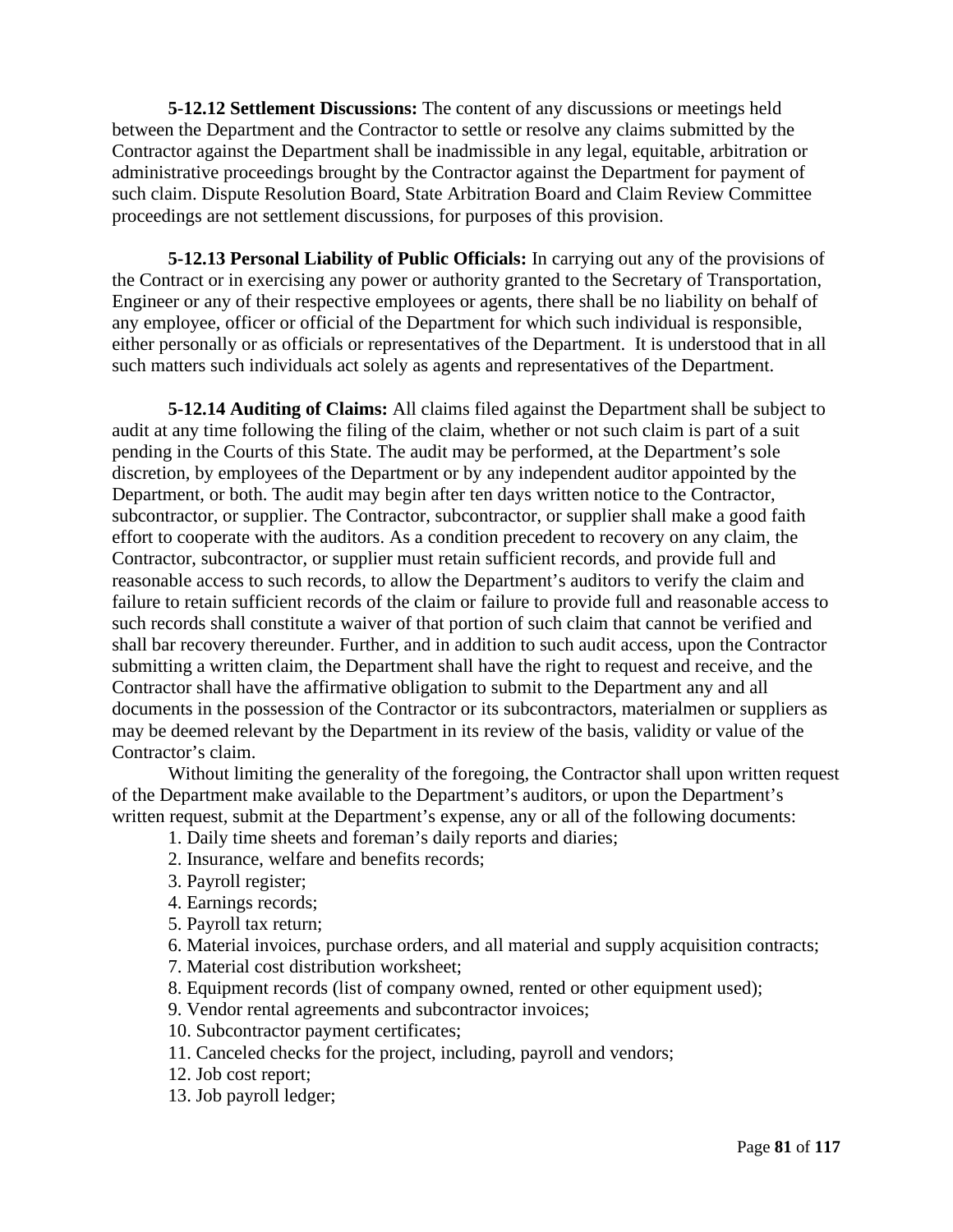**5-12.12 Settlement Discussions:** The content of any discussions or meetings held between the Department and the Contractor to settle or resolve any claims submitted by the Contractor against the Department shall be inadmissible in any legal, equitable, arbitration or administrative proceedings brought by the Contractor against the Department for payment of such claim. Dispute Resolution Board, State Arbitration Board and Claim Review Committee proceedings are not settlement discussions, for purposes of this provision.

**5-12.13 Personal Liability of Public Officials:** In carrying out any of the provisions of the Contract or in exercising any power or authority granted to the Secretary of Transportation, Engineer or any of their respective employees or agents, there shall be no liability on behalf of any employee, officer or official of the Department for which such individual is responsible, either personally or as officials or representatives of the Department. It is understood that in all such matters such individuals act solely as agents and representatives of the Department.

**5-12.14 Auditing of Claims:** All claims filed against the Department shall be subject to audit at any time following the filing of the claim, whether or not such claim is part of a suit pending in the Courts of this State. The audit may be performed, at the Department's sole discretion, by employees of the Department or by any independent auditor appointed by the Department, or both. The audit may begin after ten days written notice to the Contractor, subcontractor, or supplier. The Contractor, subcontractor, or supplier shall make a good faith effort to cooperate with the auditors. As a condition precedent to recovery on any claim, the Contractor, subcontractor, or supplier must retain sufficient records, and provide full and reasonable access to such records, to allow the Department's auditors to verify the claim and failure to retain sufficient records of the claim or failure to provide full and reasonable access to such records shall constitute a waiver of that portion of such claim that cannot be verified and shall bar recovery thereunder. Further, and in addition to such audit access, upon the Contractor submitting a written claim, the Department shall have the right to request and receive, and the Contractor shall have the affirmative obligation to submit to the Department any and all documents in the possession of the Contractor or its subcontractors, materialmen or suppliers as may be deemed relevant by the Department in its review of the basis, validity or value of the Contractor's claim.

Without limiting the generality of the foregoing, the Contractor shall upon written request of the Department make available to the Department's auditors, or upon the Department's written request, submit at the Department's expense, any or all of the following documents:

1. Daily time sheets and foreman's daily reports and diaries;
2. Insurance, welfare and benefits records;
3. Payroll register;
4. Earnings records;
5. Payroll tax return;
6. Material invoices, purchase orders, and all material and supply acquisition contracts;
7. Material cost distribution worksheet;
8. Equipment records (list of company owned, rented or other equipment used);
9. Vendor rental agreements and subcontractor invoices;
10. Subcontractor payment certificates;
11. Canceled checks for the project, including, payroll and vendors;
12. Job cost report;
13. Job payroll ledger;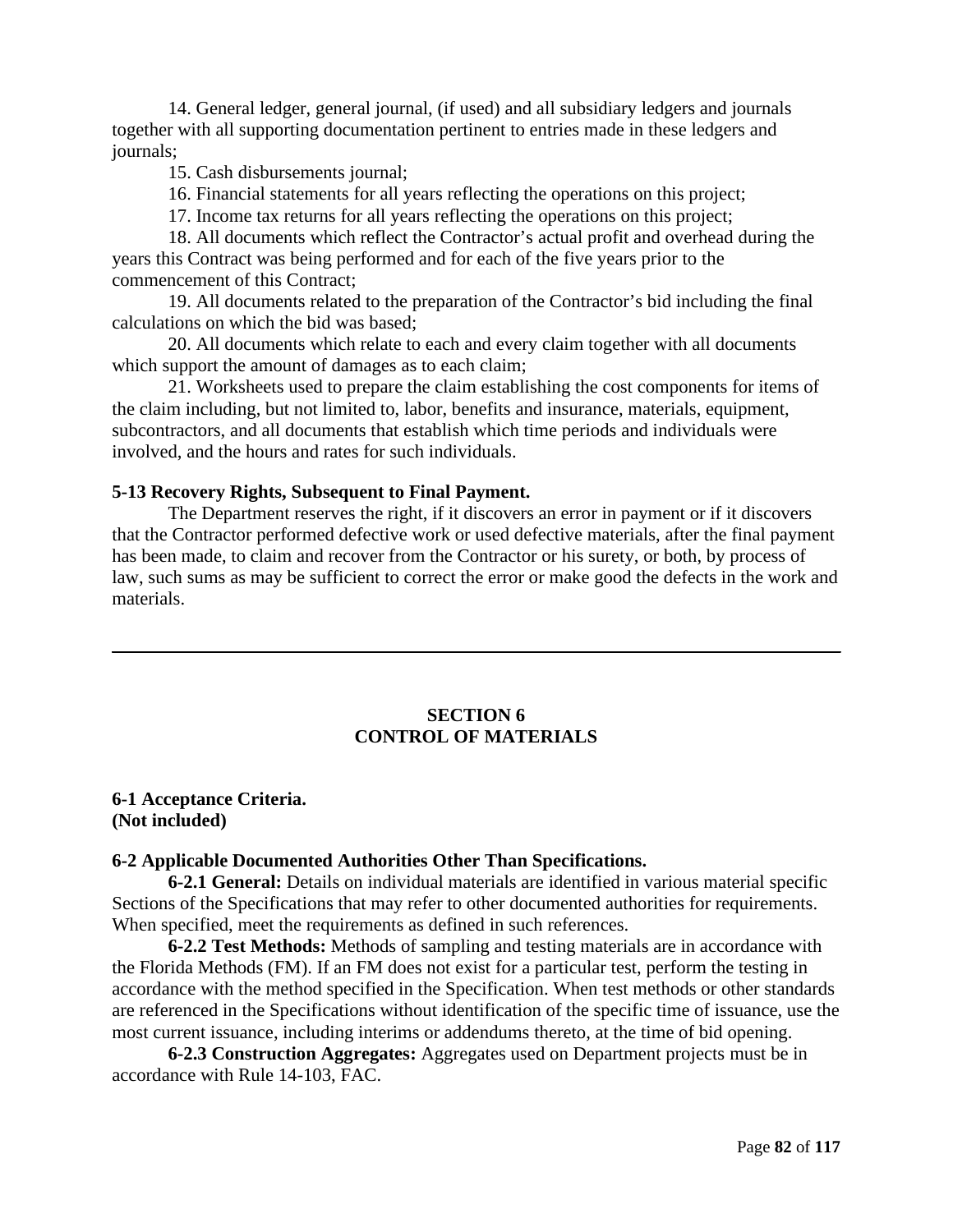14. General ledger, general journal, (if used) and all subsidiary ledgers and journals together with all supporting documentation pertinent to entries made in these ledgers and journals;

15. Cash disbursements journal;

16. Financial statements for all years reflecting the operations on this project;

17. Income tax returns for all years reflecting the operations on this project;

18. All documents which reflect the Contractor's actual profit and overhead during the years this Contract was being performed and for each of the five years prior to the commencement of this Contract;

19. All documents related to the preparation of the Contractor's bid including the final calculations on which the bid was based;

20. All documents which relate to each and every claim together with all documents which support the amount of damages as to each claim;

21. Worksheets used to prepare the claim establishing the cost components for items of the claim including, but not limited to, labor, benefits and insurance, materials, equipment, subcontractors, and all documents that establish which time periods and individuals were involved, and the hours and rates for such individuals.

**5-13 Recovery Rights, Subsequent to Final Payment.**

The Department reserves the right, if it discovers an error in payment or if it discovers that the Contractor performed defective work or used defective materials, after the final payment has been made, to claim and recover from the Contractor or his surety, or both, by process of law, such sums as may be sufficient to correct the error or make good the defects in the work and materials.

---

## SECTION 6
## CONTROL OF MATERIALS

**6-1 Acceptance Criteria.**
**(Not included)**

**6-2 Applicable Documented Authorities Other Than Specifications.**

**6-2.1 General:** Details on individual materials are identified in various material specific Sections of the Specifications that may refer to other documented authorities for requirements. When specified, meet the requirements as defined in such references.

**6-2.2 Test Methods:** Methods of sampling and testing materials are in accordance with the Florida Methods (FM). If an FM does not exist for a particular test, perform the testing in accordance with the method specified in the Specification. When test methods or other standards are referenced in the Specifications without identification of the specific time of issuance, use the most current issuance, including interims or addendums thereto, at the time of bid opening.

**6-2.3 Construction Aggregates:** Aggregates used on Department projects must be in accordance with Rule 14-103, FAC.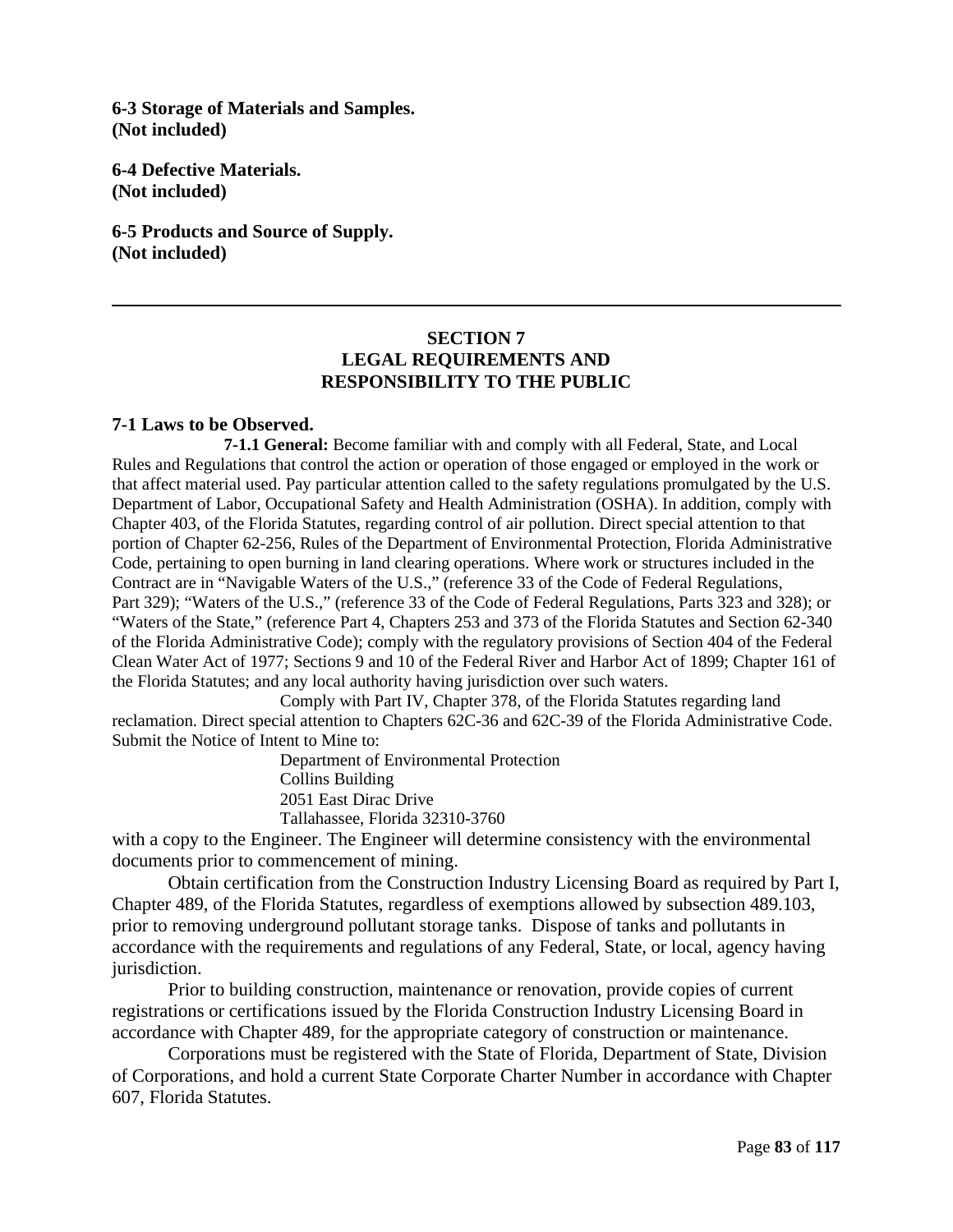**6-3 Storage of Materials and Samples.**
**(Not included)**

**6-4 Defective Materials.**
**(Not included)**

**6-5 Products and Source of Supply.**
**(Not included)**

---

## SECTION 7
## LEGAL REQUIREMENTS AND RESPONSIBILITY TO THE PUBLIC

### 7-1 Laws to be Observed.

**7-1.1 General:** Become familiar with and comply with all Federal, State, and Local Rules and Regulations that control the action or operation of those engaged or employed in the work or that affect material used. Pay particular attention called to the safety regulations promulgated by the U.S. Department of Labor, Occupational Safety and Health Administration (OSHA). In addition, comply with Chapter 403, of the Florida Statutes, regarding control of air pollution. Direct special attention to that portion of Chapter 62-256, Rules of the Department of Environmental Protection, Florida Administrative Code, pertaining to open burning in land clearing operations. Where work or structures included in the Contract are in "Navigable Waters of the U.S.," (reference 33 of the Code of Federal Regulations, Part 329); "Waters of the U.S.," (reference 33 of the Code of Federal Regulations, Parts 323 and 328); or "Waters of the State," (reference Part 4, Chapters 253 and 373 of the Florida Statutes and Section 62-340 of the Florida Administrative Code); comply with the regulatory provisions of Section 404 of the Federal Clean Water Act of 1977; Sections 9 and 10 of the Federal River and Harbor Act of 1899; Chapter 161 of the Florida Statutes; and any local authority having jurisdiction over such waters.

Comply with Part IV, Chapter 378, of the Florida Statutes regarding land reclamation. Direct special attention to Chapters 62C-36 and 62C-39 of the Florida Administrative Code. Submit the Notice of Intent to Mine to:

Department of Environmental Protection
Collins Building
2051 East Dirac Drive
Tallahassee, Florida 32310-3760

with a copy to the Engineer. The Engineer will determine consistency with the environmental documents prior to commencement of mining.

Obtain certification from the Construction Industry Licensing Board as required by Part I, Chapter 489, of the Florida Statutes, regardless of exemptions allowed by subsection 489.103, prior to removing underground pollutant storage tanks. Dispose of tanks and pollutants in accordance with the requirements and regulations of any Federal, State, or local, agency having jurisdiction.

Prior to building construction, maintenance or renovation, provide copies of current registrations or certifications issued by the Florida Construction Industry Licensing Board in accordance with Chapter 489, for the appropriate category of construction or maintenance.

Corporations must be registered with the State of Florida, Department of State, Division of Corporations, and hold a current State Corporate Charter Number in accordance with Chapter 607, Florida Statutes.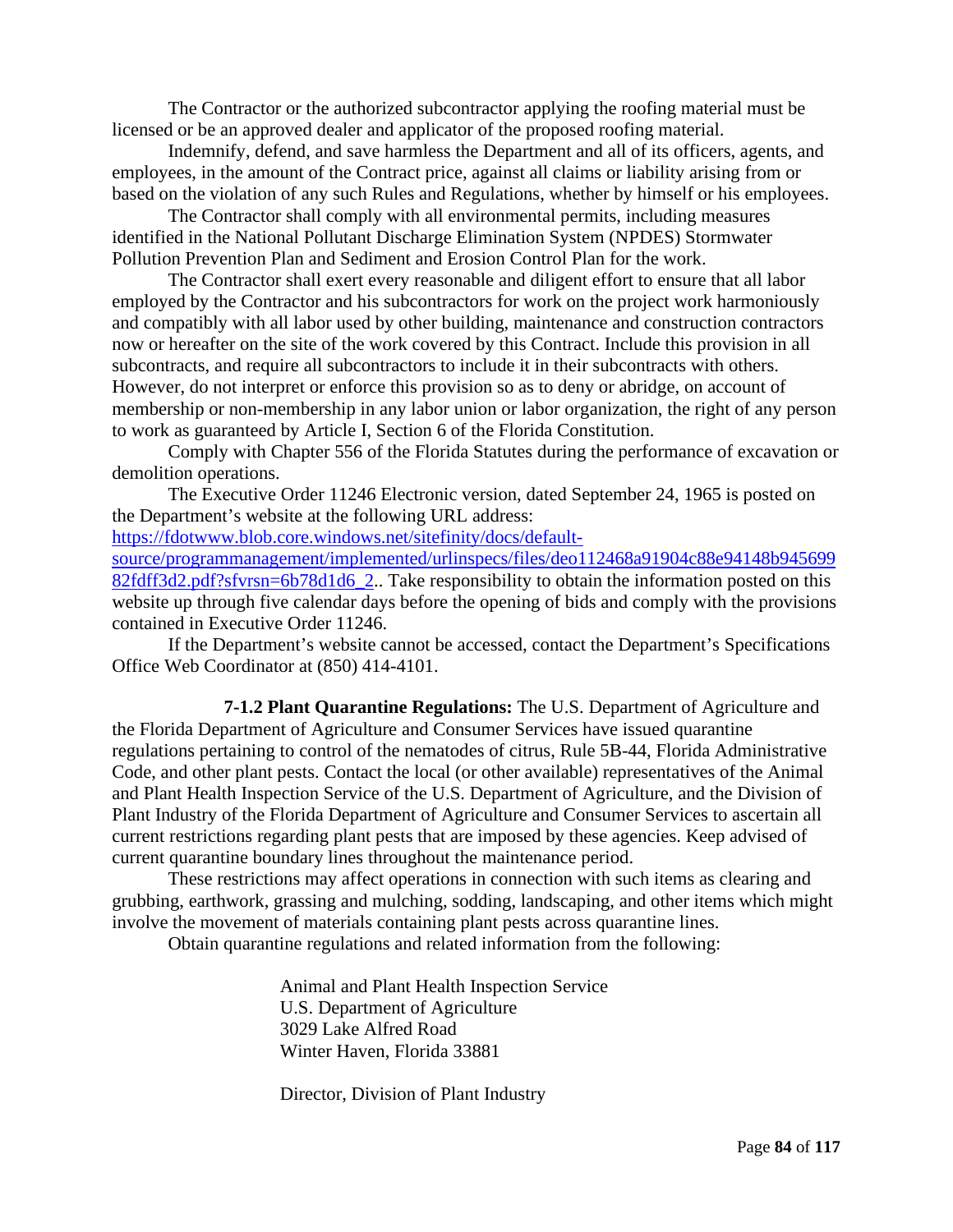The Contractor or the authorized subcontractor applying the roofing material must be licensed or be an approved dealer and applicator of the proposed roofing material.

Indemnify, defend, and save harmless the Department and all of its officers, agents, and employees, in the amount of the Contract price, against all claims or liability arising from or based on the violation of any such Rules and Regulations, whether by himself or his employees.

The Contractor shall comply with all environmental permits, including measures identified in the National Pollutant Discharge Elimination System (NPDES) Stormwater Pollution Prevention Plan and Sediment and Erosion Control Plan for the work.

The Contractor shall exert every reasonable and diligent effort to ensure that all labor employed by the Contractor and his subcontractors for work on the project work harmoniously and compatibly with all labor used by other building, maintenance and construction contractors now or hereafter on the site of the work covered by this Contract. Include this provision in all subcontracts, and require all subcontractors to include it in their subcontracts with others. However, do not interpret or enforce this provision so as to deny or abridge, on account of membership or non-membership in any labor union or labor organization, the right of any person to work as guaranteed by Article I, Section 6 of the Florida Constitution.

Comply with Chapter 556 of the Florida Statutes during the performance of excavation or demolition operations.

The Executive Order 11246 Electronic version, dated September 24, 1965 is posted on the Department's website at the following URL address: [https://fdotwww.blob.core.windows.net/sitefinity/docs/default-source/programmanagement/implemented/urlinspecs/files/deo112468a91904c88e94148b94569982fdff3d2.pdf?sfvrsn=6b78d1d6_2](https://fdotwww.blob.core.windows.net/sitefinity/docs/default-source/programmanagement/implemented/urlinspecs/files/deo112468a91904c88e94148b94569982fdff3d2.pdf?sfvrsn=6b78d1d6_2).. Take responsibility to obtain the information posted on this website up through five calendar days before the opening of bids and comply with the provisions contained in Executive Order 11246.

If the Department's website cannot be accessed, contact the Department's Specifications Office Web Coordinator at (850) 414-4101.

**7-1.2 Plant Quarantine Regulations:** The U.S. Department of Agriculture and the Florida Department of Agriculture and Consumer Services have issued quarantine regulations pertaining to control of the nematodes of citrus, Rule 5B-44, Florida Administrative Code, and other plant pests. Contact the local (or other available) representatives of the Animal and Plant Health Inspection Service of the U.S. Department of Agriculture, and the Division of Plant Industry of the Florida Department of Agriculture and Consumer Services to ascertain all current restrictions regarding plant pests that are imposed by these agencies. Keep advised of current quarantine boundary lines throughout the maintenance period.

These restrictions may affect operations in connection with such items as clearing and grubbing, earthwork, grassing and mulching, sodding, landscaping, and other items which might involve the movement of materials containing plant pests across quarantine lines.

Obtain quarantine regulations and related information from the following:

Animal and Plant Health Inspection Service
U.S. Department of Agriculture
3029 Lake Alfred Road
Winter Haven, Florida 33881

Director, Division of Plant Industry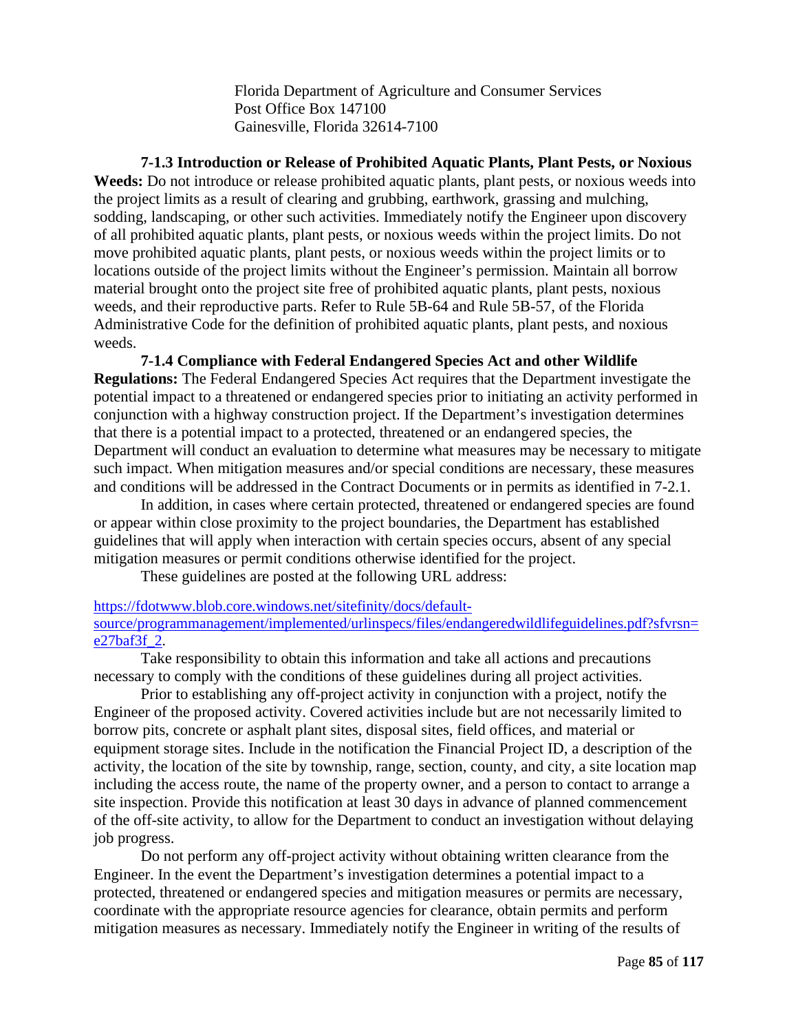Florida Department of Agriculture and Consumer Services
Post Office Box 147100
Gainesville, Florida 32614-7100

**7-1.3 Introduction or Release of Prohibited Aquatic Plants, Plant Pests, or Noxious Weeds:** Do not introduce or release prohibited aquatic plants, plant pests, or noxious weeds into the project limits as a result of clearing and grubbing, earthwork, grassing and mulching, sodding, landscaping, or other such activities. Immediately notify the Engineer upon discovery of all prohibited aquatic plants, plant pests, or noxious weeds within the project limits. Do not move prohibited aquatic plants, plant pests, or noxious weeds within the project limits or to locations outside of the project limits without the Engineer's permission. Maintain all borrow material brought onto the project site free of prohibited aquatic plants, plant pests, noxious weeds, and their reproductive parts. Refer to Rule 5B-64 and Rule 5B-57, of the Florida Administrative Code for the definition of prohibited aquatic plants, plant pests, and noxious weeds.

**7-1.4 Compliance with Federal Endangered Species Act and other Wildlife Regulations:** The Federal Endangered Species Act requires that the Department investigate the potential impact to a threatened or endangered species prior to initiating an activity performed in conjunction with a highway construction project. If the Department's investigation determines that there is a potential impact to a protected, threatened or an endangered species, the Department will conduct an evaluation to determine what measures may be necessary to mitigate such impact. When mitigation measures and/or special conditions are necessary, these measures and conditions will be addressed in the Contract Documents or in permits as identified in 7-2.1.

In addition, in cases where certain protected, threatened or endangered species are found or appear within close proximity to the project boundaries, the Department has established guidelines that will apply when interaction with certain species occurs, absent of any special mitigation measures or permit conditions otherwise identified for the project.

These guidelines are posted at the following URL address:

https://fdotwww.blob.core.windows.net/sitefinity/docs/default-source/programmanagement/implemented/urlinspecs/files/endangeredwildlifeguidelines.pdf?sfvrsn=e27baf3f_2.

Take responsibility to obtain this information and take all actions and precautions necessary to comply with the conditions of these guidelines during all project activities.

Prior to establishing any off-project activity in conjunction with a project, notify the Engineer of the proposed activity. Covered activities include but are not necessarily limited to borrow pits, concrete or asphalt plant sites, disposal sites, field offices, and material or equipment storage sites. Include in the notification the Financial Project ID, a description of the activity, the location of the site by township, range, section, county, and city, a site location map including the access route, the name of the property owner, and a person to contact to arrange a site inspection. Provide this notification at least 30 days in advance of planned commencement of the off-site activity, to allow for the Department to conduct an investigation without delaying job progress.

Do not perform any off-project activity without obtaining written clearance from the Engineer. In the event the Department's investigation determines a potential impact to a protected, threatened or endangered species and mitigation measures or permits are necessary, coordinate with the appropriate resource agencies for clearance, obtain permits and perform mitigation measures as necessary. Immediately notify the Engineer in writing of the results of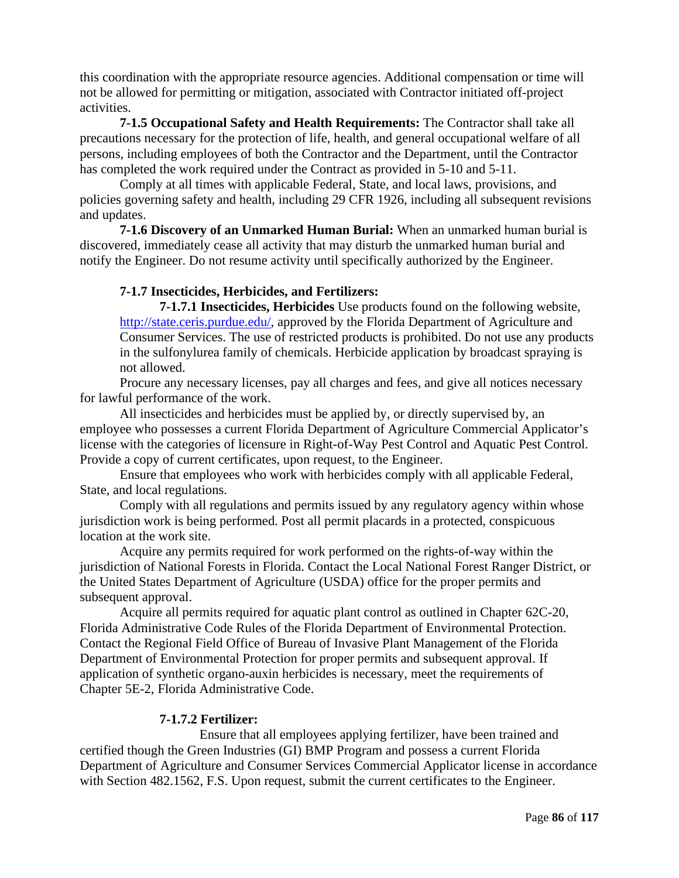this coordination with the appropriate resource agencies. Additional compensation or time will not be allowed for permitting or mitigation, associated with Contractor initiated off-project activities.

**7-1.5 Occupational Safety and Health Requirements:** The Contractor shall take all precautions necessary for the protection of life, health, and general occupational welfare of all persons, including employees of both the Contractor and the Department, until the Contractor has completed the work required under the Contract as provided in 5-10 and 5-11.

Comply at all times with applicable Federal, State, and local laws, provisions, and policies governing safety and health, including 29 CFR 1926, including all subsequent revisions and updates.

**7-1.6 Discovery of an Unmarked Human Burial:** When an unmarked human burial is discovered, immediately cease all activity that may disturb the unmarked human burial and notify the Engineer. Do not resume activity until specifically authorized by the Engineer.

**7-1.7 Insecticides, Herbicides, and Fertilizers:**

**7-1.7.1 Insecticides, Herbicides** Use products found on the following website, http://state.ceris.purdue.edu/, approved by the Florida Department of Agriculture and Consumer Services. The use of restricted products is prohibited. Do not use any products in the sulfonylurea family of chemicals. Herbicide application by broadcast spraying is not allowed.

Procure any necessary licenses, pay all charges and fees, and give all notices necessary for lawful performance of the work.

All insecticides and herbicides must be applied by, or directly supervised by, an employee who possesses a current Florida Department of Agriculture Commercial Applicator's license with the categories of licensure in Right-of-Way Pest Control and Aquatic Pest Control. Provide a copy of current certificates, upon request, to the Engineer.

Ensure that employees who work with herbicides comply with all applicable Federal, State, and local regulations.

Comply with all regulations and permits issued by any regulatory agency within whose jurisdiction work is being performed. Post all permit placards in a protected, conspicuous location at the work site.

Acquire any permits required for work performed on the rights-of-way within the jurisdiction of National Forests in Florida. Contact the Local National Forest Ranger District, or the United States Department of Agriculture (USDA) office for the proper permits and subsequent approval.

Acquire all permits required for aquatic plant control as outlined in Chapter 62C-20, Florida Administrative Code Rules of the Florida Department of Environmental Protection. Contact the Regional Field Office of Bureau of Invasive Plant Management of the Florida Department of Environmental Protection for proper permits and subsequent approval. If application of synthetic organo-auxin herbicides is necessary, meet the requirements of Chapter 5E-2, Florida Administrative Code.

**7-1.7.2 Fertilizer:**

Ensure that all employees applying fertilizer, have been trained and certified though the Green Industries (GI) BMP Program and possess a current Florida Department of Agriculture and Consumer Services Commercial Applicator license in accordance with Section 482.1562, F.S. Upon request, submit the current certificates to the Engineer.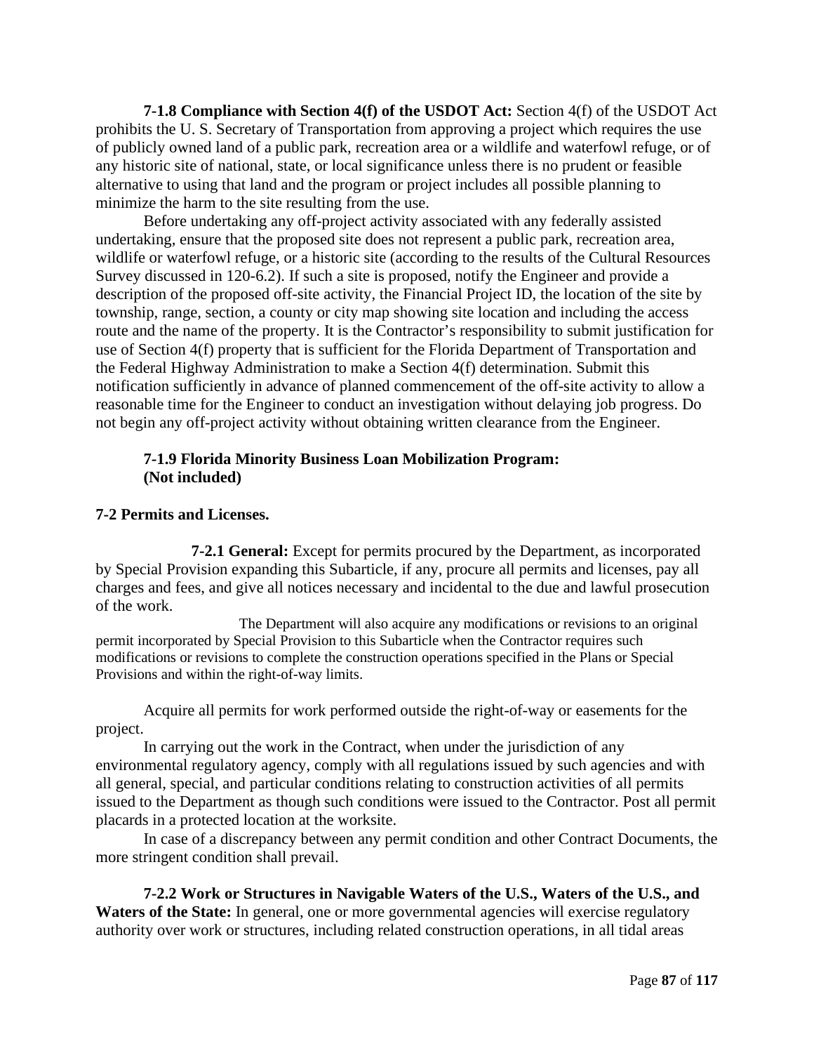**7-1.8 Compliance with Section 4(f) of the USDOT Act:** Section 4(f) of the USDOT Act prohibits the U. S. Secretary of Transportation from approving a project which requires the use of publicly owned land of a public park, recreation area or a wildlife and waterfowl refuge, or of any historic site of national, state, or local significance unless there is no prudent or feasible alternative to using that land and the program or project includes all possible planning to minimize the harm to the site resulting from the use.

Before undertaking any off-project activity associated with any federally assisted undertaking, ensure that the proposed site does not represent a public park, recreation area, wildlife or waterfowl refuge, or a historic site (according to the results of the Cultural Resources Survey discussed in 120-6.2). If such a site is proposed, notify the Engineer and provide a description of the proposed off-site activity, the Financial Project ID, the location of the site by township, range, section, a county or city map showing site location and including the access route and the name of the property. It is the Contractor's responsibility to submit justification for use of Section 4(f) property that is sufficient for the Florida Department of Transportation and the Federal Highway Administration to make a Section 4(f) determination. Submit this notification sufficiently in advance of planned commencement of the off-site activity to allow a reasonable time for the Engineer to conduct an investigation without delaying job progress. Do not begin any off-project activity without obtaining written clearance from the Engineer.

**7-1.9 Florida Minority Business Loan Mobilization Program: (Not included)**

**7-2 Permits and Licenses.**

**7-2.1 General:** Except for permits procured by the Department, as incorporated by Special Provision expanding this Subarticle, if any, procure all permits and licenses, pay all charges and fees, and give all notices necessary and incidental to the due and lawful prosecution of the work.

The Department will also acquire any modifications or revisions to an original permit incorporated by Special Provision to this Subarticle when the Contractor requires such modifications or revisions to complete the construction operations specified in the Plans or Special Provisions and within the right-of-way limits.

Acquire all permits for work performed outside the right-of-way or easements for the project.

In carrying out the work in the Contract, when under the jurisdiction of any environmental regulatory agency, comply with all regulations issued by such agencies and with all general, special, and particular conditions relating to construction activities of all permits issued to the Department as though such conditions were issued to the Contractor. Post all permit placards in a protected location at the worksite.

In case of a discrepancy between any permit condition and other Contract Documents, the more stringent condition shall prevail.

**7-2.2 Work or Structures in Navigable Waters of the U.S., Waters of the U.S., and Waters of the State:** In general, one or more governmental agencies will exercise regulatory authority over work or structures, including related construction operations, in all tidal areas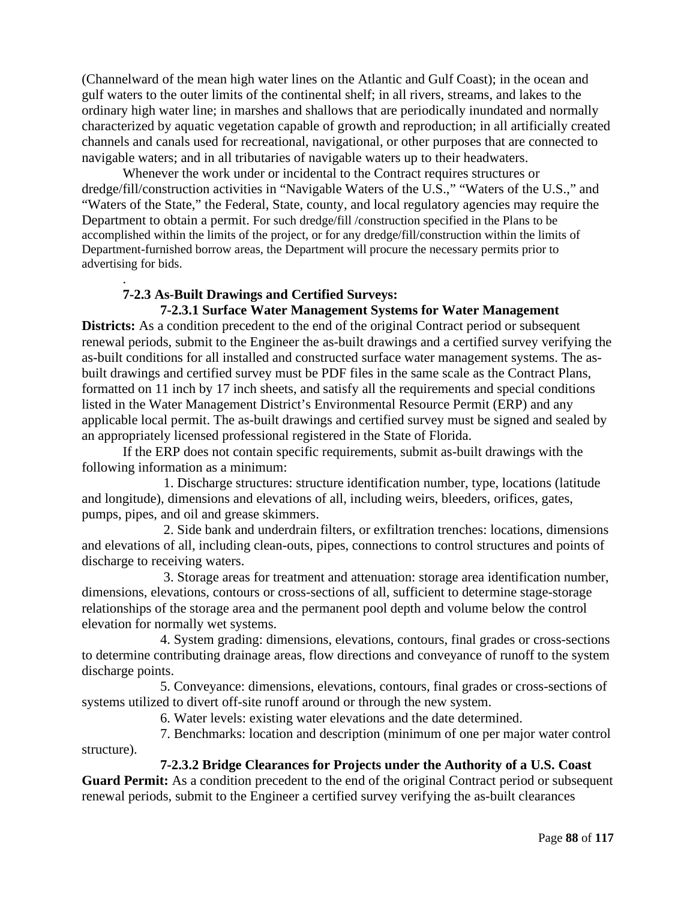(Channelward of the mean high water lines on the Atlantic and Gulf Coast); in the ocean and gulf waters to the outer limits of the continental shelf; in all rivers, streams, and lakes to the ordinary high water line; in marshes and shallows that are periodically inundated and normally characterized by aquatic vegetation capable of growth and reproduction; in all artificially created channels and canals used for recreational, navigational, or other purposes that are connected to navigable waters; and in all tributaries of navigable waters up to their headwaters.

Whenever the work under or incidental to the Contract requires structures or dredge/fill/construction activities in "Navigable Waters of the U.S.," "Waters of the U.S.," and "Waters of the State," the Federal, State, county, and local regulatory agencies may require the Department to obtain a permit. For such dredge/fill /construction specified in the Plans to be accomplished within the limits of the project, or for any dredge/fill/construction within the limits of Department-furnished borrow areas, the Department will procure the necessary permits prior to advertising for bids.

.

**7-2.3 As-Built Drawings and Certified Surveys:**

**7-2.3.1 Surface Water Management Systems for Water Management Districts:** As a condition precedent to the end of the original Contract period or subsequent renewal periods, submit to the Engineer the as-built drawings and a certified survey verifying the as-built conditions for all installed and constructed surface water management systems. The as-built drawings and certified survey must be PDF files in the same scale as the Contract Plans, formatted on 11 inch by 17 inch sheets, and satisfy all the requirements and special conditions listed in the Water Management District's Environmental Resource Permit (ERP) and any applicable local permit. The as-built drawings and certified survey must be signed and sealed by an appropriately licensed professional registered in the State of Florida.

If the ERP does not contain specific requirements, submit as-built drawings with the following information as a minimum:

1. Discharge structures: structure identification number, type, locations (latitude and longitude), dimensions and elevations of all, including weirs, bleeders, orifices, gates, pumps, pipes, and oil and grease skimmers.

2. Side bank and underdrain filters, or exfiltration trenches: locations, dimensions and elevations of all, including clean-outs, pipes, connections to control structures and points of discharge to receiving waters.

3. Storage areas for treatment and attenuation: storage area identification number, dimensions, elevations, contours or cross-sections of all, sufficient to determine stage-storage relationships of the storage area and the permanent pool depth and volume below the control elevation for normally wet systems.

4. System grading: dimensions, elevations, contours, final grades or cross-sections to determine contributing drainage areas, flow directions and conveyance of runoff to the system discharge points.

5. Conveyance: dimensions, elevations, contours, final grades or cross-sections of systems utilized to divert off-site runoff around or through the new system.

6. Water levels: existing water elevations and the date determined.

7. Benchmarks: location and description (minimum of one per major water control structure).

**7-2.3.2 Bridge Clearances for Projects under the Authority of a U.S. Coast Guard Permit:** As a condition precedent to the end of the original Contract period or subsequent renewal periods, submit to the Engineer a certified survey verifying the as-built clearances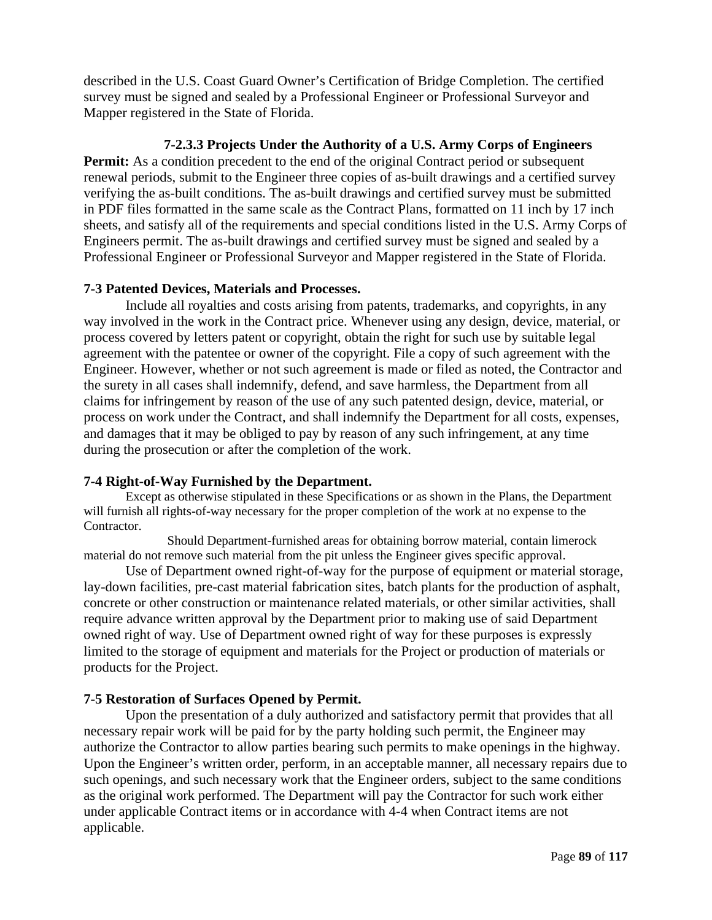described in the U.S. Coast Guard Owner's Certification of Bridge Completion. The certified survey must be signed and sealed by a Professional Engineer or Professional Surveyor and Mapper registered in the State of Florida.

**7-2.3.3 Projects Under the Authority of a U.S. Army Corps of Engineers Permit:** As a condition precedent to the end of the original Contract period or subsequent renewal periods, submit to the Engineer three copies of as-built drawings and a certified survey verifying the as-built conditions. The as-built drawings and certified survey must be submitted in PDF files formatted in the same scale as the Contract Plans, formatted on 11 inch by 17 inch sheets, and satisfy all of the requirements and special conditions listed in the U.S. Army Corps of Engineers permit. The as-built drawings and certified survey must be signed and sealed by a Professional Engineer or Professional Surveyor and Mapper registered in the State of Florida.

### 7-3 Patented Devices, Materials and Processes.

Include all royalties and costs arising from patents, trademarks, and copyrights, in any way involved in the work in the Contract price. Whenever using any design, device, material, or process covered by letters patent or copyright, obtain the right for such use by suitable legal agreement with the patentee or owner of the copyright. File a copy of such agreement with the Engineer. However, whether or not such agreement is made or filed as noted, the Contractor and the surety in all cases shall indemnify, defend, and save harmless, the Department from all claims for infringement by reason of the use of any such patented design, device, material, or process on work under the Contract, and shall indemnify the Department for all costs, expenses, and damages that it may be obliged to pay by reason of any such infringement, at any time during the prosecution or after the completion of the work.

### 7-4 Right-of-Way Furnished by the Department.

Except as otherwise stipulated in these Specifications or as shown in the Plans, the Department will furnish all rights-of-way necessary for the proper completion of the work at no expense to the Contractor.

Should Department-furnished areas for obtaining borrow material, contain limerock material do not remove such material from the pit unless the Engineer gives specific approval.

Use of Department owned right-of-way for the purpose of equipment or material storage, lay-down facilities, pre-cast material fabrication sites, batch plants for the production of asphalt, concrete or other construction or maintenance related materials, or other similar activities, shall require advance written approval by the Department prior to making use of said Department owned right of way. Use of Department owned right of way for these purposes is expressly limited to the storage of equipment and materials for the Project or production of materials or products for the Project.

### 7-5 Restoration of Surfaces Opened by Permit.

Upon the presentation of a duly authorized and satisfactory permit that provides that all necessary repair work will be paid for by the party holding such permit, the Engineer may authorize the Contractor to allow parties bearing such permits to make openings in the highway. Upon the Engineer's written order, perform, in an acceptable manner, all necessary repairs due to such openings, and such necessary work that the Engineer orders, subject to the same conditions as the original work performed. The Department will pay the Contractor for such work either under applicable Contract items or in accordance with 4-4 when Contract items are not applicable.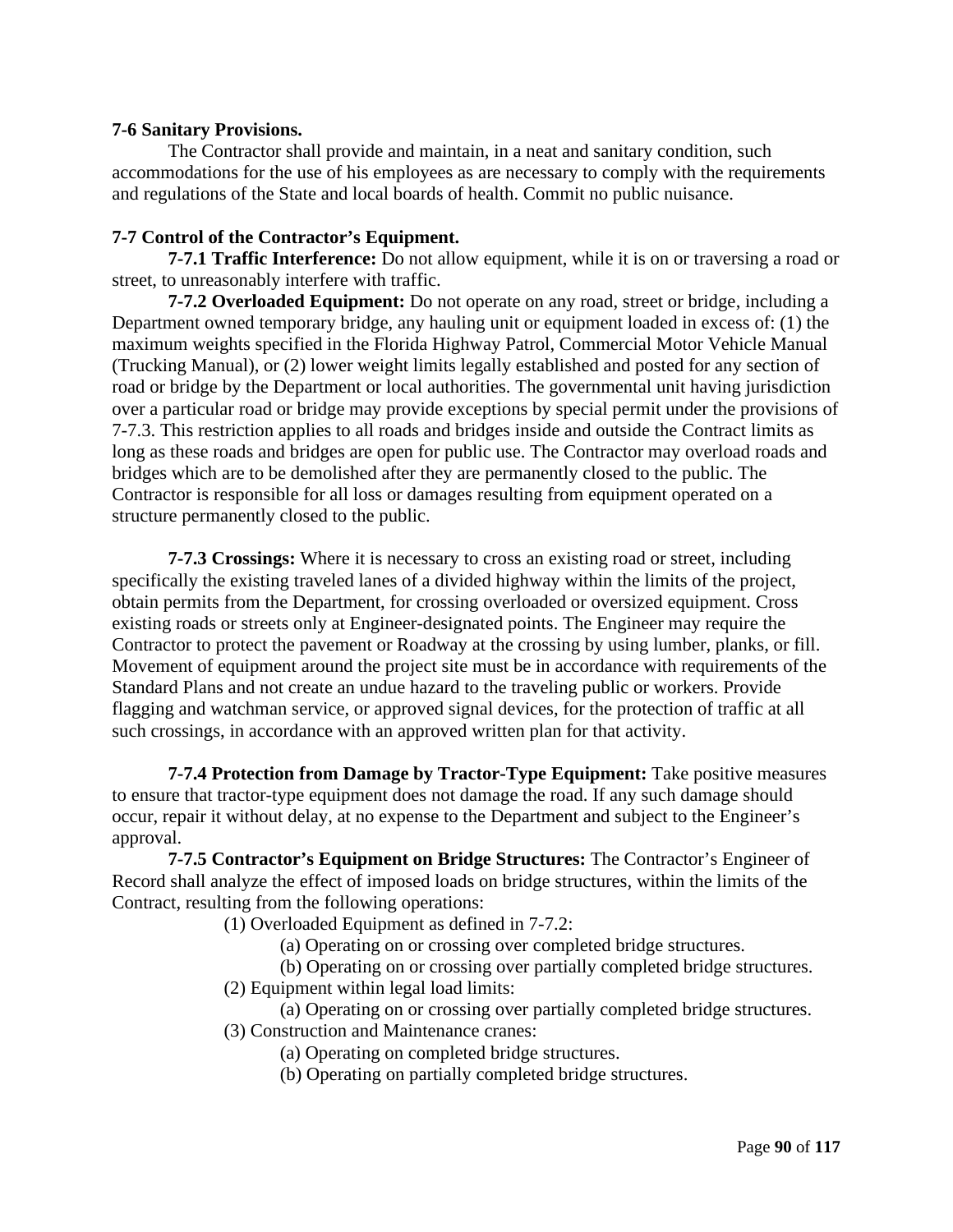**7-6 Sanitary Provisions.**

The Contractor shall provide and maintain, in a neat and sanitary condition, such accommodations for the use of his employees as are necessary to comply with the requirements and regulations of the State and local boards of health. Commit no public nuisance.

**7-7 Control of the Contractor's Equipment.**

**7-7.1 Traffic Interference:** Do not allow equipment, while it is on or traversing a road or street, to unreasonably interfere with traffic.

**7-7.2 Overloaded Equipment:** Do not operate on any road, street or bridge, including a Department owned temporary bridge, any hauling unit or equipment loaded in excess of: (1) the maximum weights specified in the Florida Highway Patrol, Commercial Motor Vehicle Manual (Trucking Manual), or (2) lower weight limits legally established and posted for any section of road or bridge by the Department or local authorities. The governmental unit having jurisdiction over a particular road or bridge may provide exceptions by special permit under the provisions of 7-7.3. This restriction applies to all roads and bridges inside and outside the Contract limits as long as these roads and bridges are open for public use. The Contractor may overload roads and bridges which are to be demolished after they are permanently closed to the public. The Contractor is responsible for all loss or damages resulting from equipment operated on a structure permanently closed to the public.

**7-7.3 Crossings:** Where it is necessary to cross an existing road or street, including specifically the existing traveled lanes of a divided highway within the limits of the project, obtain permits from the Department, for crossing overloaded or oversized equipment. Cross existing roads or streets only at Engineer-designated points. The Engineer may require the Contractor to protect the pavement or Roadway at the crossing by using lumber, planks, or fill. Movement of equipment around the project site must be in accordance with requirements of the Standard Plans and not create an undue hazard to the traveling public or workers. Provide flagging and watchman service, or approved signal devices, for the protection of traffic at all such crossings, in accordance with an approved written plan for that activity.

**7-7.4 Protection from Damage by Tractor-Type Equipment:** Take positive measures to ensure that tractor-type equipment does not damage the road. If any such damage should occur, repair it without delay, at no expense to the Department and subject to the Engineer's approval.

**7-7.5 Contractor's Equipment on Bridge Structures:** The Contractor's Engineer of Record shall analyze the effect of imposed loads on bridge structures, within the limits of the Contract, resulting from the following operations:

(1) Overloaded Equipment as defined in 7-7.2:

(a) Operating on or crossing over completed bridge structures.

(b) Operating on or crossing over partially completed bridge structures.

(2) Equipment within legal load limits:

(a) Operating on or crossing over partially completed bridge structures.

(3) Construction and Maintenance cranes:

(a) Operating on completed bridge structures.

(b) Operating on partially completed bridge structures.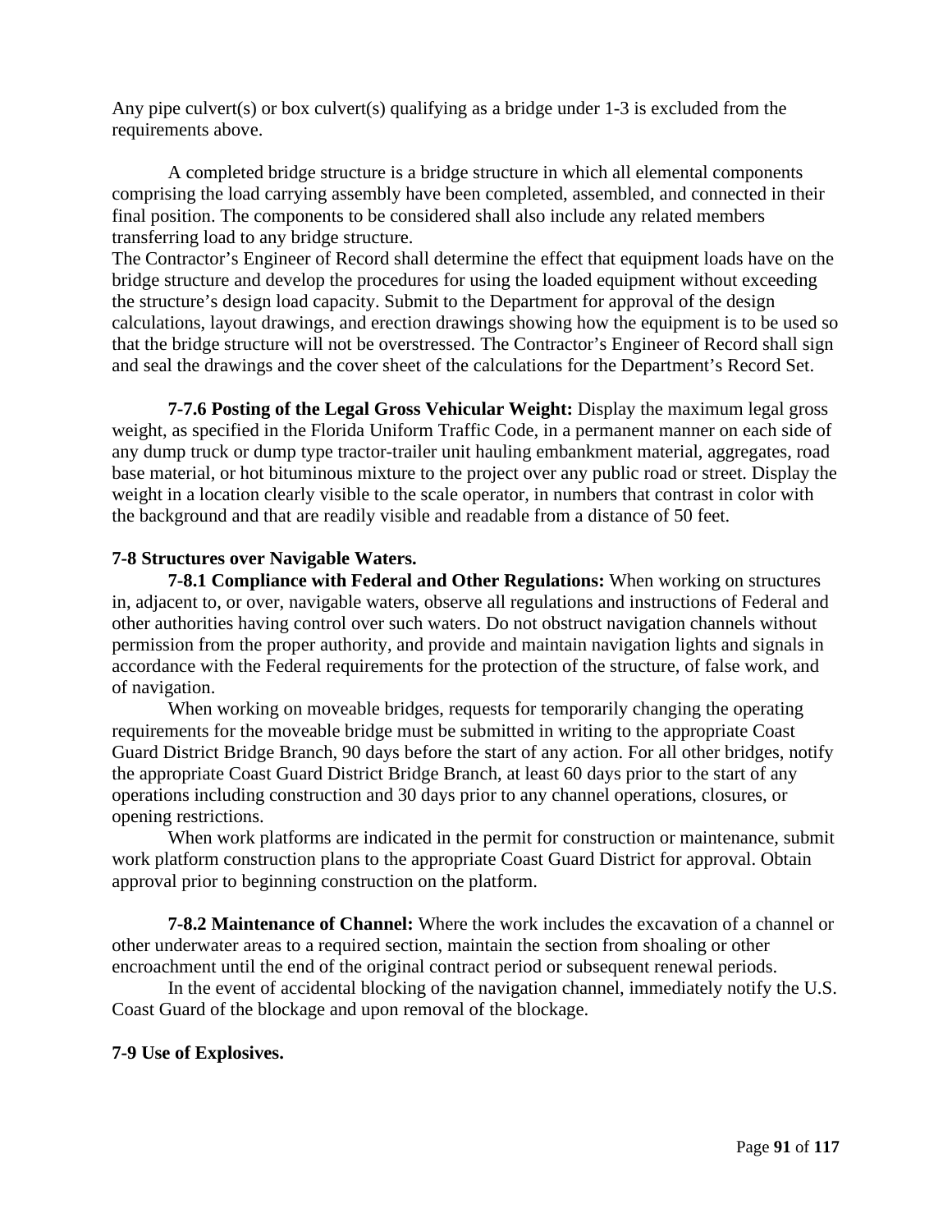Any pipe culvert(s) or box culvert(s) qualifying as a bridge under 1-3 is excluded from the requirements above.

A completed bridge structure is a bridge structure in which all elemental components comprising the load carrying assembly have been completed, assembled, and connected in their final position. The components to be considered shall also include any related members transferring load to any bridge structure.

The Contractor's Engineer of Record shall determine the effect that equipment loads have on the bridge structure and develop the procedures for using the loaded equipment without exceeding the structure's design load capacity. Submit to the Department for approval of the design calculations, layout drawings, and erection drawings showing how the equipment is to be used so that the bridge structure will not be overstressed. The Contractor's Engineer of Record shall sign and seal the drawings and the cover sheet of the calculations for the Department's Record Set.

**7-7.6 Posting of the Legal Gross Vehicular Weight:** Display the maximum legal gross weight, as specified in the Florida Uniform Traffic Code, in a permanent manner on each side of any dump truck or dump type tractor-trailer unit hauling embankment material, aggregates, road base material, or hot bituminous mixture to the project over any public road or street. Display the weight in a location clearly visible to the scale operator, in numbers that contrast in color with the background and that are readily visible and readable from a distance of 50 feet.

## 7-8 Structures over Navigable Waters.

**7-8.1 Compliance with Federal and Other Regulations:** When working on structures in, adjacent to, or over, navigable waters, observe all regulations and instructions of Federal and other authorities having control over such waters. Do not obstruct navigation channels without permission from the proper authority, and provide and maintain navigation lights and signals in accordance with the Federal requirements for the protection of the structure, of false work, and of navigation.

When working on moveable bridges, requests for temporarily changing the operating requirements for the moveable bridge must be submitted in writing to the appropriate Coast Guard District Bridge Branch, 90 days before the start of any action. For all other bridges, notify the appropriate Coast Guard District Bridge Branch, at least 60 days prior to the start of any operations including construction and 30 days prior to any channel operations, closures, or opening restrictions.

When work platforms are indicated in the permit for construction or maintenance, submit work platform construction plans to the appropriate Coast Guard District for approval. Obtain approval prior to beginning construction on the platform.

**7-8.2 Maintenance of Channel:** Where the work includes the excavation of a channel or other underwater areas to a required section, maintain the section from shoaling or other encroachment until the end of the original contract period or subsequent renewal periods.

In the event of accidental blocking of the navigation channel, immediately notify the U.S. Coast Guard of the blockage and upon removal of the blockage.

## 7-9 Use of Explosives.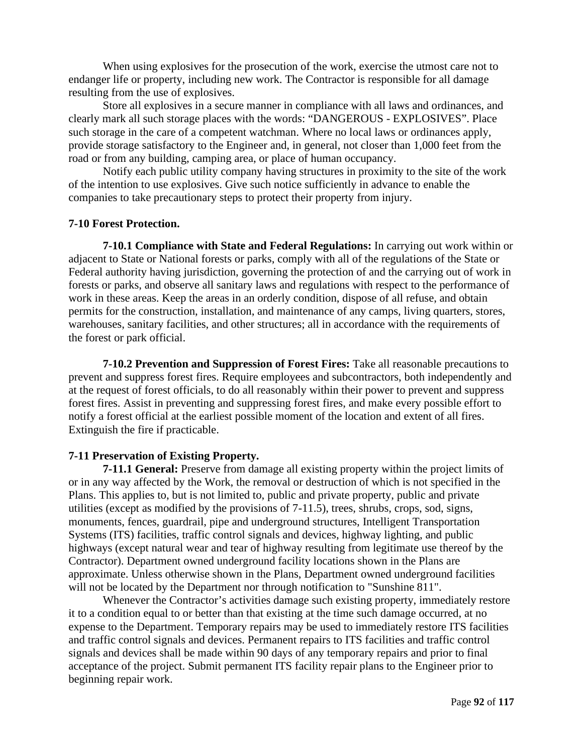When using explosives for the prosecution of the work, exercise the utmost care not to endanger life or property, including new work. The Contractor is responsible for all damage resulting from the use of explosives.

Store all explosives in a secure manner in compliance with all laws and ordinances, and clearly mark all such storage places with the words: "DANGEROUS - EXPLOSIVES". Place such storage in the care of a competent watchman. Where no local laws or ordinances apply, provide storage satisfactory to the Engineer and, in general, not closer than 1,000 feet from the road or from any building, camping area, or place of human occupancy.

Notify each public utility company having structures in proximity to the site of the work of the intention to use explosives. Give such notice sufficiently in advance to enable the companies to take precautionary steps to protect their property from injury.

**7-10 Forest Protection.**

**7-10.1 Compliance with State and Federal Regulations:** In carrying out work within or adjacent to State or National forests or parks, comply with all of the regulations of the State or Federal authority having jurisdiction, governing the protection of and the carrying out of work in forests or parks, and observe all sanitary laws and regulations with respect to the performance of work in these areas. Keep the areas in an orderly condition, dispose of all refuse, and obtain permits for the construction, installation, and maintenance of any camps, living quarters, stores, warehouses, sanitary facilities, and other structures; all in accordance with the requirements of the forest or park official.

**7-10.2 Prevention and Suppression of Forest Fires:** Take all reasonable precautions to prevent and suppress forest fires. Require employees and subcontractors, both independently and at the request of forest officials, to do all reasonably within their power to prevent and suppress forest fires. Assist in preventing and suppressing forest fires, and make every possible effort to notify a forest official at the earliest possible moment of the location and extent of all fires. Extinguish the fire if practicable.

**7-11 Preservation of Existing Property.**

**7-11.1 General:** Preserve from damage all existing property within the project limits of or in any way affected by the Work, the removal or destruction of which is not specified in the Plans. This applies to, but is not limited to, public and private property, public and private utilities (except as modified by the provisions of 7-11.5), trees, shrubs, crops, sod, signs, monuments, fences, guardrail, pipe and underground structures, Intelligent Transportation Systems (ITS) facilities, traffic control signals and devices, highway lighting, and public highways (except natural wear and tear of highway resulting from legitimate use thereof by the Contractor). Department owned underground facility locations shown in the Plans are approximate. Unless otherwise shown in the Plans, Department owned underground facilities will not be located by the Department nor through notification to "Sunshine 811".

Whenever the Contractor's activities damage such existing property, immediately restore it to a condition equal to or better than that existing at the time such damage occurred, at no expense to the Department. Temporary repairs may be used to immediately restore ITS facilities and traffic control signals and devices. Permanent repairs to ITS facilities and traffic control signals and devices shall be made within 90 days of any temporary repairs and prior to final acceptance of the project. Submit permanent ITS facility repair plans to the Engineer prior to beginning repair work.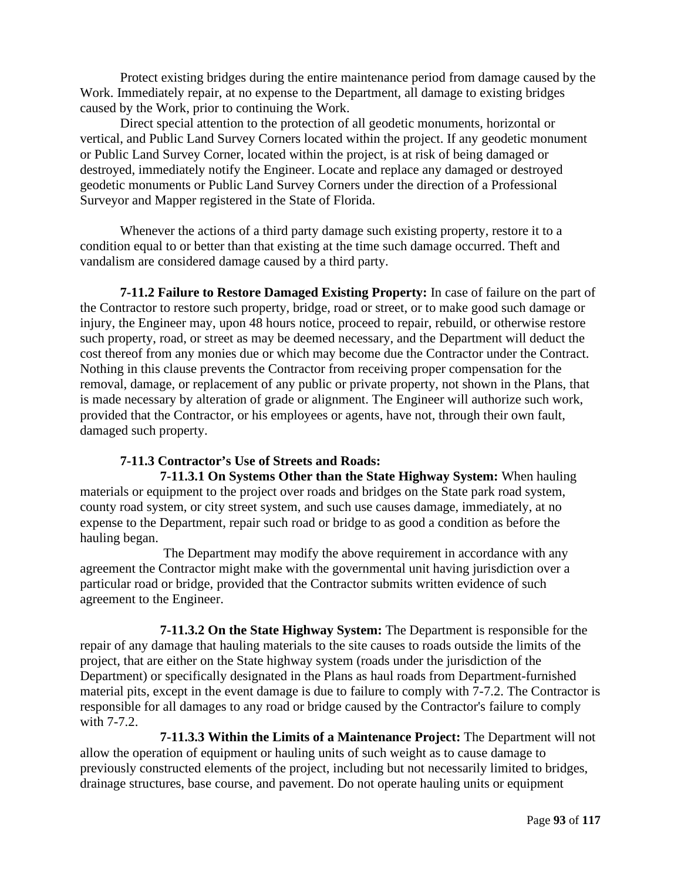Protect existing bridges during the entire maintenance period from damage caused by the Work. Immediately repair, at no expense to the Department, all damage to existing bridges caused by the Work, prior to continuing the Work.

Direct special attention to the protection of all geodetic monuments, horizontal or vertical, and Public Land Survey Corners located within the project. If any geodetic monument or Public Land Survey Corner, located within the project, is at risk of being damaged or destroyed, immediately notify the Engineer. Locate and replace any damaged or destroyed geodetic monuments or Public Land Survey Corners under the direction of a Professional Surveyor and Mapper registered in the State of Florida.

Whenever the actions of a third party damage such existing property, restore it to a condition equal to or better than that existing at the time such damage occurred. Theft and vandalism are considered damage caused by a third party.

**7-11.2 Failure to Restore Damaged Existing Property:** In case of failure on the part of the Contractor to restore such property, bridge, road or street, or to make good such damage or injury, the Engineer may, upon 48 hours notice, proceed to repair, rebuild, or otherwise restore such property, road, or street as may be deemed necessary, and the Department will deduct the cost thereof from any monies due or which may become due the Contractor under the Contract. Nothing in this clause prevents the Contractor from receiving proper compensation for the removal, damage, or replacement of any public or private property, not shown in the Plans, that is made necessary by alteration of grade or alignment. The Engineer will authorize such work, provided that the Contractor, or his employees or agents, have not, through their own fault, damaged such property.

**7-11.3 Contractor's Use of Streets and Roads:**

**7-11.3.1 On Systems Other than the State Highway System:** When hauling materials or equipment to the project over roads and bridges on the State park road system, county road system, or city street system, and such use causes damage, immediately, at no expense to the Department, repair such road or bridge to as good a condition as before the hauling began.

The Department may modify the above requirement in accordance with any agreement the Contractor might make with the governmental unit having jurisdiction over a particular road or bridge, provided that the Contractor submits written evidence of such agreement to the Engineer.

**7-11.3.2 On the State Highway System:** The Department is responsible for the repair of any damage that hauling materials to the site causes to roads outside the limits of the project, that are either on the State highway system (roads under the jurisdiction of the Department) or specifically designated in the Plans as haul roads from Department-furnished material pits, except in the event damage is due to failure to comply with 7-7.2. The Contractor is responsible for all damages to any road or bridge caused by the Contractor's failure to comply with 7-7.2.

**7-11.3.3 Within the Limits of a Maintenance Project:** The Department will not allow the operation of equipment or hauling units of such weight as to cause damage to previously constructed elements of the project, including but not necessarily limited to bridges, drainage structures, base course, and pavement. Do not operate hauling units or equipment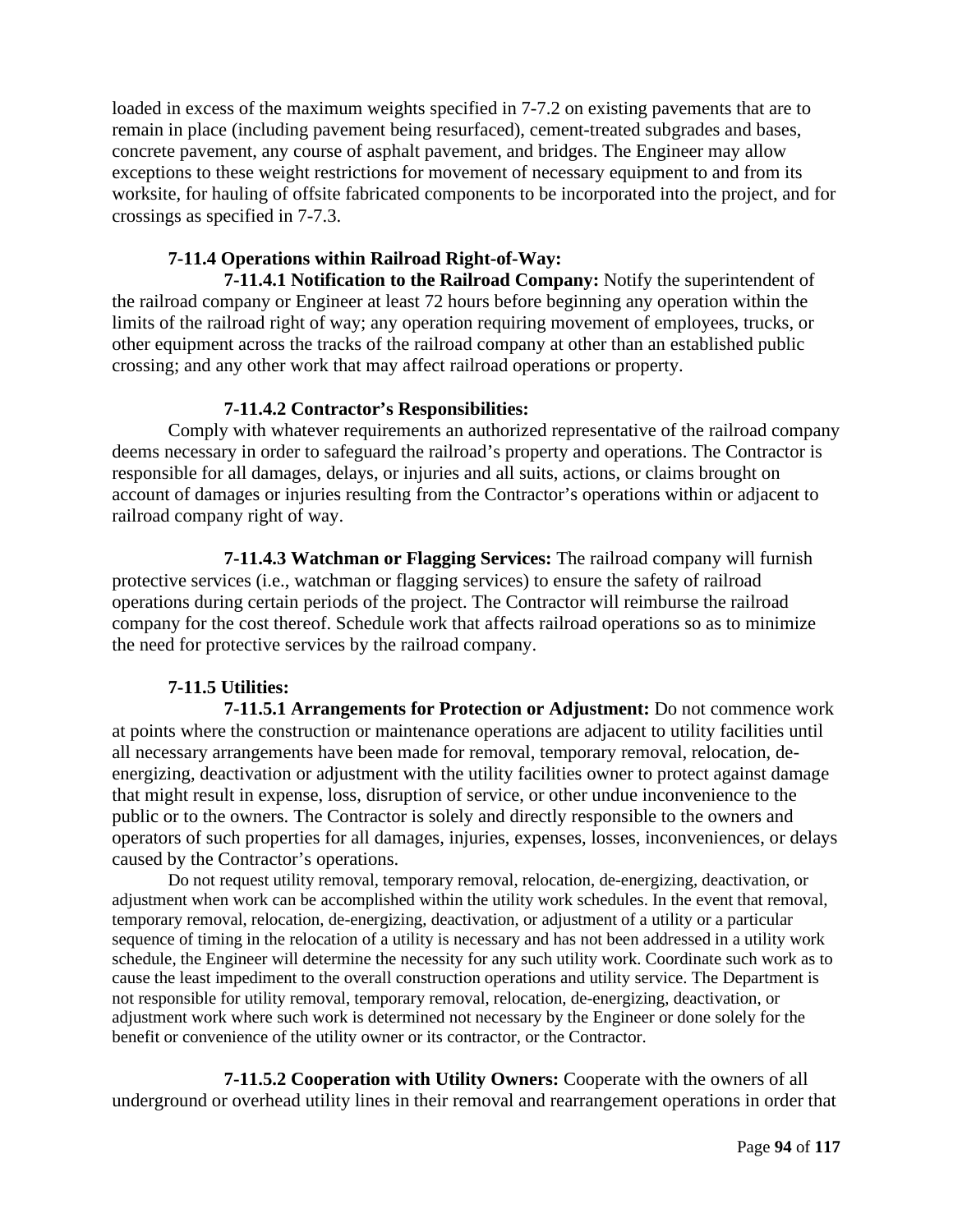loaded in excess of the maximum weights specified in 7-7.2 on existing pavements that are to remain in place (including pavement being resurfaced), cement-treated subgrades and bases, concrete pavement, any course of asphalt pavement, and bridges. The Engineer may allow exceptions to these weight restrictions for movement of necessary equipment to and from its worksite, for hauling of offsite fabricated components to be incorporated into the project, and for crossings as specified in 7-7.3.

**7-11.4 Operations within Railroad Right-of-Way:**

**7-11.4.1 Notification to the Railroad Company:** Notify the superintendent of the railroad company or Engineer at least 72 hours before beginning any operation within the limits of the railroad right of way; any operation requiring movement of employees, trucks, or other equipment across the tracks of the railroad company at other than an established public crossing; and any other work that may affect railroad operations or property.

**7-11.4.2 Contractor's Responsibilities:**

Comply with whatever requirements an authorized representative of the railroad company deems necessary in order to safeguard the railroad's property and operations. The Contractor is responsible for all damages, delays, or injuries and all suits, actions, or claims brought on account of damages or injuries resulting from the Contractor's operations within or adjacent to railroad company right of way.

**7-11.4.3 Watchman or Flagging Services:** The railroad company will furnish protective services (i.e., watchman or flagging services) to ensure the safety of railroad operations during certain periods of the project. The Contractor will reimburse the railroad company for the cost thereof. Schedule work that affects railroad operations so as to minimize the need for protective services by the railroad company.

**7-11.5 Utilities:**

**7-11.5.1 Arrangements for Protection or Adjustment:** Do not commence work at points where the construction or maintenance operations are adjacent to utility facilities until all necessary arrangements have been made for removal, temporary removal, relocation, de-energizing, deactivation or adjustment with the utility facilities owner to protect against damage that might result in expense, loss, disruption of service, or other undue inconvenience to the public or to the owners. The Contractor is solely and directly responsible to the owners and operators of such properties for all damages, injuries, expenses, losses, inconveniences, or delays caused by the Contractor's operations.

Do not request utility removal, temporary removal, relocation, de-energizing, deactivation, or adjustment when work can be accomplished within the utility work schedules. In the event that removal, temporary removal, relocation, de-energizing, deactivation, or adjustment of a utility or a particular sequence of timing in the relocation of a utility is necessary and has not been addressed in a utility work schedule, the Engineer will determine the necessity for any such utility work. Coordinate such work as to cause the least impediment to the overall construction operations and utility service. The Department is not responsible for utility removal, temporary removal, relocation, de-energizing, deactivation, or adjustment work where such work is determined not necessary by the Engineer or done solely for the benefit or convenience of the utility owner or its contractor, or the Contractor.

**7-11.5.2 Cooperation with Utility Owners:** Cooperate with the owners of all underground or overhead utility lines in their removal and rearrangement operations in order that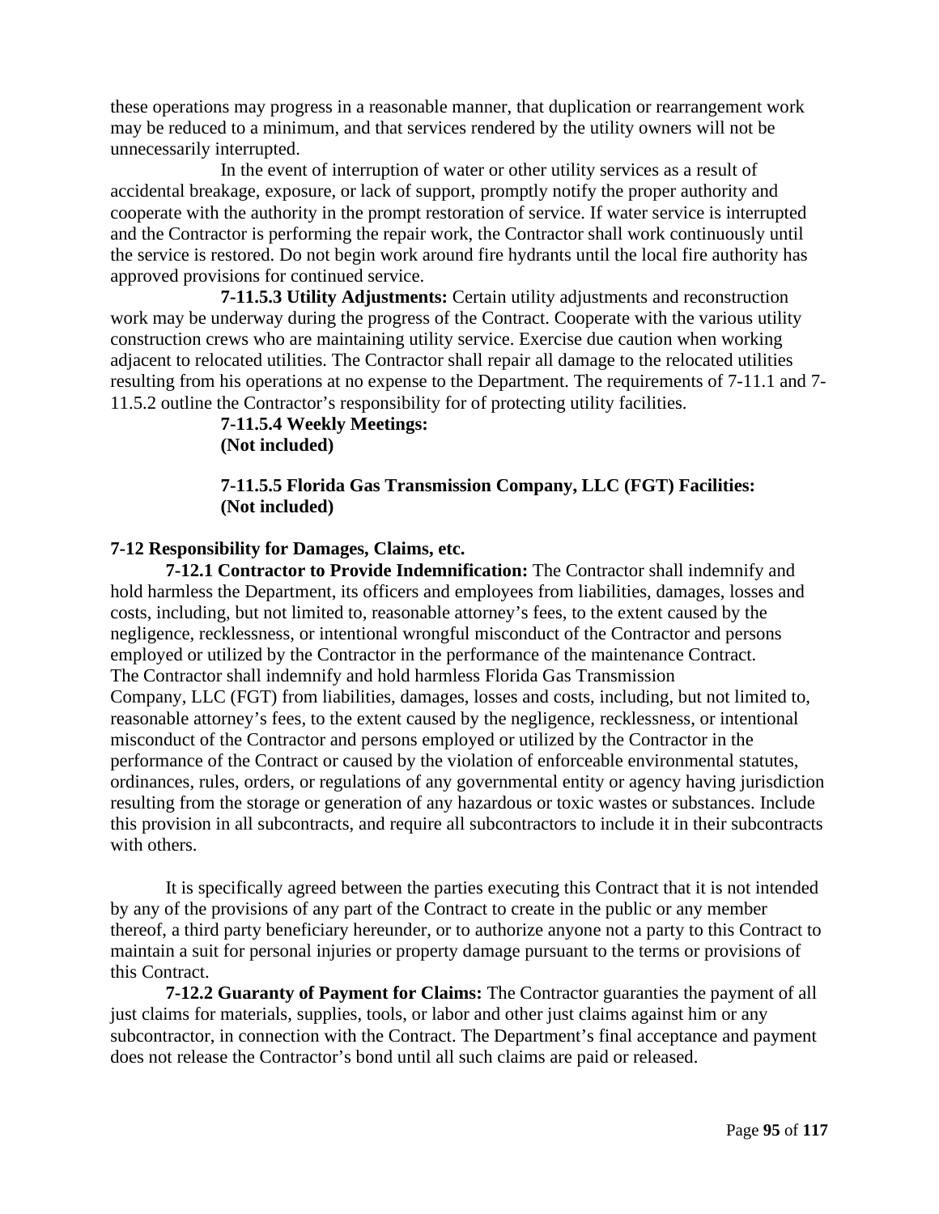these operations may progress in a reasonable manner, that duplication or rearrangement work may be reduced to a minimum, and that services rendered by the utility owners will not be unnecessarily interrupted.

In the event of interruption of water or other utility services as a result of accidental breakage, exposure, or lack of support, promptly notify the proper authority and cooperate with the authority in the prompt restoration of service. If water service is interrupted and the Contractor is performing the repair work, the Contractor shall work continuously until the service is restored. Do not begin work around fire hydrants until the local fire authority has approved provisions for continued service.

**7-11.5.3 Utility Adjustments:** Certain utility adjustments and reconstruction work may be underway during the progress of the Contract. Cooperate with the various utility construction crews who are maintaining utility service. Exercise due caution when working adjacent to relocated utilities. The Contractor shall repair all damage to the relocated utilities resulting from his operations at no expense to the Department. The requirements of 7-11.1 and 7-11.5.2 outline the Contractor's responsibility for of protecting utility facilities.

**7-11.5.4 Weekly Meetings:**
**(Not included)**

**7-11.5.5 Florida Gas Transmission Company, LLC (FGT) Facilities:**
**(Not included)**

**7-12 Responsibility for Damages, Claims, etc.**

**7-12.1 Contractor to Provide Indemnification:** The Contractor shall indemnify and hold harmless the Department, its officers and employees from liabilities, damages, losses and costs, including, but not limited to, reasonable attorney's fees, to the extent caused by the negligence, recklessness, or intentional wrongful misconduct of the Contractor and persons employed or utilized by the Contractor in the performance of the maintenance Contract. The Contractor shall indemnify and hold harmless Florida Gas Transmission Company, LLC (FGT) from liabilities, damages, losses and costs, including, but not limited to, reasonable attorney's fees, to the extent caused by the negligence, recklessness, or intentional misconduct of the Contractor and persons employed or utilized by the Contractor in the performance of the Contract or caused by the violation of enforceable environmental statutes, ordinances, rules, orders, or regulations of any governmental entity or agency having jurisdiction resulting from the storage or generation of any hazardous or toxic wastes or substances. Include this provision in all subcontracts, and require all subcontractors to include it in their subcontracts with others.

It is specifically agreed between the parties executing this Contract that it is not intended by any of the provisions of any part of the Contract to create in the public or any member thereof, a third party beneficiary hereunder, or to authorize anyone not a party to this Contract to maintain a suit for personal injuries or property damage pursuant to the terms or provisions of this Contract.

**7-12.2 Guaranty of Payment for Claims:** The Contractor guaranties the payment of all just claims for materials, supplies, tools, or labor and other just claims against him or any subcontractor, in connection with the Contract. The Department's final acceptance and payment does not release the Contractor's bond until all such claims are paid or released.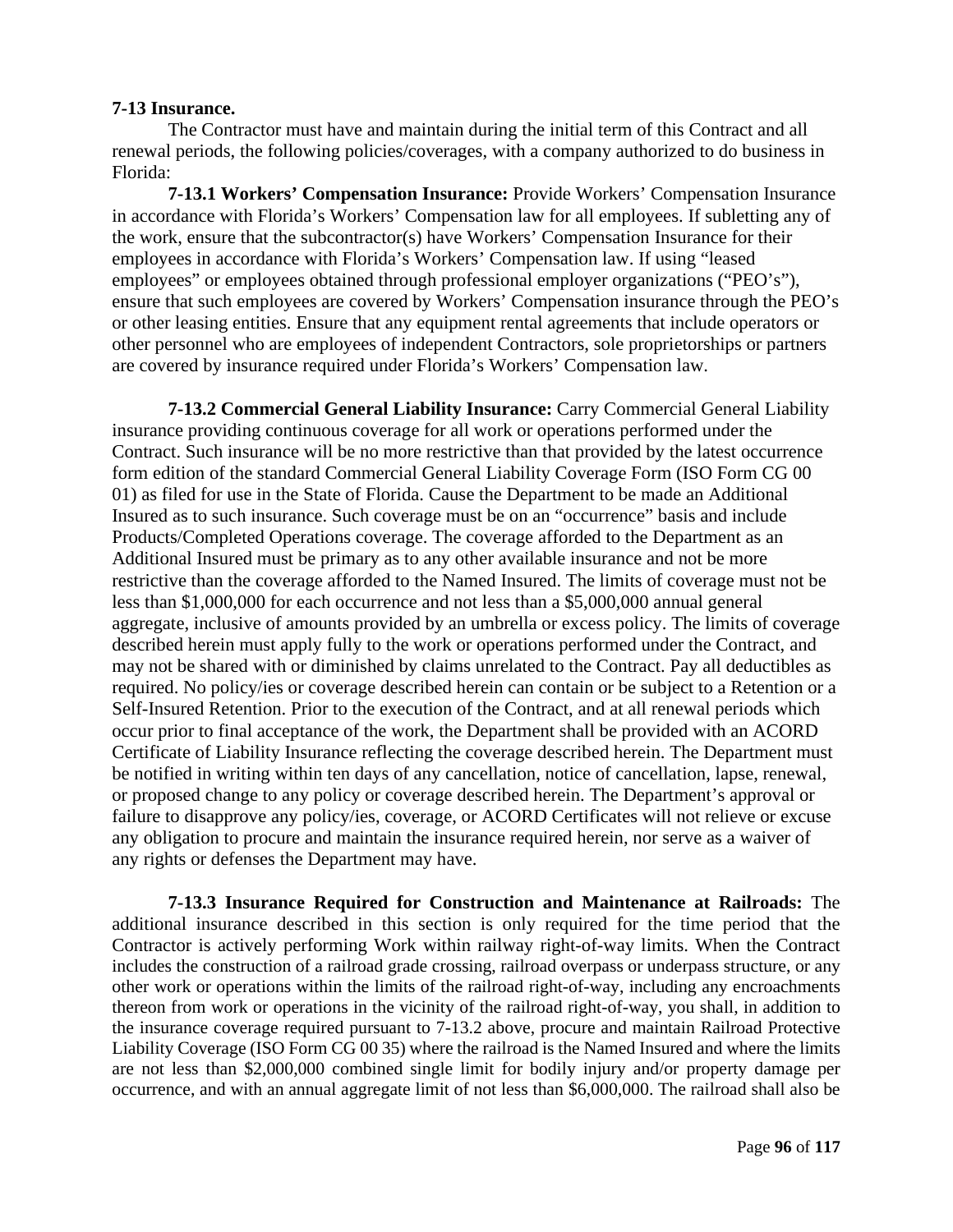**7-13 Insurance.**

The Contractor must have and maintain during the initial term of this Contract and all renewal periods, the following policies/coverages, with a company authorized to do business in Florida:

**7-13.1 Workers' Compensation Insurance:** Provide Workers' Compensation Insurance in accordance with Florida's Workers' Compensation law for all employees. If subletting any of the work, ensure that the subcontractor(s) have Workers' Compensation Insurance for their employees in accordance with Florida's Workers' Compensation law. If using "leased employees" or employees obtained through professional employer organizations ("PEO's"), ensure that such employees are covered by Workers' Compensation insurance through the PEO's or other leasing entities. Ensure that any equipment rental agreements that include operators or other personnel who are employees of independent Contractors, sole proprietorships or partners are covered by insurance required under Florida's Workers' Compensation law.

**7-13.2 Commercial General Liability Insurance:** Carry Commercial General Liability insurance providing continuous coverage for all work or operations performed under the Contract. Such insurance will be no more restrictive than that provided by the latest occurrence form edition of the standard Commercial General Liability Coverage Form (ISO Form CG 00 01) as filed for use in the State of Florida. Cause the Department to be made an Additional Insured as to such insurance. Such coverage must be on an "occurrence" basis and include Products/Completed Operations coverage. The coverage afforded to the Department as an Additional Insured must be primary as to any other available insurance and not be more restrictive than the coverage afforded to the Named Insured. The limits of coverage must not be less than $1,000,000 for each occurrence and not less than a $5,000,000 annual general aggregate, inclusive of amounts provided by an umbrella or excess policy. The limits of coverage described herein must apply fully to the work or operations performed under the Contract, and may not be shared with or diminished by claims unrelated to the Contract. Pay all deductibles as required. No policy/ies or coverage described herein can contain or be subject to a Retention or a Self-Insured Retention. Prior to the execution of the Contract, and at all renewal periods which occur prior to final acceptance of the work, the Department shall be provided with an ACORD Certificate of Liability Insurance reflecting the coverage described herein. The Department must be notified in writing within ten days of any cancellation, notice of cancellation, lapse, renewal, or proposed change to any policy or coverage described herein. The Department's approval or failure to disapprove any policy/ies, coverage, or ACORD Certificates will not relieve or excuse any obligation to procure and maintain the insurance required herein, nor serve as a waiver of any rights or defenses the Department may have.

**7-13.3 Insurance Required for Construction and Maintenance at Railroads:** The additional insurance described in this section is only required for the time period that the Contractor is actively performing Work within railway right-of-way limits. When the Contract includes the construction of a railroad grade crossing, railroad overpass or underpass structure, or any other work or operations within the limits of the railroad right-of-way, including any encroachments thereon from work or operations in the vicinity of the railroad right-of-way, you shall, in addition to the insurance coverage required pursuant to 7-13.2 above, procure and maintain Railroad Protective Liability Coverage (ISO Form CG 00 35) where the railroad is the Named Insured and where the limits are not less than $2,000,000 combined single limit for bodily injury and/or property damage per occurrence, and with an annual aggregate limit of not less than $6,000,000. The railroad shall also be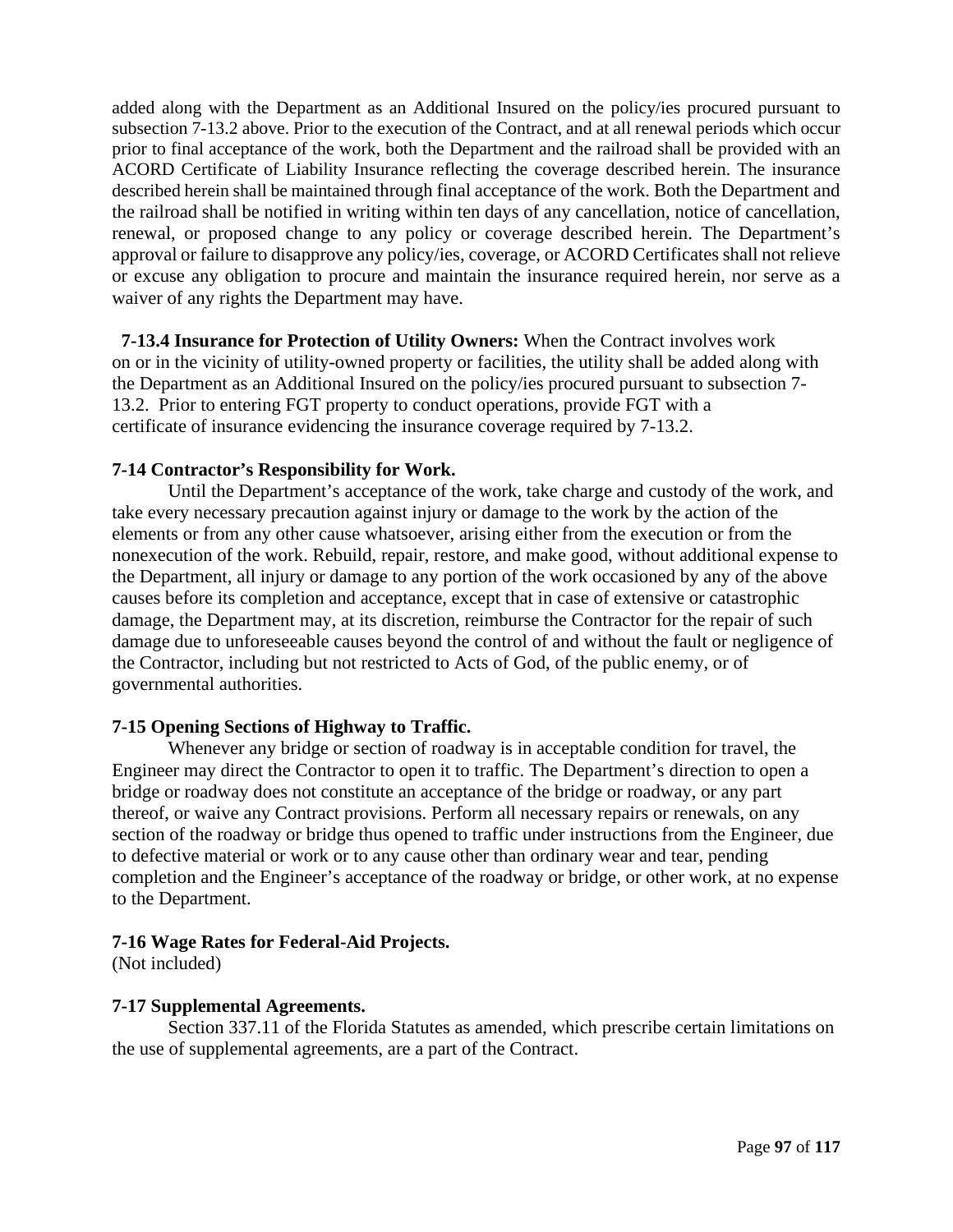added along with the Department as an Additional Insured on the policy/ies procured pursuant to subsection 7-13.2 above. Prior to the execution of the Contract, and at all renewal periods which occur prior to final acceptance of the work, both the Department and the railroad shall be provided with an ACORD Certificate of Liability Insurance reflecting the coverage described herein. The insurance described herein shall be maintained through final acceptance of the work. Both the Department and the railroad shall be notified in writing within ten days of any cancellation, notice of cancellation, renewal, or proposed change to any policy or coverage described herein. The Department's approval or failure to disapprove any policy/ies, coverage, or ACORD Certificates shall not relieve or excuse any obligation to procure and maintain the insurance required herein, nor serve as a waiver of any rights the Department may have.

**7-13.4 Insurance for Protection of Utility Owners:** When the Contract involves work on or in the vicinity of utility-owned property or facilities, the utility shall be added along with the Department as an Additional Insured on the policy/ies procured pursuant to subsection 7-13.2. Prior to entering FGT property to conduct operations, provide FGT with a certificate of insurance evidencing the insurance coverage required by 7-13.2.

**7-14 Contractor's Responsibility for Work.**

Until the Department's acceptance of the work, take charge and custody of the work, and take every necessary precaution against injury or damage to the work by the action of the elements or from any other cause whatsoever, arising either from the execution or from the nonexecution of the work. Rebuild, repair, restore, and make good, without additional expense to the Department, all injury or damage to any portion of the work occasioned by any of the above causes before its completion and acceptance, except that in case of extensive or catastrophic damage, the Department may, at its discretion, reimburse the Contractor for the repair of such damage due to unforeseeable causes beyond the control of and without the fault or negligence of the Contractor, including but not restricted to Acts of God, of the public enemy, or of governmental authorities.

**7-15 Opening Sections of Highway to Traffic.**

Whenever any bridge or section of roadway is in acceptable condition for travel, the Engineer may direct the Contractor to open it to traffic. The Department's direction to open a bridge or roadway does not constitute an acceptance of the bridge or roadway, or any part thereof, or waive any Contract provisions. Perform all necessary repairs or renewals, on any section of the roadway or bridge thus opened to traffic under instructions from the Engineer, due to defective material or work or to any cause other than ordinary wear and tear, pending completion and the Engineer's acceptance of the roadway or bridge, or other work, at no expense to the Department.

**7-16 Wage Rates for Federal-Aid Projects.**

(Not included)

**7-17 Supplemental Agreements.**

Section 337.11 of the Florida Statutes as amended, which prescribe certain limitations on the use of supplemental agreements, are a part of the Contract.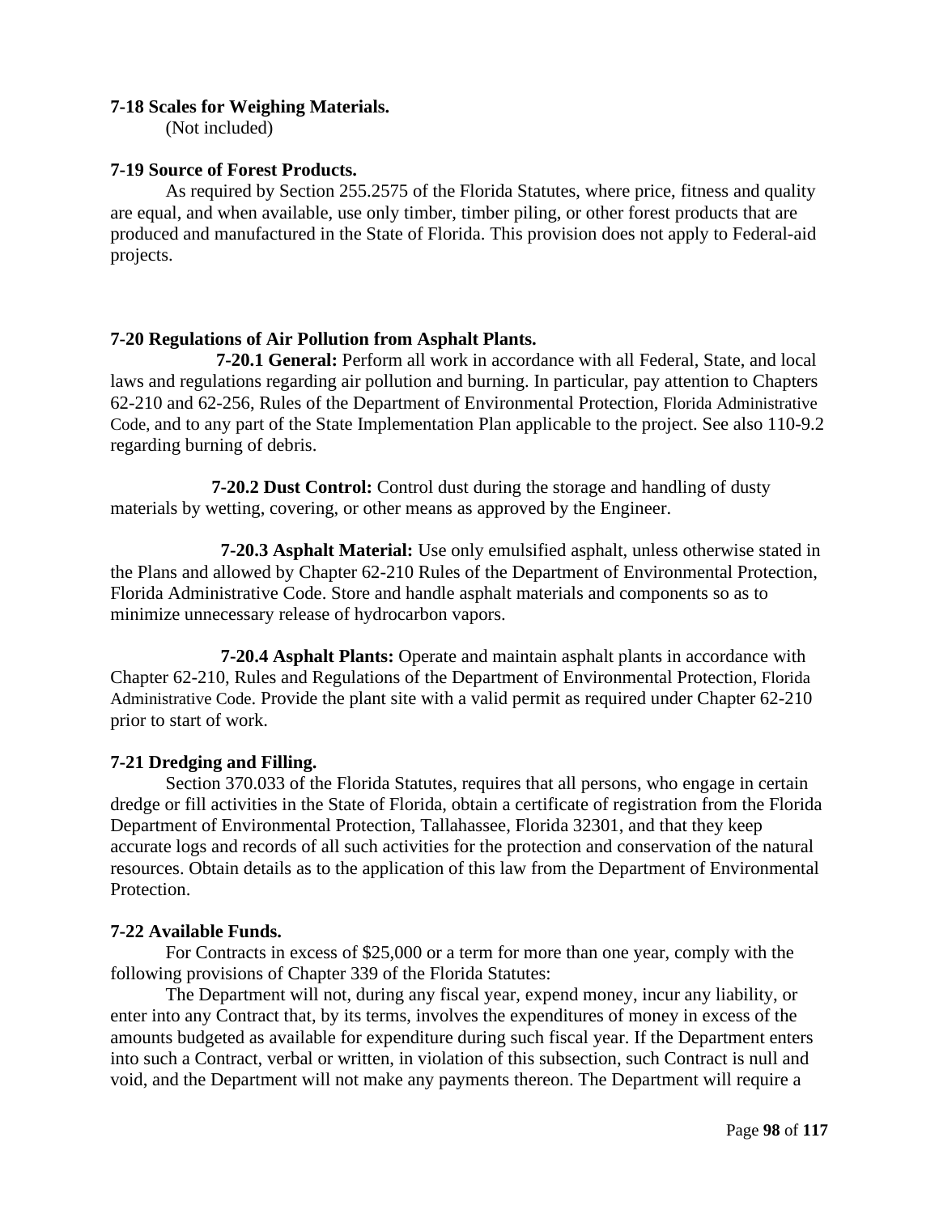**7-18 Scales for Weighing Materials.**

(Not included)

**7-19 Source of Forest Products.**

As required by Section 255.2575 of the Florida Statutes, where price, fitness and quality are equal, and when available, use only timber, timber piling, or other forest products that are produced and manufactured in the State of Florida. This provision does not apply to Federal-aid projects.

**7-20 Regulations of Air Pollution from Asphalt Plants.**

**7-20.1 General:** Perform all work in accordance with all Federal, State, and local laws and regulations regarding air pollution and burning. In particular, pay attention to Chapters 62-210 and 62-256, Rules of the Department of Environmental Protection, Florida Administrative Code, and to any part of the State Implementation Plan applicable to the project. See also 110-9.2 regarding burning of debris.

**7-20.2 Dust Control:** Control dust during the storage and handling of dusty materials by wetting, covering, or other means as approved by the Engineer.

**7-20.3 Asphalt Material:** Use only emulsified asphalt, unless otherwise stated in the Plans and allowed by Chapter 62-210 Rules of the Department of Environmental Protection, Florida Administrative Code. Store and handle asphalt materials and components so as to minimize unnecessary release of hydrocarbon vapors.

**7-20.4 Asphalt Plants:** Operate and maintain asphalt plants in accordance with Chapter 62-210, Rules and Regulations of the Department of Environmental Protection, Florida Administrative Code. Provide the plant site with a valid permit as required under Chapter 62-210 prior to start of work.

**7-21 Dredging and Filling.**

Section 370.033 of the Florida Statutes, requires that all persons, who engage in certain dredge or fill activities in the State of Florida, obtain a certificate of registration from the Florida Department of Environmental Protection, Tallahassee, Florida 32301, and that they keep accurate logs and records of all such activities for the protection and conservation of the natural resources. Obtain details as to the application of this law from the Department of Environmental Protection.

**7-22 Available Funds.**

For Contracts in excess of $25,000 or a term for more than one year, comply with the following provisions of Chapter 339 of the Florida Statutes:

The Department will not, during any fiscal year, expend money, incur any liability, or enter into any Contract that, by its terms, involves the expenditures of money in excess of the amounts budgeted as available for expenditure during such fiscal year. If the Department enters into such a Contract, verbal or written, in violation of this subsection, such Contract is null and void, and the Department will not make any payments thereon. The Department will require a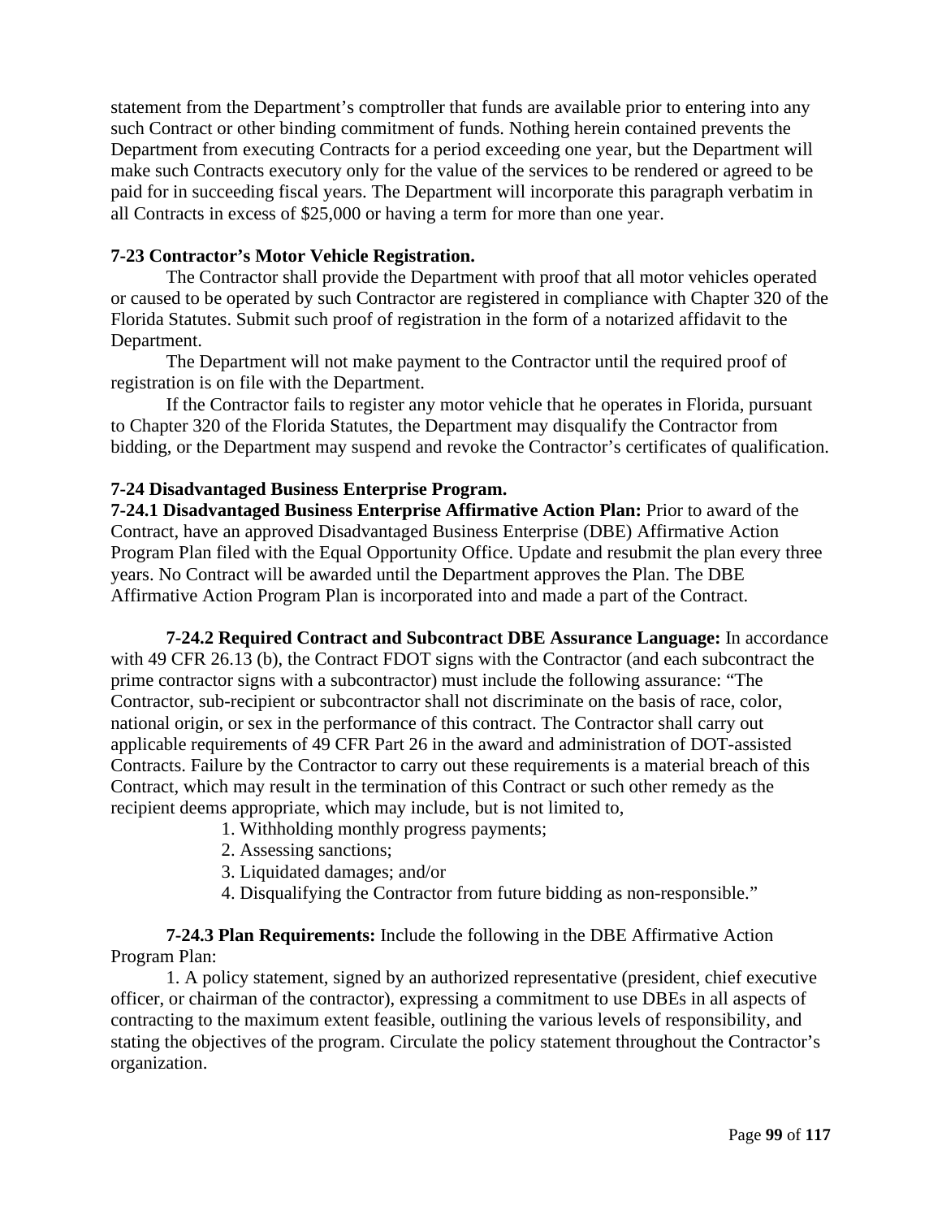statement from the Department's comptroller that funds are available prior to entering into any such Contract or other binding commitment of funds. Nothing herein contained prevents the Department from executing Contracts for a period exceeding one year, but the Department will make such Contracts executory only for the value of the services to be rendered or agreed to be paid for in succeeding fiscal years. The Department will incorporate this paragraph verbatim in all Contracts in excess of $25,000 or having a term for more than one year.

**7-23 Contractor's Motor Vehicle Registration.**

The Contractor shall provide the Department with proof that all motor vehicles operated or caused to be operated by such Contractor are registered in compliance with Chapter 320 of the Florida Statutes. Submit such proof of registration in the form of a notarized affidavit to the Department.

The Department will not make payment to the Contractor until the required proof of registration is on file with the Department.

If the Contractor fails to register any motor vehicle that he operates in Florida, pursuant to Chapter 320 of the Florida Statutes, the Department may disqualify the Contractor from bidding, or the Department may suspend and revoke the Contractor's certificates of qualification.

**7-24 Disadvantaged Business Enterprise Program.**

**7-24.1 Disadvantaged Business Enterprise Affirmative Action Plan:** Prior to award of the Contract, have an approved Disadvantaged Business Enterprise (DBE) Affirmative Action Program Plan filed with the Equal Opportunity Office. Update and resubmit the plan every three years. No Contract will be awarded until the Department approves the Plan. The DBE Affirmative Action Program Plan is incorporated into and made a part of the Contract.

**7-24.2 Required Contract and Subcontract DBE Assurance Language:** In accordance with 49 CFR 26.13 (b), the Contract FDOT signs with the Contractor (and each subcontract the prime contractor signs with a subcontractor) must include the following assurance: "The Contractor, sub-recipient or subcontractor shall not discriminate on the basis of race, color, national origin, or sex in the performance of this contract. The Contractor shall carry out applicable requirements of 49 CFR Part 26 in the award and administration of DOT-assisted Contracts. Failure by the Contractor to carry out these requirements is a material breach of this Contract, which may result in the termination of this Contract or such other remedy as the recipient deems appropriate, which may include, but is not limited to,

1. Withholding monthly progress payments;
2. Assessing sanctions;
3. Liquidated damages; and/or
4. Disqualifying the Contractor from future bidding as non-responsible."

**7-24.3 Plan Requirements:** Include the following in the DBE Affirmative Action Program Plan:

1. A policy statement, signed by an authorized representative (president, chief executive officer, or chairman of the contractor), expressing a commitment to use DBEs in all aspects of contracting to the maximum extent feasible, outlining the various levels of responsibility, and stating the objectives of the program. Circulate the policy statement throughout the Contractor's organization.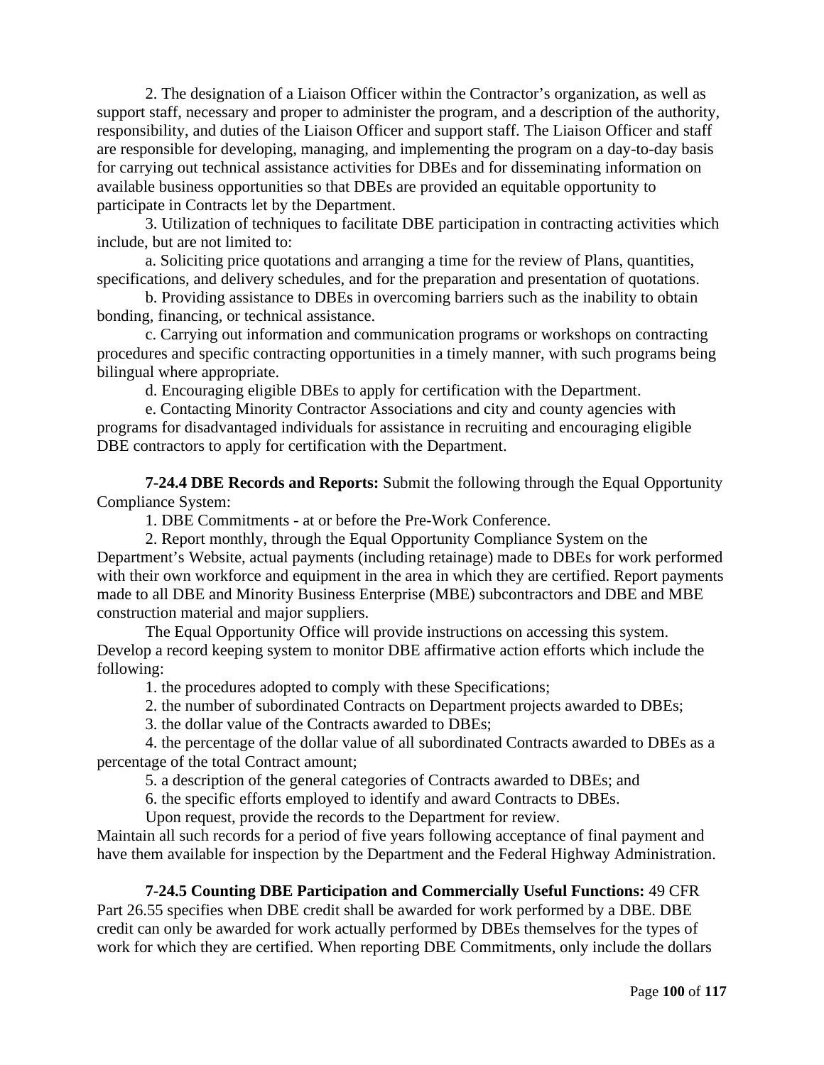2. The designation of a Liaison Officer within the Contractor's organization, as well as support staff, necessary and proper to administer the program, and a description of the authority, responsibility, and duties of the Liaison Officer and support staff. The Liaison Officer and staff are responsible for developing, managing, and implementing the program on a day-to-day basis for carrying out technical assistance activities for DBEs and for disseminating information on available business opportunities so that DBEs are provided an equitable opportunity to participate in Contracts let by the Department.

3. Utilization of techniques to facilitate DBE participation in contracting activities which include, but are not limited to:

a. Soliciting price quotations and arranging a time for the review of Plans, quantities, specifications, and delivery schedules, and for the preparation and presentation of quotations.

b. Providing assistance to DBEs in overcoming barriers such as the inability to obtain bonding, financing, or technical assistance.

c. Carrying out information and communication programs or workshops on contracting procedures and specific contracting opportunities in a timely manner, with such programs being bilingual where appropriate.

d. Encouraging eligible DBEs to apply for certification with the Department.

e. Contacting Minority Contractor Associations and city and county agencies with programs for disadvantaged individuals for assistance in recruiting and encouraging eligible DBE contractors to apply for certification with the Department.

**7-24.4 DBE Records and Reports:** Submit the following through the Equal Opportunity Compliance System:

1. DBE Commitments - at or before the Pre-Work Conference.

2. Report monthly, through the Equal Opportunity Compliance System on the Department's Website, actual payments (including retainage) made to DBEs for work performed with their own workforce and equipment in the area in which they are certified. Report payments made to all DBE and Minority Business Enterprise (MBE) subcontractors and DBE and MBE construction material and major suppliers.

The Equal Opportunity Office will provide instructions on accessing this system. Develop a record keeping system to monitor DBE affirmative action efforts which include the following:

1. the procedures adopted to comply with these Specifications;

2. the number of subordinated Contracts on Department projects awarded to DBEs;

3. the dollar value of the Contracts awarded to DBEs;

4. the percentage of the dollar value of all subordinated Contracts awarded to DBEs as a percentage of the total Contract amount;

5. a description of the general categories of Contracts awarded to DBEs; and

6. the specific efforts employed to identify and award Contracts to DBEs.

Upon request, provide the records to the Department for review.

Maintain all such records for a period of five years following acceptance of final payment and have them available for inspection by the Department and the Federal Highway Administration.

**7-24.5 Counting DBE Participation and Commercially Useful Functions:** 49 CFR Part 26.55 specifies when DBE credit shall be awarded for work performed by a DBE. DBE credit can only be awarded for work actually performed by DBEs themselves for the types of work for which they are certified. When reporting DBE Commitments, only include the dollars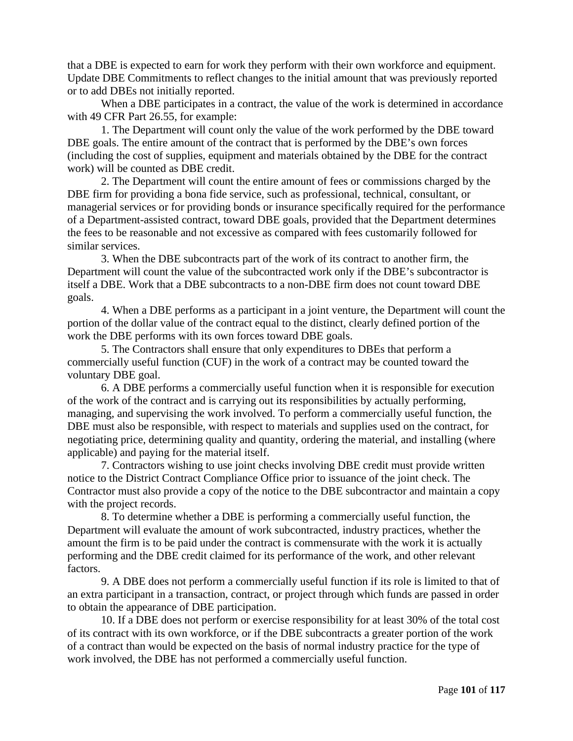that a DBE is expected to earn for work they perform with their own workforce and equipment. Update DBE Commitments to reflect changes to the initial amount that was previously reported or to add DBEs not initially reported.

When a DBE participates in a contract, the value of the work is determined in accordance with 49 CFR Part 26.55, for example:

1. The Department will count only the value of the work performed by the DBE toward DBE goals. The entire amount of the contract that is performed by the DBE's own forces (including the cost of supplies, equipment and materials obtained by the DBE for the contract work) will be counted as DBE credit.

2. The Department will count the entire amount of fees or commissions charged by the DBE firm for providing a bona fide service, such as professional, technical, consultant, or managerial services or for providing bonds or insurance specifically required for the performance of a Department-assisted contract, toward DBE goals, provided that the Department determines the fees to be reasonable and not excessive as compared with fees customarily followed for similar services.

3. When the DBE subcontracts part of the work of its contract to another firm, the Department will count the value of the subcontracted work only if the DBE's subcontractor is itself a DBE. Work that a DBE subcontracts to a non-DBE firm does not count toward DBE goals.

4. When a DBE performs as a participant in a joint venture, the Department will count the portion of the dollar value of the contract equal to the distinct, clearly defined portion of the work the DBE performs with its own forces toward DBE goals.

5. The Contractors shall ensure that only expenditures to DBEs that perform a commercially useful function (CUF) in the work of a contract may be counted toward the voluntary DBE goal.

6. A DBE performs a commercially useful function when it is responsible for execution of the work of the contract and is carrying out its responsibilities by actually performing, managing, and supervising the work involved. To perform a commercially useful function, the DBE must also be responsible, with respect to materials and supplies used on the contract, for negotiating price, determining quality and quantity, ordering the material, and installing (where applicable) and paying for the material itself.

7. Contractors wishing to use joint checks involving DBE credit must provide written notice to the District Contract Compliance Office prior to issuance of the joint check. The Contractor must also provide a copy of the notice to the DBE subcontractor and maintain a copy with the project records.

8. To determine whether a DBE is performing a commercially useful function, the Department will evaluate the amount of work subcontracted, industry practices, whether the amount the firm is to be paid under the contract is commensurate with the work it is actually performing and the DBE credit claimed for its performance of the work, and other relevant factors.

9. A DBE does not perform a commercially useful function if its role is limited to that of an extra participant in a transaction, contract, or project through which funds are passed in order to obtain the appearance of DBE participation.

10. If a DBE does not perform or exercise responsibility for at least 30% of the total cost of its contract with its own workforce, or if the DBE subcontracts a greater portion of the work of a contract than would be expected on the basis of normal industry practice for the type of work involved, the DBE has not performed a commercially useful function.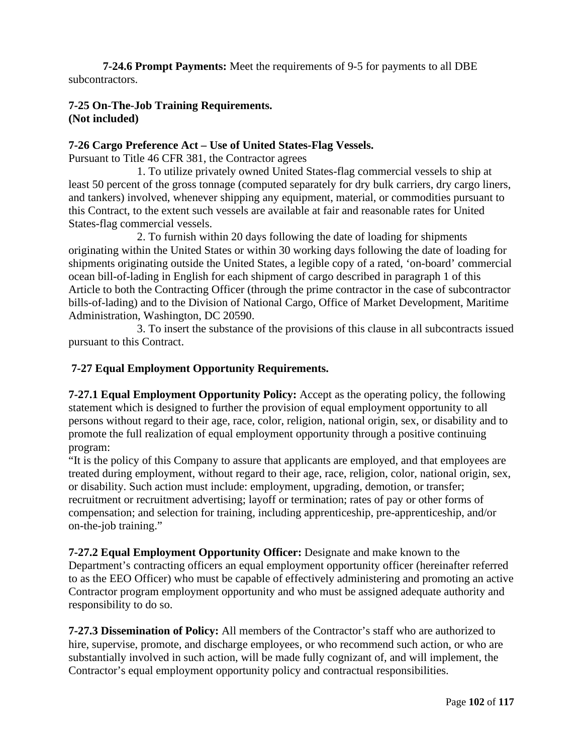**7-24.6 Prompt Payments:** Meet the requirements of 9-5 for payments to all DBE subcontractors.

**7-25 On-The-Job Training Requirements.**
**(Not included)**

**7-26 Cargo Preference Act – Use of United States-Flag Vessels.**

Pursuant to Title 46 CFR 381, the Contractor agrees

1. To utilize privately owned United States-flag commercial vessels to ship at least 50 percent of the gross tonnage (computed separately for dry bulk carriers, dry cargo liners, and tankers) involved, whenever shipping any equipment, material, or commodities pursuant to this Contract, to the extent such vessels are available at fair and reasonable rates for United States-flag commercial vessels.

2. To furnish within 20 days following the date of loading for shipments originating within the United States or within 30 working days following the date of loading for shipments originating outside the United States, a legible copy of a rated, 'on-board' commercial ocean bill-of-lading in English for each shipment of cargo described in paragraph 1 of this Article to both the Contracting Officer (through the prime contractor in the case of subcontractor bills-of-lading) and to the Division of National Cargo, Office of Market Development, Maritime Administration, Washington, DC 20590.

3. To insert the substance of the provisions of this clause in all subcontracts issued pursuant to this Contract.

**7-27 Equal Employment Opportunity Requirements.**

**7-27.1 Equal Employment Opportunity Policy:** Accept as the operating policy, the following statement which is designed to further the provision of equal employment opportunity to all persons without regard to their age, race, color, religion, national origin, sex, or disability and to promote the full realization of equal employment opportunity through a positive continuing program:

"It is the policy of this Company to assure that applicants are employed, and that employees are treated during employment, without regard to their age, race, religion, color, national origin, sex, or disability. Such action must include: employment, upgrading, demotion, or transfer; recruitment or recruitment advertising; layoff or termination; rates of pay or other forms of compensation; and selection for training, including apprenticeship, pre-apprenticeship, and/or on-the-job training."

**7-27.2 Equal Employment Opportunity Officer:** Designate and make known to the Department's contracting officers an equal employment opportunity officer (hereinafter referred to as the EEO Officer) who must be capable of effectively administering and promoting an active Contractor program employment opportunity and who must be assigned adequate authority and responsibility to do so.

**7-27.3 Dissemination of Policy:** All members of the Contractor's staff who are authorized to hire, supervise, promote, and discharge employees, or who recommend such action, or who are substantially involved in such action, will be made fully cognizant of, and will implement, the Contractor's equal employment opportunity policy and contractual responsibilities.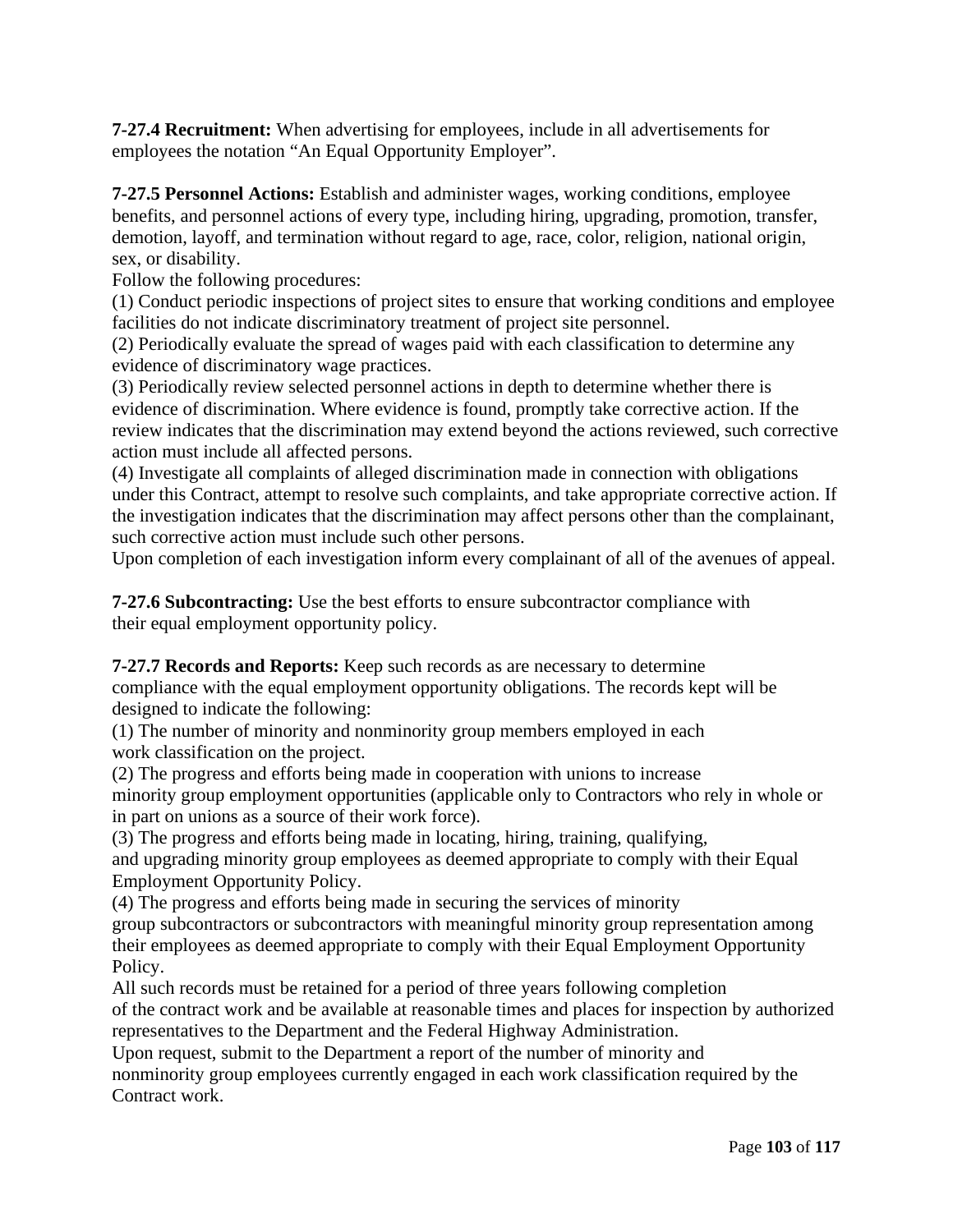**7-27.4 Recruitment:** When advertising for employees, include in all advertisements for employees the notation "An Equal Opportunity Employer".

**7-27.5 Personnel Actions:** Establish and administer wages, working conditions, employee benefits, and personnel actions of every type, including hiring, upgrading, promotion, transfer, demotion, layoff, and termination without regard to age, race, color, religion, national origin, sex, or disability.

Follow the following procedures:

(1) Conduct periodic inspections of project sites to ensure that working conditions and employee facilities do not indicate discriminatory treatment of project site personnel.

(2) Periodically evaluate the spread of wages paid with each classification to determine any evidence of discriminatory wage practices.

(3) Periodically review selected personnel actions in depth to determine whether there is evidence of discrimination. Where evidence is found, promptly take corrective action. If the review indicates that the discrimination may extend beyond the actions reviewed, such corrective action must include all affected persons.

(4) Investigate all complaints of alleged discrimination made in connection with obligations under this Contract, attempt to resolve such complaints, and take appropriate corrective action. If the investigation indicates that the discrimination may affect persons other than the complainant, such corrective action must include such other persons.

Upon completion of each investigation inform every complainant of all of the avenues of appeal.

**7-27.6 Subcontracting:** Use the best efforts to ensure subcontractor compliance with their equal employment opportunity policy.

**7-27.7 Records and Reports:** Keep such records as are necessary to determine compliance with the equal employment opportunity obligations. The records kept will be designed to indicate the following:

(1) The number of minority and nonminority group members employed in each work classification on the project.

(2) The progress and efforts being made in cooperation with unions to increase minority group employment opportunities (applicable only to Contractors who rely in whole or in part on unions as a source of their work force).

(3) The progress and efforts being made in locating, hiring, training, qualifying, and upgrading minority group employees as deemed appropriate to comply with their Equal Employment Opportunity Policy.

(4) The progress and efforts being made in securing the services of minority group subcontractors or subcontractors with meaningful minority group representation among their employees as deemed appropriate to comply with their Equal Employment Opportunity Policy.

All such records must be retained for a period of three years following completion of the contract work and be available at reasonable times and places for inspection by authorized representatives to the Department and the Federal Highway Administration.

Upon request, submit to the Department a report of the number of minority and nonminority group employees currently engaged in each work classification required by the Contract work.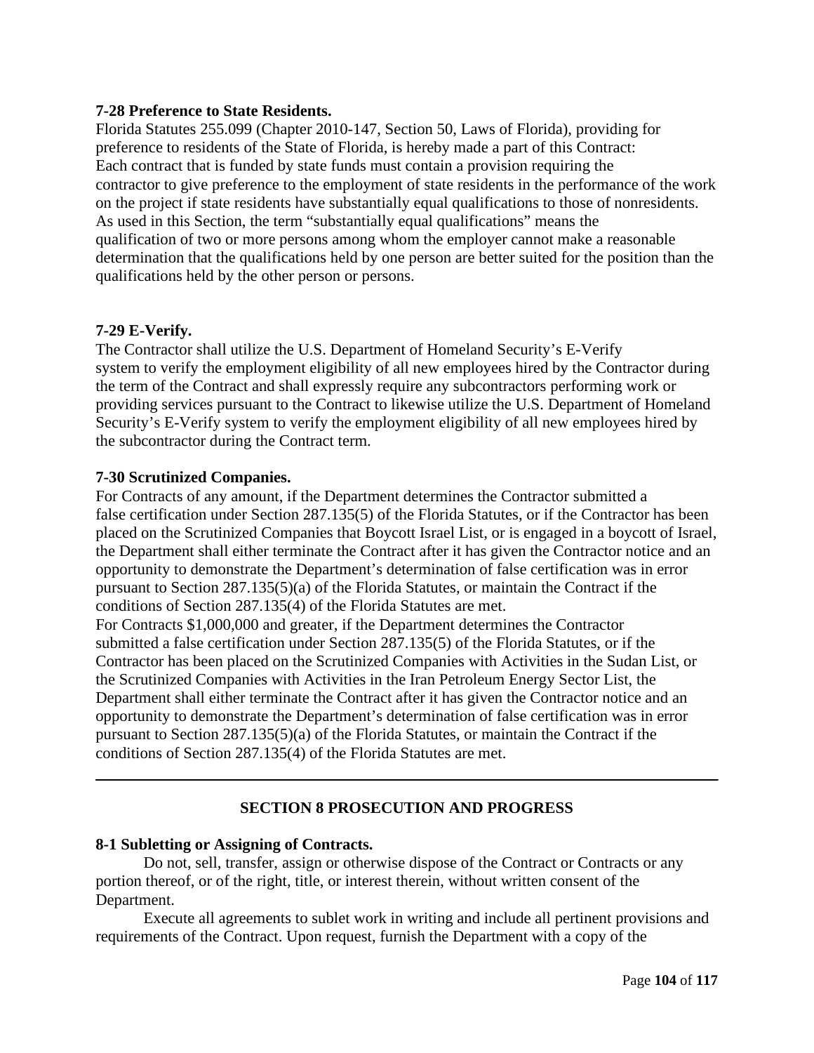**7-28 Preference to State Residents.**

Florida Statutes 255.099 (Chapter 2010-147, Section 50, Laws of Florida), providing for preference to residents of the State of Florida, is hereby made a part of this Contract: Each contract that is funded by state funds must contain a provision requiring the contractor to give preference to the employment of state residents in the performance of the work on the project if state residents have substantially equal qualifications to those of nonresidents. As used in this Section, the term "substantially equal qualifications" means the qualification of two or more persons among whom the employer cannot make a reasonable determination that the qualifications held by one person are better suited for the position than the qualifications held by the other person or persons.

**7-29 E-Verify.**

The Contractor shall utilize the U.S. Department of Homeland Security's E-Verify system to verify the employment eligibility of all new employees hired by the Contractor during the term of the Contract and shall expressly require any subcontractors performing work or providing services pursuant to the Contract to likewise utilize the U.S. Department of Homeland Security's E-Verify system to verify the employment eligibility of all new employees hired by the subcontractor during the Contract term.

**7-30 Scrutinized Companies.**

For Contracts of any amount, if the Department determines the Contractor submitted a false certification under Section 287.135(5) of the Florida Statutes, or if the Contractor has been placed on the Scrutinized Companies that Boycott Israel List, or is engaged in a boycott of Israel, the Department shall either terminate the Contract after it has given the Contractor notice and an opportunity to demonstrate the Department's determination of false certification was in error pursuant to Section 287.135(5)(a) of the Florida Statutes, or maintain the Contract if the conditions of Section 287.135(4) of the Florida Statutes are met.

For Contracts $1,000,000 and greater, if the Department determines the Contractor submitted a false certification under Section 287.135(5) of the Florida Statutes, or if the Contractor has been placed on the Scrutinized Companies with Activities in the Sudan List, or the Scrutinized Companies with Activities in the Iran Petroleum Energy Sector List, the Department shall either terminate the Contract after it has given the Contractor notice and an opportunity to demonstrate the Department's determination of false certification was in error pursuant to Section 287.135(5)(a) of the Florida Statutes, or maintain the Contract if the conditions of Section 287.135(4) of the Florida Statutes are met.

---

## SECTION 8 PROSECUTION AND PROGRESS

**8-1 Subletting or Assigning of Contracts.**

Do not, sell, transfer, assign or otherwise dispose of the Contract or Contracts or any portion thereof, or of the right, title, or interest therein, without written consent of the Department.

Execute all agreements to sublet work in writing and include all pertinent provisions and requirements of the Contract. Upon request, furnish the Department with a copy of the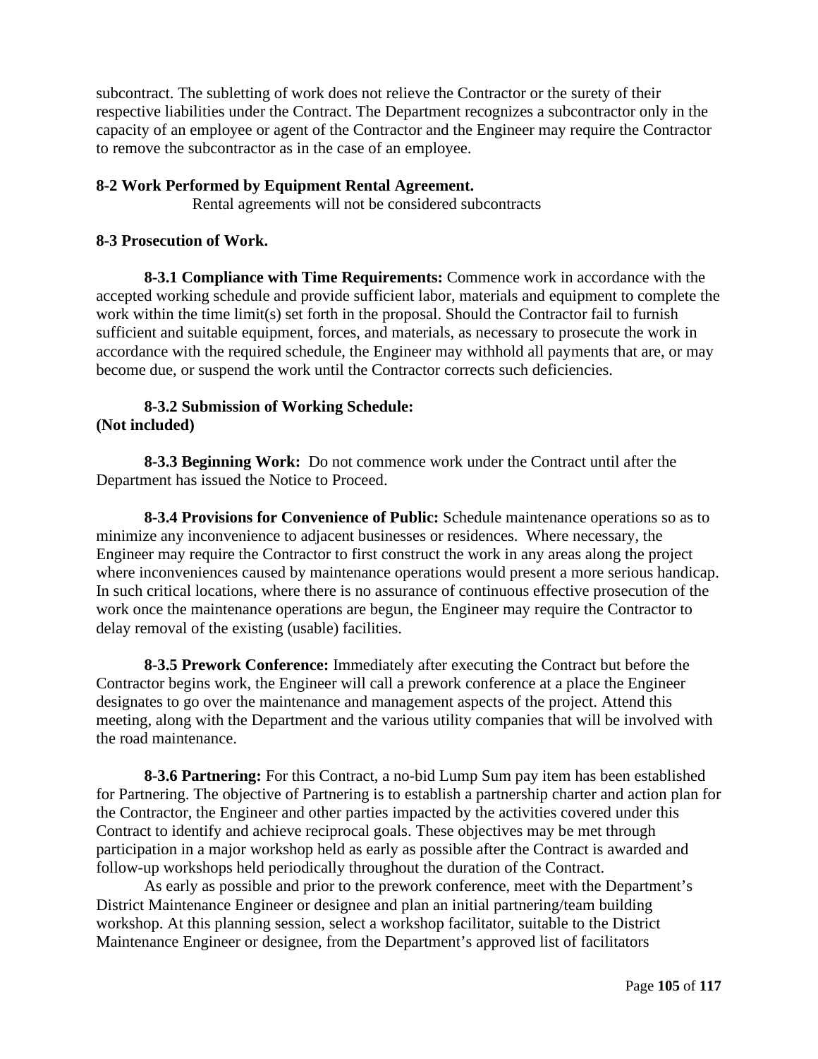subcontract. The subletting of work does not relieve the Contractor or the surety of their respective liabilities under the Contract. The Department recognizes a subcontractor only in the capacity of an employee or agent of the Contractor and the Engineer may require the Contractor to remove the subcontractor as in the case of an employee.

**8-2 Work Performed by Equipment Rental Agreement.**

Rental agreements will not be considered subcontracts

**8-3 Prosecution of Work.**

**8-3.1 Compliance with Time Requirements:** Commence work in accordance with the accepted working schedule and provide sufficient labor, materials and equipment to complete the work within the time limit(s) set forth in the proposal. Should the Contractor fail to furnish sufficient and suitable equipment, forces, and materials, as necessary to prosecute the work in accordance with the required schedule, the Engineer may withhold all payments that are, or may become due, or suspend the work until the Contractor corrects such deficiencies.

**8-3.2 Submission of Working Schedule:**
**(Not included)**

**8-3.3 Beginning Work:** Do not commence work under the Contract until after the Department has issued the Notice to Proceed.

**8-3.4 Provisions for Convenience of Public:** Schedule maintenance operations so as to minimize any inconvenience to adjacent businesses or residences. Where necessary, the Engineer may require the Contractor to first construct the work in any areas along the project where inconveniences caused by maintenance operations would present a more serious handicap. In such critical locations, where there is no assurance of continuous effective prosecution of the work once the maintenance operations are begun, the Engineer may require the Contractor to delay removal of the existing (usable) facilities.

**8-3.5 Prework Conference:** Immediately after executing the Contract but before the Contractor begins work, the Engineer will call a prework conference at a place the Engineer designates to go over the maintenance and management aspects of the project. Attend this meeting, along with the Department and the various utility companies that will be involved with the road maintenance.

**8-3.6 Partnering:** For this Contract, a no-bid Lump Sum pay item has been established for Partnering. The objective of Partnering is to establish a partnership charter and action plan for the Contractor, the Engineer and other parties impacted by the activities covered under this Contract to identify and achieve reciprocal goals. These objectives may be met through participation in a major workshop held as early as possible after the Contract is awarded and follow-up workshops held periodically throughout the duration of the Contract.

As early as possible and prior to the prework conference, meet with the Department's District Maintenance Engineer or designee and plan an initial partnering/team building workshop. At this planning session, select a workshop facilitator, suitable to the District Maintenance Engineer or designee, from the Department's approved list of facilitators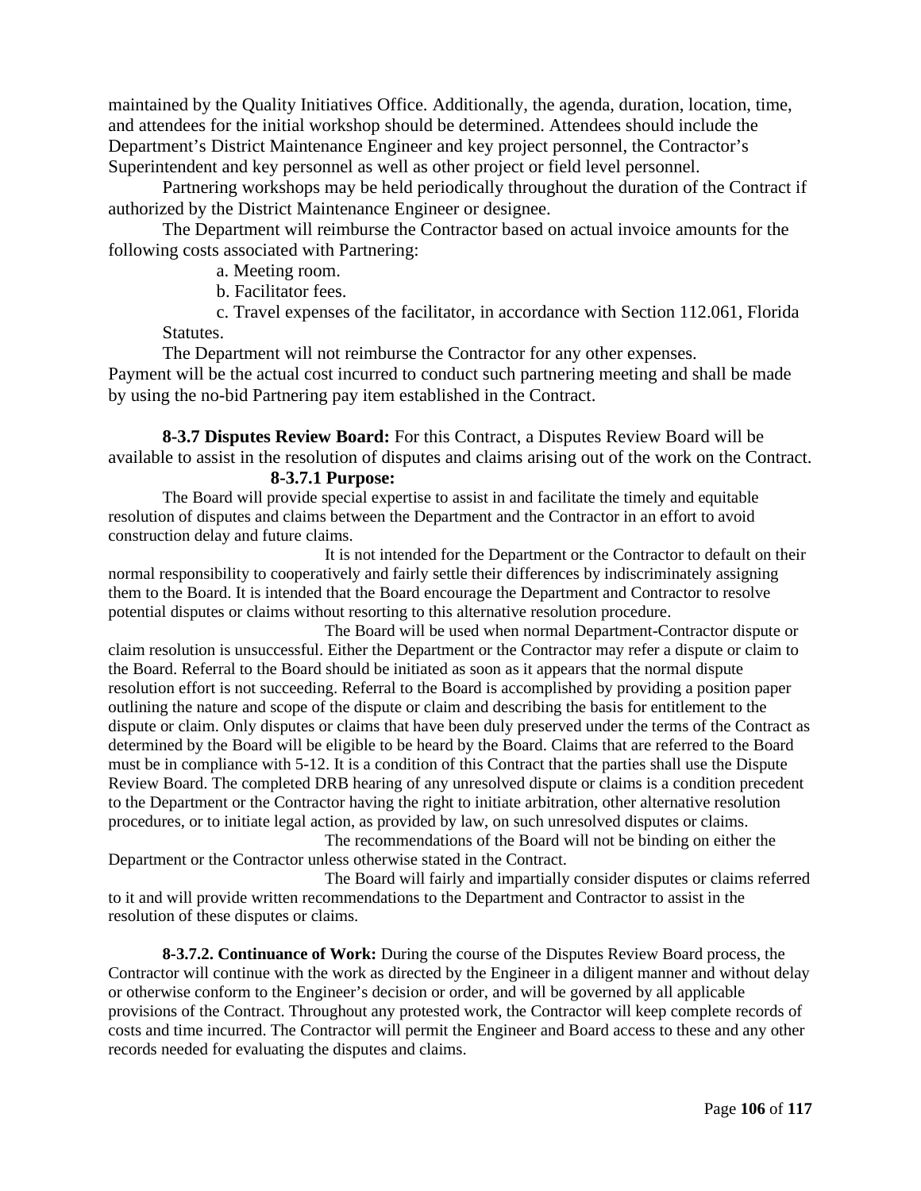maintained by the Quality Initiatives Office. Additionally, the agenda, duration, location, time, and attendees for the initial workshop should be determined. Attendees should include the Department's District Maintenance Engineer and key project personnel, the Contractor's Superintendent and key personnel as well as other project or field level personnel.

Partnering workshops may be held periodically throughout the duration of the Contract if authorized by the District Maintenance Engineer or designee.

The Department will reimburse the Contractor based on actual invoice amounts for the following costs associated with Partnering:

a. Meeting room.

b. Facilitator fees.

c. Travel expenses of the facilitator, in accordance with Section 112.061, Florida Statutes.

The Department will not reimburse the Contractor for any other expenses.

Payment will be the actual cost incurred to conduct such partnering meeting and shall be made by using the no-bid Partnering pay item established in the Contract.

**8-3.7 Disputes Review Board:** For this Contract, a Disputes Review Board will be available to assist in the resolution of disputes and claims arising out of the work on the Contract.

**8-3.7.1 Purpose:**

The Board will provide special expertise to assist in and facilitate the timely and equitable resolution of disputes and claims between the Department and the Contractor in an effort to avoid construction delay and future claims.

It is not intended for the Department or the Contractor to default on their normal responsibility to cooperatively and fairly settle their differences by indiscriminately assigning them to the Board. It is intended that the Board encourage the Department and Contractor to resolve potential disputes or claims without resorting to this alternative resolution procedure.

The Board will be used when normal Department-Contractor dispute or claim resolution is unsuccessful. Either the Department or the Contractor may refer a dispute or claim to the Board. Referral to the Board should be initiated as soon as it appears that the normal dispute resolution effort is not succeeding. Referral to the Board is accomplished by providing a position paper outlining the nature and scope of the dispute or claim and describing the basis for entitlement to the dispute or claim. Only disputes or claims that have been duly preserved under the terms of the Contract as determined by the Board will be eligible to be heard by the Board. Claims that are referred to the Board must be in compliance with 5-12. It is a condition of this Contract that the parties shall use the Dispute Review Board. The completed DRB hearing of any unresolved dispute or claims is a condition precedent to the Department or the Contractor having the right to initiate arbitration, other alternative resolution procedures, or to initiate legal action, as provided by law, on such unresolved disputes or claims.

The recommendations of the Board will not be binding on either the Department or the Contractor unless otherwise stated in the Contract.

The Board will fairly and impartially consider disputes or claims referred to it and will provide written recommendations to the Department and Contractor to assist in the resolution of these disputes or claims.

**8-3.7.2. Continuance of Work:** During the course of the Disputes Review Board process, the Contractor will continue with the work as directed by the Engineer in a diligent manner and without delay or otherwise conform to the Engineer's decision or order, and will be governed by all applicable provisions of the Contract. Throughout any protested work, the Contractor will keep complete records of costs and time incurred. The Contractor will permit the Engineer and Board access to these and any other records needed for evaluating the disputes and claims.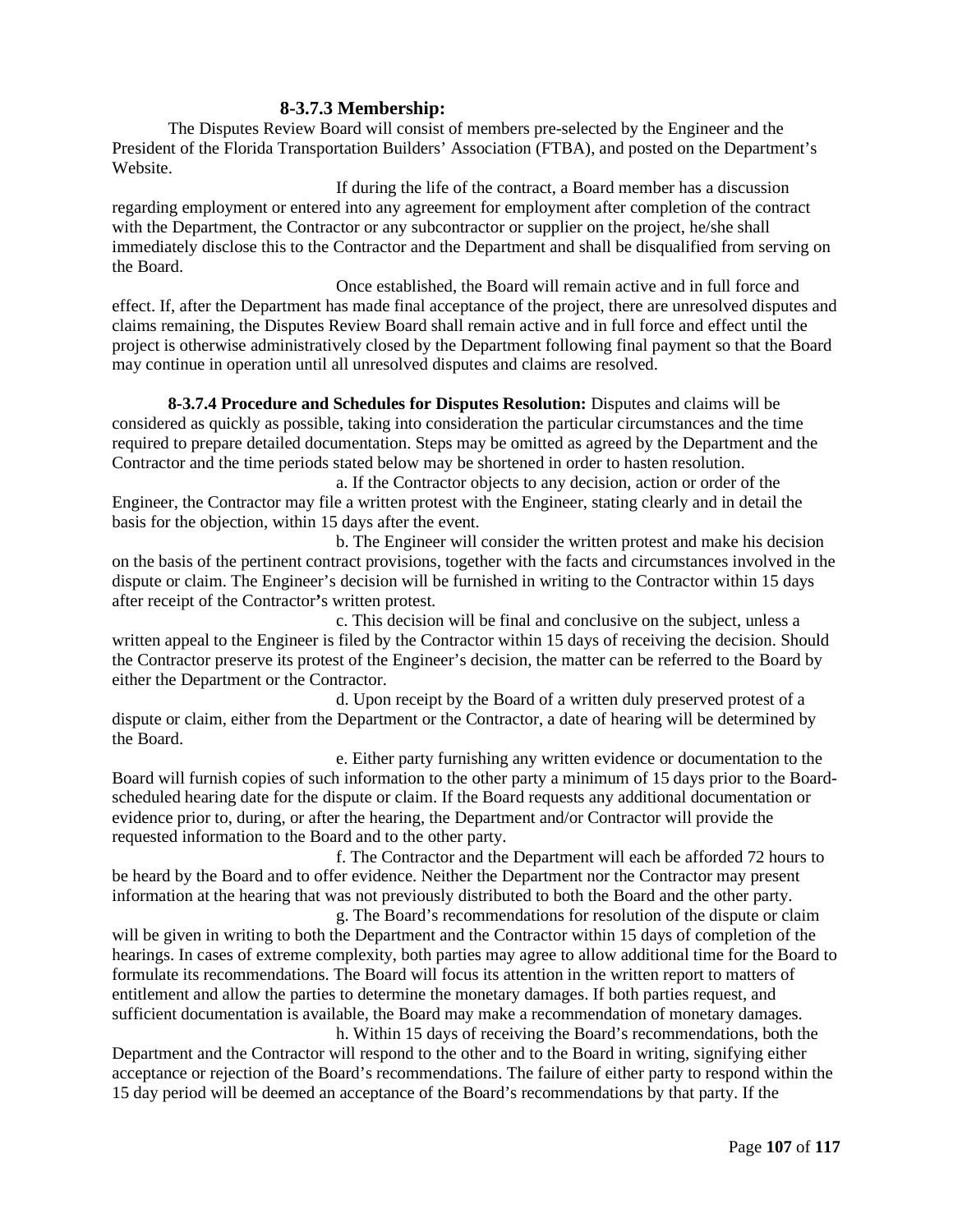**8-3.7.3 Membership:**

The Disputes Review Board will consist of members pre-selected by the Engineer and the President of the Florida Transportation Builders' Association (FTBA), and posted on the Department's Website.

If during the life of the contract, a Board member has a discussion regarding employment or entered into any agreement for employment after completion of the contract with the Department, the Contractor or any subcontractor or supplier on the project, he/she shall immediately disclose this to the Contractor and the Department and shall be disqualified from serving on the Board.

Once established, the Board will remain active and in full force and effect. If, after the Department has made final acceptance of the project, there are unresolved disputes and claims remaining, the Disputes Review Board shall remain active and in full force and effect until the project is otherwise administratively closed by the Department following final payment so that the Board may continue in operation until all unresolved disputes and claims are resolved.

**8-3.7.4 Procedure and Schedules for Disputes Resolution:** Disputes and claims will be considered as quickly as possible, taking into consideration the particular circumstances and the time required to prepare detailed documentation. Steps may be omitted as agreed by the Department and the Contractor and the time periods stated below may be shortened in order to hasten resolution.

a. If the Contractor objects to any decision, action or order of the Engineer, the Contractor may file a written protest with the Engineer, stating clearly and in detail the basis for the objection, within 15 days after the event.

b. The Engineer will consider the written protest and make his decision on the basis of the pertinent contract provisions, together with the facts and circumstances involved in the dispute or claim. The Engineer's decision will be furnished in writing to the Contractor within 15 days after receipt of the Contractor's written protest.

c. This decision will be final and conclusive on the subject, unless a written appeal to the Engineer is filed by the Contractor within 15 days of receiving the decision. Should the Contractor preserve its protest of the Engineer's decision, the matter can be referred to the Board by either the Department or the Contractor.

d. Upon receipt by the Board of a written duly preserved protest of a dispute or claim, either from the Department or the Contractor, a date of hearing will be determined by the Board.

e. Either party furnishing any written evidence or documentation to the Board will furnish copies of such information to the other party a minimum of 15 days prior to the Board-scheduled hearing date for the dispute or claim. If the Board requests any additional documentation or evidence prior to, during, or after the hearing, the Department and/or Contractor will provide the requested information to the Board and to the other party.

f. The Contractor and the Department will each be afforded 72 hours to be heard by the Board and to offer evidence. Neither the Department nor the Contractor may present information at the hearing that was not previously distributed to both the Board and the other party.

g. The Board's recommendations for resolution of the dispute or claim will be given in writing to both the Department and the Contractor within 15 days of completion of the hearings. In cases of extreme complexity, both parties may agree to allow additional time for the Board to formulate its recommendations. The Board will focus its attention in the written report to matters of entitlement and allow the parties to determine the monetary damages. If both parties request, and sufficient documentation is available, the Board may make a recommendation of monetary damages.

h. Within 15 days of receiving the Board's recommendations, both the Department and the Contractor will respond to the other and to the Board in writing, signifying either acceptance or rejection of the Board's recommendations. The failure of either party to respond within the 15 day period will be deemed an acceptance of the Board's recommendations by that party. If the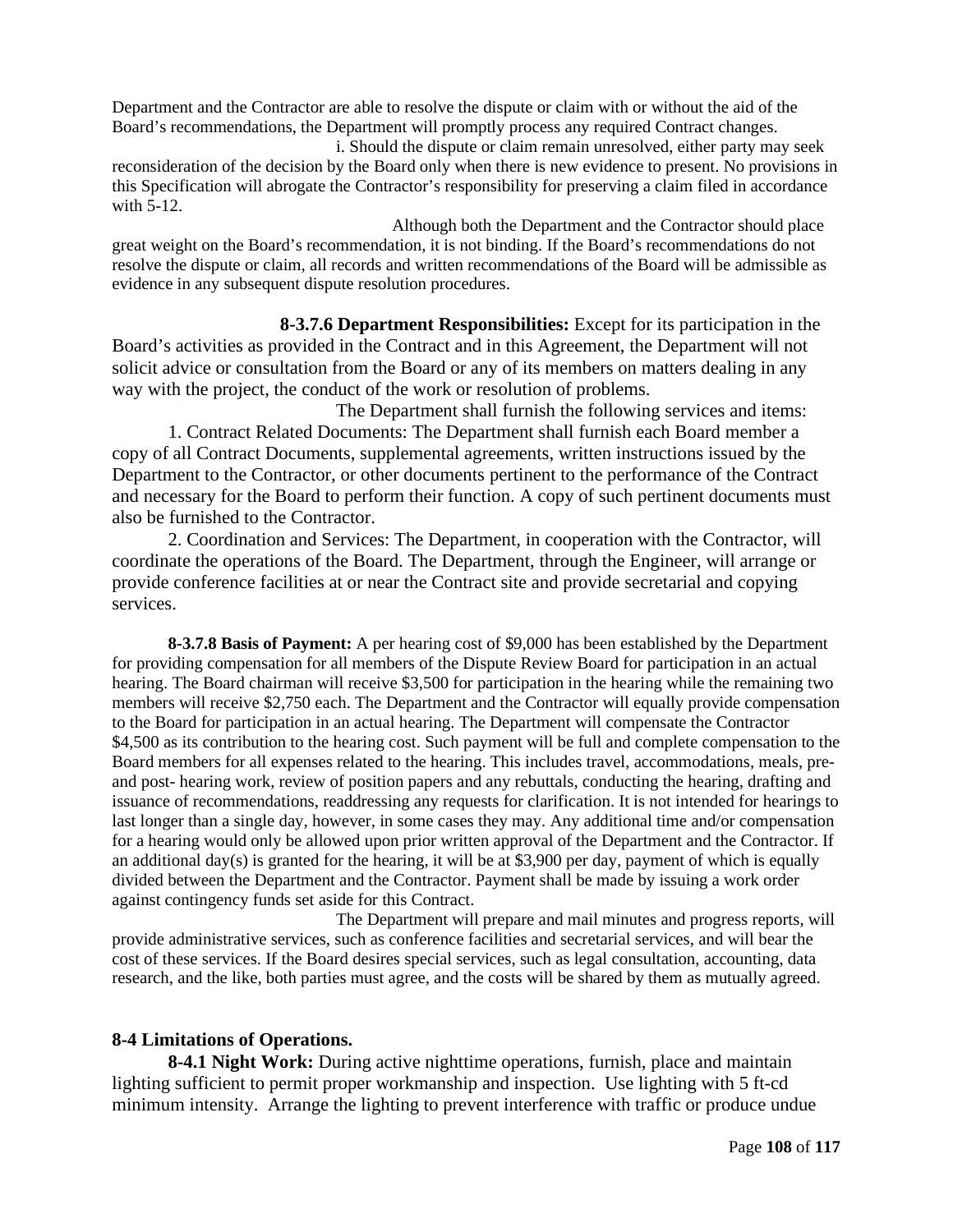Department and the Contractor are able to resolve the dispute or claim with or without the aid of the Board's recommendations, the Department will promptly process any required Contract changes.

i. Should the dispute or claim remain unresolved, either party may seek reconsideration of the decision by the Board only when there is new evidence to present. No provisions in this Specification will abrogate the Contractor's responsibility for preserving a claim filed in accordance with 5-12.

Although both the Department and the Contractor should place great weight on the Board's recommendation, it is not binding. If the Board's recommendations do not resolve the dispute or claim, all records and written recommendations of the Board will be admissible as evidence in any subsequent dispute resolution procedures.

**8-3.7.6 Department Responsibilities:** Except for its participation in the Board's activities as provided in the Contract and in this Agreement, the Department will not solicit advice or consultation from the Board or any of its members on matters dealing in any way with the project, the conduct of the work or resolution of problems.

The Department shall furnish the following services and items:

1. Contract Related Documents: The Department shall furnish each Board member a copy of all Contract Documents, supplemental agreements, written instructions issued by the Department to the Contractor, or other documents pertinent to the performance of the Contract and necessary for the Board to perform their function. A copy of such pertinent documents must also be furnished to the Contractor.

2. Coordination and Services: The Department, in cooperation with the Contractor, will coordinate the operations of the Board. The Department, through the Engineer, will arrange or provide conference facilities at or near the Contract site and provide secretarial and copying services.

**8-3.7.8 Basis of Payment:** A per hearing cost of $9,000 has been established by the Department for providing compensation for all members of the Dispute Review Board for participation in an actual hearing. The Board chairman will receive $3,500 for participation in the hearing while the remaining two members will receive $2,750 each. The Department and the Contractor will equally provide compensation to the Board for participation in an actual hearing. The Department will compensate the Contractor $4,500 as its contribution to the hearing cost. Such payment will be full and complete compensation to the Board members for all expenses related to the hearing. This includes travel, accommodations, meals, pre- and post- hearing work, review of position papers and any rebuttals, conducting the hearing, drafting and issuance of recommendations, readdressing any requests for clarification. It is not intended for hearings to last longer than a single day, however, in some cases they may. Any additional time and/or compensation for a hearing would only be allowed upon prior written approval of the Department and the Contractor. If an additional day(s) is granted for the hearing, it will be at $3,900 per day, payment of which is equally divided between the Department and the Contractor. Payment shall be made by issuing a work order against contingency funds set aside for this Contract.

The Department will prepare and mail minutes and progress reports, will provide administrative services, such as conference facilities and secretarial services, and will bear the cost of these services. If the Board desires special services, such as legal consultation, accounting, data research, and the like, both parties must agree, and the costs will be shared by them as mutually agreed.

## 8-4 Limitations of Operations.

**8-4.1 Night Work:** During active nighttime operations, furnish, place and maintain lighting sufficient to permit proper workmanship and inspection. Use lighting with 5 ft-cd minimum intensity. Arrange the lighting to prevent interference with traffic or produce undue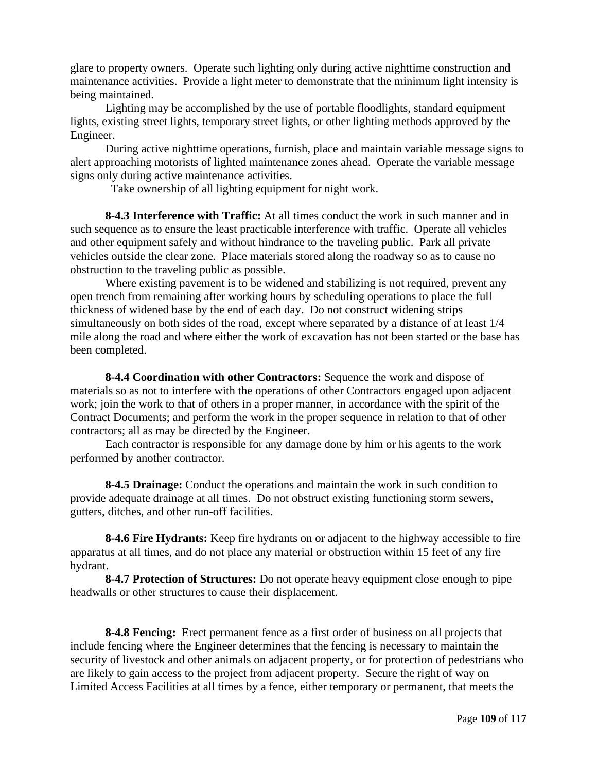glare to property owners. Operate such lighting only during active nighttime construction and maintenance activities. Provide a light meter to demonstrate that the minimum light intensity is being maintained.

Lighting may be accomplished by the use of portable floodlights, standard equipment lights, existing street lights, temporary street lights, or other lighting methods approved by the Engineer.

During active nighttime operations, furnish, place and maintain variable message signs to alert approaching motorists of lighted maintenance zones ahead. Operate the variable message signs only during active maintenance activities.

Take ownership of all lighting equipment for night work.

**8-4.3 Interference with Traffic:** At all times conduct the work in such manner and in such sequence as to ensure the least practicable interference with traffic. Operate all vehicles and other equipment safely and without hindrance to the traveling public. Park all private vehicles outside the clear zone. Place materials stored along the roadway so as to cause no obstruction to the traveling public as possible.

Where existing pavement is to be widened and stabilizing is not required, prevent any open trench from remaining after working hours by scheduling operations to place the full thickness of widened base by the end of each day. Do not construct widening strips simultaneously on both sides of the road, except where separated by a distance of at least 1/4 mile along the road and where either the work of excavation has not been started or the base has been completed.

**8-4.4 Coordination with other Contractors:** Sequence the work and dispose of materials so as not to interfere with the operations of other Contractors engaged upon adjacent work; join the work to that of others in a proper manner, in accordance with the spirit of the Contract Documents; and perform the work in the proper sequence in relation to that of other contractors; all as may be directed by the Engineer.

Each contractor is responsible for any damage done by him or his agents to the work performed by another contractor.

**8-4.5 Drainage:** Conduct the operations and maintain the work in such condition to provide adequate drainage at all times. Do not obstruct existing functioning storm sewers, gutters, ditches, and other run-off facilities.

**8-4.6 Fire Hydrants:** Keep fire hydrants on or adjacent to the highway accessible to fire apparatus at all times, and do not place any material or obstruction within 15 feet of any fire hydrant.

**8-4.7 Protection of Structures:** Do not operate heavy equipment close enough to pipe headwalls or other structures to cause their displacement.

**8-4.8 Fencing:** Erect permanent fence as a first order of business on all projects that include fencing where the Engineer determines that the fencing is necessary to maintain the security of livestock and other animals on adjacent property, or for protection of pedestrians who are likely to gain access to the project from adjacent property. Secure the right of way on Limited Access Facilities at all times by a fence, either temporary or permanent, that meets the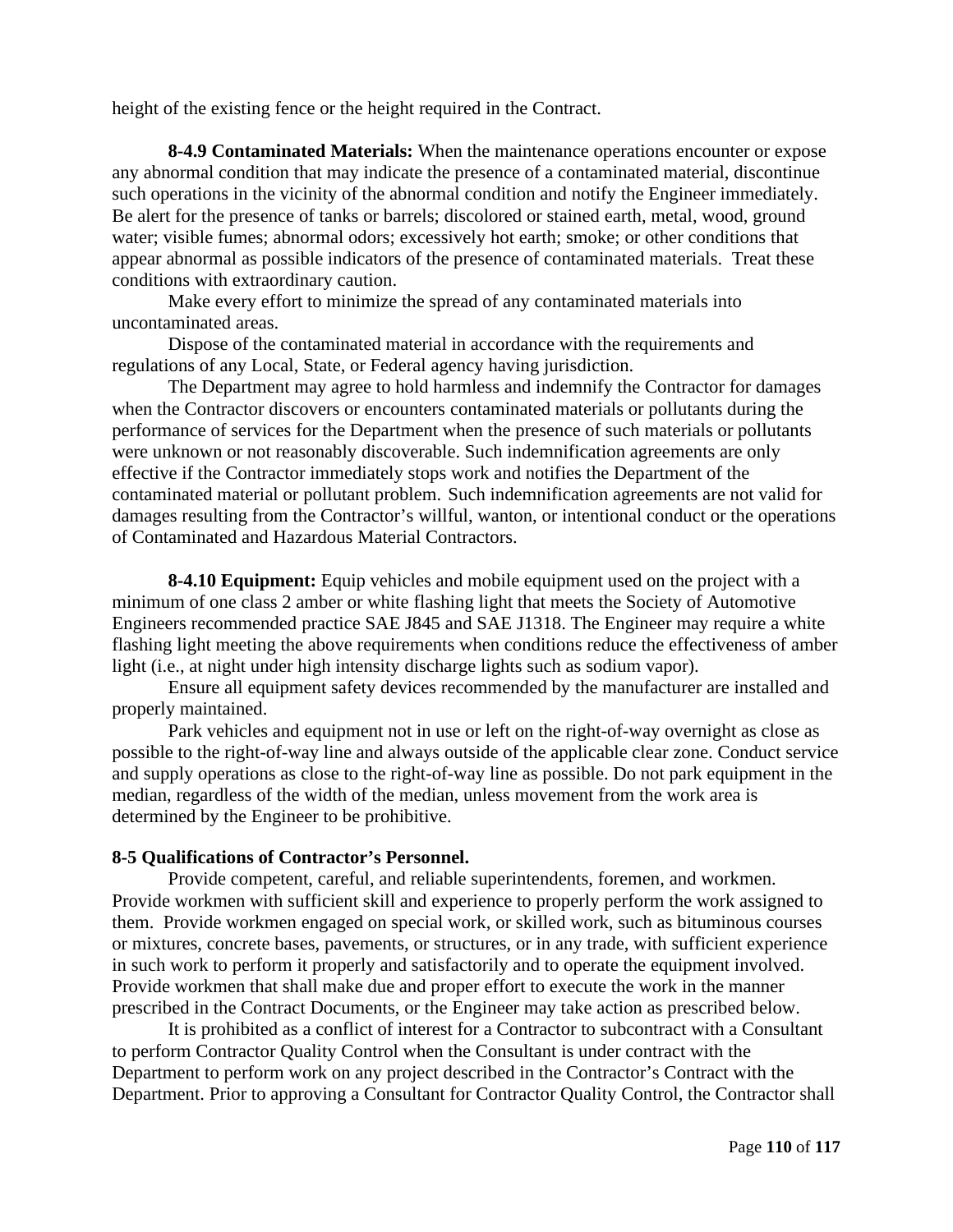height of the existing fence or the height required in the Contract.

**8-4.9 Contaminated Materials:** When the maintenance operations encounter or expose any abnormal condition that may indicate the presence of a contaminated material, discontinue such operations in the vicinity of the abnormal condition and notify the Engineer immediately. Be alert for the presence of tanks or barrels; discolored or stained earth, metal, wood, ground water; visible fumes; abnormal odors; excessively hot earth; smoke; or other conditions that appear abnormal as possible indicators of the presence of contaminated materials. Treat these conditions with extraordinary caution.

Make every effort to minimize the spread of any contaminated materials into uncontaminated areas.

Dispose of the contaminated material in accordance with the requirements and regulations of any Local, State, or Federal agency having jurisdiction.

The Department may agree to hold harmless and indemnify the Contractor for damages when the Contractor discovers or encounters contaminated materials or pollutants during the performance of services for the Department when the presence of such materials or pollutants were unknown or not reasonably discoverable. Such indemnification agreements are only effective if the Contractor immediately stops work and notifies the Department of the contaminated material or pollutant problem. Such indemnification agreements are not valid for damages resulting from the Contractor's willful, wanton, or intentional conduct or the operations of Contaminated and Hazardous Material Contractors.

**8-4.10 Equipment:** Equip vehicles and mobile equipment used on the project with a minimum of one class 2 amber or white flashing light that meets the Society of Automotive Engineers recommended practice SAE J845 and SAE J1318. The Engineer may require a white flashing light meeting the above requirements when conditions reduce the effectiveness of amber light (i.e., at night under high intensity discharge lights such as sodium vapor).

Ensure all equipment safety devices recommended by the manufacturer are installed and properly maintained.

Park vehicles and equipment not in use or left on the right-of-way overnight as close as possible to the right-of-way line and always outside of the applicable clear zone. Conduct service and supply operations as close to the right-of-way line as possible. Do not park equipment in the median, regardless of the width of the median, unless movement from the work area is determined by the Engineer to be prohibitive.

**8-5 Qualifications of Contractor's Personnel.**

Provide competent, careful, and reliable superintendents, foremen, and workmen. Provide workmen with sufficient skill and experience to properly perform the work assigned to them. Provide workmen engaged on special work, or skilled work, such as bituminous courses or mixtures, concrete bases, pavements, or structures, or in any trade, with sufficient experience in such work to perform it properly and satisfactorily and to operate the equipment involved. Provide workmen that shall make due and proper effort to execute the work in the manner prescribed in the Contract Documents, or the Engineer may take action as prescribed below.

It is prohibited as a conflict of interest for a Contractor to subcontract with a Consultant to perform Contractor Quality Control when the Consultant is under contract with the Department to perform work on any project described in the Contractor's Contract with the Department. Prior to approving a Consultant for Contractor Quality Control, the Contractor shall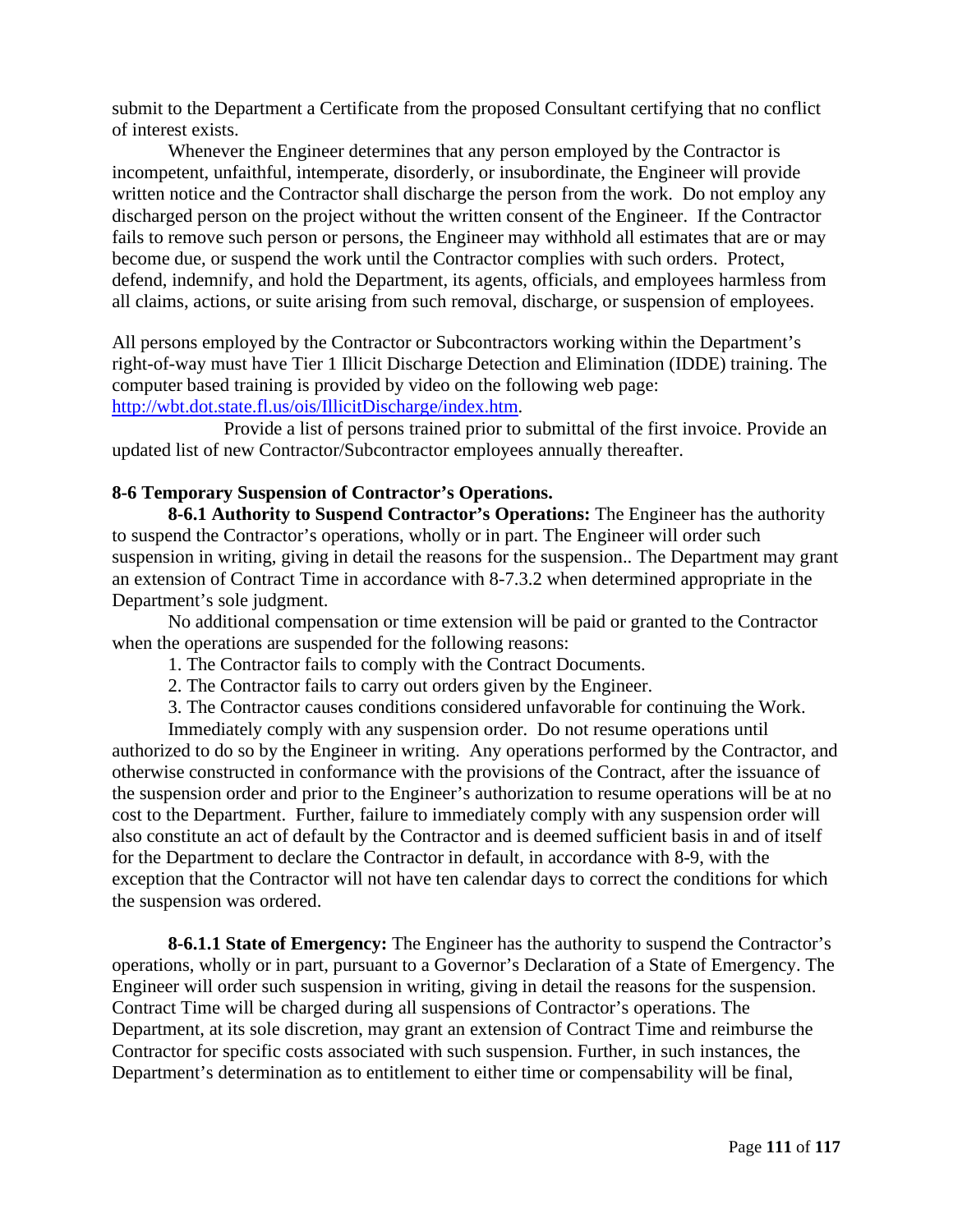submit to the Department a Certificate from the proposed Consultant certifying that no conflict of interest exists.

Whenever the Engineer determines that any person employed by the Contractor is incompetent, unfaithful, intemperate, disorderly, or insubordinate, the Engineer will provide written notice and the Contractor shall discharge the person from the work. Do not employ any discharged person on the project without the written consent of the Engineer. If the Contractor fails to remove such person or persons, the Engineer may withhold all estimates that are or may become due, or suspend the work until the Contractor complies with such orders. Protect, defend, indemnify, and hold the Department, its agents, officials, and employees harmless from all claims, actions, or suite arising from such removal, discharge, or suspension of employees.

All persons employed by the Contractor or Subcontractors working within the Department's right-of-way must have Tier 1 Illicit Discharge Detection and Elimination (IDDE) training. The computer based training is provided by video on the following web page: [http://wbt.dot.state.fl.us/ois/IllicitDischarge/index.htm](http://wbt.dot.state.fl.us/ois/IllicitDischarge/index.htm).

Provide a list of persons trained prior to submittal of the first invoice. Provide an updated list of new Contractor/Subcontractor employees annually thereafter.

**8-6 Temporary Suspension of Contractor's Operations.**

**8-6.1 Authority to Suspend Contractor's Operations:** The Engineer has the authority to suspend the Contractor's operations, wholly or in part. The Engineer will order such suspension in writing, giving in detail the reasons for the suspension.. The Department may grant an extension of Contract Time in accordance with 8-7.3.2 when determined appropriate in the Department's sole judgment.

No additional compensation or time extension will be paid or granted to the Contractor when the operations are suspended for the following reasons:

1. The Contractor fails to comply with the Contract Documents.
2. The Contractor fails to carry out orders given by the Engineer.
3. The Contractor causes conditions considered unfavorable for continuing the Work.

Immediately comply with any suspension order. Do not resume operations until authorized to do so by the Engineer in writing. Any operations performed by the Contractor, and otherwise constructed in conformance with the provisions of the Contract, after the issuance of the suspension order and prior to the Engineer's authorization to resume operations will be at no cost to the Department. Further, failure to immediately comply with any suspension order will also constitute an act of default by the Contractor and is deemed sufficient basis in and of itself for the Department to declare the Contractor in default, in accordance with 8-9, with the exception that the Contractor will not have ten calendar days to correct the conditions for which the suspension was ordered.

**8-6.1.1 State of Emergency:** The Engineer has the authority to suspend the Contractor's operations, wholly or in part, pursuant to a Governor's Declaration of a State of Emergency. The Engineer will order such suspension in writing, giving in detail the reasons for the suspension. Contract Time will be charged during all suspensions of Contractor's operations. The Department, at its sole discretion, may grant an extension of Contract Time and reimburse the Contractor for specific costs associated with such suspension. Further, in such instances, the Department's determination as to entitlement to either time or compensability will be final,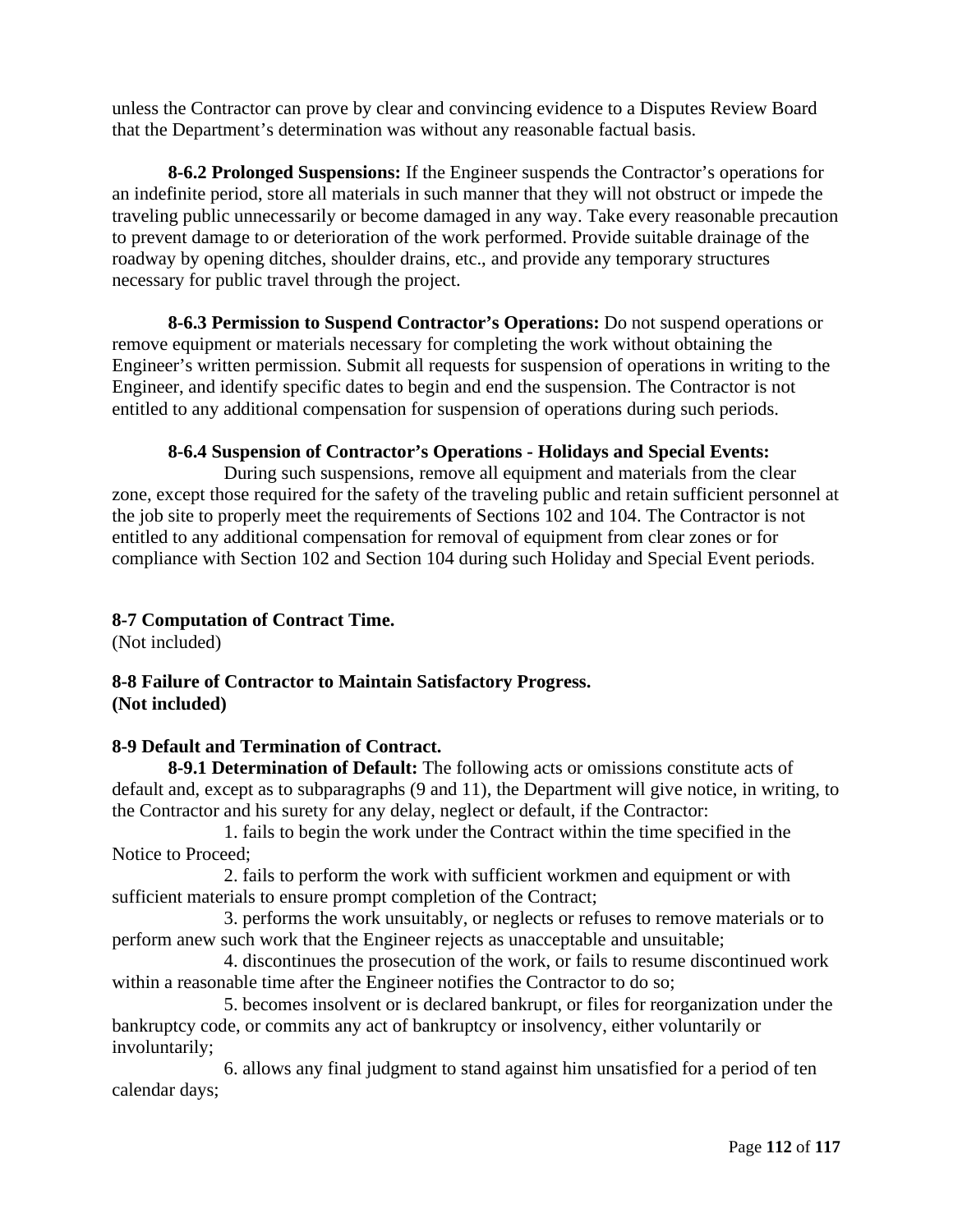unless the Contractor can prove by clear and convincing evidence to a Disputes Review Board that the Department's determination was without any reasonable factual basis.

**8-6.2 Prolonged Suspensions:** If the Engineer suspends the Contractor's operations for an indefinite period, store all materials in such manner that they will not obstruct or impede the traveling public unnecessarily or become damaged in any way. Take every reasonable precaution to prevent damage to or deterioration of the work performed. Provide suitable drainage of the roadway by opening ditches, shoulder drains, etc., and provide any temporary structures necessary for public travel through the project.

**8-6.3 Permission to Suspend Contractor's Operations:** Do not suspend operations or remove equipment or materials necessary for completing the work without obtaining the Engineer's written permission. Submit all requests for suspension of operations in writing to the Engineer, and identify specific dates to begin and end the suspension. The Contractor is not entitled to any additional compensation for suspension of operations during such periods.

**8-6.4 Suspension of Contractor's Operations - Holidays and Special Events:**

During such suspensions, remove all equipment and materials from the clear zone, except those required for the safety of the traveling public and retain sufficient personnel at the job site to properly meet the requirements of Sections 102 and 104. The Contractor is not entitled to any additional compensation for removal of equipment from clear zones or for compliance with Section 102 and Section 104 during such Holiday and Special Event periods.

**8-7 Computation of Contract Time.**
(Not included)

**8-8 Failure of Contractor to Maintain Satisfactory Progress.**
**(Not included)**

**8-9 Default and Termination of Contract.**

**8-9.1 Determination of Default:** The following acts or omissions constitute acts of default and, except as to subparagraphs (9 and 11), the Department will give notice, in writing, to the Contractor and his surety for any delay, neglect or default, if the Contractor:

1. fails to begin the work under the Contract within the time specified in the Notice to Proceed;
2. fails to perform the work with sufficient workmen and equipment or with sufficient materials to ensure prompt completion of the Contract;
3. performs the work unsuitably, or neglects or refuses to remove materials or to perform anew such work that the Engineer rejects as unacceptable and unsuitable;
4. discontinues the prosecution of the work, or fails to resume discontinued work within a reasonable time after the Engineer notifies the Contractor to do so;
5. becomes insolvent or is declared bankrupt, or files for reorganization under the bankruptcy code, or commits any act of bankruptcy or insolvency, either voluntarily or involuntarily;
6. allows any final judgment to stand against him unsatisfied for a period of ten calendar days;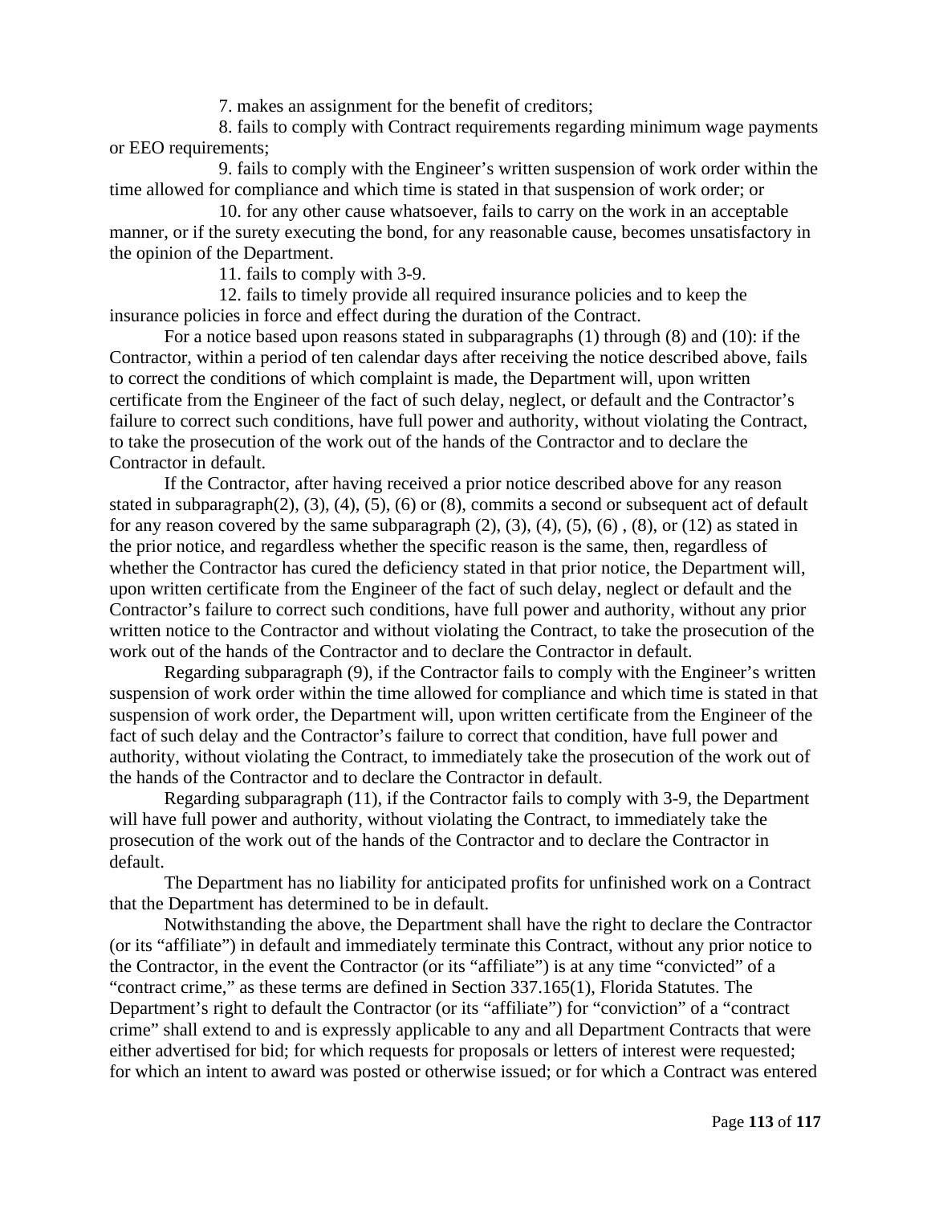7. makes an assignment for the benefit of creditors;

8. fails to comply with Contract requirements regarding minimum wage payments or EEO requirements;

9. fails to comply with the Engineer's written suspension of work order within the time allowed for compliance and which time is stated in that suspension of work order; or

10. for any other cause whatsoever, fails to carry on the work in an acceptable manner, or if the surety executing the bond, for any reasonable cause, becomes unsatisfactory in the opinion of the Department.

11. fails to comply with 3-9.

12. fails to timely provide all required insurance policies and to keep the insurance policies in force and effect during the duration of the Contract.

For a notice based upon reasons stated in subparagraphs (1) through (8) and (10): if the Contractor, within a period of ten calendar days after receiving the notice described above, fails to correct the conditions of which complaint is made, the Department will, upon written certificate from the Engineer of the fact of such delay, neglect, or default and the Contractor's failure to correct such conditions, have full power and authority, without violating the Contract, to take the prosecution of the work out of the hands of the Contractor and to declare the Contractor in default.

If the Contractor, after having received a prior notice described above for any reason stated in subparagraph(2), (3), (4), (5), (6) or (8), commits a second or subsequent act of default for any reason covered by the same subparagraph (2), (3), (4), (5), (6) , (8), or (12) as stated in the prior notice, and regardless whether the specific reason is the same, then, regardless of whether the Contractor has cured the deficiency stated in that prior notice, the Department will, upon written certificate from the Engineer of the fact of such delay, neglect or default and the Contractor's failure to correct such conditions, have full power and authority, without any prior written notice to the Contractor and without violating the Contract, to take the prosecution of the work out of the hands of the Contractor and to declare the Contractor in default.

Regarding subparagraph (9), if the Contractor fails to comply with the Engineer's written suspension of work order within the time allowed for compliance and which time is stated in that suspension of work order, the Department will, upon written certificate from the Engineer of the fact of such delay and the Contractor's failure to correct that condition, have full power and authority, without violating the Contract, to immediately take the prosecution of the work out of the hands of the Contractor and to declare the Contractor in default.

Regarding subparagraph (11), if the Contractor fails to comply with 3-9, the Department will have full power and authority, without violating the Contract, to immediately take the prosecution of the work out of the hands of the Contractor and to declare the Contractor in default.

The Department has no liability for anticipated profits for unfinished work on a Contract that the Department has determined to be in default.

Notwithstanding the above, the Department shall have the right to declare the Contractor (or its "affiliate") in default and immediately terminate this Contract, without any prior notice to the Contractor, in the event the Contractor (or its "affiliate") is at any time "convicted" of a "contract crime," as these terms are defined in Section 337.165(1), Florida Statutes. The Department's right to default the Contractor (or its "affiliate") for "conviction" of a "contract crime" shall extend to and is expressly applicable to any and all Department Contracts that were either advertised for bid; for which requests for proposals or letters of interest were requested; for which an intent to award was posted or otherwise issued; or for which a Contract was entered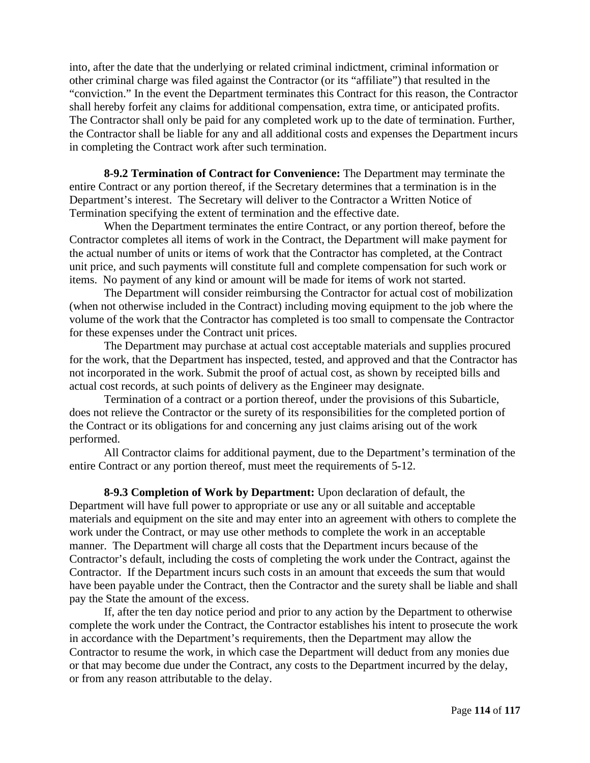into, after the date that the underlying or related criminal indictment, criminal information or other criminal charge was filed against the Contractor (or its "affiliate") that resulted in the "conviction." In the event the Department terminates this Contract for this reason, the Contractor shall hereby forfeit any claims for additional compensation, extra time, or anticipated profits. The Contractor shall only be paid for any completed work up to the date of termination. Further, the Contractor shall be liable for any and all additional costs and expenses the Department incurs in completing the Contract work after such termination.

**8-9.2 Termination of Contract for Convenience:** The Department may terminate the entire Contract or any portion thereof, if the Secretary determines that a termination is in the Department's interest. The Secretary will deliver to the Contractor a Written Notice of Termination specifying the extent of termination and the effective date.

When the Department terminates the entire Contract, or any portion thereof, before the Contractor completes all items of work in the Contract, the Department will make payment for the actual number of units or items of work that the Contractor has completed, at the Contract unit price, and such payments will constitute full and complete compensation for such work or items. No payment of any kind or amount will be made for items of work not started.

The Department will consider reimbursing the Contractor for actual cost of mobilization (when not otherwise included in the Contract) including moving equipment to the job where the volume of the work that the Contractor has completed is too small to compensate the Contractor for these expenses under the Contract unit prices.

The Department may purchase at actual cost acceptable materials and supplies procured for the work, that the Department has inspected, tested, and approved and that the Contractor has not incorporated in the work. Submit the proof of actual cost, as shown by receipted bills and actual cost records, at such points of delivery as the Engineer may designate.

Termination of a contract or a portion thereof, under the provisions of this Subarticle, does not relieve the Contractor or the surety of its responsibilities for the completed portion of the Contract or its obligations for and concerning any just claims arising out of the work performed.

All Contractor claims for additional payment, due to the Department's termination of the entire Contract or any portion thereof, must meet the requirements of 5-12.

**8-9.3 Completion of Work by Department:** Upon declaration of default, the Department will have full power to appropriate or use any or all suitable and acceptable materials and equipment on the site and may enter into an agreement with others to complete the work under the Contract, or may use other methods to complete the work in an acceptable manner. The Department will charge all costs that the Department incurs because of the Contractor's default, including the costs of completing the work under the Contract, against the Contractor. If the Department incurs such costs in an amount that exceeds the sum that would have been payable under the Contract, then the Contractor and the surety shall be liable and shall pay the State the amount of the excess.

If, after the ten day notice period and prior to any action by the Department to otherwise complete the work under the Contract, the Contractor establishes his intent to prosecute the work in accordance with the Department's requirements, then the Department may allow the Contractor to resume the work, in which case the Department will deduct from any monies due or that may become due under the Contract, any costs to the Department incurred by the delay, or from any reason attributable to the delay.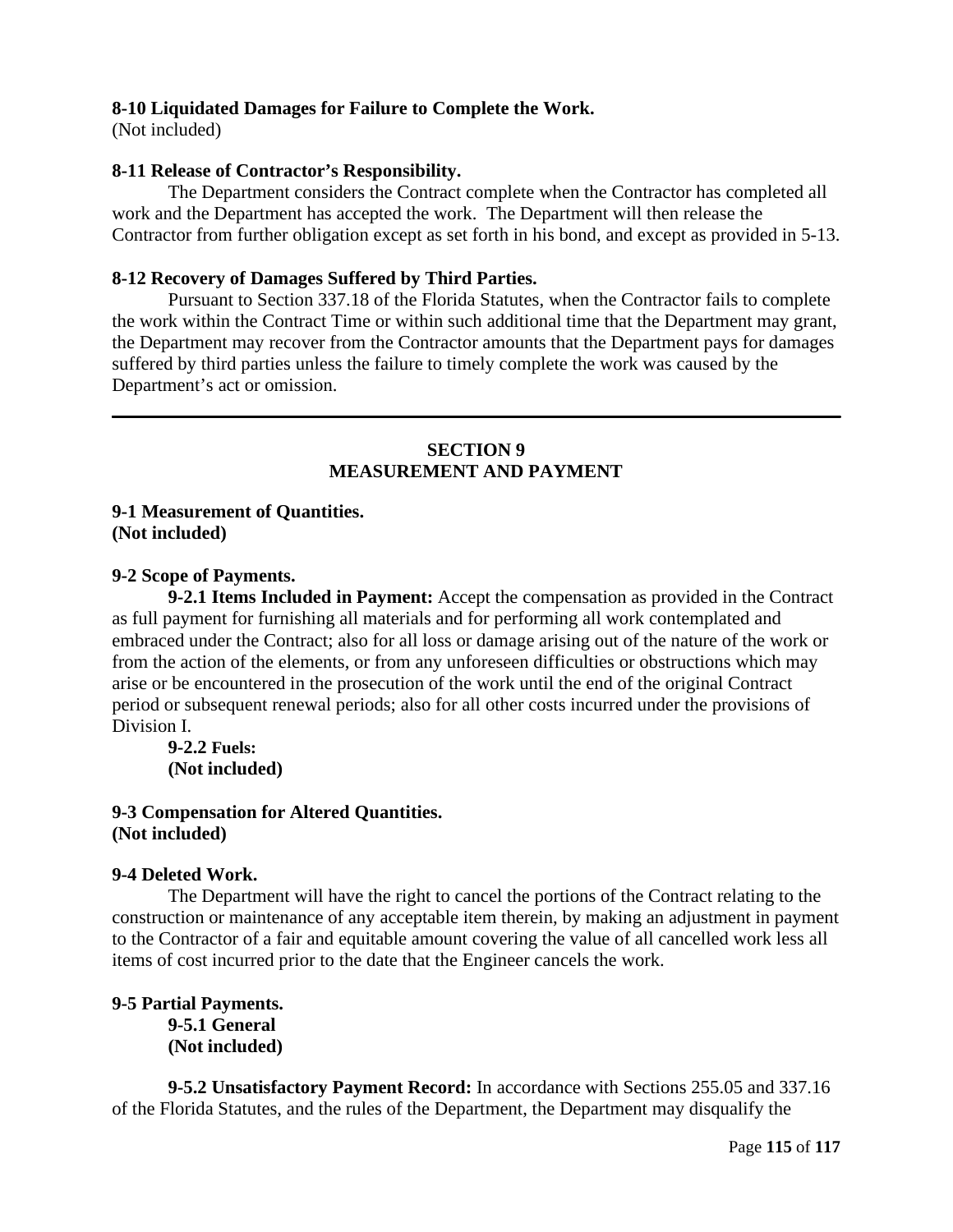**8-10 Liquidated Damages for Failure to Complete the Work.**
(Not included)

**8-11 Release of Contractor's Responsibility.**

The Department considers the Contract complete when the Contractor has completed all work and the Department has accepted the work. The Department will then release the Contractor from further obligation except as set forth in his bond, and except as provided in 5-13.

**8-12 Recovery of Damages Suffered by Third Parties.**

Pursuant to Section 337.18 of the Florida Statutes, when the Contractor fails to complete the work within the Contract Time or within such additional time that the Department may grant, the Department may recover from the Contractor amounts that the Department pays for damages suffered by third parties unless the failure to timely complete the work was caused by the Department's act or omission.

---

## SECTION 9
## MEASUREMENT AND PAYMENT

**9-1 Measurement of Quantities.**
**(Not included)**

**9-2 Scope of Payments.**

**9-2.1 Items Included in Payment:** Accept the compensation as provided in the Contract as full payment for furnishing all materials and for performing all work contemplated and embraced under the Contract; also for all loss or damage arising out of the nature of the work or from the action of the elements, or from any unforeseen difficulties or obstructions which may arise or be encountered in the prosecution of the work until the end of the original Contract period or subsequent renewal periods; also for all other costs incurred under the provisions of Division I.

**9-2.2 Fuels:**
**(Not included)**

**9-3 Compensation for Altered Quantities.**
**(Not included)**

**9-4 Deleted Work.**

The Department will have the right to cancel the portions of the Contract relating to the construction or maintenance of any acceptable item therein, by making an adjustment in payment to the Contractor of a fair and equitable amount covering the value of all cancelled work less all items of cost incurred prior to the date that the Engineer cancels the work.

**9-5 Partial Payments.**

**9-5.1 General**
**(Not included)**

**9-5.2 Unsatisfactory Payment Record:** In accordance with Sections 255.05 and 337.16 of the Florida Statutes, and the rules of the Department, the Department may disqualify the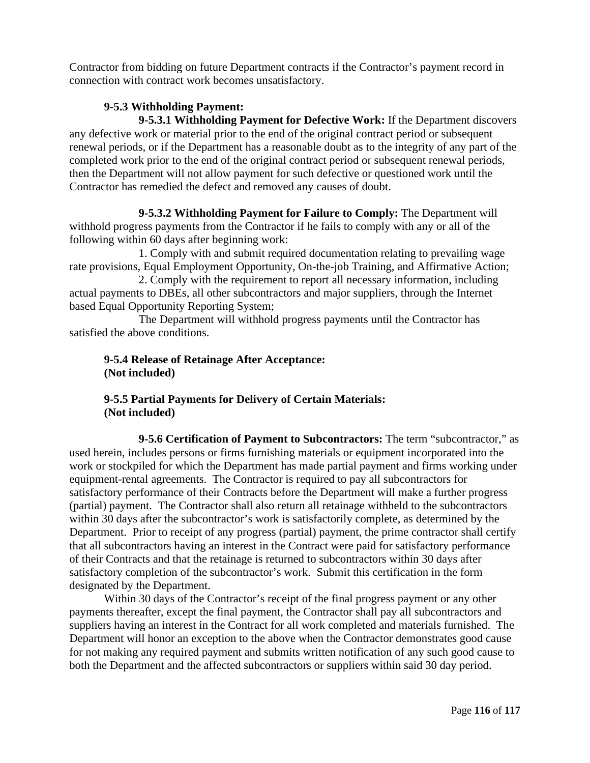Contractor from bidding on future Department contracts if the Contractor's payment record in connection with contract work becomes unsatisfactory.

**9-5.3 Withholding Payment:**

**9-5.3.1 Withholding Payment for Defective Work:** If the Department discovers any defective work or material prior to the end of the original contract period or subsequent renewal periods, or if the Department has a reasonable doubt as to the integrity of any part of the completed work prior to the end of the original contract period or subsequent renewal periods, then the Department will not allow payment for such defective or questioned work until the Contractor has remedied the defect and removed any causes of doubt.

**9-5.3.2 Withholding Payment for Failure to Comply:** The Department will withhold progress payments from the Contractor if he fails to comply with any or all of the following within 60 days after beginning work:

1. Comply with and submit required documentation relating to prevailing wage rate provisions, Equal Employment Opportunity, On-the-job Training, and Affirmative Action;
2. Comply with the requirement to report all necessary information, including actual payments to DBEs, all other subcontractors and major suppliers, through the Internet based Equal Opportunity Reporting System;

The Department will withhold progress payments until the Contractor has satisfied the above conditions.

**9-5.4 Release of Retainage After Acceptance:**
**(Not included)**

**9-5.5 Partial Payments for Delivery of Certain Materials:**
**(Not included)**

**9-5.6 Certification of Payment to Subcontractors:** The term "subcontractor," as used herein, includes persons or firms furnishing materials or equipment incorporated into the work or stockpiled for which the Department has made partial payment and firms working under equipment-rental agreements. The Contractor is required to pay all subcontractors for satisfactory performance of their Contracts before the Department will make a further progress (partial) payment. The Contractor shall also return all retainage withheld to the subcontractors within 30 days after the subcontractor's work is satisfactorily complete, as determined by the Department. Prior to receipt of any progress (partial) payment, the prime contractor shall certify that all subcontractors having an interest in the Contract were paid for satisfactory performance of their Contracts and that the retainage is returned to subcontractors within 30 days after satisfactory completion of the subcontractor's work. Submit this certification in the form designated by the Department.

Within 30 days of the Contractor's receipt of the final progress payment or any other payments thereafter, except the final payment, the Contractor shall pay all subcontractors and suppliers having an interest in the Contract for all work completed and materials furnished. The Department will honor an exception to the above when the Contractor demonstrates good cause for not making any required payment and submits written notification of any such good cause to both the Department and the affected subcontractors or suppliers within said 30 day period.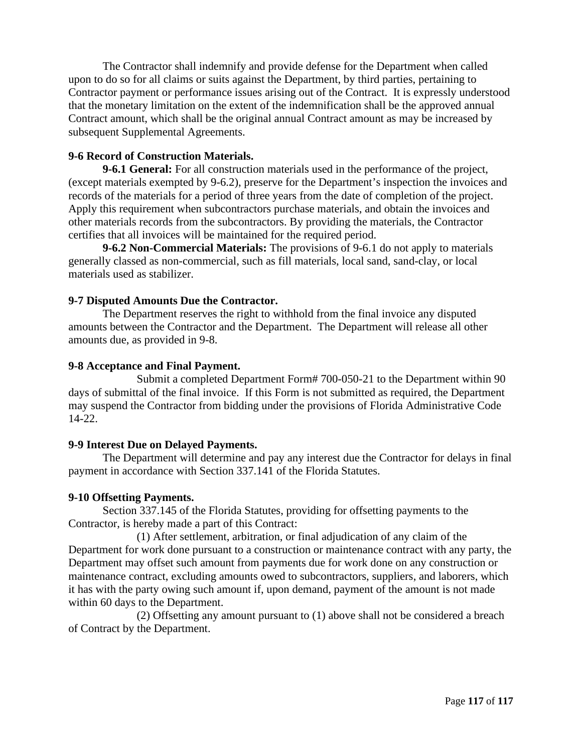The Contractor shall indemnify and provide defense for the Department when called upon to do so for all claims or suits against the Department, by third parties, pertaining to Contractor payment or performance issues arising out of the Contract. It is expressly understood that the monetary limitation on the extent of the indemnification shall be the approved annual Contract amount, which shall be the original annual Contract amount as may be increased by subsequent Supplemental Agreements.

**9-6 Record of Construction Materials.**

**9-6.1 General:** For all construction materials used in the performance of the project, (except materials exempted by 9-6.2), preserve for the Department's inspection the invoices and records of the materials for a period of three years from the date of completion of the project. Apply this requirement when subcontractors purchase materials, and obtain the invoices and other materials records from the subcontractors. By providing the materials, the Contractor certifies that all invoices will be maintained for the required period.

**9-6.2 Non-Commercial Materials:** The provisions of 9-6.1 do not apply to materials generally classed as non-commercial, such as fill materials, local sand, sand-clay, or local materials used as stabilizer.

**9-7 Disputed Amounts Due the Contractor.**

The Department reserves the right to withhold from the final invoice any disputed amounts between the Contractor and the Department. The Department will release all other amounts due, as provided in 9-8.

**9-8 Acceptance and Final Payment.**

Submit a completed Department Form# 700-050-21 to the Department within 90 days of submittal of the final invoice. If this Form is not submitted as required, the Department may suspend the Contractor from bidding under the provisions of Florida Administrative Code 14-22.

**9-9 Interest Due on Delayed Payments.**

The Department will determine and pay any interest due the Contractor for delays in final payment in accordance with Section 337.141 of the Florida Statutes.

**9-10 Offsetting Payments.**

Section 337.145 of the Florida Statutes, providing for offsetting payments to the Contractor, is hereby made a part of this Contract:

(1) After settlement, arbitration, or final adjudication of any claim of the Department for work done pursuant to a construction or maintenance contract with any party, the Department may offset such amount from payments due for work done on any construction or maintenance contract, excluding amounts owed to subcontractors, suppliers, and laborers, which it has with the party owing such amount if, upon demand, payment of the amount is not made within 60 days to the Department.

(2) Offsetting any amount pursuant to (1) above shall not be considered a breach of Contract by the Department.